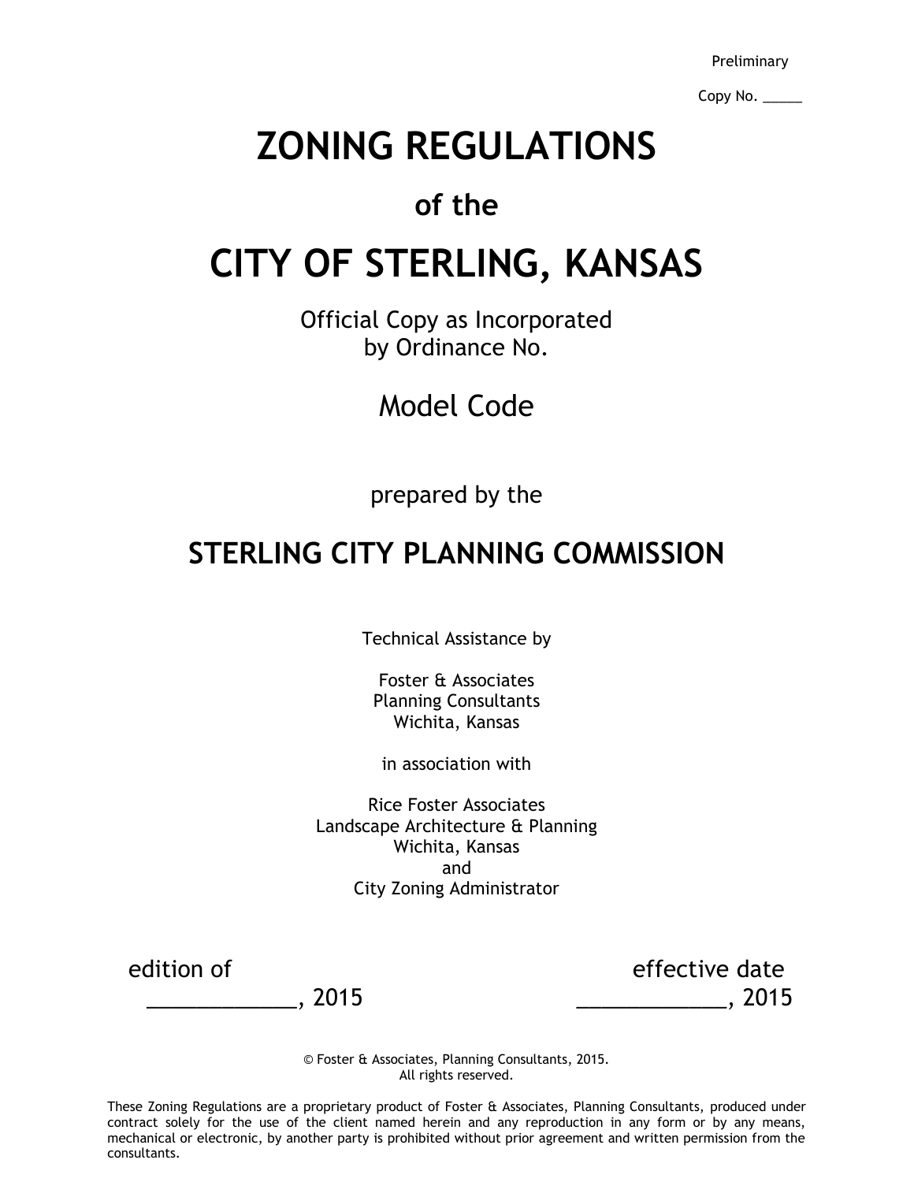Preliminary

Copy No. _____

# ZONING REGULATIONS

## of the

# CITY OF STERLING, KANSAS

Official Copy as Incorporated
by Ordinance No.

Model Code

prepared by the

## STERLING CITY PLANNING COMMISSION

Technical Assistance by

Foster & Associates
Planning Consultants
Wichita, Kansas

in association with

Rice Foster Associates
Landscape Architecture & Planning
Wichita, Kansas
and
City Zoning Administrator

edition of
_____________, 2015

effective date
_____________, 2015

© Foster & Associates, Planning Consultants, 2015.
All rights reserved.

These Zoning Regulations are a proprietary product of Foster & Associates, Planning Consultants, produced under contract solely for the use of the client named herein and any reproduction in any form or by any means, mechanical or electronic, by another party is prohibited without prior agreement and written permission from the consultants.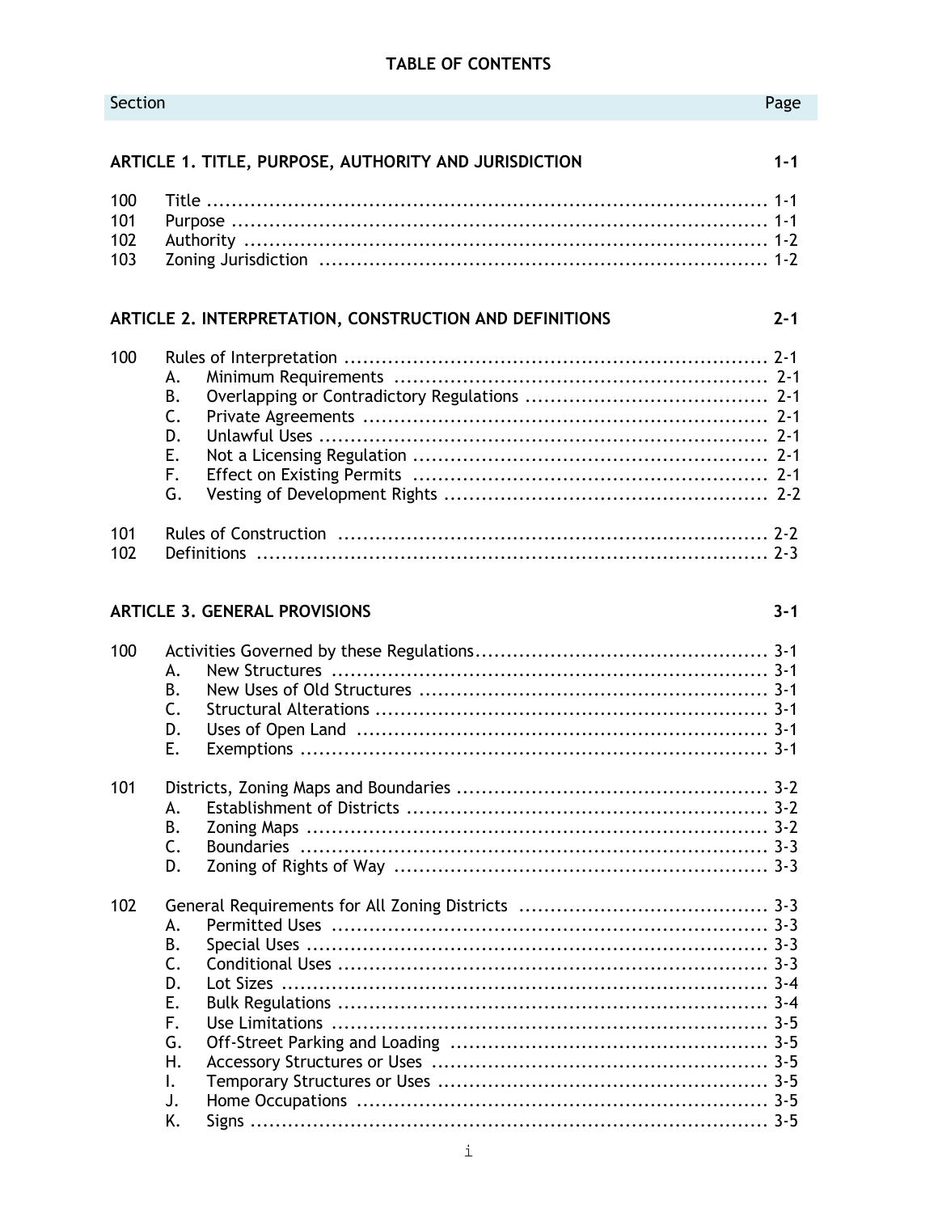# TABLE OF CONTENTS

| Section | | Page |
|---|---|---|
| **ARTICLE 1. TITLE, PURPOSE, AUTHORITY AND JURISDICTION** | | **1-1** |
| 100 | Title | 1-1 |
| 101 | Purpose | 1-1 |
| 102 | Authority | 1-2 |
| 103 | Zoning Jurisdiction | 1-2 |
| **ARTICLE 2. INTERPRETATION, CONSTRUCTION AND DEFINITIONS** | | **2-1** |
| 100 | Rules of Interpretation | 2-1 |
| | A. Minimum Requirements | 2-1 |
| | B. Overlapping or Contradictory Regulations | 2-1 |
| | C. Private Agreements | 2-1 |
| | D. Unlawful Uses | 2-1 |
| | E. Not a Licensing Regulation | 2-1 |
| | F. Effect on Existing Permits | 2-1 |
| | G. Vesting of Development Rights | 2-2 |
| 101 | Rules of Construction | 2-2 |
| 102 | Definitions | 2-3 |
| **ARTICLE 3. GENERAL PROVISIONS** | | **3-1** |
| 100 | Activities Governed by these Regulations | 3-1 |
| | A. New Structures | 3-1 |
| | B. New Uses of Old Structures | 3-1 |
| | C. Structural Alterations | 3-1 |
| | D. Uses of Open Land | 3-1 |
| | E. Exemptions | 3-1 |
| 101 | Districts, Zoning Maps and Boundaries | 3-2 |
| | A. Establishment of Districts | 3-2 |
| | B. Zoning Maps | 3-2 |
| | C. Boundaries | 3-3 |
| | D. Zoning of Rights of Way | 3-3 |
| 102 | General Requirements for All Zoning Districts | 3-3 |
| | A. Permitted Uses | 3-3 |
| | B. Special Uses | 3-3 |
| | C. Conditional Uses | 3-3 |
| | D. Lot Sizes | 3-4 |
| | E. Bulk Regulations | 3-4 |
| | F. Use Limitations | 3-5 |
| | G. Off-Street Parking and Loading | 3-5 |
| | H. Accessory Structures or Uses | 3-5 |
| | I. Temporary Structures or Uses | 3-5 |
| | J. Home Occupations | 3-5 |
| | K. Signs | 3-5 |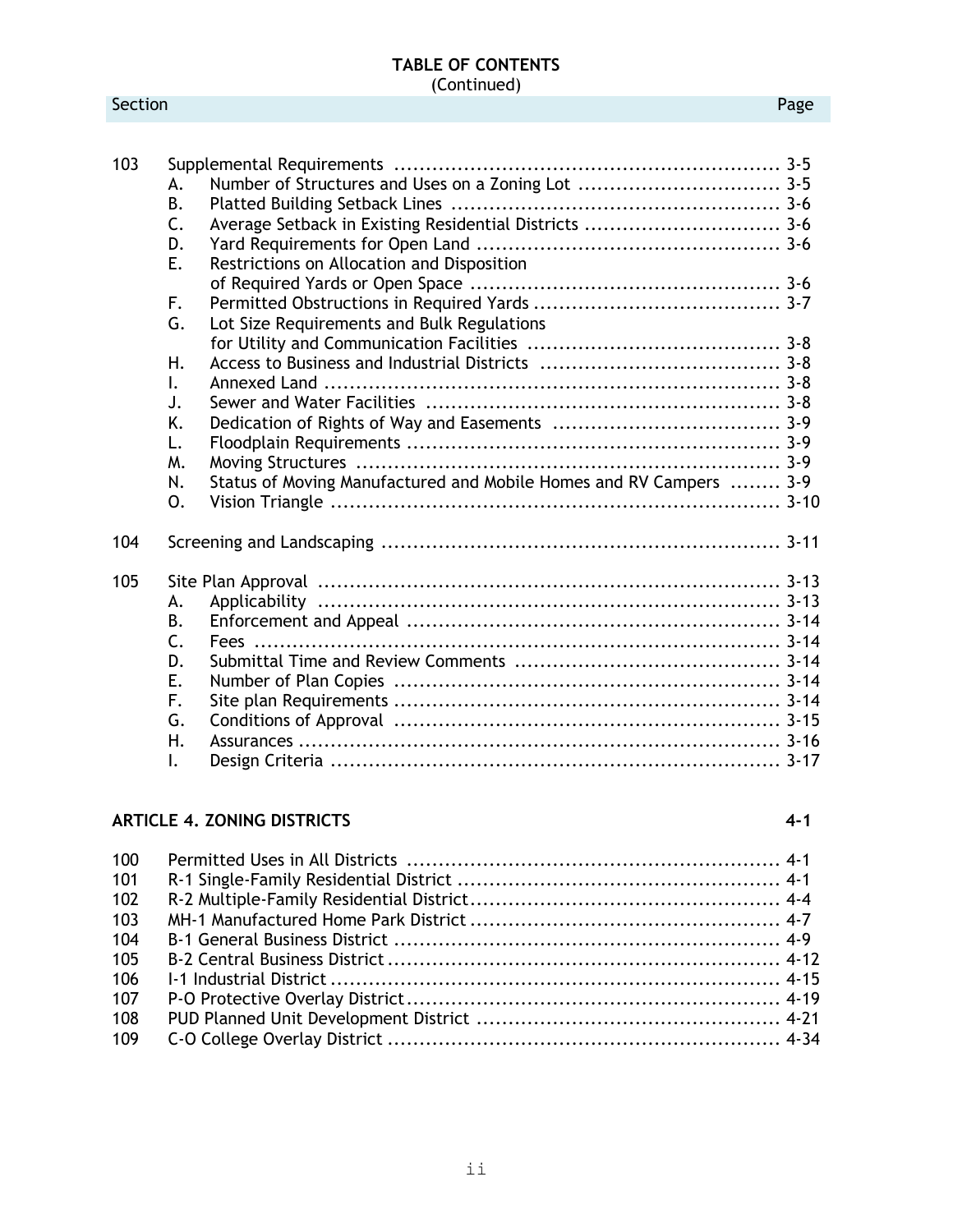## TABLE OF CONTENTS
(Continued)

| Section | | Page |
|---|---|---|
| 103 | Supplemental Requirements | 3-5 |
| | A. Number of Structures and Uses on a Zoning Lot | 3-5 |
| | B. Platted Building Setback Lines | 3-6 |
| | C. Average Setback in Existing Residential Districts | 3-6 |
| | D. Yard Requirements for Open Land | 3-6 |
| | E. Restrictions on Allocation and Disposition of Required Yards or Open Space | 3-6 |
| | F. Permitted Obstructions in Required Yards | 3-7 |
| | G. Lot Size Requirements and Bulk Regulations for Utility and Communication Facilities | 3-8 |
| | H. Access to Business and Industrial Districts | 3-8 |
| | I. Annexed Land | 3-8 |
| | J. Sewer and Water Facilities | 3-8 |
| | K. Dedication of Rights of Way and Easements | 3-9 |
| | L. Floodplain Requirements | 3-9 |
| | M. Moving Structures | 3-9 |
| | N. Status of Moving Manufactured and Mobile Homes and RV Campers | 3-9 |
| | O. Vision Triangle | 3-10 |
| 104 | Screening and Landscaping | 3-11 |
| 105 | Site Plan Approval | 3-13 |
| | A. Applicability | 3-13 |
| | B. Enforcement and Appeal | 3-14 |
| | C. Fees | 3-14 |
| | D. Submittal Time and Review Comments | 3-14 |
| | E. Number of Plan Copies | 3-14 |
| | F. Site plan Requirements | 3-14 |
| | G. Conditions of Approval | 3-15 |
| | H. Assurances | 3-16 |
| | I. Design Criteria | 3-17 |

**ARTICLE 4. ZONING DISTRICTS** — **4-1**

| Section | | Page |
|---|---|---|
| 100 | Permitted Uses in All Districts | 4-1 |
| 101 | R-1 Single-Family Residential District | 4-1 |
| 102 | R-2 Multiple-Family Residential District | 4-4 |
| 103 | MH-1 Manufactured Home Park District | 4-7 |
| 104 | B-1 General Business District | 4-9 |
| 105 | B-2 Central Business District | 4-12 |
| 106 | I-1 Industrial District | 4-15 |
| 107 | P-O Protective Overlay District | 4-19 |
| 108 | PUD Planned Unit Development District | 4-21 |
| 109 | C-O College Overlay District | 4-34 |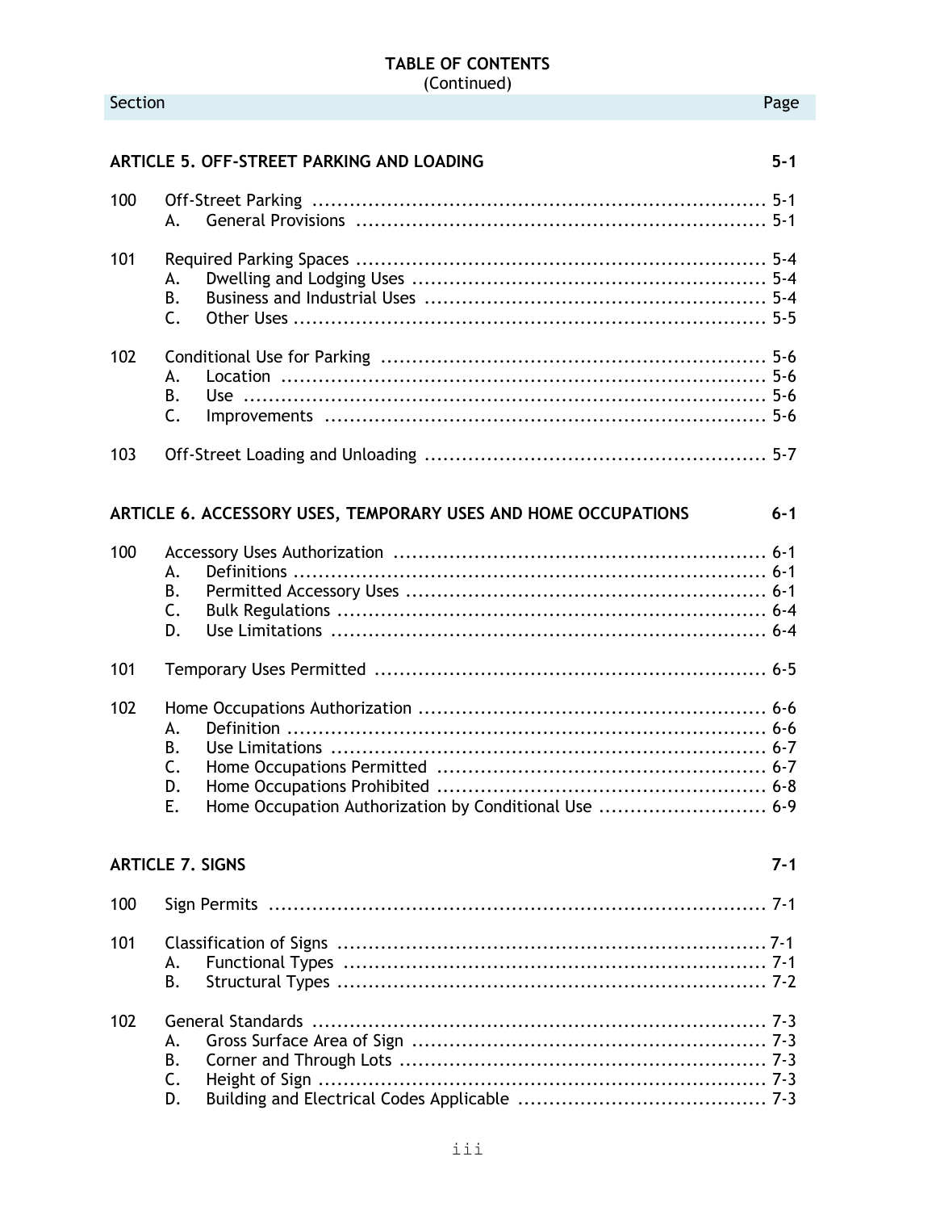# TABLE OF CONTENTS
(Continued)

| Section | | Page |
|---|---|---|
| **ARTICLE 5. OFF-STREET PARKING AND LOADING** | | **5-1** |
| 100 | Off-Street Parking | 5-1 |
| | A. General Provisions | 5-1 |
| 101 | Required Parking Spaces | 5-4 |
| | A. Dwelling and Lodging Uses | 5-4 |
| | B. Business and Industrial Uses | 5-4 |
| | C. Other Uses | 5-5 |
| 102 | Conditional Use for Parking | 5-6 |
| | A. Location | 5-6 |
| | B. Use | 5-6 |
| | C. Improvements | 5-6 |
| 103 | Off-Street Loading and Unloading | 5-7 |
| **ARTICLE 6. ACCESSORY USES, TEMPORARY USES AND HOME OCCUPATIONS** | | **6-1** |
| 100 | Accessory Uses Authorization | 6-1 |
| | A. Definitions | 6-1 |
| | B. Permitted Accessory Uses | 6-1 |
| | C. Bulk Regulations | 6-4 |
| | D. Use Limitations | 6-4 |
| 101 | Temporary Uses Permitted | 6-5 |
| 102 | Home Occupations Authorization | 6-6 |
| | A. Definition | 6-6 |
| | B. Use Limitations | 6-7 |
| | C. Home Occupations Permitted | 6-7 |
| | D. Home Occupations Prohibited | 6-8 |
| | E. Home Occupation Authorization by Conditional Use | 6-9 |
| **ARTICLE 7. SIGNS** | | **7-1** |
| 100 | Sign Permits | 7-1 |
| 101 | Classification of Signs | 7-1 |
| | A. Functional Types | 7-1 |
| | B. Structural Types | 7-2 |
| 102 | General Standards | 7-3 |
| | A. Gross Surface Area of Sign | 7-3 |
| | B. Corner and Through Lots | 7-3 |
| | C. Height of Sign | 7-3 |
| | D. Building and Electrical Codes Applicable | 7-3 |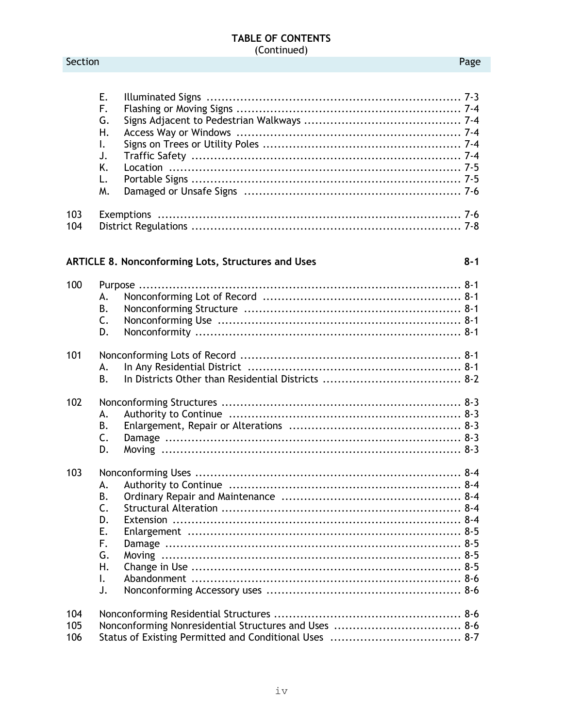## TABLE OF CONTENTS
(Continued)

| Section | | | Page |
|---|---|---|---|
| | E. | Illuminated Signs | 7-3 |
| | F. | Flashing or Moving Signs | 7-4 |
| | G. | Signs Adjacent to Pedestrian Walkways | 7-4 |
| | H. | Access Way or Windows | 7-4 |
| | I. | Signs on Trees or Utility Poles | 7-4 |
| | J. | Traffic Safety | 7-4 |
| | K. | Location | 7-5 |
| | L. | Portable Signs | 7-5 |
| | M. | Damaged or Unsafe Signs | 7-6 |
| 103 | Exemptions | | 7-6 |
| 104 | District Regulations | | 7-8 |
| **ARTICLE 8. Nonconforming Lots, Structures and Uses** | | | **8-1** |
| 100 | Purpose | | 8-1 |
| | A. | Nonconforming Lot of Record | 8-1 |
| | B. | Nonconforming Structure | 8-1 |
| | C. | Nonconforming Use | 8-1 |
| | D. | Nonconformity | 8-1 |
| 101 | Nonconforming Lots of Record | | 8-1 |
| | A. | In Any Residential District | 8-1 |
| | B. | In Districts Other than Residential Districts | 8-2 |
| 102 | Nonconforming Structures | | 8-3 |
| | A. | Authority to Continue | 8-3 |
| | B. | Enlargement, Repair or Alterations | 8-3 |
| | C. | Damage | 8-3 |
| | D. | Moving | 8-3 |
| 103 | Nonconforming Uses | | 8-4 |
| | A. | Authority to Continue | 8-4 |
| | B. | Ordinary Repair and Maintenance | 8-4 |
| | C. | Structural Alteration | 8-4 |
| | D. | Extension | 8-4 |
| | E. | Enlargement | 8-5 |
| | F. | Damage | 8-5 |
| | G. | Moving | 8-5 |
| | H. | Change in Use | 8-5 |
| | I. | Abandonment | 8-6 |
| | J. | Nonconforming Accessory uses | 8-6 |
| 104 | Nonconforming Residential Structures | | 8-6 |
| 105 | Nonconforming Nonresidential Structures and Uses | | 8-6 |
| 106 | Status of Existing Permitted and Conditional Uses | | 8-7 |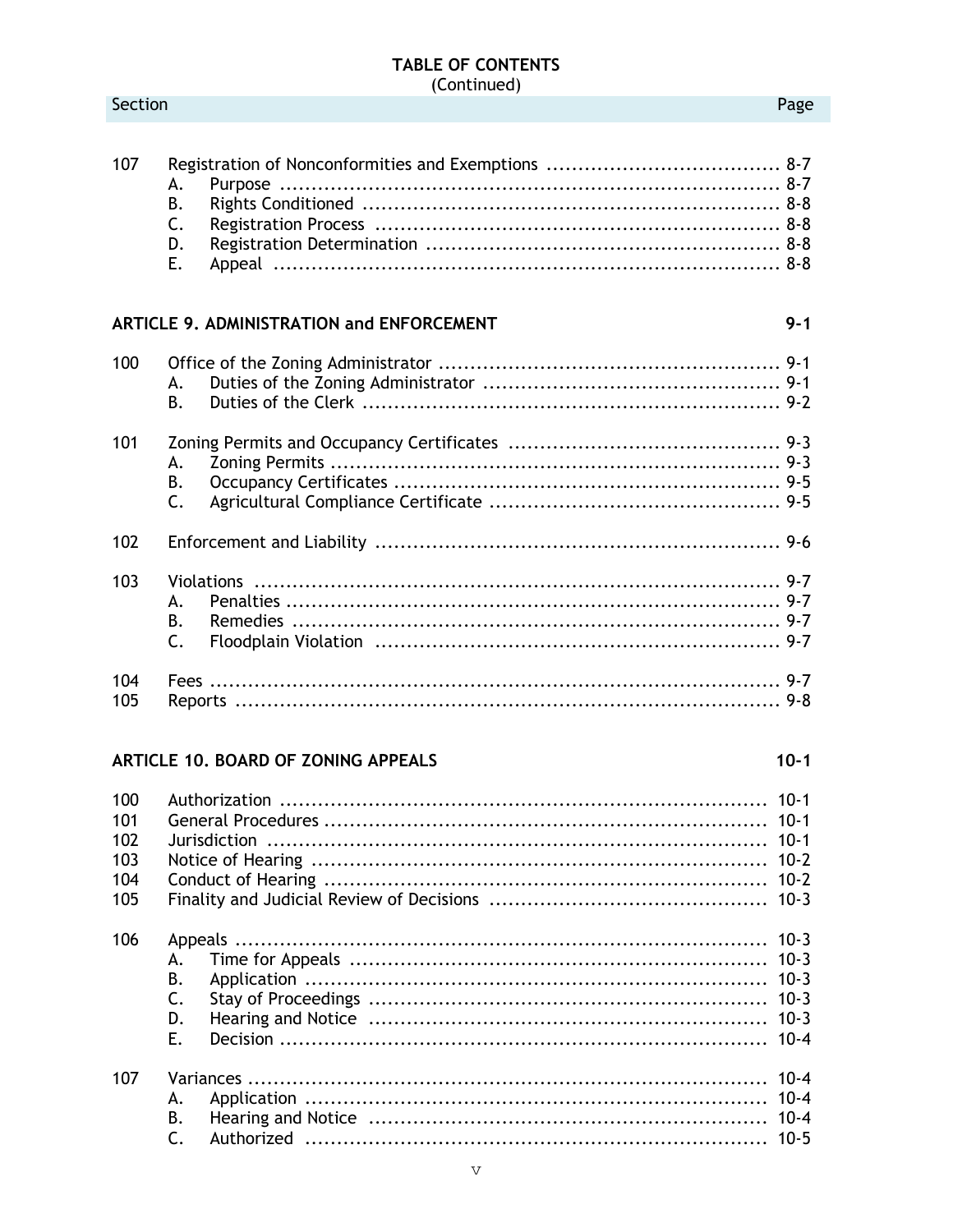## TABLE OF CONTENTS
(Continued)

| Section | | Page |
|---|---|---|
| 107 | Registration of Nonconformities and Exemptions | 8-7 |
| | A. Purpose | 8-7 |
| | B. Rights Conditioned | 8-8 |
| | C. Registration Process | 8-8 |
| | D. Registration Determination | 8-8 |
| | E. Appeal | 8-8 |
| **ARTICLE 9. ADMINISTRATION and ENFORCEMENT** | | **9-1** |
| 100 | Office of the Zoning Administrator | 9-1 |
| | A. Duties of the Zoning Administrator | 9-1 |
| | B. Duties of the Clerk | 9-2 |
| 101 | Zoning Permits and Occupancy Certificates | 9-3 |
| | A. Zoning Permits | 9-3 |
| | B. Occupancy Certificates | 9-5 |
| | C. Agricultural Compliance Certificate | 9-5 |
| 102 | Enforcement and Liability | 9-6 |
| 103 | Violations | 9-7 |
| | A. Penalties | 9-7 |
| | B. Remedies | 9-7 |
| | C. Floodplain Violation | 9-7 |
| 104 | Fees | 9-7 |
| 105 | Reports | 9-8 |
| **ARTICLE 10. BOARD OF ZONING APPEALS** | | **10-1** |
| 100 | Authorization | 10-1 |
| 101 | General Procedures | 10-1 |
| 102 | Jurisdiction | 10-1 |
| 103 | Notice of Hearing | 10-2 |
| 104 | Conduct of Hearing | 10-2 |
| 105 | Finality and Judicial Review of Decisions | 10-3 |
| 106 | Appeals | 10-3 |
| | A. Time for Appeals | 10-3 |
| | B. Application | 10-3 |
| | C. Stay of Proceedings | 10-3 |
| | D. Hearing and Notice | 10-3 |
| | E. Decision | 10-4 |
| 107 | Variances | 10-4 |
| | A. Application | 10-4 |
| | B. Hearing and Notice | 10-4 |
| | C. Authorized | 10-5 |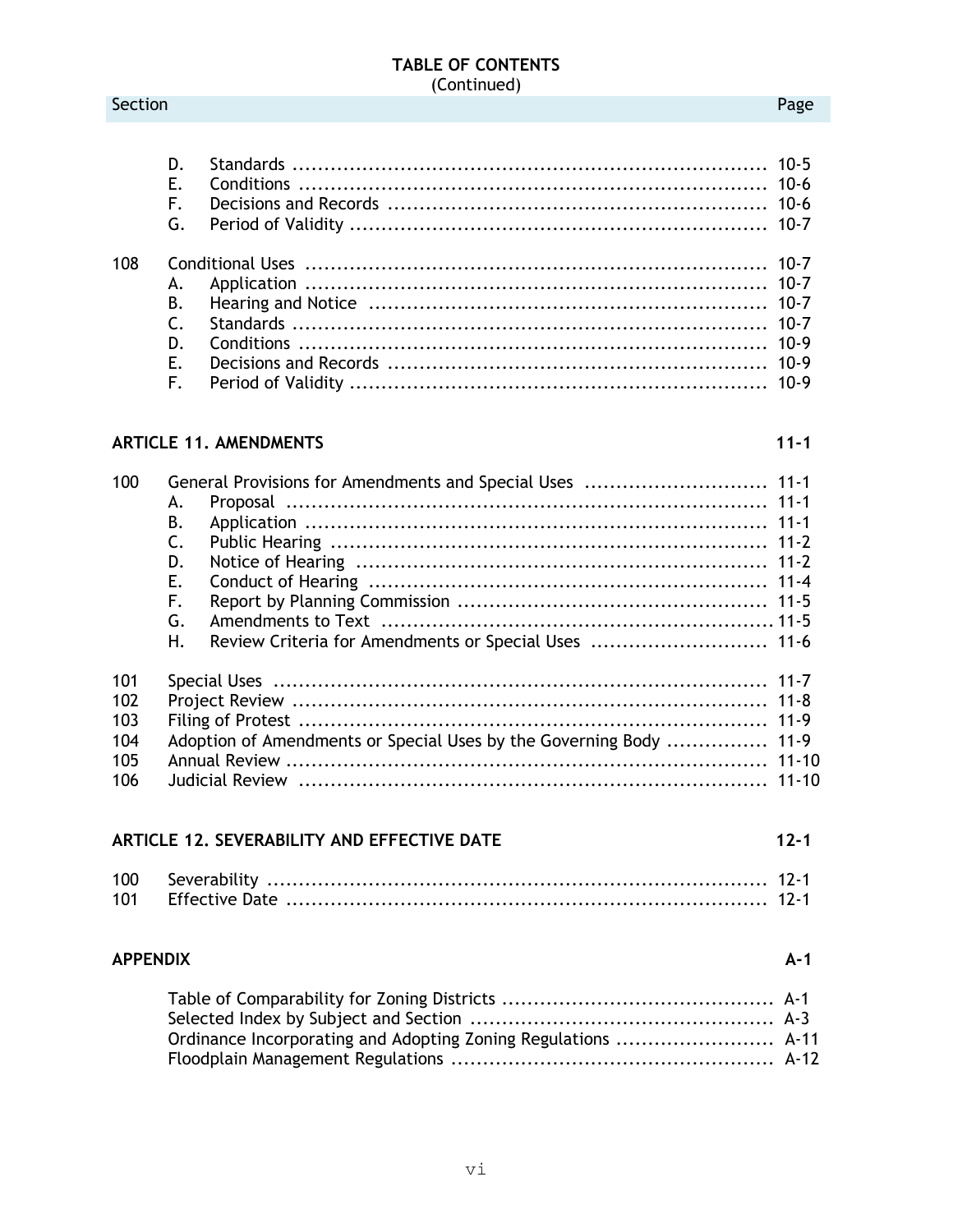## TABLE OF CONTENTS
(Continued)

| Section | | | Page |
|---|---|---|---|
| | D. | Standards | 10-5 |
| | E. | Conditions | 10-6 |
| | F. | Decisions and Records | 10-6 |
| | G. | Period of Validity | 10-7 |
| 108 | Conditional Uses | | 10-7 |
| | A. | Application | 10-7 |
| | B. | Hearing and Notice | 10-7 |
| | C. | Standards | 10-7 |
| | D. | Conditions | 10-9 |
| | E. | Decisions and Records | 10-9 |
| | F. | Period of Validity | 10-9 |
| **ARTICLE 11. AMENDMENTS** | | | **11-1** |
| 100 | General Provisions for Amendments and Special Uses | | 11-1 |
| | A. | Proposal | 11-1 |
| | B. | Application | 11-1 |
| | C. | Public Hearing | 11-2 |
| | D. | Notice of Hearing | 11-2 |
| | E. | Conduct of Hearing | 11-4 |
| | F. | Report by Planning Commission | 11-5 |
| | G. | Amendments to Text | 11-5 |
| | H. | Review Criteria for Amendments or Special Uses | 11-6 |
| 101 | Special Uses | | 11-7 |
| 102 | Project Review | | 11-8 |
| 103 | Filing of Protest | | 11-9 |
| 104 | Adoption of Amendments or Special Uses by the Governing Body | | 11-9 |
| 105 | Annual Review | | 11-10 |
| 106 | Judicial Review | | 11-10 |
| **ARTICLE 12. SEVERABILITY AND EFFECTIVE DATE** | | | **12-1** |
| 100 | Severability | | 12-1 |
| 101 | Effective Date | | 12-1 |
| **APPENDIX** | | | **A-1** |
| | Table of Comparability for Zoning Districts | | A-1 |
| | Selected Index by Subject and Section | | A-3 |
| | Ordinance Incorporating and Adopting Zoning Regulations | | A-11 |
| | Floodplain Management Regulations | | A-12 |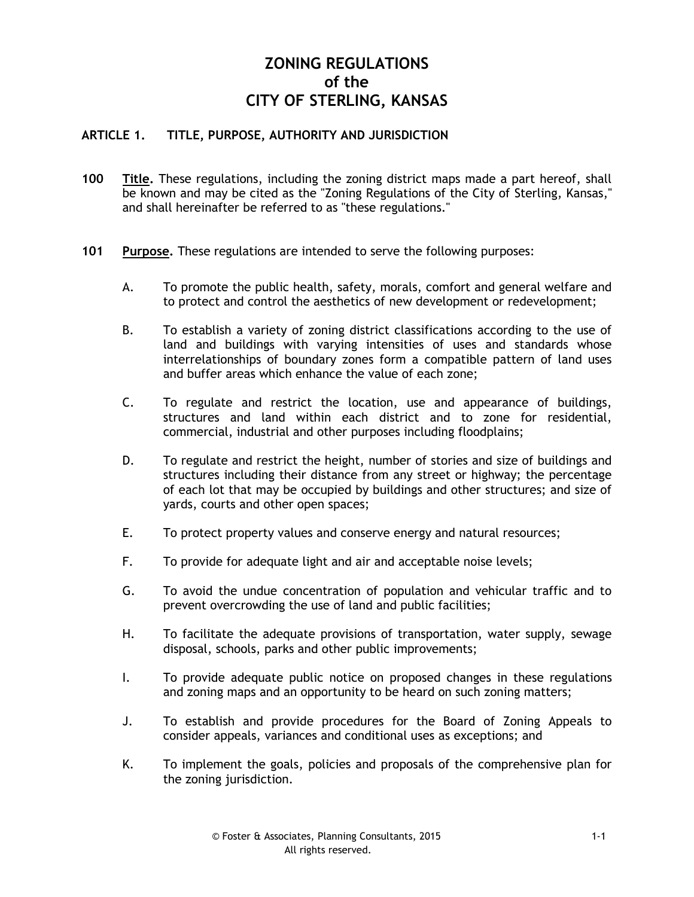# ZONING REGULATIONS
# of the
# CITY OF STERLING, KANSAS

## ARTICLE 1. TITLE, PURPOSE, AUTHORITY AND JURISDICTION

**100** **Title.** These regulations, including the zoning district maps made a part hereof, shall be known and may be cited as the "Zoning Regulations of the City of Sterling, Kansas," and shall hereinafter be referred to as "these regulations."

**101** **Purpose.** These regulations are intended to serve the following purposes:

A. To promote the public health, safety, morals, comfort and general welfare and to protect and control the aesthetics of new development or redevelopment;

B. To establish a variety of zoning district classifications according to the use of land and buildings with varying intensities of uses and standards whose interrelationships of boundary zones form a compatible pattern of land uses and buffer areas which enhance the value of each zone;

C. To regulate and restrict the location, use and appearance of buildings, structures and land within each district and to zone for residential, commercial, industrial and other purposes including floodplains;

D. To regulate and restrict the height, number of stories and size of buildings and structures including their distance from any street or highway; the percentage of each lot that may be occupied by buildings and other structures; and size of yards, courts and other open spaces;

E. To protect property values and conserve energy and natural resources;

F. To provide for adequate light and air and acceptable noise levels;

G. To avoid the undue concentration of population and vehicular traffic and to prevent overcrowding the use of land and public facilities;

H. To facilitate the adequate provisions of transportation, water supply, sewage disposal, schools, parks and other public improvements;

I. To provide adequate public notice on proposed changes in these regulations and zoning maps and an opportunity to be heard on such zoning matters;

J. To establish and provide procedures for the Board of Zoning Appeals to consider appeals, variances and conditional uses as exceptions; and

K. To implement the goals, policies and proposals of the comprehensive plan for the zoning jurisdiction.

© Foster & Associates, Planning Consultants, 2015
All rights reserved.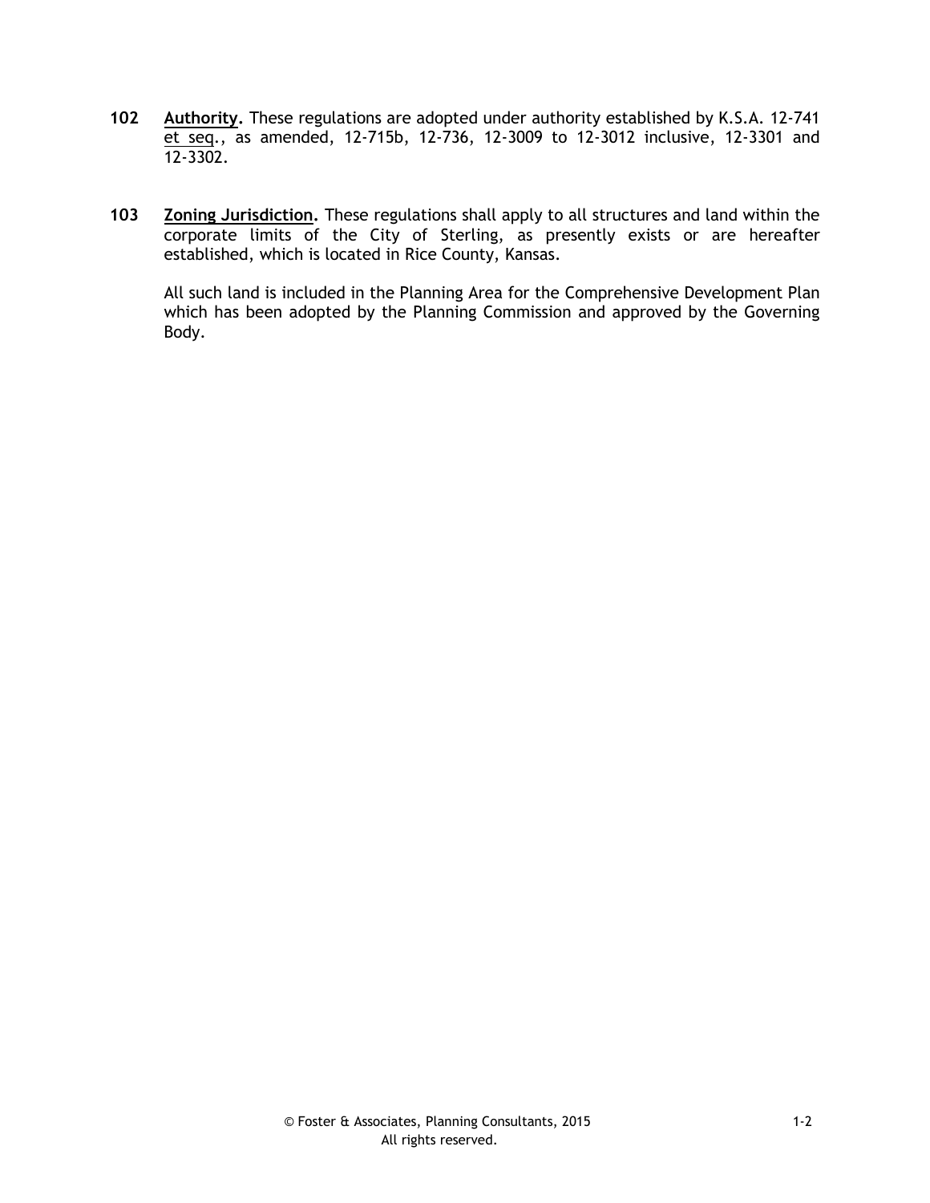**102** **Authority.** These regulations are adopted under authority established by K.S.A. 12-741 et seq., as amended, 12-715b, 12-736, 12-3009 to 12-3012 inclusive, 12-3301 and 12-3302.

**103** **Zoning Jurisdiction.** These regulations shall apply to all structures and land within the corporate limits of the City of Sterling, as presently exists or are hereafter established, which is located in Rice County, Kansas.

All such land is included in the Planning Area for the Comprehensive Development Plan which has been adopted by the Planning Commission and approved by the Governing Body.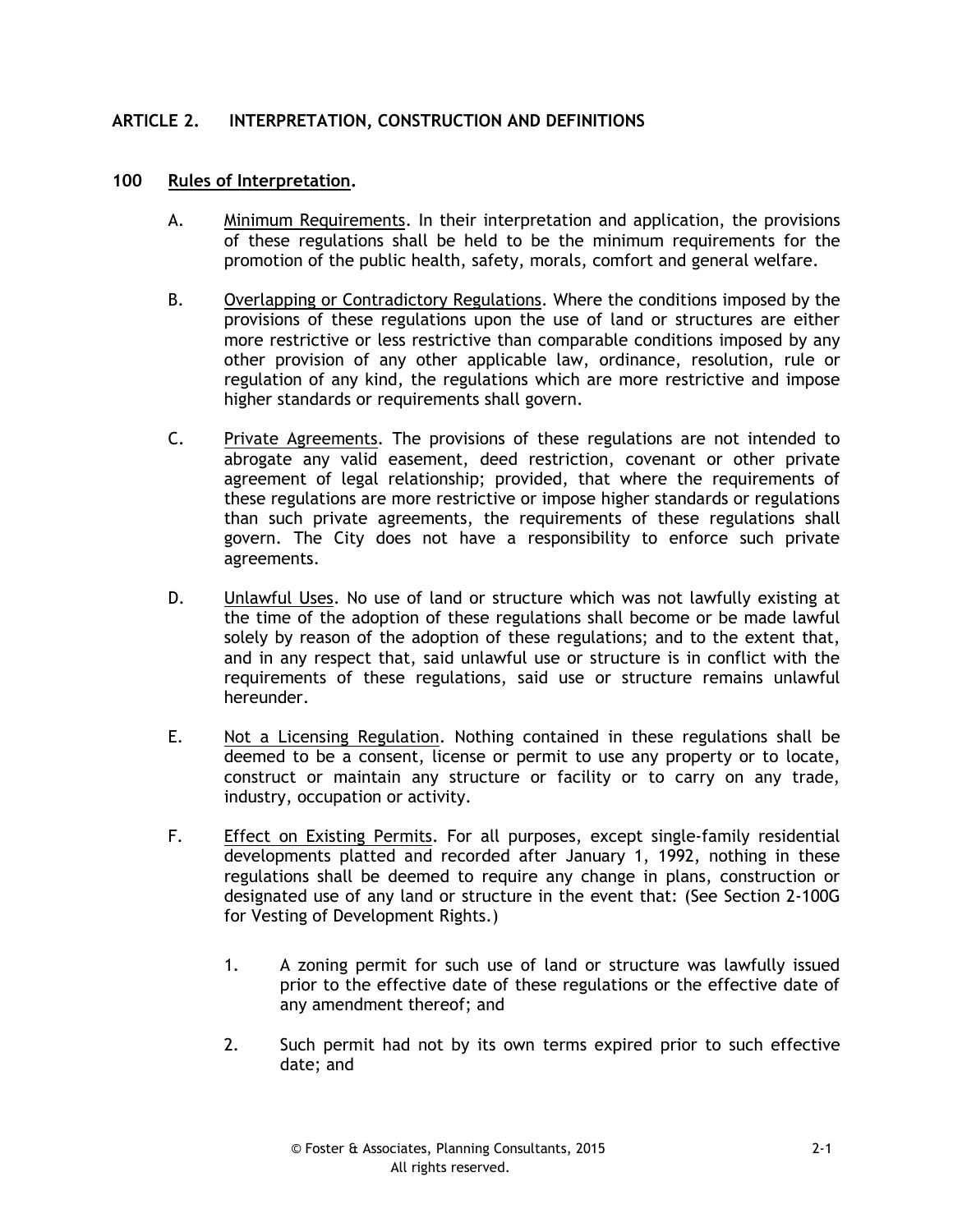# ARTICLE 2. INTERPRETATION, CONSTRUCTION AND DEFINITIONS

## 100 Rules of Interpretation.

A. Minimum Requirements. In their interpretation and application, the provisions of these regulations shall be held to be the minimum requirements for the promotion of the public health, safety, morals, comfort and general welfare.

B. Overlapping or Contradictory Regulations. Where the conditions imposed by the provisions of these regulations upon the use of land or structures are either more restrictive or less restrictive than comparable conditions imposed by any other provision of any other applicable law, ordinance, resolution, rule or regulation of any kind, the regulations which are more restrictive and impose higher standards or requirements shall govern.

C. Private Agreements. The provisions of these regulations are not intended to abrogate any valid easement, deed restriction, covenant or other private agreement of legal relationship; provided, that where the requirements of these regulations are more restrictive or impose higher standards or regulations than such private agreements, the requirements of these regulations shall govern. The City does not have a responsibility to enforce such private agreements.

D. Unlawful Uses. No use of land or structure which was not lawfully existing at the time of the adoption of these regulations shall become or be made lawful solely by reason of the adoption of these regulations; and to the extent that, and in any respect that, said unlawful use or structure is in conflict with the requirements of these regulations, said use or structure remains unlawful hereunder.

E. Not a Licensing Regulation. Nothing contained in these regulations shall be deemed to be a consent, license or permit to use any property or to locate, construct or maintain any structure or facility or to carry on any trade, industry, occupation or activity.

F. Effect on Existing Permits. For all purposes, except single-family residential developments platted and recorded after January 1, 1992, nothing in these regulations shall be deemed to require any change in plans, construction or designated use of any land or structure in the event that: (See Section 2-100G for Vesting of Development Rights.)

1. A zoning permit for such use of land or structure was lawfully issued prior to the effective date of these regulations or the effective date of any amendment thereof; and

2. Such permit had not by its own terms expired prior to such effective date; and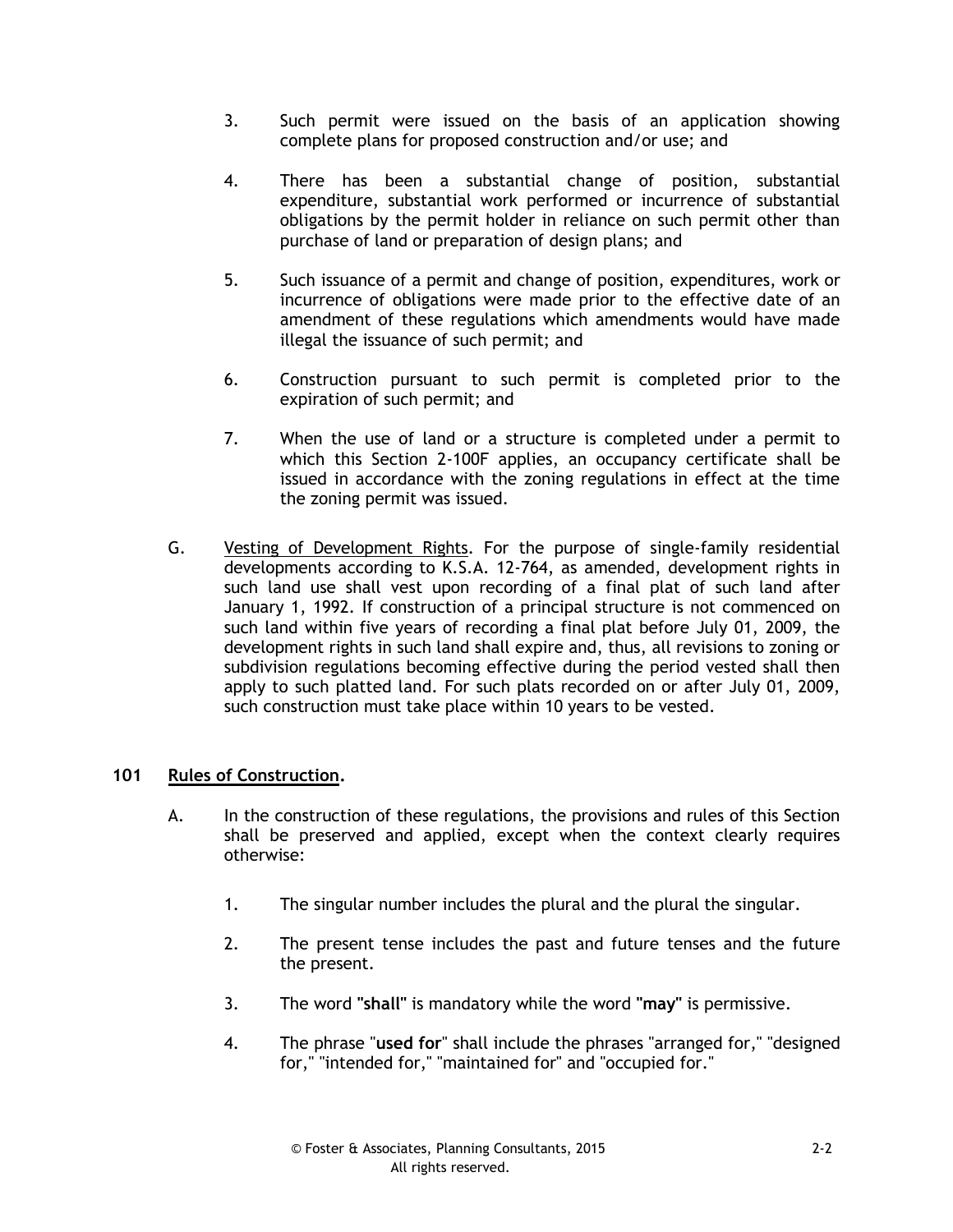3. Such permit were issued on the basis of an application showing complete plans for proposed construction and/or use; and

4. There has been a substantial change of position, substantial expenditure, substantial work performed or incurrence of substantial obligations by the permit holder in reliance on such permit other than purchase of land or preparation of design plans; and

5. Such issuance of a permit and change of position, expenditures, work or incurrence of obligations were made prior to the effective date of an amendment of these regulations which amendments would have made illegal the issuance of such permit; and

6. Construction pursuant to such permit is completed prior to the expiration of such permit; and

7. When the use of land or a structure is completed under a permit to which this Section 2-100F applies, an occupancy certificate shall be issued in accordance with the zoning regulations in effect at the time the zoning permit was issued.

G. Vesting of Development Rights. For the purpose of single-family residential developments according to K.S.A. 12-764, as amended, development rights in such land use shall vest upon recording of a final plat of such land after January 1, 1992. If construction of a principal structure is not commenced on such land within five years of recording a final plat before July 01, 2009, the development rights in such land shall expire and, thus, all revisions to zoning or subdivision regulations becoming effective during the period vested shall then apply to such platted land. For such plats recorded on or after July 01, 2009, such construction must take place within 10 years to be vested.

## 101 Rules of Construction.

A. In the construction of these regulations, the provisions and rules of this Section shall be preserved and applied, except when the context clearly requires otherwise:

1. The singular number includes the plural and the plural the singular.

2. The present tense includes the past and future tenses and the future the present.

3. The word **"shall"** is mandatory while the word **"may"** is permissive.

4. The phrase "**used for**" shall include the phrases "arranged for," "designed for," "intended for," "maintained for" and "occupied for."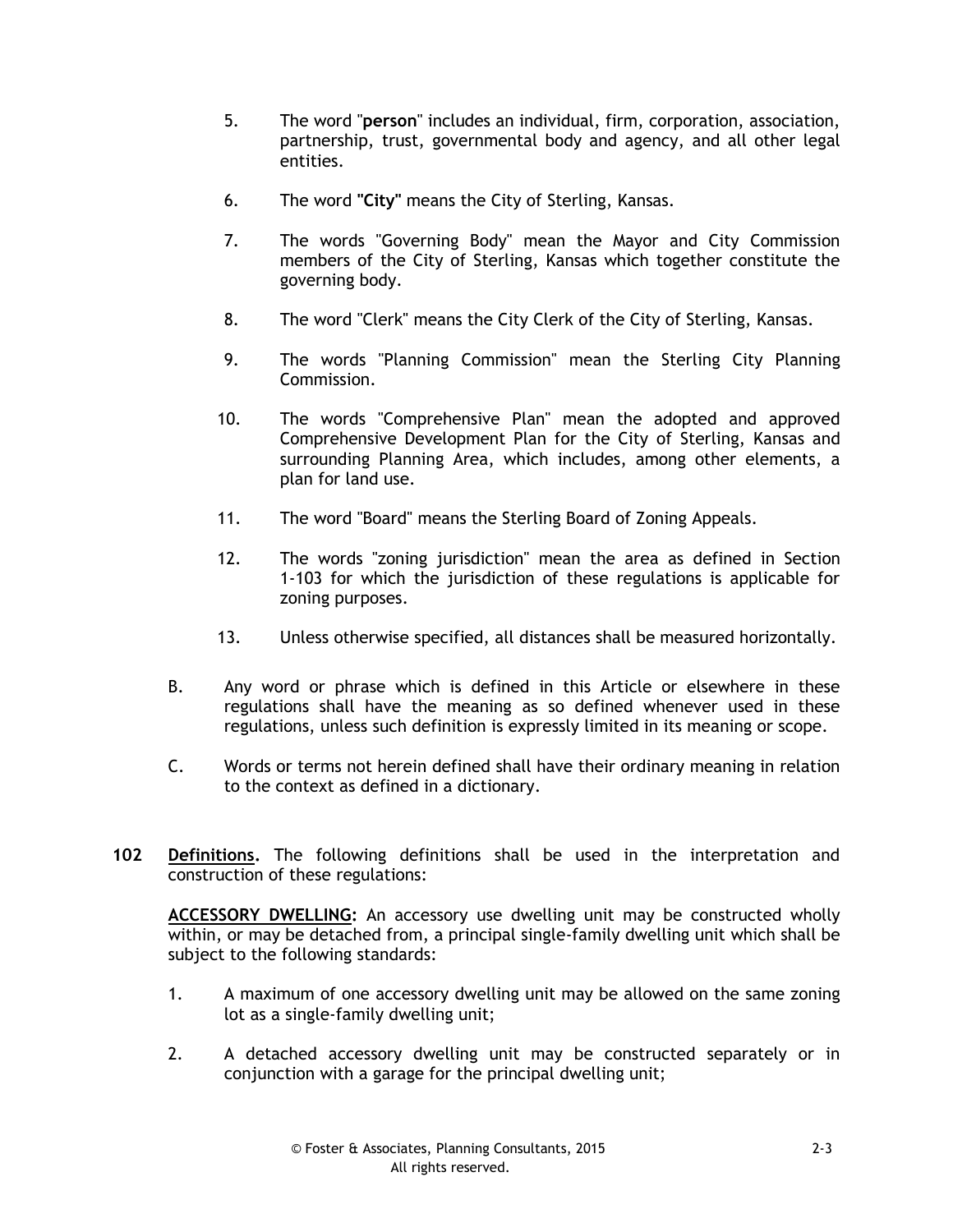5. The word "**person**" includes an individual, firm, corporation, association, partnership, trust, governmental body and agency, and all other legal entities.

6. The word **"City"** means the City of Sterling, Kansas.

7. The words "Governing Body" mean the Mayor and City Commission members of the City of Sterling, Kansas which together constitute the governing body.

8. The word "Clerk" means the City Clerk of the City of Sterling, Kansas.

9. The words "Planning Commission" mean the Sterling City Planning Commission.

10. The words "Comprehensive Plan" mean the adopted and approved Comprehensive Development Plan for the City of Sterling, Kansas and surrounding Planning Area, which includes, among other elements, a plan for land use.

11. The word "Board" means the Sterling Board of Zoning Appeals.

12. The words "zoning jurisdiction" mean the area as defined in Section 1-103 for which the jurisdiction of these regulations is applicable for zoning purposes.

13. Unless otherwise specified, all distances shall be measured horizontally.

B. Any word or phrase which is defined in this Article or elsewhere in these regulations shall have the meaning as so defined whenever used in these regulations, unless such definition is expressly limited in its meaning or scope.

C. Words or terms not herein defined shall have their ordinary meaning in relation to the context as defined in a dictionary.

**102 <u>Definitions</u>.** The following definitions shall be used in the interpretation and construction of these regulations:

**<u>ACCESSORY DWELLING</u>:** An accessory use dwelling unit may be constructed wholly within, or may be detached from, a principal single-family dwelling unit which shall be subject to the following standards:

1. A maximum of one accessory dwelling unit may be allowed on the same zoning lot as a single-family dwelling unit;

2. A detached accessory dwelling unit may be constructed separately or in conjunction with a garage for the principal dwelling unit;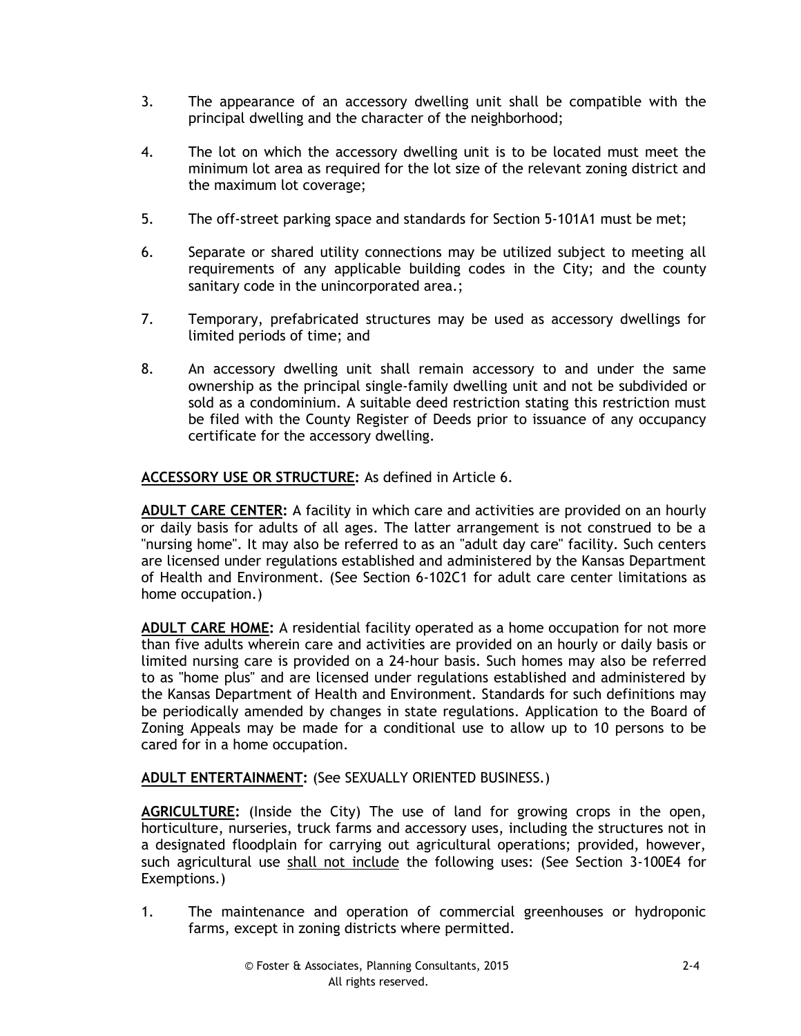3. The appearance of an accessory dwelling unit shall be compatible with the principal dwelling and the character of the neighborhood;

4. The lot on which the accessory dwelling unit is to be located must meet the minimum lot area as required for the lot size of the relevant zoning district and the maximum lot coverage;

5. The off-street parking space and standards for Section 5-101A1 must be met;

6. Separate or shared utility connections may be utilized subject to meeting all requirements of any applicable building codes in the City; and the county sanitary code in the unincorporated area.;

7. Temporary, prefabricated structures may be used as accessory dwellings for limited periods of time; and

8. An accessory dwelling unit shall remain accessory to and under the same ownership as the principal single-family dwelling unit and not be subdivided or sold as a condominium. A suitable deed restriction stating this restriction must be filed with the County Register of Deeds prior to issuance of any occupancy certificate for the accessory dwelling.

**ACCESSORY USE OR STRUCTURE:** As defined in Article 6.

**ADULT CARE CENTER:** A facility in which care and activities are provided on an hourly or daily basis for adults of all ages. The latter arrangement is not construed to be a "nursing home". It may also be referred to as an "adult day care" facility. Such centers are licensed under regulations established and administered by the Kansas Department of Health and Environment. (See Section 6-102C1 for adult care center limitations as home occupation.)

**ADULT CARE HOME:** A residential facility operated as a home occupation for not more than five adults wherein care and activities are provided on an hourly or daily basis or limited nursing care is provided on a 24-hour basis. Such homes may also be referred to as "home plus" and are licensed under regulations established and administered by the Kansas Department of Health and Environment. Standards for such definitions may be periodically amended by changes in state regulations. Application to the Board of Zoning Appeals may be made for a conditional use to allow up to 10 persons to be cared for in a home occupation.

**ADULT ENTERTAINMENT:** (See SEXUALLY ORIENTED BUSINESS.)

**AGRICULTURE:** (Inside the City) The use of land for growing crops in the open, horticulture, nurseries, truck farms and accessory uses, including the structures not in a designated floodplain for carrying out agricultural operations; provided, however, such agricultural use shall not include the following uses: (See Section 3-100E4 for Exemptions.)

1. The maintenance and operation of commercial greenhouses or hydroponic farms, except in zoning districts where permitted.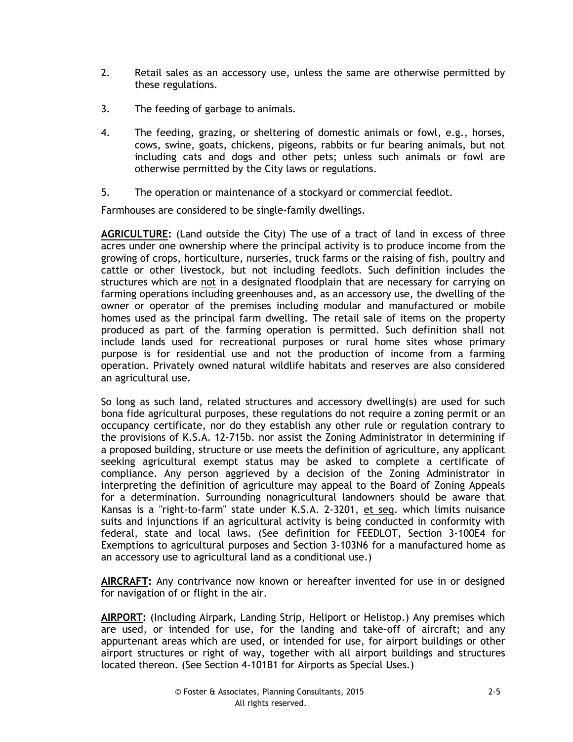2. Retail sales as an accessory use, unless the same are otherwise permitted by these regulations.

3. The feeding of garbage to animals.

4. The feeding, grazing, or sheltering of domestic animals or fowl, e.g., horses, cows, swine, goats, chickens, pigeons, rabbits or fur bearing animals, but not including cats and dogs and other pets; unless such animals or fowl are otherwise permitted by the City laws or regulations.

5. The operation or maintenance of a stockyard or commercial feedlot.

Farmhouses are considered to be single-family dwellings.

**AGRICULTURE:** (Land outside the City) The use of a tract of land in excess of three acres under one ownership where the principal activity is to produce income from the growing of crops, horticulture, nurseries, truck farms or the raising of fish, poultry and cattle or other livestock, but not including feedlots. Such definition includes the structures which are not in a designated floodplain that are necessary for carrying on farming operations including greenhouses and, as an accessory use, the dwelling of the owner or operator of the premises including modular and manufactured or mobile homes used as the principal farm dwelling. The retail sale of items on the property produced as part of the farming operation is permitted. Such definition shall not include lands used for recreational purposes or rural home sites whose primary purpose is for residential use and not the production of income from a farming operation. Privately owned natural wildlife habitats and reserves are also considered an agricultural use.

So long as such land, related structures and accessory dwelling(s) are used for such bona fide agricultural purposes, these regulations do not require a zoning permit or an occupancy certificate, nor do they establish any other rule or regulation contrary to the provisions of K.S.A. 12-715b. nor assist the Zoning Administrator in determining if a proposed building, structure or use meets the definition of agriculture, any applicant seeking agricultural exempt status may be asked to complete a certificate of compliance. Any person aggrieved by a decision of the Zoning Administrator in interpreting the definition of agriculture may appeal to the Board of Zoning Appeals for a determination. Surrounding nonagricultural landowners should be aware that Kansas is a "right-to-farm" state under K.S.A. 2-3201, et seq. which limits nuisance suits and injunctions if an agricultural activity is being conducted in conformity with federal, state and local laws. (See definition for FEEDLOT, Section 3-100E4 for Exemptions to agricultural purposes and Section 3-103N6 for a manufactured home as an accessory use to agricultural land as a conditional use.)

**AIRCRAFT:** Any contrivance now known or hereafter invented for use in or designed for navigation of or flight in the air.

**AIRPORT:** (Including Airpark, Landing Strip, Heliport or Helistop.) Any premises which are used, or intended for use, for the landing and take-off of aircraft; and any appurtenant areas which are used, or intended for use, for airport buildings or other airport structures or right of way, together with all airport buildings and structures located thereon. (See Section 4-101B1 for Airports as Special Uses.)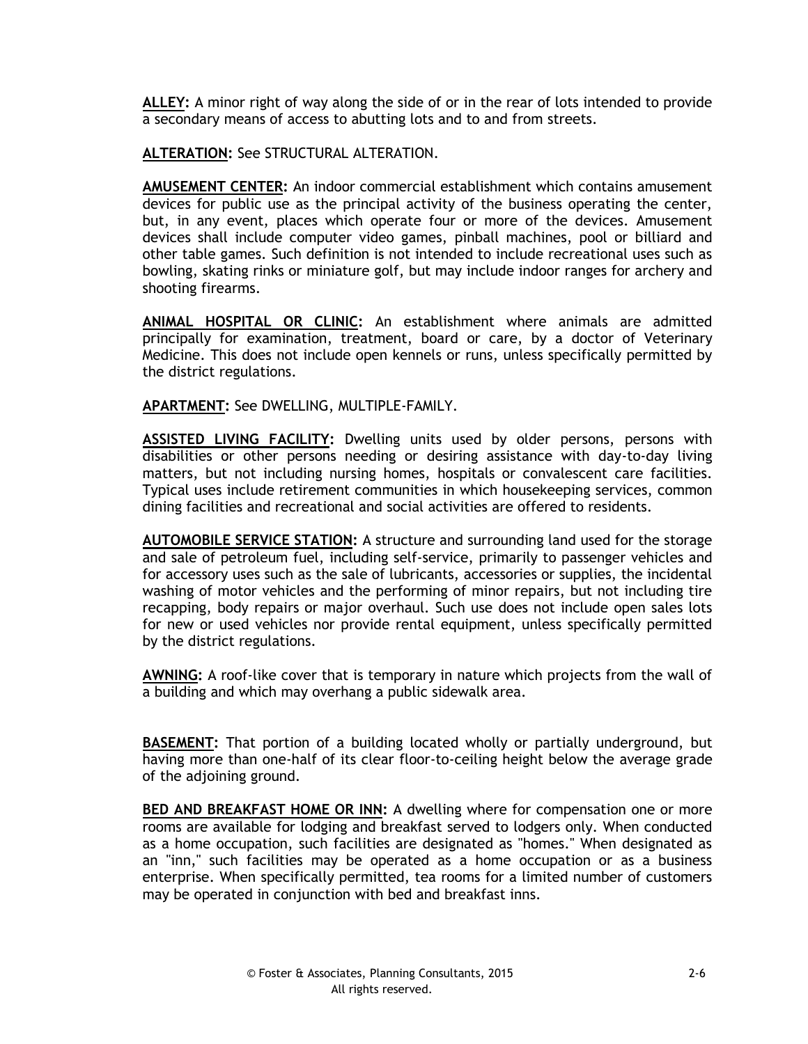**ALLEY:** A minor right of way along the side of or in the rear of lots intended to provide a secondary means of access to abutting lots and to and from streets.

**ALTERATION:** See STRUCTURAL ALTERATION.

**AMUSEMENT CENTER:** An indoor commercial establishment which contains amusement devices for public use as the principal activity of the business operating the center, but, in any event, places which operate four or more of the devices. Amusement devices shall include computer video games, pinball machines, pool or billiard and other table games. Such definition is not intended to include recreational uses such as bowling, skating rinks or miniature golf, but may include indoor ranges for archery and shooting firearms.

**ANIMAL HOSPITAL OR CLINIC:** An establishment where animals are admitted principally for examination, treatment, board or care, by a doctor of Veterinary Medicine. This does not include open kennels or runs, unless specifically permitted by the district regulations.

**APARTMENT:** See DWELLING, MULTIPLE-FAMILY.

**ASSISTED LIVING FACILITY:** Dwelling units used by older persons, persons with disabilities or other persons needing or desiring assistance with day-to-day living matters, but not including nursing homes, hospitals or convalescent care facilities. Typical uses include retirement communities in which housekeeping services, common dining facilities and recreational and social activities are offered to residents.

**AUTOMOBILE SERVICE STATION:** A structure and surrounding land used for the storage and sale of petroleum fuel, including self-service, primarily to passenger vehicles and for accessory uses such as the sale of lubricants, accessories or supplies, the incidental washing of motor vehicles and the performing of minor repairs, but not including tire recapping, body repairs or major overhaul. Such use does not include open sales lots for new or used vehicles nor provide rental equipment, unless specifically permitted by the district regulations.

**AWNING:** A roof-like cover that is temporary in nature which projects from the wall of a building and which may overhang a public sidewalk area.

**BASEMENT:** That portion of a building located wholly or partially underground, but having more than one-half of its clear floor-to-ceiling height below the average grade of the adjoining ground.

**BED AND BREAKFAST HOME OR INN:** A dwelling where for compensation one or more rooms are available for lodging and breakfast served to lodgers only. When conducted as a home occupation, such facilities are designated as "homes." When designated as an "inn," such facilities may be operated as a home occupation or as a business enterprise. When specifically permitted, tea rooms for a limited number of customers may be operated in conjunction with bed and breakfast inns.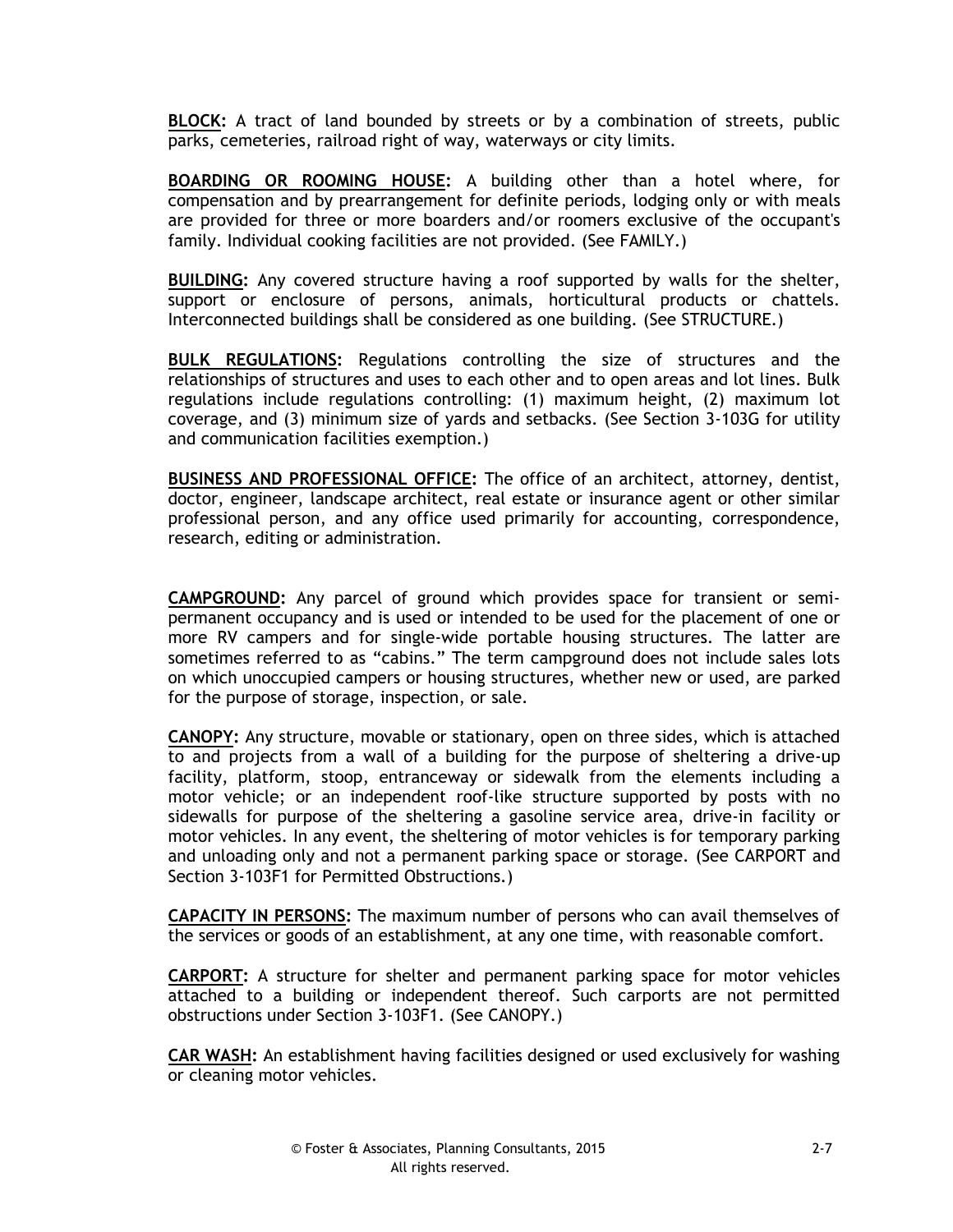**BLOCK:** A tract of land bounded by streets or by a combination of streets, public parks, cemeteries, railroad right of way, waterways or city limits.

**BOARDING OR ROOMING HOUSE:** A building other than a hotel where, for compensation and by prearrangement for definite periods, lodging only or with meals are provided for three or more boarders and/or roomers exclusive of the occupant's family. Individual cooking facilities are not provided. (See FAMILY.)

**BUILDING:** Any covered structure having a roof supported by walls for the shelter, support or enclosure of persons, animals, horticultural products or chattels. Interconnected buildings shall be considered as one building. (See STRUCTURE.)

**BULK REGULATIONS:** Regulations controlling the size of structures and the relationships of structures and uses to each other and to open areas and lot lines. Bulk regulations include regulations controlling: (1) maximum height, (2) maximum lot coverage, and (3) minimum size of yards and setbacks. (See Section 3-103G for utility and communication facilities exemption.)

**BUSINESS AND PROFESSIONAL OFFICE:** The office of an architect, attorney, dentist, doctor, engineer, landscape architect, real estate or insurance agent or other similar professional person, and any office used primarily for accounting, correspondence, research, editing or administration.

**CAMPGROUND:** Any parcel of ground which provides space for transient or semi-permanent occupancy and is used or intended to be used for the placement of one or more RV campers and for single-wide portable housing structures. The latter are sometimes referred to as "cabins." The term campground does not include sales lots on which unoccupied campers or housing structures, whether new or used, are parked for the purpose of storage, inspection, or sale.

**CANOPY:** Any structure, movable or stationary, open on three sides, which is attached to and projects from a wall of a building for the purpose of sheltering a drive-up facility, platform, stoop, entranceway or sidewalk from the elements including a motor vehicle; or an independent roof-like structure supported by posts with no sidewalls for purpose of the sheltering a gasoline service area, drive-in facility or motor vehicles. In any event, the sheltering of motor vehicles is for temporary parking and unloading only and not a permanent parking space or storage. (See CARPORT and Section 3-103F1 for Permitted Obstructions.)

**CAPACITY IN PERSONS:** The maximum number of persons who can avail themselves of the services or goods of an establishment, at any one time, with reasonable comfort.

**CARPORT:** A structure for shelter and permanent parking space for motor vehicles attached to a building or independent thereof. Such carports are not permitted obstructions under Section 3-103F1. (See CANOPY.)

**CAR WASH:** An establishment having facilities designed or used exclusively for washing or cleaning motor vehicles.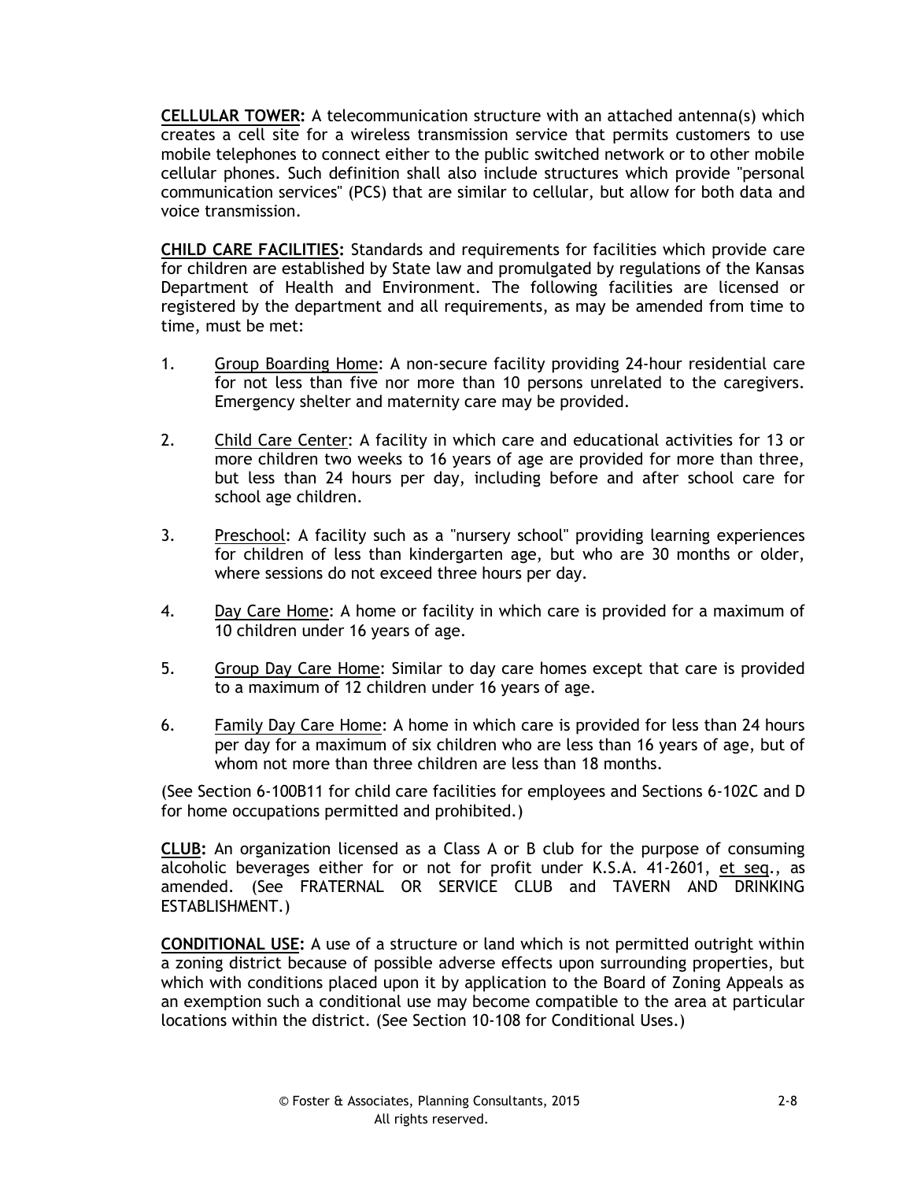**CELLULAR TOWER:** A telecommunication structure with an attached antenna(s) which creates a cell site for a wireless transmission service that permits customers to use mobile telephones to connect either to the public switched network or to other mobile cellular phones. Such definition shall also include structures which provide "personal communication services" (PCS) that are similar to cellular, but allow for both data and voice transmission.

**CHILD CARE FACILITIES:** Standards and requirements for facilities which provide care for children are established by State law and promulgated by regulations of the Kansas Department of Health and Environment. The following facilities are licensed or registered by the department and all requirements, as may be amended from time to time, must be met:

1. Group Boarding Home: A non-secure facility providing 24-hour residential care for not less than five nor more than 10 persons unrelated to the caregivers. Emergency shelter and maternity care may be provided.

2. Child Care Center: A facility in which care and educational activities for 13 or more children two weeks to 16 years of age are provided for more than three, but less than 24 hours per day, including before and after school care for school age children.

3. Preschool: A facility such as a "nursery school" providing learning experiences for children of less than kindergarten age, but who are 30 months or older, where sessions do not exceed three hours per day.

4. Day Care Home: A home or facility in which care is provided for a maximum of 10 children under 16 years of age.

5. Group Day Care Home: Similar to day care homes except that care is provided to a maximum of 12 children under 16 years of age.

6. Family Day Care Home: A home in which care is provided for less than 24 hours per day for a maximum of six children who are less than 16 years of age, but of whom not more than three children are less than 18 months.

(See Section 6-100B11 for child care facilities for employees and Sections 6-102C and D for home occupations permitted and prohibited.)

**CLUB:** An organization licensed as a Class A or B club for the purpose of consuming alcoholic beverages either for or not for profit under K.S.A. 41-2601, et seq., as amended. (See FRATERNAL OR SERVICE CLUB and TAVERN AND DRINKING ESTABLISHMENT.)

**CONDITIONAL USE:** A use of a structure or land which is not permitted outright within a zoning district because of possible adverse effects upon surrounding properties, but which with conditions placed upon it by application to the Board of Zoning Appeals as an exemption such a conditional use may become compatible to the area at particular locations within the district. (See Section 10-108 for Conditional Uses.)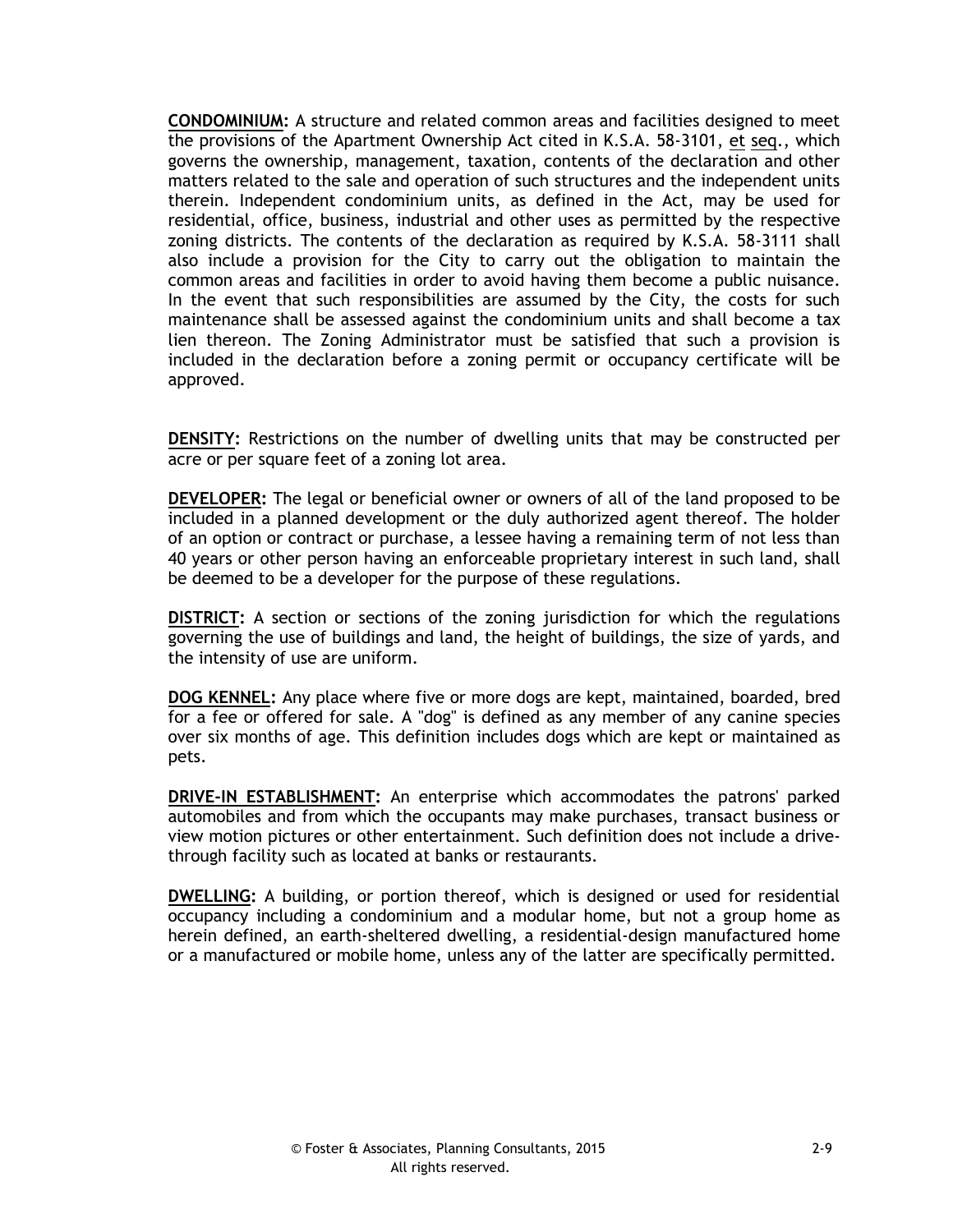**CONDOMINIUM:** A structure and related common areas and facilities designed to meet the provisions of the Apartment Ownership Act cited in K.S.A. 58-3101, et seq., which governs the ownership, management, taxation, contents of the declaration and other matters related to the sale and operation of such structures and the independent units therein. Independent condominium units, as defined in the Act, may be used for residential, office, business, industrial and other uses as permitted by the respective zoning districts. The contents of the declaration as required by K.S.A. 58-3111 shall also include a provision for the City to carry out the obligation to maintain the common areas and facilities in order to avoid having them become a public nuisance. In the event that such responsibilities are assumed by the City, the costs for such maintenance shall be assessed against the condominium units and shall become a tax lien thereon. The Zoning Administrator must be satisfied that such a provision is included in the declaration before a zoning permit or occupancy certificate will be approved.

**DENSITY:** Restrictions on the number of dwelling units that may be constructed per acre or per square feet of a zoning lot area.

**DEVELOPER:** The legal or beneficial owner or owners of all of the land proposed to be included in a planned development or the duly authorized agent thereof. The holder of an option or contract or purchase, a lessee having a remaining term of not less than 40 years or other person having an enforceable proprietary interest in such land, shall be deemed to be a developer for the purpose of these regulations.

**DISTRICT:** A section or sections of the zoning jurisdiction for which the regulations governing the use of buildings and land, the height of buildings, the size of yards, and the intensity of use are uniform.

**DOG KENNEL:** Any place where five or more dogs are kept, maintained, boarded, bred for a fee or offered for sale. A "dog" is defined as any member of any canine species over six months of age. This definition includes dogs which are kept or maintained as pets.

**DRIVE-IN ESTABLISHMENT:** An enterprise which accommodates the patrons' parked automobiles and from which the occupants may make purchases, transact business or view motion pictures or other entertainment. Such definition does not include a drive-through facility such as located at banks or restaurants.

**DWELLING:** A building, or portion thereof, which is designed or used for residential occupancy including a condominium and a modular home, but not a group home as herein defined, an earth-sheltered dwelling, a residential-design manufactured home or a manufactured or mobile home, unless any of the latter are specifically permitted.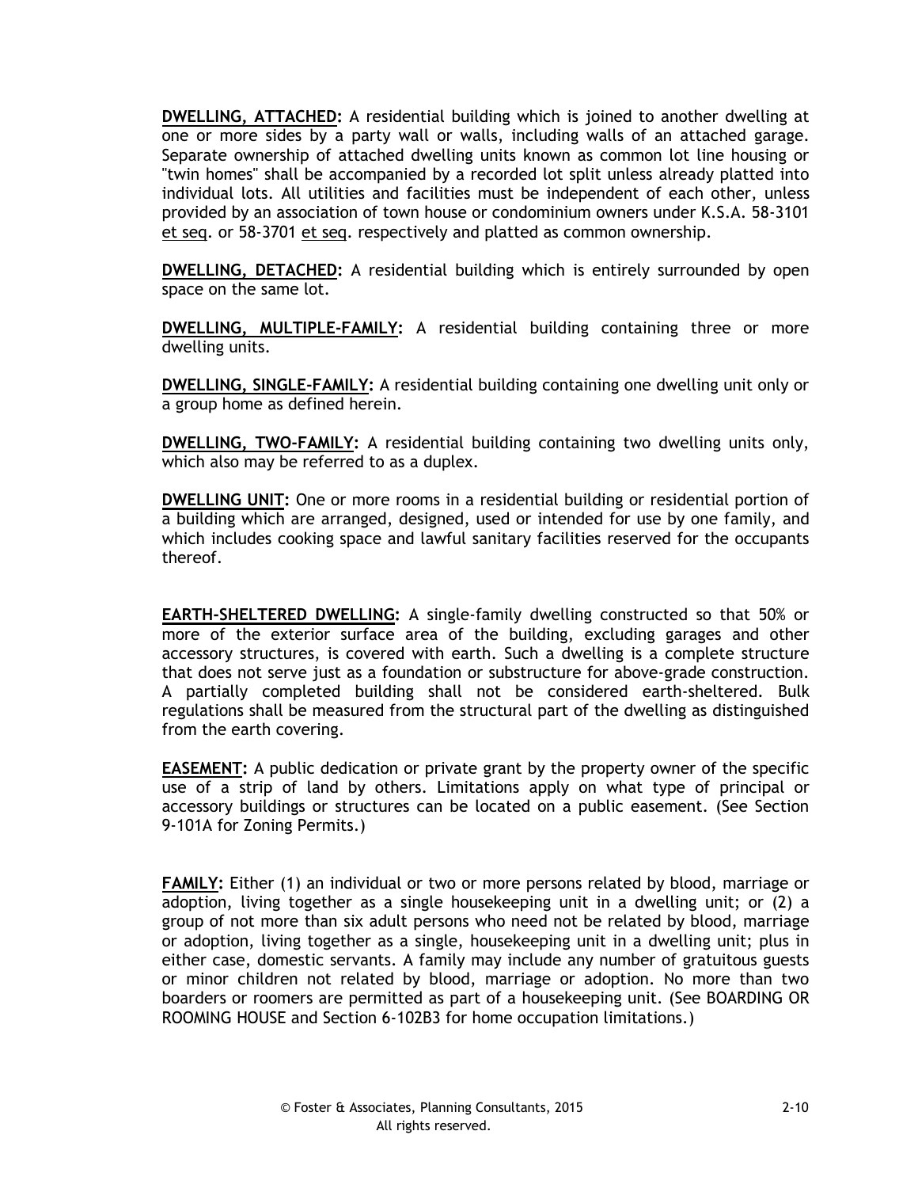**DWELLING, ATTACHED:** A residential building which is joined to another dwelling at one or more sides by a party wall or walls, including walls of an attached garage. Separate ownership of attached dwelling units known as common lot line housing or "twin homes" shall be accompanied by a recorded lot split unless already platted into individual lots. All utilities and facilities must be independent of each other, unless provided by an association of town house or condominium owners under K.S.A. 58-3101 et seq. or 58-3701 et seq. respectively and platted as common ownership.

**DWELLING, DETACHED:** A residential building which is entirely surrounded by open space on the same lot.

**DWELLING, MULTIPLE-FAMILY:** A residential building containing three or more dwelling units.

**DWELLING, SINGLE-FAMILY:** A residential building containing one dwelling unit only or a group home as defined herein.

**DWELLING, TWO-FAMILY:** A residential building containing two dwelling units only, which also may be referred to as a duplex.

**DWELLING UNIT:** One or more rooms in a residential building or residential portion of a building which are arranged, designed, used or intended for use by one family, and which includes cooking space and lawful sanitary facilities reserved for the occupants thereof.

**EARTH-SHELTERED DWELLING:** A single-family dwelling constructed so that 50% or more of the exterior surface area of the building, excluding garages and other accessory structures, is covered with earth. Such a dwelling is a complete structure that does not serve just as a foundation or substructure for above-grade construction. A partially completed building shall not be considered earth-sheltered. Bulk regulations shall be measured from the structural part of the dwelling as distinguished from the earth covering.

**EASEMENT:** A public dedication or private grant by the property owner of the specific use of a strip of land by others. Limitations apply on what type of principal or accessory buildings or structures can be located on a public easement. (See Section 9-101A for Zoning Permits.)

**FAMILY:** Either (1) an individual or two or more persons related by blood, marriage or adoption, living together as a single housekeeping unit in a dwelling unit; or (2) a group of not more than six adult persons who need not be related by blood, marriage or adoption, living together as a single, housekeeping unit in a dwelling unit; plus in either case, domestic servants. A family may include any number of gratuitous guests or minor children not related by blood, marriage or adoption. No more than two boarders or roomers are permitted as part of a housekeeping unit. (See BOARDING OR ROOMING HOUSE and Section 6-102B3 for home occupation limitations.)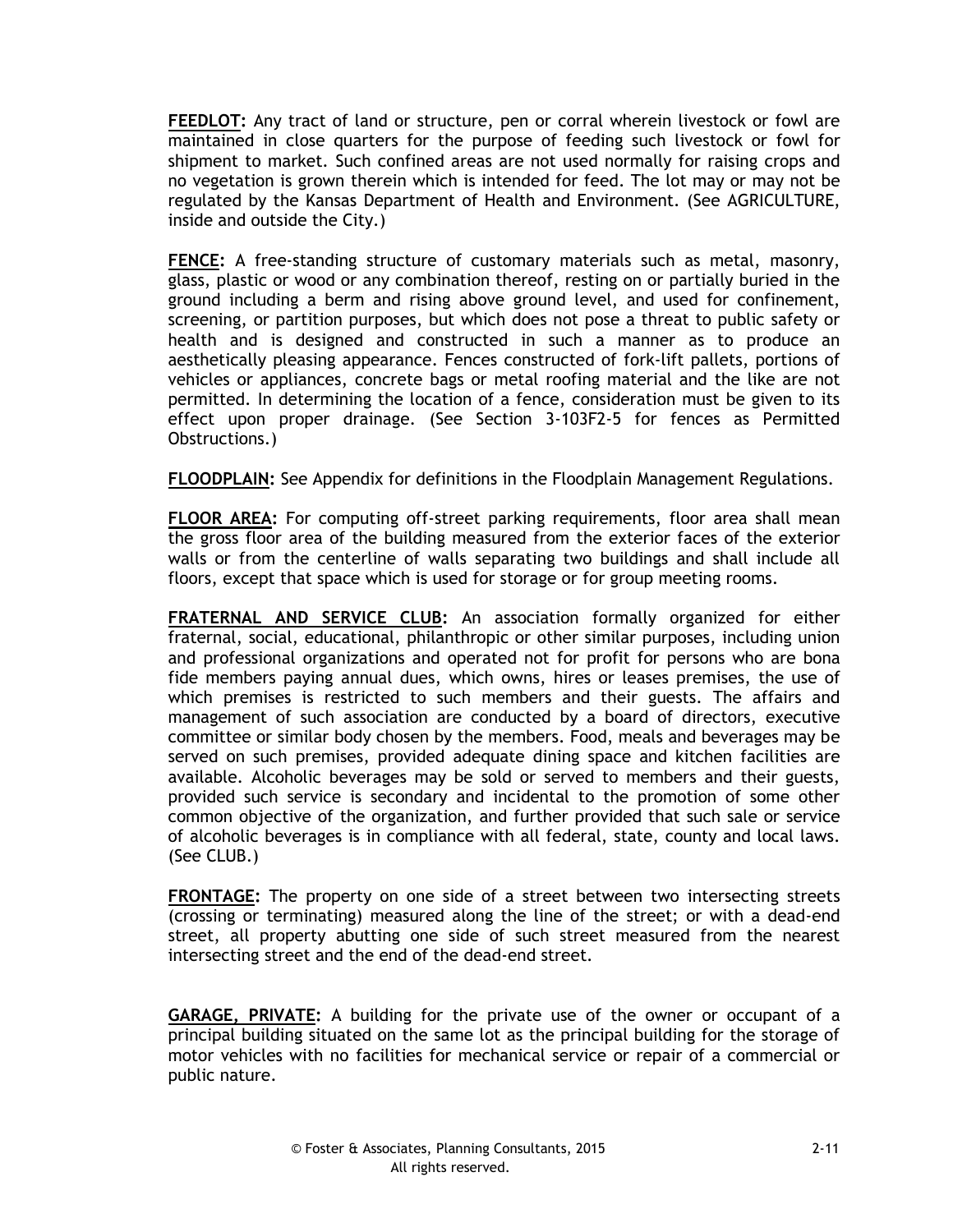**FEEDLOT:** Any tract of land or structure, pen or corral wherein livestock or fowl are maintained in close quarters for the purpose of feeding such livestock or fowl for shipment to market. Such confined areas are not used normally for raising crops and no vegetation is grown therein which is intended for feed. The lot may or may not be regulated by the Kansas Department of Health and Environment. (See AGRICULTURE, inside and outside the City.)

**FENCE:** A free-standing structure of customary materials such as metal, masonry, glass, plastic or wood or any combination thereof, resting on or partially buried in the ground including a berm and rising above ground level, and used for confinement, screening, or partition purposes, but which does not pose a threat to public safety or health and is designed and constructed in such a manner as to produce an aesthetically pleasing appearance. Fences constructed of fork-lift pallets, portions of vehicles or appliances, concrete bags or metal roofing material and the like are not permitted. In determining the location of a fence, consideration must be given to its effect upon proper drainage. (See Section 3-103F2-5 for fences as Permitted Obstructions.)

**FLOODPLAIN:** See Appendix for definitions in the Floodplain Management Regulations.

**FLOOR AREA:** For computing off-street parking requirements, floor area shall mean the gross floor area of the building measured from the exterior faces of the exterior walls or from the centerline of walls separating two buildings and shall include all floors, except that space which is used for storage or for group meeting rooms.

**FRATERNAL AND SERVICE CLUB:** An association formally organized for either fraternal, social, educational, philanthropic or other similar purposes, including union and professional organizations and operated not for profit for persons who are bona fide members paying annual dues, which owns, hires or leases premises, the use of which premises is restricted to such members and their guests. The affairs and management of such association are conducted by a board of directors, executive committee or similar body chosen by the members. Food, meals and beverages may be served on such premises, provided adequate dining space and kitchen facilities are available. Alcoholic beverages may be sold or served to members and their guests, provided such service is secondary and incidental to the promotion of some other common objective of the organization, and further provided that such sale or service of alcoholic beverages is in compliance with all federal, state, county and local laws. (See CLUB.)

**FRONTAGE:** The property on one side of a street between two intersecting streets (crossing or terminating) measured along the line of the street; or with a dead-end street, all property abutting one side of such street measured from the nearest intersecting street and the end of the dead-end street.

**GARAGE, PRIVATE:** A building for the private use of the owner or occupant of a principal building situated on the same lot as the principal building for the storage of motor vehicles with no facilities for mechanical service or repair of a commercial or public nature.

© Foster & Associates, Planning Consultants, 2015
All rights reserved.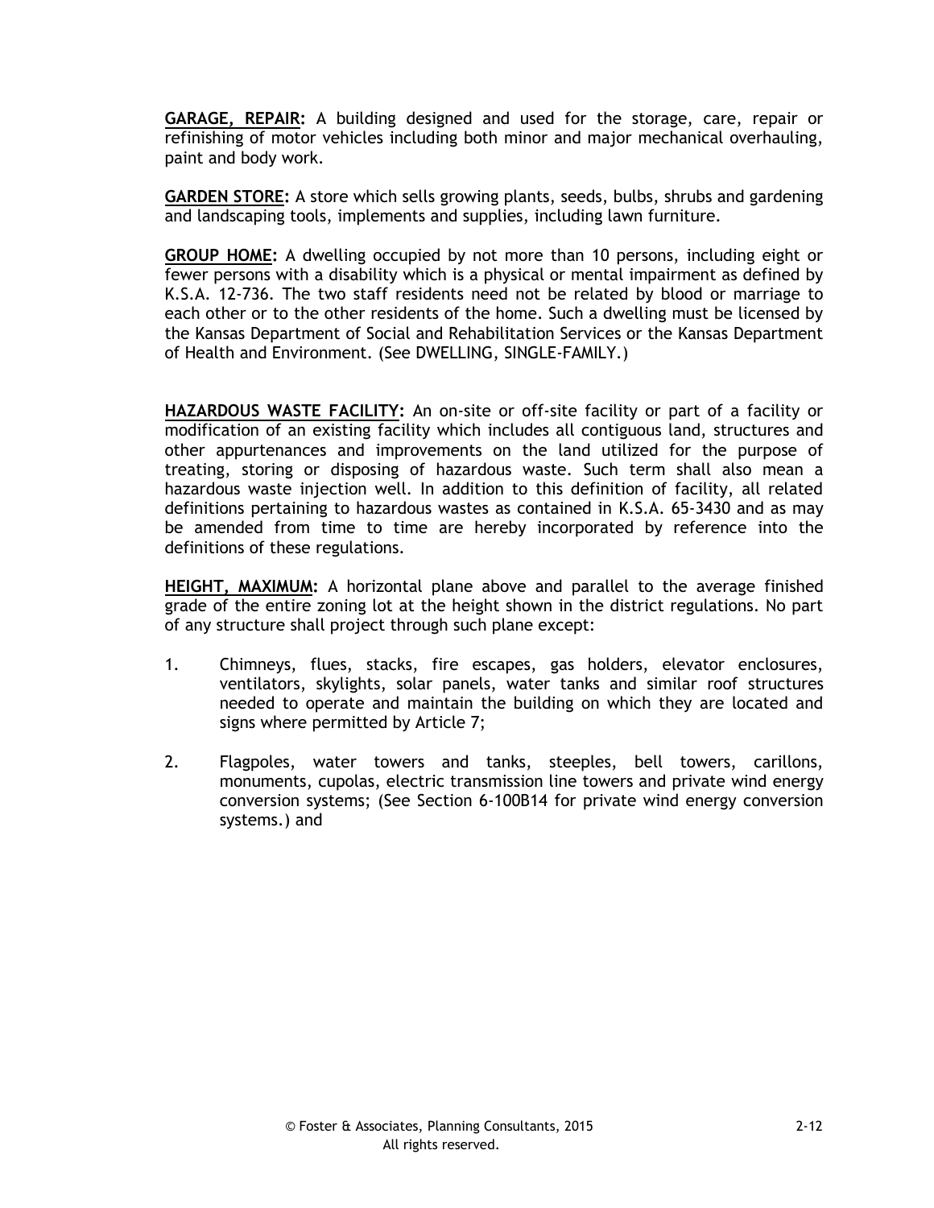**GARAGE, REPAIR:** A building designed and used for the storage, care, repair or refinishing of motor vehicles including both minor and major mechanical overhauling, paint and body work.

**GARDEN STORE:** A store which sells growing plants, seeds, bulbs, shrubs and gardening and landscaping tools, implements and supplies, including lawn furniture.

**GROUP HOME:** A dwelling occupied by not more than 10 persons, including eight or fewer persons with a disability which is a physical or mental impairment as defined by K.S.A. 12-736. The two staff residents need not be related by blood or marriage to each other or to the other residents of the home. Such a dwelling must be licensed by the Kansas Department of Social and Rehabilitation Services or the Kansas Department of Health and Environment. (See DWELLING, SINGLE-FAMILY.)

**HAZARDOUS WASTE FACILITY:** An on-site or off-site facility or part of a facility or modification of an existing facility which includes all contiguous land, structures and other appurtenances and improvements on the land utilized for the purpose of treating, storing or disposing of hazardous waste. Such term shall also mean a hazardous waste injection well. In addition to this definition of facility, all related definitions pertaining to hazardous wastes as contained in K.S.A. 65-3430 and as may be amended from time to time are hereby incorporated by reference into the definitions of these regulations.

**HEIGHT, MAXIMUM:** A horizontal plane above and parallel to the average finished grade of the entire zoning lot at the height shown in the district regulations. No part of any structure shall project through such plane except:

1. Chimneys, flues, stacks, fire escapes, gas holders, elevator enclosures, ventilators, skylights, solar panels, water tanks and similar roof structures needed to operate and maintain the building on which they are located and signs where permitted by Article 7;

2. Flagpoles, water towers and tanks, steeples, bell towers, carillons, monuments, cupolas, electric transmission line towers and private wind energy conversion systems; (See Section 6-100B14 for private wind energy conversion systems.) and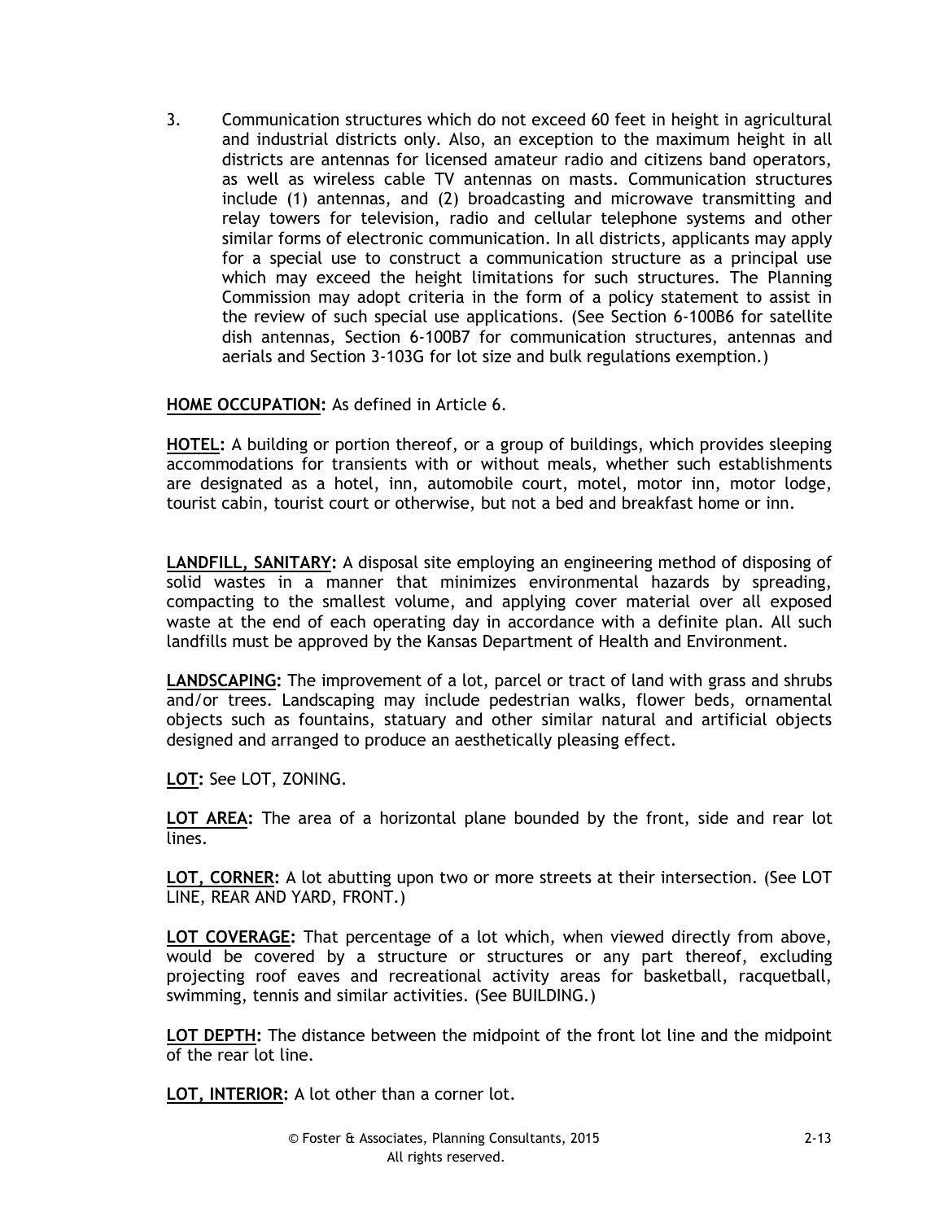3. Communication structures which do not exceed 60 feet in height in agricultural and industrial districts only. Also, an exception to the maximum height in all districts are antennas for licensed amateur radio and citizens band operators, as well as wireless cable TV antennas on masts. Communication structures include (1) antennas, and (2) broadcasting and microwave transmitting and relay towers for television, radio and cellular telephone systems and other similar forms of electronic communication. In all districts, applicants may apply for a special use to construct a communication structure as a principal use which may exceed the height limitations for such structures. The Planning Commission may adopt criteria in the form of a policy statement to assist in the review of such special use applications. (See Section 6-100B6 for satellite dish antennas, Section 6-100B7 for communication structures, antennas and aerials and Section 3-103G for lot size and bulk regulations exemption.)

**HOME OCCUPATION:** As defined in Article 6.

**HOTEL:** A building or portion thereof, or a group of buildings, which provides sleeping accommodations for transients with or without meals, whether such establishments are designated as a hotel, inn, automobile court, motel, motor inn, motor lodge, tourist cabin, tourist court or otherwise, but not a bed and breakfast home or inn.

**LANDFILL, SANITARY:** A disposal site employing an engineering method of disposing of solid wastes in a manner that minimizes environmental hazards by spreading, compacting to the smallest volume, and applying cover material over all exposed waste at the end of each operating day in accordance with a definite plan. All such landfills must be approved by the Kansas Department of Health and Environment.

**LANDSCAPING:** The improvement of a lot, parcel or tract of land with grass and shrubs and/or trees. Landscaping may include pedestrian walks, flower beds, ornamental objects such as fountains, statuary and other similar natural and artificial objects designed and arranged to produce an aesthetically pleasing effect.

**LOT:** See LOT, ZONING.

**LOT AREA:** The area of a horizontal plane bounded by the front, side and rear lot lines.

**LOT, CORNER:** A lot abutting upon two or more streets at their intersection. (See LOT LINE, REAR AND YARD, FRONT.)

**LOT COVERAGE:** That percentage of a lot which, when viewed directly from above, would be covered by a structure or structures or any part thereof, excluding projecting roof eaves and recreational activity areas for basketball, racquetball, swimming, tennis and similar activities. (See BUILDING.)

**LOT DEPTH:** The distance between the midpoint of the front lot line and the midpoint of the rear lot line.

**LOT, INTERIOR:** A lot other than a corner lot.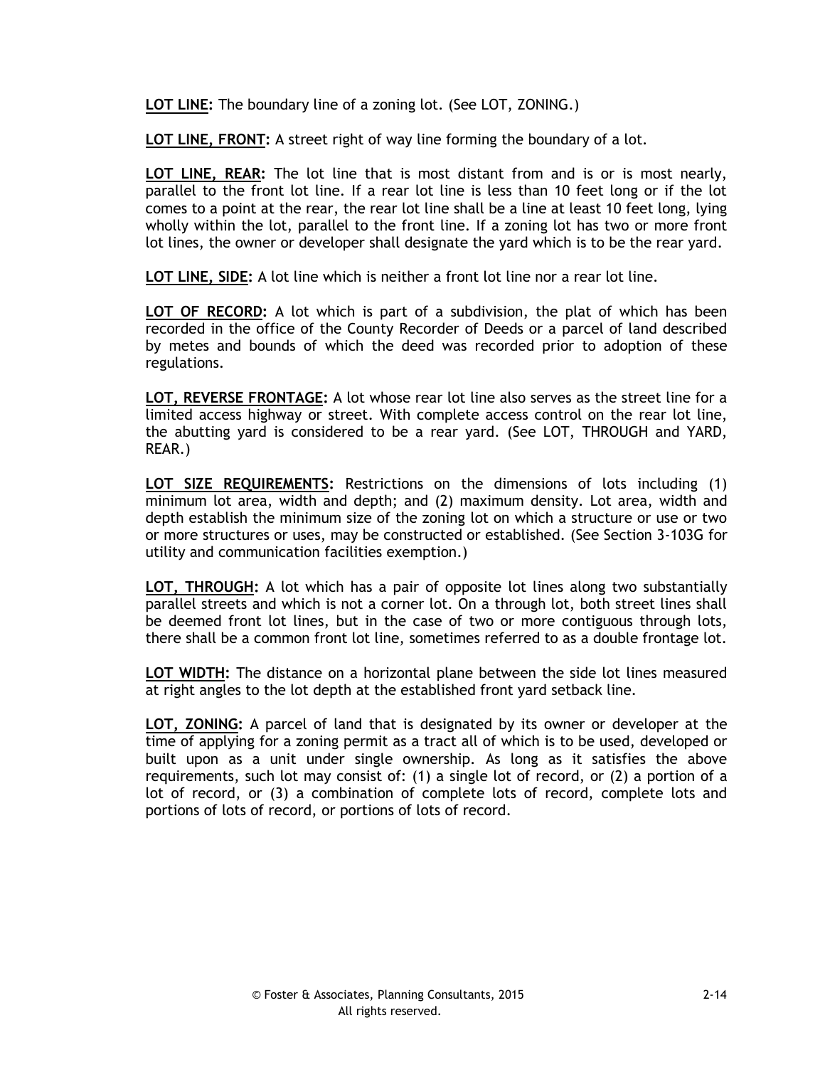**LOT LINE:** The boundary line of a zoning lot. (See LOT, ZONING.)

**LOT LINE, FRONT:** A street right of way line forming the boundary of a lot.

**LOT LINE, REAR:** The lot line that is most distant from and is or is most nearly, parallel to the front lot line. If a rear lot line is less than 10 feet long or if the lot comes to a point at the rear, the rear lot line shall be a line at least 10 feet long, lying wholly within the lot, parallel to the front line. If a zoning lot has two or more front lot lines, the owner or developer shall designate the yard which is to be the rear yard.

**LOT LINE, SIDE:** A lot line which is neither a front lot line nor a rear lot line.

**LOT OF RECORD:** A lot which is part of a subdivision, the plat of which has been recorded in the office of the County Recorder of Deeds or a parcel of land described by metes and bounds of which the deed was recorded prior to adoption of these regulations.

**LOT, REVERSE FRONTAGE:** A lot whose rear lot line also serves as the street line for a limited access highway or street. With complete access control on the rear lot line, the abutting yard is considered to be a rear yard. (See LOT, THROUGH and YARD, REAR.)

**LOT SIZE REQUIREMENTS:** Restrictions on the dimensions of lots including (1) minimum lot area, width and depth; and (2) maximum density. Lot area, width and depth establish the minimum size of the zoning lot on which a structure or use or two or more structures or uses, may be constructed or established. (See Section 3-103G for utility and communication facilities exemption.)

**LOT, THROUGH:** A lot which has a pair of opposite lot lines along two substantially parallel streets and which is not a corner lot. On a through lot, both street lines shall be deemed front lot lines, but in the case of two or more contiguous through lots, there shall be a common front lot line, sometimes referred to as a double frontage lot.

**LOT WIDTH:** The distance on a horizontal plane between the side lot lines measured at right angles to the lot depth at the established front yard setback line.

**LOT, ZONING:** A parcel of land that is designated by its owner or developer at the time of applying for a zoning permit as a tract all of which is to be used, developed or built upon as a unit under single ownership. As long as it satisfies the above requirements, such lot may consist of: (1) a single lot of record, or (2) a portion of a lot of record, or (3) a combination of complete lots of record, complete lots and portions of lots of record, or portions of lots of record.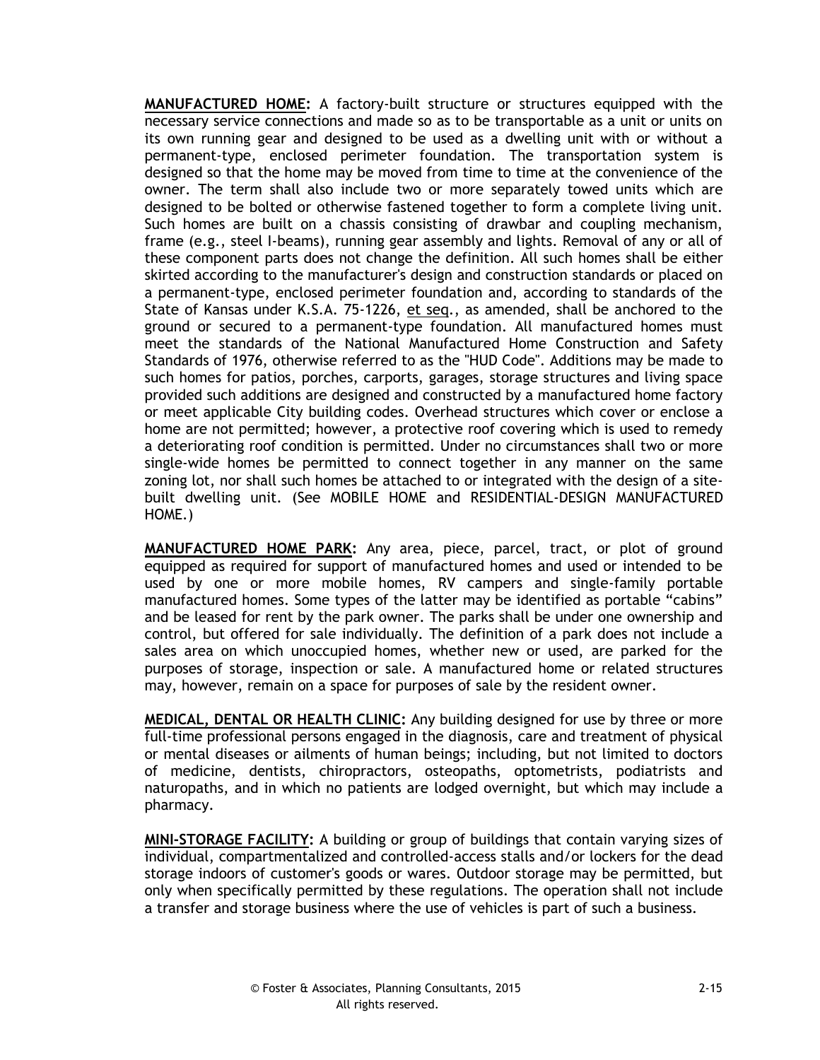**MANUFACTURED HOME:** A factory-built structure or structures equipped with the necessary service connections and made so as to be transportable as a unit or units on its own running gear and designed to be used as a dwelling unit with or without a permanent-type, enclosed perimeter foundation. The transportation system is designed so that the home may be moved from time to time at the convenience of the owner. The term shall also include two or more separately towed units which are designed to be bolted or otherwise fastened together to form a complete living unit. Such homes are built on a chassis consisting of drawbar and coupling mechanism, frame (e.g., steel I-beams), running gear assembly and lights. Removal of any or all of these component parts does not change the definition. All such homes shall be either skirted according to the manufacturer's design and construction standards or placed on a permanent-type, enclosed perimeter foundation and, according to standards of the State of Kansas under K.S.A. 75-1226, et seq., as amended, shall be anchored to the ground or secured to a permanent-type foundation. All manufactured homes must meet the standards of the National Manufactured Home Construction and Safety Standards of 1976, otherwise referred to as the "HUD Code". Additions may be made to such homes for patios, porches, carports, garages, storage structures and living space provided such additions are designed and constructed by a manufactured home factory or meet applicable City building codes. Overhead structures which cover or enclose a home are not permitted; however, a protective roof covering which is used to remedy a deteriorating roof condition is permitted. Under no circumstances shall two or more single-wide homes be permitted to connect together in any manner on the same zoning lot, nor shall such homes be attached to or integrated with the design of a site-built dwelling unit. (See MOBILE HOME and RESIDENTIAL-DESIGN MANUFACTURED HOME.)

**MANUFACTURED HOME PARK:** Any area, piece, parcel, tract, or plot of ground equipped as required for support of manufactured homes and used or intended to be used by one or more mobile homes, RV campers and single-family portable manufactured homes. Some types of the latter may be identified as portable "cabins" and be leased for rent by the park owner. The parks shall be under one ownership and control, but offered for sale individually. The definition of a park does not include a sales area on which unoccupied homes, whether new or used, are parked for the purposes of storage, inspection or sale. A manufactured home or related structures may, however, remain on a space for purposes of sale by the resident owner.

**MEDICAL, DENTAL OR HEALTH CLINIC:** Any building designed for use by three or more full-time professional persons engaged in the diagnosis, care and treatment of physical or mental diseases or ailments of human beings; including, but not limited to doctors of medicine, dentists, chiropractors, osteopaths, optometrists, podiatrists and naturopaths, and in which no patients are lodged overnight, but which may include a pharmacy.

**MINI-STORAGE FACILITY:** A building or group of buildings that contain varying sizes of individual, compartmentalized and controlled-access stalls and/or lockers for the dead storage indoors of customer's goods or wares. Outdoor storage may be permitted, but only when specifically permitted by these regulations. The operation shall not include a transfer and storage business where the use of vehicles is part of such a business.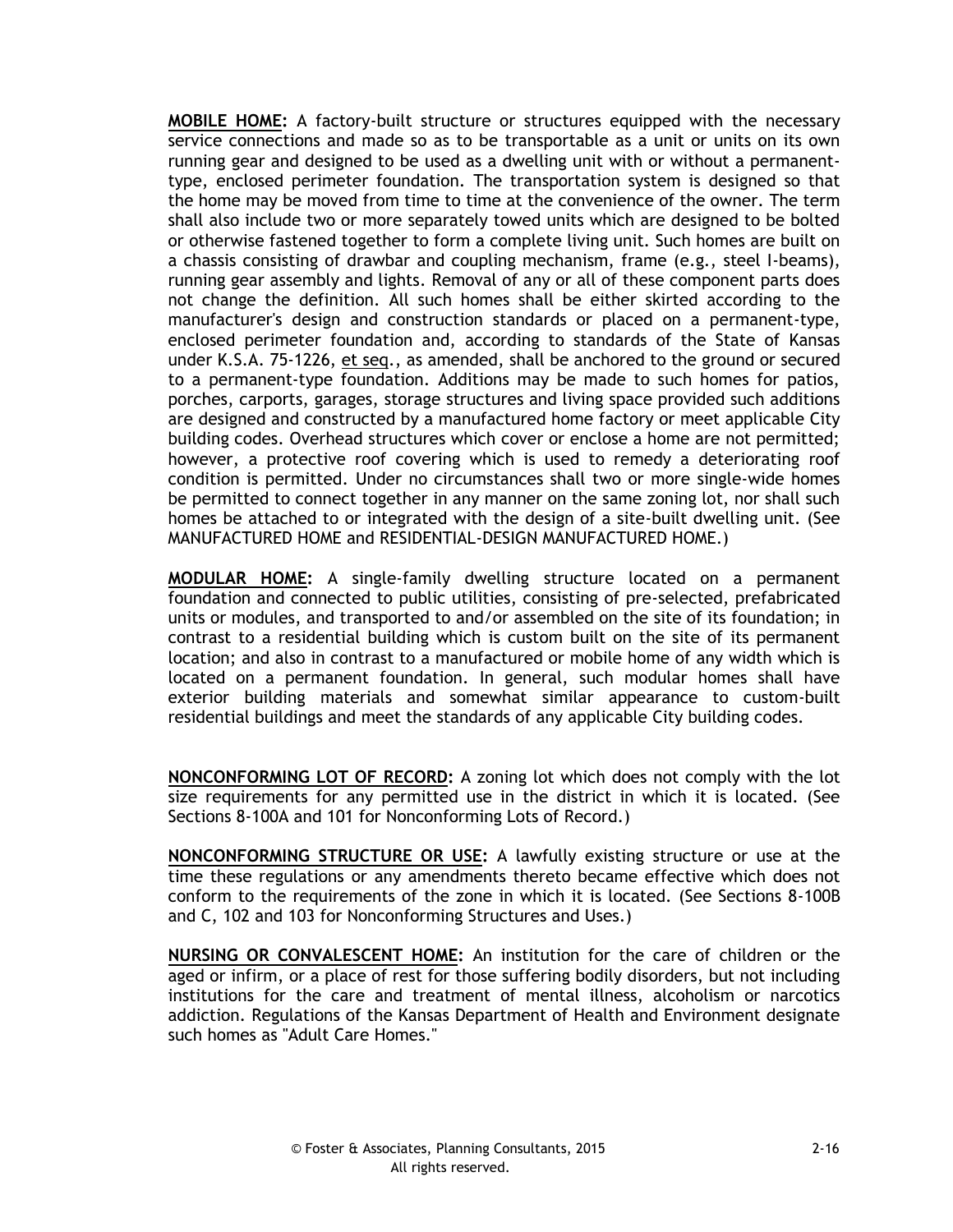**MOBILE HOME:** A factory-built structure or structures equipped with the necessary service connections and made so as to be transportable as a unit or units on its own running gear and designed to be used as a dwelling unit with or without a permanent-type, enclosed perimeter foundation. The transportation system is designed so that the home may be moved from time to time at the convenience of the owner. The term shall also include two or more separately towed units which are designed to be bolted or otherwise fastened together to form a complete living unit. Such homes are built on a chassis consisting of drawbar and coupling mechanism, frame (e.g., steel I-beams), running gear assembly and lights. Removal of any or all of these component parts does not change the definition. All such homes shall be either skirted according to the manufacturer's design and construction standards or placed on a permanent-type, enclosed perimeter foundation and, according to standards of the State of Kansas under K.S.A. 75-1226, et seq., as amended, shall be anchored to the ground or secured to a permanent-type foundation. Additions may be made to such homes for patios, porches, carports, garages, storage structures and living space provided such additions are designed and constructed by a manufactured home factory or meet applicable City building codes. Overhead structures which cover or enclose a home are not permitted; however, a protective roof covering which is used to remedy a deteriorating roof condition is permitted. Under no circumstances shall two or more single-wide homes be permitted to connect together in any manner on the same zoning lot, nor shall such homes be attached to or integrated with the design of a site-built dwelling unit. (See MANUFACTURED HOME and RESIDENTIAL-DESIGN MANUFACTURED HOME.)

**MODULAR HOME:** A single-family dwelling structure located on a permanent foundation and connected to public utilities, consisting of pre-selected, prefabricated units or modules, and transported to and/or assembled on the site of its foundation; in contrast to a residential building which is custom built on the site of its permanent location; and also in contrast to a manufactured or mobile home of any width which is located on a permanent foundation. In general, such modular homes shall have exterior building materials and somewhat similar appearance to custom-built residential buildings and meet the standards of any applicable City building codes.

**NONCONFORMING LOT OF RECORD:** A zoning lot which does not comply with the lot size requirements for any permitted use in the district in which it is located. (See Sections 8-100A and 101 for Nonconforming Lots of Record.)

**NONCONFORMING STRUCTURE OR USE:** A lawfully existing structure or use at the time these regulations or any amendments thereto became effective which does not conform to the requirements of the zone in which it is located. (See Sections 8-100B and C, 102 and 103 for Nonconforming Structures and Uses.)

**NURSING OR CONVALESCENT HOME:** An institution for the care of children or the aged or infirm, or a place of rest for those suffering bodily disorders, but not including institutions for the care and treatment of mental illness, alcoholism or narcotics addiction. Regulations of the Kansas Department of Health and Environment designate such homes as "Adult Care Homes."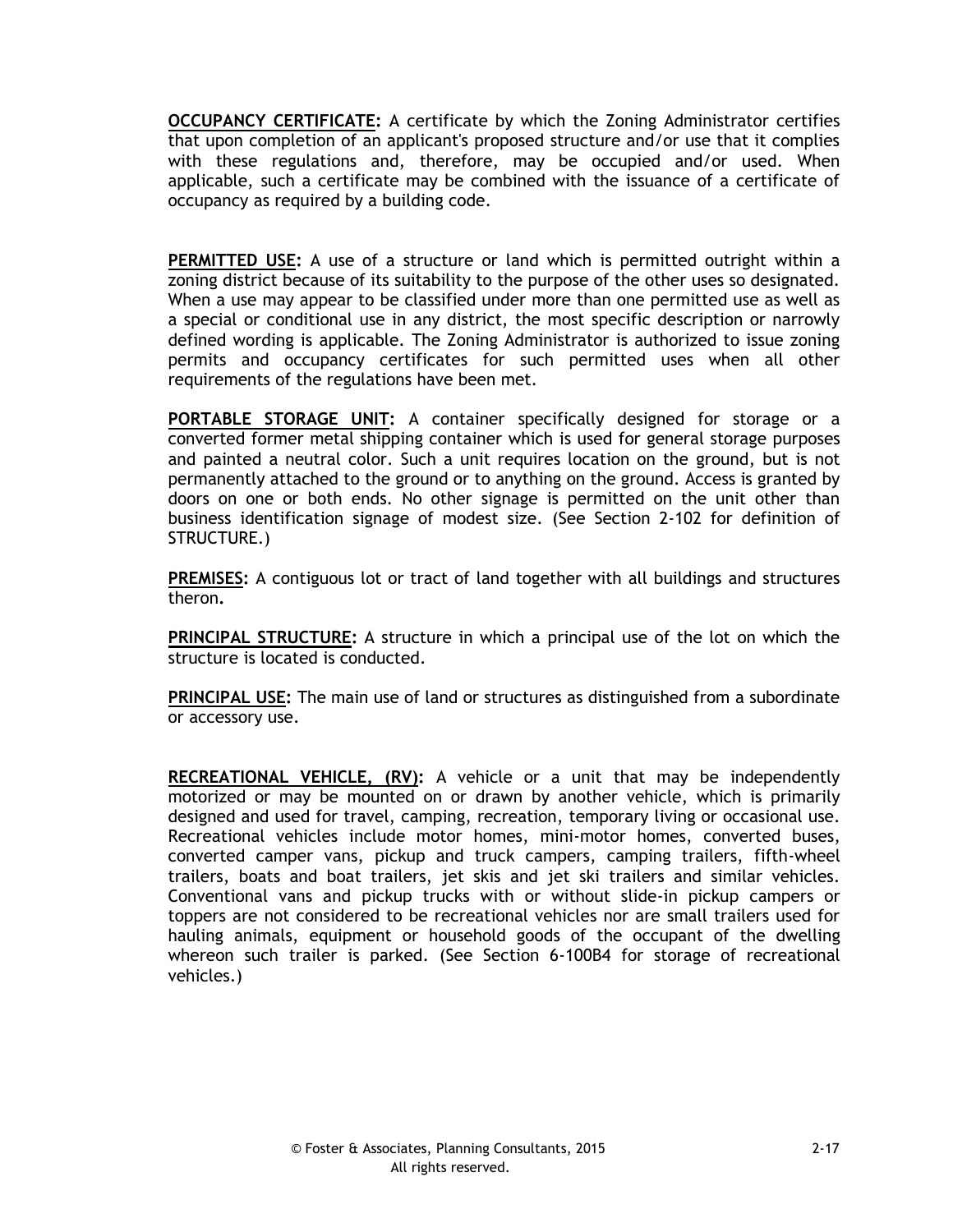**OCCUPANCY CERTIFICATE:** A certificate by which the Zoning Administrator certifies that upon completion of an applicant's proposed structure and/or use that it complies with these regulations and, therefore, may be occupied and/or used. When applicable, such a certificate may be combined with the issuance of a certificate of occupancy as required by a building code.

**PERMITTED USE:** A use of a structure or land which is permitted outright within a zoning district because of its suitability to the purpose of the other uses so designated. When a use may appear to be classified under more than one permitted use as well as a special or conditional use in any district, the most specific description or narrowly defined wording is applicable. The Zoning Administrator is authorized to issue zoning permits and occupancy certificates for such permitted uses when all other requirements of the regulations have been met.

**PORTABLE STORAGE UNIT:** A container specifically designed for storage or a converted former metal shipping container which is used for general storage purposes and painted a neutral color. Such a unit requires location on the ground, but is not permanently attached to the ground or to anything on the ground. Access is granted by doors on one or both ends. No other signage is permitted on the unit other than business identification signage of modest size. (See Section 2-102 for definition of STRUCTURE.)

**PREMISES:** A contiguous lot or tract of land together with all buildings and structures theron**.**

**PRINCIPAL STRUCTURE:** A structure in which a principal use of the lot on which the structure is located is conducted.

**PRINCIPAL USE:** The main use of land or structures as distinguished from a subordinate or accessory use.

**RECREATIONAL VEHICLE, (RV):** A vehicle or a unit that may be independently motorized or may be mounted on or drawn by another vehicle, which is primarily designed and used for travel, camping, recreation, temporary living or occasional use. Recreational vehicles include motor homes, mini-motor homes, converted buses, converted camper vans, pickup and truck campers, camping trailers, fifth-wheel trailers, boats and boat trailers, jet skis and jet ski trailers and similar vehicles. Conventional vans and pickup trucks with or without slide-in pickup campers or toppers are not considered to be recreational vehicles nor are small trailers used for hauling animals, equipment or household goods of the occupant of the dwelling whereon such trailer is parked. (See Section 6-100B4 for storage of recreational vehicles.)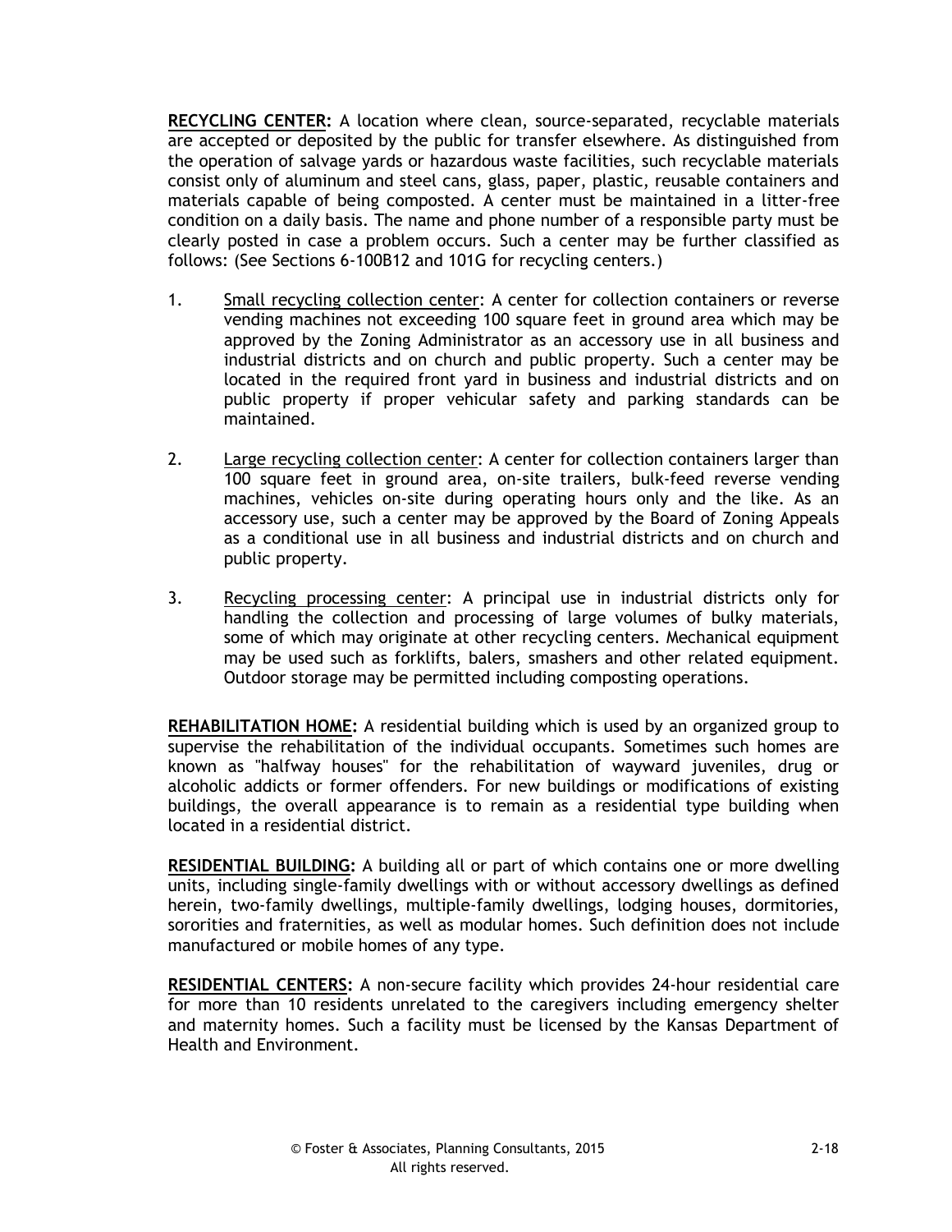**RECYCLING CENTER:** A location where clean, source-separated, recyclable materials are accepted or deposited by the public for transfer elsewhere. As distinguished from the operation of salvage yards or hazardous waste facilities, such recyclable materials consist only of aluminum and steel cans, glass, paper, plastic, reusable containers and materials capable of being composted. A center must be maintained in a litter-free condition on a daily basis. The name and phone number of a responsible party must be clearly posted in case a problem occurs. Such a center may be further classified as follows: (See Sections 6-100B12 and 101G for recycling centers.)

1. Small recycling collection center: A center for collection containers or reverse vending machines not exceeding 100 square feet in ground area which may be approved by the Zoning Administrator as an accessory use in all business and industrial districts and on church and public property. Such a center may be located in the required front yard in business and industrial districts and on public property if proper vehicular safety and parking standards can be maintained.

2. Large recycling collection center: A center for collection containers larger than 100 square feet in ground area, on-site trailers, bulk-feed reverse vending machines, vehicles on-site during operating hours only and the like. As an accessory use, such a center may be approved by the Board of Zoning Appeals as a conditional use in all business and industrial districts and on church and public property.

3. Recycling processing center: A principal use in industrial districts only for handling the collection and processing of large volumes of bulky materials, some of which may originate at other recycling centers. Mechanical equipment may be used such as forklifts, balers, smashers and other related equipment. Outdoor storage may be permitted including composting operations.

**REHABILITATION HOME:** A residential building which is used by an organized group to supervise the rehabilitation of the individual occupants. Sometimes such homes are known as "halfway houses" for the rehabilitation of wayward juveniles, drug or alcoholic addicts or former offenders. For new buildings or modifications of existing buildings, the overall appearance is to remain as a residential type building when located in a residential district.

**RESIDENTIAL BUILDING:** A building all or part of which contains one or more dwelling units, including single-family dwellings with or without accessory dwellings as defined herein, two-family dwellings, multiple-family dwellings, lodging houses, dormitories, sororities and fraternities, as well as modular homes. Such definition does not include manufactured or mobile homes of any type.

**RESIDENTIAL CENTERS:** A non-secure facility which provides 24-hour residential care for more than 10 residents unrelated to the caregivers including emergency shelter and maternity homes. Such a facility must be licensed by the Kansas Department of Health and Environment.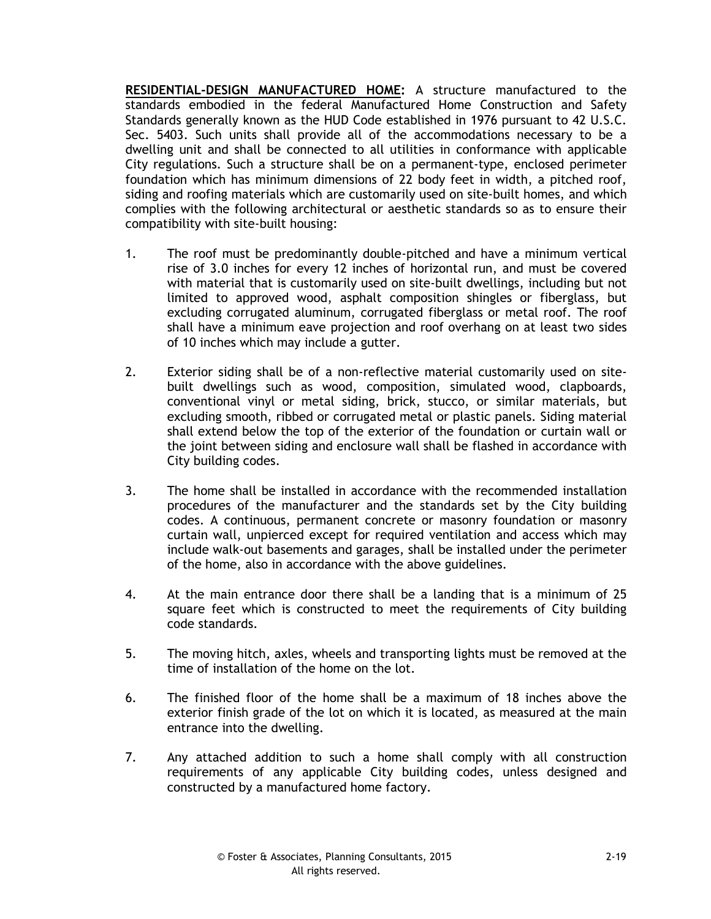**RESIDENTIAL-DESIGN MANUFACTURED HOME:** A structure manufactured to the standards embodied in the federal Manufactured Home Construction and Safety Standards generally known as the HUD Code established in 1976 pursuant to 42 U.S.C. Sec. 5403. Such units shall provide all of the accommodations necessary to be a dwelling unit and shall be connected to all utilities in conformance with applicable City regulations. Such a structure shall be on a permanent-type, enclosed perimeter foundation which has minimum dimensions of 22 body feet in width, a pitched roof, siding and roofing materials which are customarily used on site-built homes, and which complies with the following architectural or aesthetic standards so as to ensure their compatibility with site-built housing:

1. The roof must be predominantly double-pitched and have a minimum vertical rise of 3.0 inches for every 12 inches of horizontal run, and must be covered with material that is customarily used on site-built dwellings, including but not limited to approved wood, asphalt composition shingles or fiberglass, but excluding corrugated aluminum, corrugated fiberglass or metal roof. The roof shall have a minimum eave projection and roof overhang on at least two sides of 10 inches which may include a gutter.

2. Exterior siding shall be of a non-reflective material customarily used on site-built dwellings such as wood, composition, simulated wood, clapboards, conventional vinyl or metal siding, brick, stucco, or similar materials, but excluding smooth, ribbed or corrugated metal or plastic panels. Siding material shall extend below the top of the exterior of the foundation or curtain wall or the joint between siding and enclosure wall shall be flashed in accordance with City building codes.

3. The home shall be installed in accordance with the recommended installation procedures of the manufacturer and the standards set by the City building codes. A continuous, permanent concrete or masonry foundation or masonry curtain wall, unpierced except for required ventilation and access which may include walk-out basements and garages, shall be installed under the perimeter of the home, also in accordance with the above guidelines.

4. At the main entrance door there shall be a landing that is a minimum of 25 square feet which is constructed to meet the requirements of City building code standards.

5. The moving hitch, axles, wheels and transporting lights must be removed at the time of installation of the home on the lot.

6. The finished floor of the home shall be a maximum of 18 inches above the exterior finish grade of the lot on which it is located, as measured at the main entrance into the dwelling.

7. Any attached addition to such a home shall comply with all construction requirements of any applicable City building codes, unless designed and constructed by a manufactured home factory.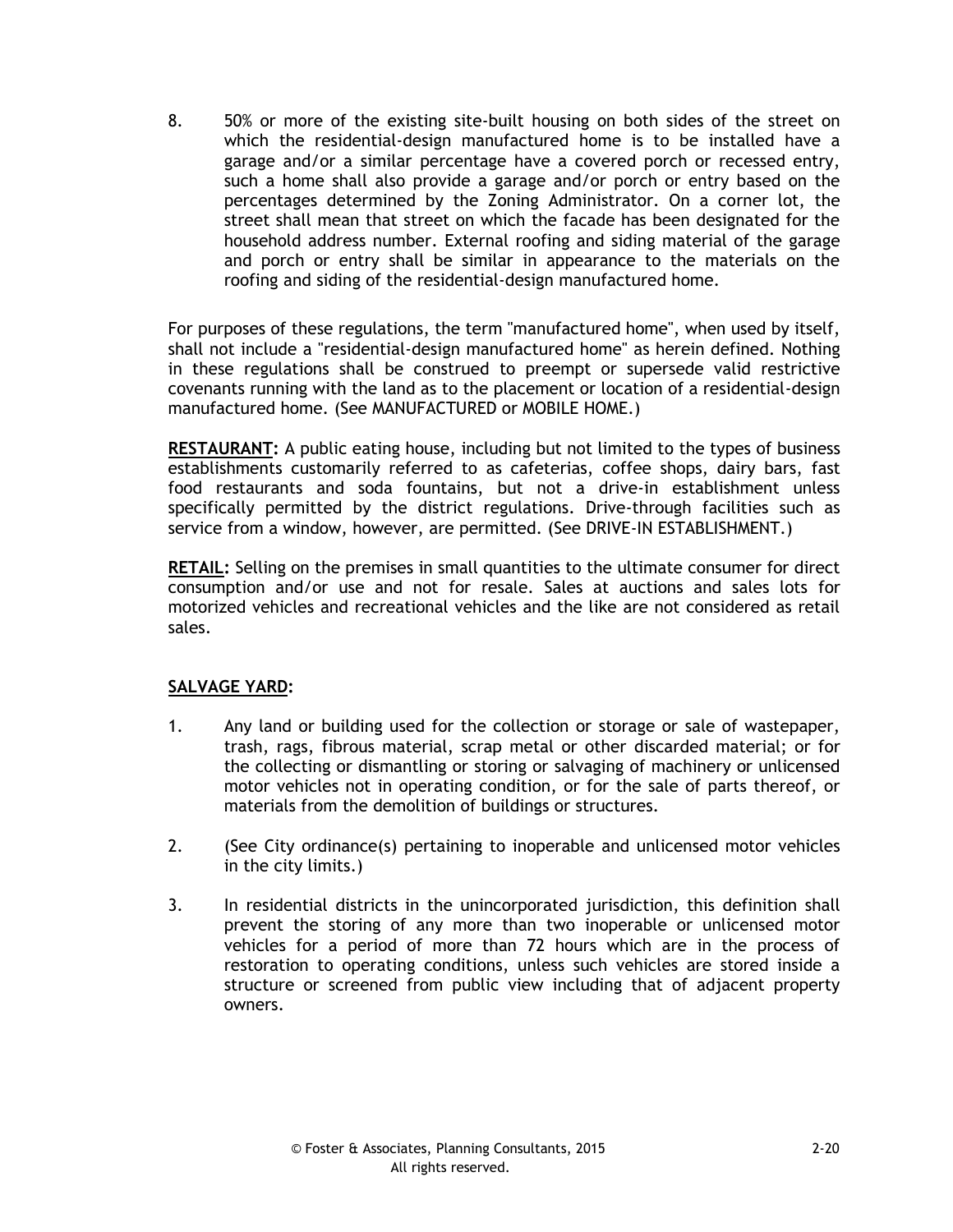8. 50% or more of the existing site-built housing on both sides of the street on which the residential-design manufactured home is to be installed have a garage and/or a similar percentage have a covered porch or recessed entry, such a home shall also provide a garage and/or porch or entry based on the percentages determined by the Zoning Administrator. On a corner lot, the street shall mean that street on which the facade has been designated for the household address number. External roofing and siding material of the garage and porch or entry shall be similar in appearance to the materials on the roofing and siding of the residential-design manufactured home.

For purposes of these regulations, the term "manufactured home", when used by itself, shall not include a "residential-design manufactured home" as herein defined. Nothing in these regulations shall be construed to preempt or supersede valid restrictive covenants running with the land as to the placement or location of a residential-design manufactured home. (See MANUFACTURED or MOBILE HOME.)

**RESTAURANT:** A public eating house, including but not limited to the types of business establishments customarily referred to as cafeterias, coffee shops, dairy bars, fast food restaurants and soda fountains, but not a drive-in establishment unless specifically permitted by the district regulations. Drive-through facilities such as service from a window, however, are permitted. (See DRIVE-IN ESTABLISHMENT.)

**RETAIL:** Selling on the premises in small quantities to the ultimate consumer for direct consumption and/or use and not for resale. Sales at auctions and sales lots for motorized vehicles and recreational vehicles and the like are not considered as retail sales.

**SALVAGE YARD:**

1. Any land or building used for the collection or storage or sale of wastepaper, trash, rags, fibrous material, scrap metal or other discarded material; or for the collecting or dismantling or storing or salvaging of machinery or unlicensed motor vehicles not in operating condition, or for the sale of parts thereof, or materials from the demolition of buildings or structures.

2. (See City ordinance(s) pertaining to inoperable and unlicensed motor vehicles in the city limits.)

3. In residential districts in the unincorporated jurisdiction, this definition shall prevent the storing of any more than two inoperable or unlicensed motor vehicles for a period of more than 72 hours which are in the process of restoration to operating conditions, unless such vehicles are stored inside a structure or screened from public view including that of adjacent property owners.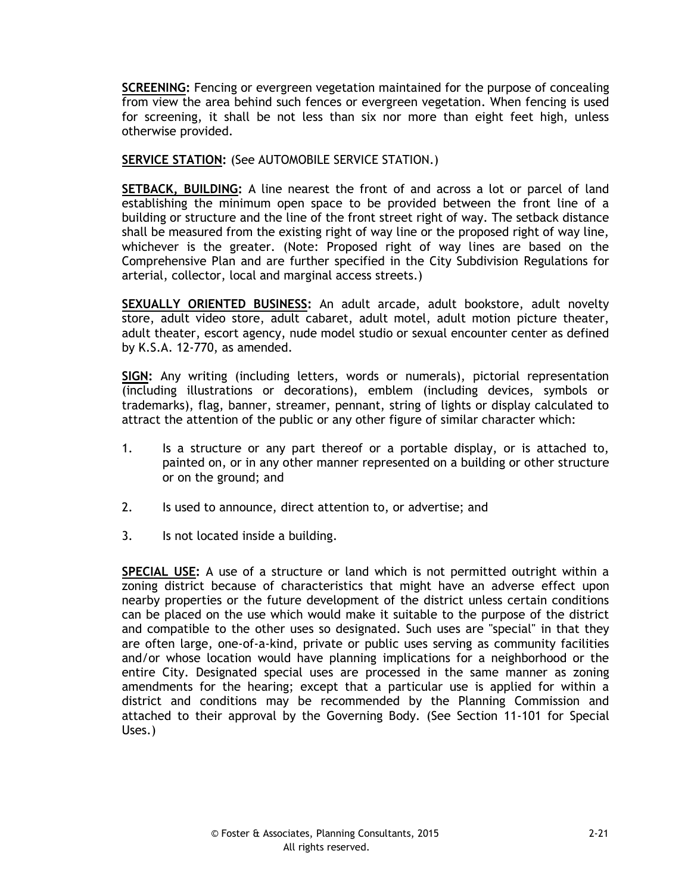**SCREENING:** Fencing or evergreen vegetation maintained for the purpose of concealing from view the area behind such fences or evergreen vegetation. When fencing is used for screening, it shall be not less than six nor more than eight feet high, unless otherwise provided.

**SERVICE STATION:** (See AUTOMOBILE SERVICE STATION.)

**SETBACK, BUILDING:** A line nearest the front of and across a lot or parcel of land establishing the minimum open space to be provided between the front line of a building or structure and the line of the front street right of way. The setback distance shall be measured from the existing right of way line or the proposed right of way line, whichever is the greater. (Note: Proposed right of way lines are based on the Comprehensive Plan and are further specified in the City Subdivision Regulations for arterial, collector, local and marginal access streets.)

**SEXUALLY ORIENTED BUSINESS:** An adult arcade, adult bookstore, adult novelty store, adult video store, adult cabaret, adult motel, adult motion picture theater, adult theater, escort agency, nude model studio or sexual encounter center as defined by K.S.A. 12-770, as amended.

**SIGN:** Any writing (including letters, words or numerals), pictorial representation (including illustrations or decorations), emblem (including devices, symbols or trademarks), flag, banner, streamer, pennant, string of lights or display calculated to attract the attention of the public or any other figure of similar character which:

1. Is a structure or any part thereof or a portable display, or is attached to, painted on, or in any other manner represented on a building or other structure or on the ground; and

2. Is used to announce, direct attention to, or advertise; and

3. Is not located inside a building.

**SPECIAL USE:** A use of a structure or land which is not permitted outright within a zoning district because of characteristics that might have an adverse effect upon nearby properties or the future development of the district unless certain conditions can be placed on the use which would make it suitable to the purpose of the district and compatible to the other uses so designated. Such uses are "special" in that they are often large, one-of-a-kind, private or public uses serving as community facilities and/or whose location would have planning implications for a neighborhood or the entire City. Designated special uses are processed in the same manner as zoning amendments for the hearing; except that a particular use is applied for within a district and conditions may be recommended by the Planning Commission and attached to their approval by the Governing Body. (See Section 11-101 for Special Uses.)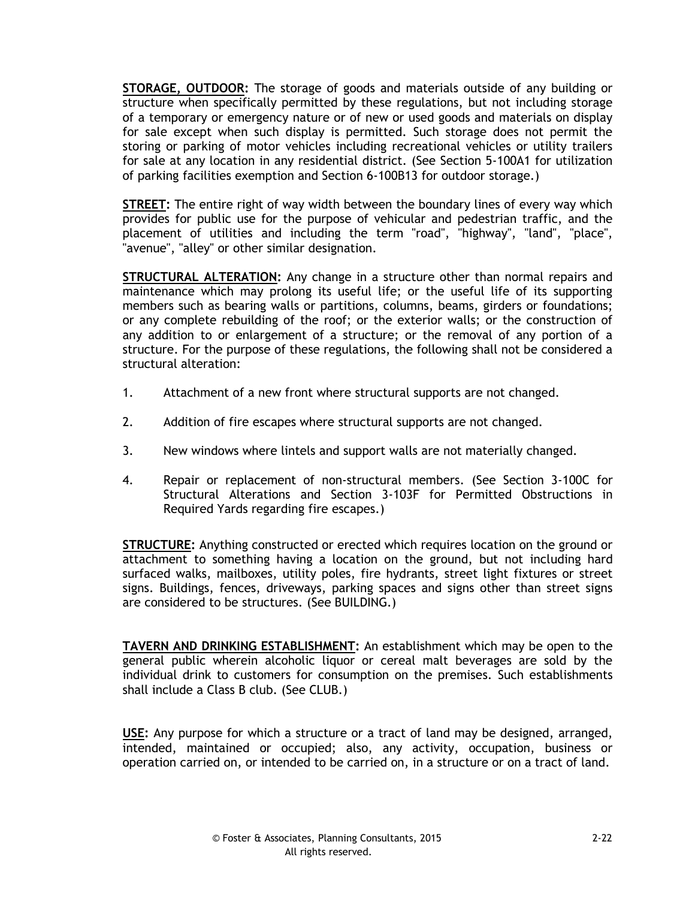**STORAGE, OUTDOOR:** The storage of goods and materials outside of any building or structure when specifically permitted by these regulations, but not including storage of a temporary or emergency nature or of new or used goods and materials on display for sale except when such display is permitted. Such storage does not permit the storing or parking of motor vehicles including recreational vehicles or utility trailers for sale at any location in any residential district. (See Section 5-100A1 for utilization of parking facilities exemption and Section 6-100B13 for outdoor storage.)

**STREET:** The entire right of way width between the boundary lines of every way which provides for public use for the purpose of vehicular and pedestrian traffic, and the placement of utilities and including the term "road", "highway", "land", "place", "avenue", "alley" or other similar designation.

**STRUCTURAL ALTERATION:** Any change in a structure other than normal repairs and maintenance which may prolong its useful life; or the useful life of its supporting members such as bearing walls or partitions, columns, beams, girders or foundations; or any complete rebuilding of the roof; or the exterior walls; or the construction of any addition to or enlargement of a structure; or the removal of any portion of a structure. For the purpose of these regulations, the following shall not be considered a structural alteration:

1. Attachment of a new front where structural supports are not changed.

2. Addition of fire escapes where structural supports are not changed.

3. New windows where lintels and support walls are not materially changed.

4. Repair or replacement of non-structural members. (See Section 3-100C for Structural Alterations and Section 3-103F for Permitted Obstructions in Required Yards regarding fire escapes.)

**STRUCTURE:** Anything constructed or erected which requires location on the ground or attachment to something having a location on the ground, but not including hard surfaced walks, mailboxes, utility poles, fire hydrants, street light fixtures or street signs. Buildings, fences, driveways, parking spaces and signs other than street signs are considered to be structures. (See BUILDING.)

**TAVERN AND DRINKING ESTABLISHMENT:** An establishment which may be open to the general public wherein alcoholic liquor or cereal malt beverages are sold by the individual drink to customers for consumption on the premises. Such establishments shall include a Class B club. (See CLUB.)

**USE:** Any purpose for which a structure or a tract of land may be designed, arranged, intended, maintained or occupied; also, any activity, occupation, business or operation carried on, or intended to be carried on, in a structure or on a tract of land.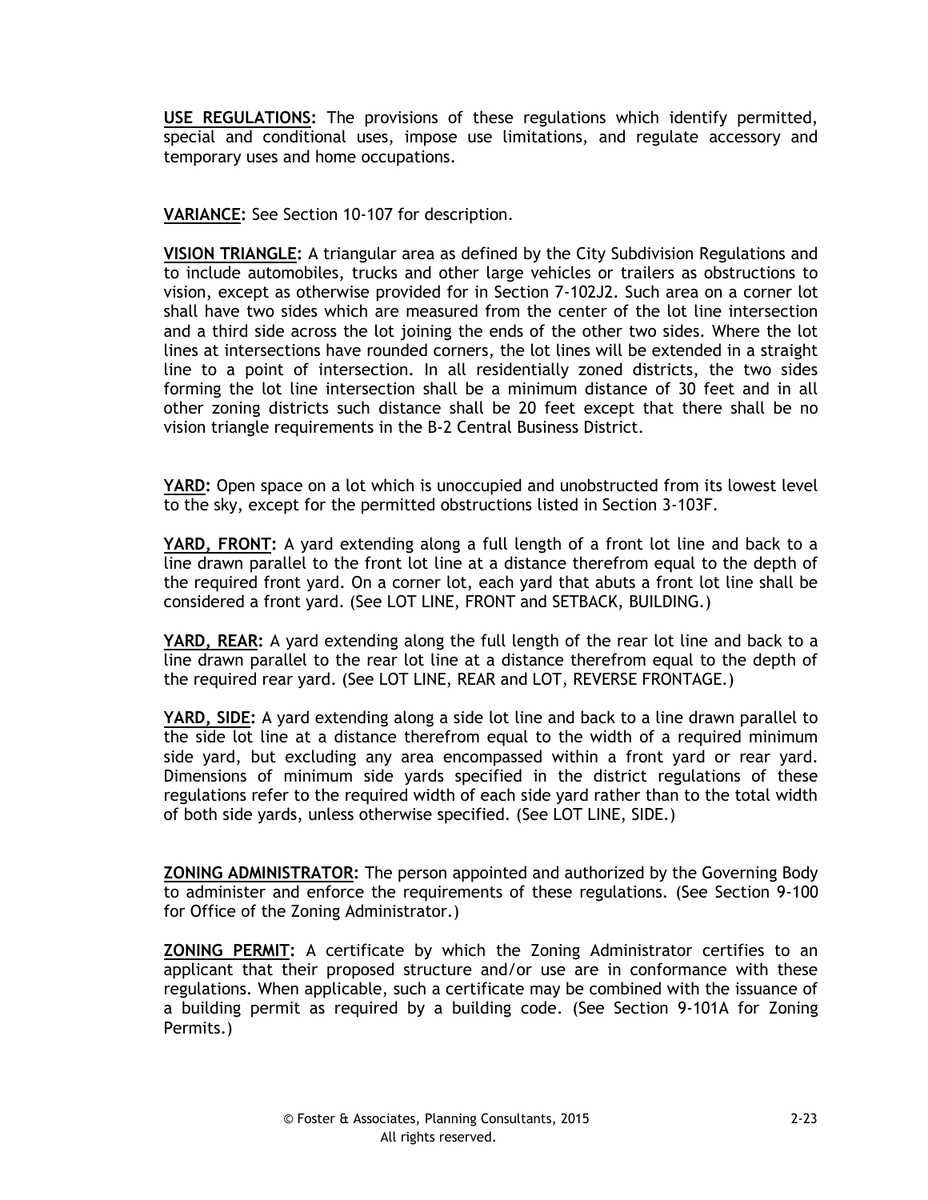**USE REGULATIONS:** The provisions of these regulations which identify permitted, special and conditional uses, impose use limitations, and regulate accessory and temporary uses and home occupations.

**VARIANCE:** See Section 10-107 for description.

**VISION TRIANGLE:** A triangular area as defined by the City Subdivision Regulations and to include automobiles, trucks and other large vehicles or trailers as obstructions to vision, except as otherwise provided for in Section 7-102J2. Such area on a corner lot shall have two sides which are measured from the center of the lot line intersection and a third side across the lot joining the ends of the other two sides. Where the lot lines at intersections have rounded corners, the lot lines will be extended in a straight line to a point of intersection. In all residentially zoned districts, the two sides forming the lot line intersection shall be a minimum distance of 30 feet and in all other zoning districts such distance shall be 20 feet except that there shall be no vision triangle requirements in the B-2 Central Business District.

**YARD:** Open space on a lot which is unoccupied and unobstructed from its lowest level to the sky, except for the permitted obstructions listed in Section 3-103F.

**YARD, FRONT:** A yard extending along a full length of a front lot line and back to a line drawn parallel to the front lot line at a distance therefrom equal to the depth of the required front yard. On a corner lot, each yard that abuts a front lot line shall be considered a front yard. (See LOT LINE, FRONT and SETBACK, BUILDING.)

**YARD, REAR:** A yard extending along the full length of the rear lot line and back to a line drawn parallel to the rear lot line at a distance therefrom equal to the depth of the required rear yard. (See LOT LINE, REAR and LOT, REVERSE FRONTAGE.)

**YARD, SIDE:** A yard extending along a side lot line and back to a line drawn parallel to the side lot line at a distance therefrom equal to the width of a required minimum side yard, but excluding any area encompassed within a front yard or rear yard. Dimensions of minimum side yards specified in the district regulations of these regulations refer to the required width of each side yard rather than to the total width of both side yards, unless otherwise specified. (See LOT LINE, SIDE.)

**ZONING ADMINISTRATOR:** The person appointed and authorized by the Governing Body to administer and enforce the requirements of these regulations. (See Section 9-100 for Office of the Zoning Administrator.)

**ZONING PERMIT:** A certificate by which the Zoning Administrator certifies to an applicant that their proposed structure and/or use are in conformance with these regulations. When applicable, such a certificate may be combined with the issuance of a building permit as required by a building code. (See Section 9-101A for Zoning Permits.)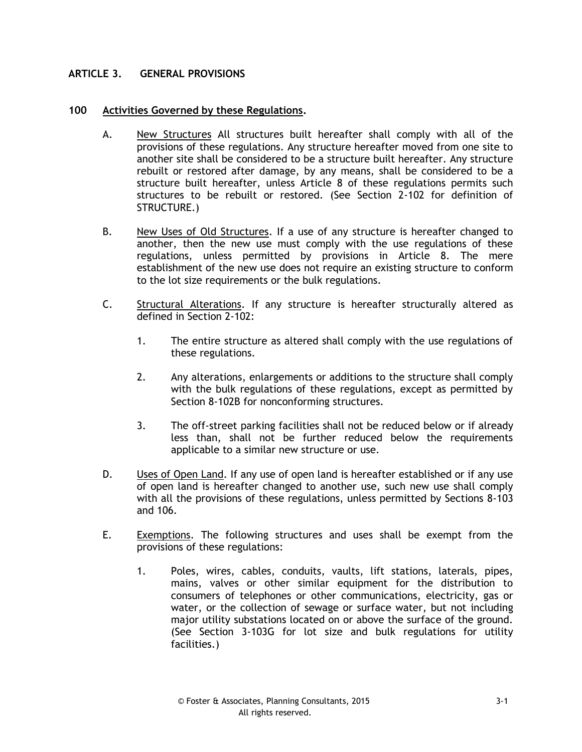# ARTICLE 3. GENERAL PROVISIONS

## 100 Activities Governed by these Regulations.

A. New Structures All structures built hereafter shall comply with all of the provisions of these regulations. Any structure hereafter moved from one site to another site shall be considered to be a structure built hereafter. Any structure rebuilt or restored after damage, by any means, shall be considered to be a structure built hereafter, unless Article 8 of these regulations permits such structures to be rebuilt or restored. (See Section 2-102 for definition of STRUCTURE.)

B. New Uses of Old Structures. If a use of any structure is hereafter changed to another, then the new use must comply with the use regulations of these regulations, unless permitted by provisions in Article 8. The mere establishment of the new use does not require an existing structure to conform to the lot size requirements or the bulk regulations.

C. Structural Alterations. If any structure is hereafter structurally altered as defined in Section 2-102:

1. The entire structure as altered shall comply with the use regulations of these regulations.

2. Any alterations, enlargements or additions to the structure shall comply with the bulk regulations of these regulations, except as permitted by Section 8-102B for nonconforming structures.

3. The off-street parking facilities shall not be reduced below or if already less than, shall not be further reduced below the requirements applicable to a similar new structure or use.

D. Uses of Open Land. If any use of open land is hereafter established or if any use of open land is hereafter changed to another use, such new use shall comply with all the provisions of these regulations, unless permitted by Sections 8-103 and 106.

E. Exemptions. The following structures and uses shall be exempt from the provisions of these regulations:

1. Poles, wires, cables, conduits, vaults, lift stations, laterals, pipes, mains, valves or other similar equipment for the distribution to consumers of telephones or other communications, electricity, gas or water, or the collection of sewage or surface water, but not including major utility substations located on or above the surface of the ground. (See Section 3-103G for lot size and bulk regulations for utility facilities.)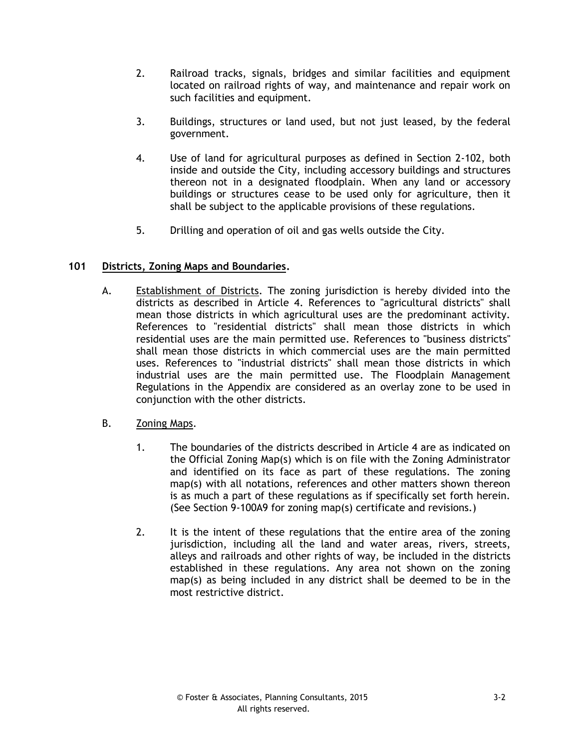2. Railroad tracks, signals, bridges and similar facilities and equipment located on railroad rights of way, and maintenance and repair work on such facilities and equipment.

3. Buildings, structures or land used, but not just leased, by the federal government.

4. Use of land for agricultural purposes as defined in Section 2-102, both inside and outside the City, including accessory buildings and structures thereon not in a designated floodplain. When any land or accessory buildings or structures cease to be used only for agriculture, then it shall be subject to the applicable provisions of these regulations.

5. Drilling and operation of oil and gas wells outside the City.

## 101 Districts, Zoning Maps and Boundaries.

A. Establishment of Districts. The zoning jurisdiction is hereby divided into the districts as described in Article 4. References to "agricultural districts" shall mean those districts in which agricultural uses are the predominant activity. References to "residential districts" shall mean those districts in which residential uses are the main permitted use. References to "business districts" shall mean those districts in which commercial uses are the main permitted uses. References to "industrial districts" shall mean those districts in which industrial uses are the main permitted use. The Floodplain Management Regulations in the Appendix are considered as an overlay zone to be used in conjunction with the other districts.

B. Zoning Maps.

1. The boundaries of the districts described in Article 4 are as indicated on the Official Zoning Map(s) which is on file with the Zoning Administrator and identified on its face as part of these regulations. The zoning map(s) with all notations, references and other matters shown thereon is as much a part of these regulations as if specifically set forth herein. (See Section 9-100A9 for zoning map(s) certificate and revisions.)

2. It is the intent of these regulations that the entire area of the zoning jurisdiction, including all the land and water areas, rivers, streets, alleys and railroads and other rights of way, be included in the districts established in these regulations. Any area not shown on the zoning map(s) as being included in any district shall be deemed to be in the most restrictive district.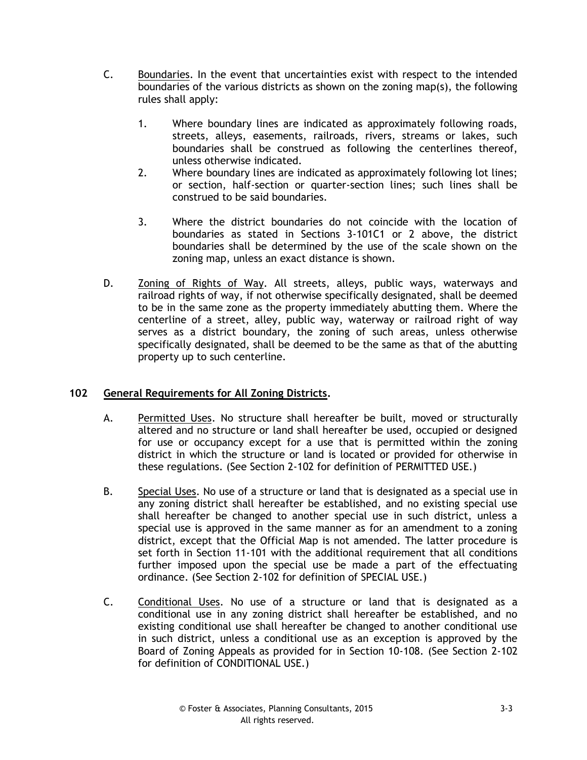C. Boundaries. In the event that uncertainties exist with respect to the intended boundaries of the various districts as shown on the zoning map(s), the following rules shall apply:

1. Where boundary lines are indicated as approximately following roads, streets, alleys, easements, railroads, rivers, streams or lakes, such boundaries shall be construed as following the centerlines thereof, unless otherwise indicated.
2. Where boundary lines are indicated as approximately following lot lines; or section, half-section or quarter-section lines; such lines shall be construed to be said boundaries.
3. Where the district boundaries do not coincide with the location of boundaries as stated in Sections 3-101C1 or 2 above, the district boundaries shall be determined by the use of the scale shown on the zoning map, unless an exact distance is shown.

D. Zoning of Rights of Way. All streets, alleys, public ways, waterways and railroad rights of way, if not otherwise specifically designated, shall be deemed to be in the same zone as the property immediately abutting them. Where the centerline of a street, alley, public way, waterway or railroad right of way serves as a district boundary, the zoning of such areas, unless otherwise specifically designated, shall be deemed to be the same as that of the abutting property up to such centerline.

## 102 General Requirements for All Zoning Districts.

A. Permitted Uses. No structure shall hereafter be built, moved or structurally altered and no structure or land shall hereafter be used, occupied or designed for use or occupancy except for a use that is permitted within the zoning district in which the structure or land is located or provided for otherwise in these regulations. (See Section 2-102 for definition of PERMITTED USE.)

B. Special Uses. No use of a structure or land that is designated as a special use in any zoning district shall hereafter be established, and no existing special use shall hereafter be changed to another special use in such district, unless a special use is approved in the same manner as for an amendment to a zoning district, except that the Official Map is not amended. The latter procedure is set forth in Section 11-101 with the additional requirement that all conditions further imposed upon the special use be made a part of the effectuating ordinance. (See Section 2-102 for definition of SPECIAL USE.)

C. Conditional Uses. No use of a structure or land that is designated as a conditional use in any zoning district shall hereafter be established, and no existing conditional use shall hereafter be changed to another conditional use in such district, unless a conditional use as an exception is approved by the Board of Zoning Appeals as provided for in Section 10-108. (See Section 2-102 for definition of CONDITIONAL USE.)

© Foster & Associates, Planning Consultants, 2015
All rights reserved.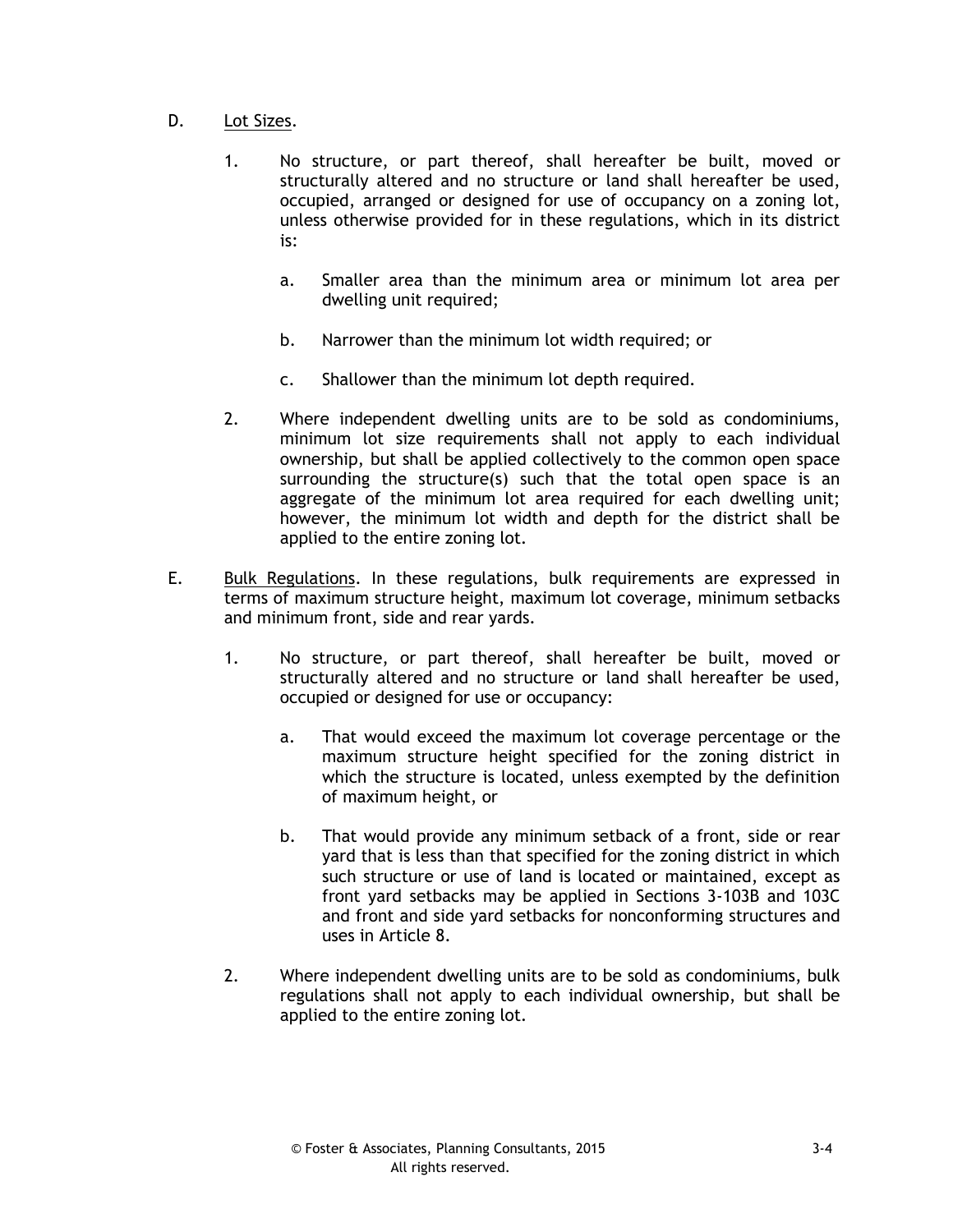D. Lot Sizes.

1. No structure, or part thereof, shall hereafter be built, moved or structurally altered and no structure or land shall hereafter be used, occupied, arranged or designed for use of occupancy on a zoning lot, unless otherwise provided for in these regulations, which in its district is:

   a. Smaller area than the minimum area or minimum lot area per dwelling unit required;

   b. Narrower than the minimum lot width required; or

   c. Shallower than the minimum lot depth required.

2. Where independent dwelling units are to be sold as condominiums, minimum lot size requirements shall not apply to each individual ownership, but shall be applied collectively to the common open space surrounding the structure(s) such that the total open space is an aggregate of the minimum lot area required for each dwelling unit; however, the minimum lot width and depth for the district shall be applied to the entire zoning lot.

E. Bulk Regulations. In these regulations, bulk requirements are expressed in terms of maximum structure height, maximum lot coverage, minimum setbacks and minimum front, side and rear yards.

1. No structure, or part thereof, shall hereafter be built, moved or structurally altered and no structure or land shall hereafter be used, occupied or designed for use or occupancy:

   a. That would exceed the maximum lot coverage percentage or the maximum structure height specified for the zoning district in which the structure is located, unless exempted by the definition of maximum height, or

   b. That would provide any minimum setback of a front, side or rear yard that is less than that specified for the zoning district in which such structure or use of land is located or maintained, except as front yard setbacks may be applied in Sections 3-103B and 103C and front and side yard setbacks for nonconforming structures and uses in Article 8.

2. Where independent dwelling units are to be sold as condominiums, bulk regulations shall not apply to each individual ownership, but shall be applied to the entire zoning lot.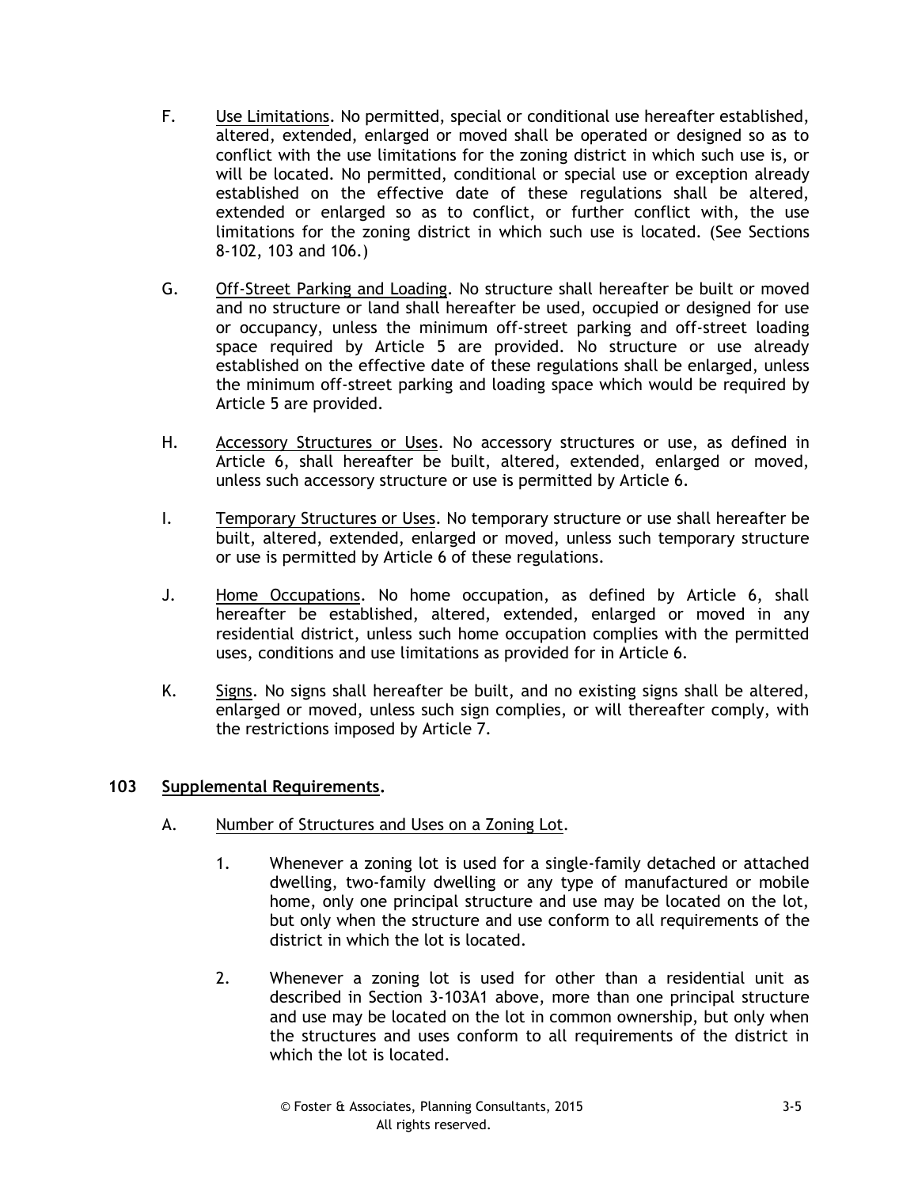F. Use Limitations. No permitted, special or conditional use hereafter established, altered, extended, enlarged or moved shall be operated or designed so as to conflict with the use limitations for the zoning district in which such use is, or will be located. No permitted, conditional or special use or exception already established on the effective date of these regulations shall be altered, extended or enlarged so as to conflict, or further conflict with, the use limitations for the zoning district in which such use is located. (See Sections 8-102, 103 and 106.)

G. Off-Street Parking and Loading. No structure shall hereafter be built or moved and no structure or land shall hereafter be used, occupied or designed for use or occupancy, unless the minimum off-street parking and off-street loading space required by Article 5 are provided. No structure or use already established on the effective date of these regulations shall be enlarged, unless the minimum off-street parking and loading space which would be required by Article 5 are provided.

H. Accessory Structures or Uses. No accessory structures or use, as defined in Article 6, shall hereafter be built, altered, extended, enlarged or moved, unless such accessory structure or use is permitted by Article 6.

I. Temporary Structures or Uses. No temporary structure or use shall hereafter be built, altered, extended, enlarged or moved, unless such temporary structure or use is permitted by Article 6 of these regulations.

J. Home Occupations. No home occupation, as defined by Article 6, shall hereafter be established, altered, extended, enlarged or moved in any residential district, unless such home occupation complies with the permitted uses, conditions and use limitations as provided for in Article 6.

K. Signs. No signs shall hereafter be built, and no existing signs shall be altered, enlarged or moved, unless such sign complies, or will thereafter comply, with the restrictions imposed by Article 7.

## 103 Supplemental Requirements.

A. Number of Structures and Uses on a Zoning Lot.

1. Whenever a zoning lot is used for a single-family detached or attached dwelling, two-family dwelling or any type of manufactured or mobile home, only one principal structure and use may be located on the lot, but only when the structure and use conform to all requirements of the district in which the lot is located.

2. Whenever a zoning lot is used for other than a residential unit as described in Section 3-103A1 above, more than one principal structure and use may be located on the lot in common ownership, but only when the structures and uses conform to all requirements of the district in which the lot is located.

© Foster & Associates, Planning Consultants, 2015
All rights reserved.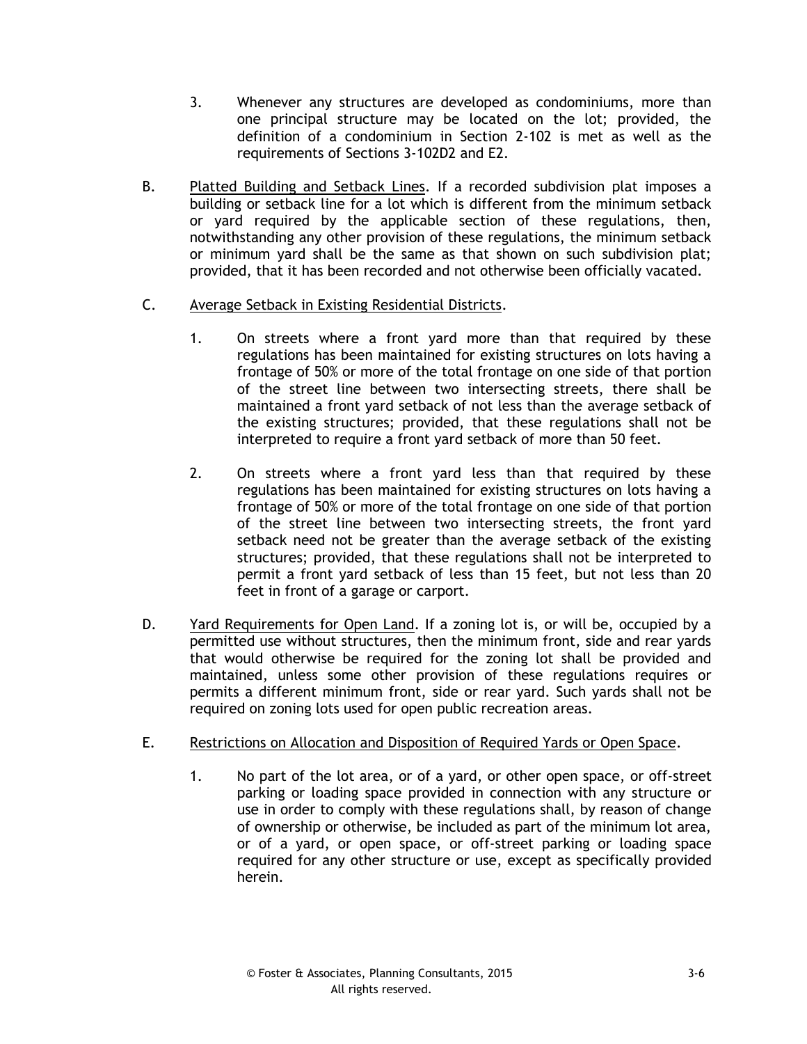3. Whenever any structures are developed as condominiums, more than one principal structure may be located on the lot; provided, the definition of a condominium in Section 2-102 is met as well as the requirements of Sections 3-102D2 and E2.

B. Platted Building and Setback Lines. If a recorded subdivision plat imposes a building or setback line for a lot which is different from the minimum setback or yard required by the applicable section of these regulations, then, notwithstanding any other provision of these regulations, the minimum setback or minimum yard shall be the same as that shown on such subdivision plat; provided, that it has been recorded and not otherwise been officially vacated.

C. Average Setback in Existing Residential Districts.

1. On streets where a front yard more than that required by these regulations has been maintained for existing structures on lots having a frontage of 50% or more of the total frontage on one side of that portion of the street line between two intersecting streets, there shall be maintained a front yard setback of not less than the average setback of the existing structures; provided, that these regulations shall not be interpreted to require a front yard setback of more than 50 feet.

2. On streets where a front yard less than that required by these regulations has been maintained for existing structures on lots having a frontage of 50% or more of the total frontage on one side of that portion of the street line between two intersecting streets, the front yard setback need not be greater than the average setback of the existing structures; provided, that these regulations shall not be interpreted to permit a front yard setback of less than 15 feet, but not less than 20 feet in front of a garage or carport.

D. Yard Requirements for Open Land. If a zoning lot is, or will be, occupied by a permitted use without structures, then the minimum front, side and rear yards that would otherwise be required for the zoning lot shall be provided and maintained, unless some other provision of these regulations requires or permits a different minimum front, side or rear yard. Such yards shall not be required on zoning lots used for open public recreation areas.

E. Restrictions on Allocation and Disposition of Required Yards or Open Space.

1. No part of the lot area, or of a yard, or other open space, or off-street parking or loading space provided in connection with any structure or use in order to comply with these regulations shall, by reason of change of ownership or otherwise, be included as part of the minimum lot area, or of a yard, or open space, or off-street parking or loading space required for any other structure or use, except as specifically provided herein.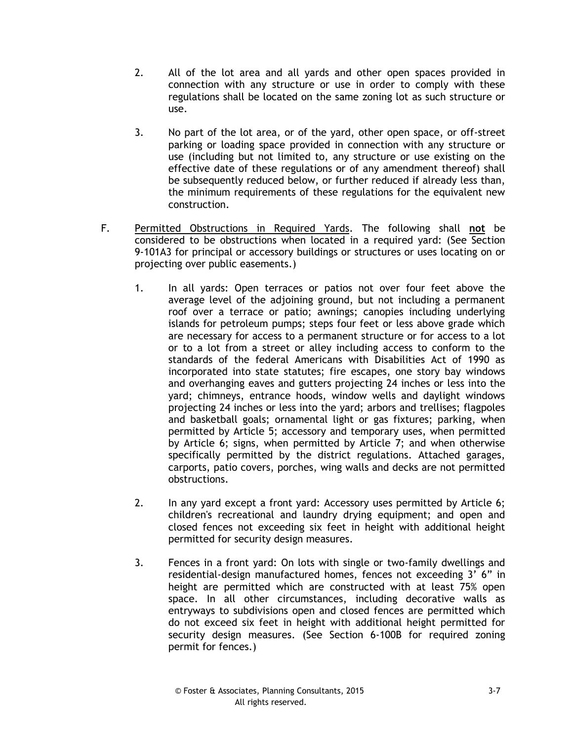2. All of the lot area and all yards and other open spaces provided in connection with any structure or use in order to comply with these regulations shall be located on the same zoning lot as such structure or use.

3. No part of the lot area, or of the yard, other open space, or off-street parking or loading space provided in connection with any structure or use (including but not limited to, any structure or use existing on the effective date of these regulations or of any amendment thereof) shall be subsequently reduced below, or further reduced if already less than, the minimum requirements of these regulations for the equivalent new construction.

F. Permitted Obstructions in Required Yards. The following shall **not** be considered to be obstructions when located in a required yard: (See Section 9-101A3 for principal or accessory buildings or structures or uses locating on or projecting over public easements.)

1. In all yards: Open terraces or patios not over four feet above the average level of the adjoining ground, but not including a permanent roof over a terrace or patio; awnings; canopies including underlying islands for petroleum pumps; steps four feet or less above grade which are necessary for access to a permanent structure or for access to a lot or to a lot from a street or alley including access to conform to the standards of the federal Americans with Disabilities Act of 1990 as incorporated into state statutes; fire escapes, one story bay windows and overhanging eaves and gutters projecting 24 inches or less into the yard; chimneys, entrance hoods, window wells and daylight windows projecting 24 inches or less into the yard; arbors and trellises; flagpoles and basketball goals; ornamental light or gas fixtures; parking, when permitted by Article 5; accessory and temporary uses, when permitted by Article 6; signs, when permitted by Article 7; and when otherwise specifically permitted by the district regulations. Attached garages, carports, patio covers, porches, wing walls and decks are not permitted obstructions.

2. In any yard except a front yard: Accessory uses permitted by Article 6; children's recreational and laundry drying equipment; and open and closed fences not exceeding six feet in height with additional height permitted for security design measures.

3. Fences in a front yard: On lots with single or two-family dwellings and residential-design manufactured homes, fences not exceeding 3' 6" in height are permitted which are constructed with at least 75% open space. In all other circumstances, including decorative walls as entryways to subdivisions open and closed fences are permitted which do not exceed six feet in height with additional height permitted for security design measures. (See Section 6-100B for required zoning permit for fences.)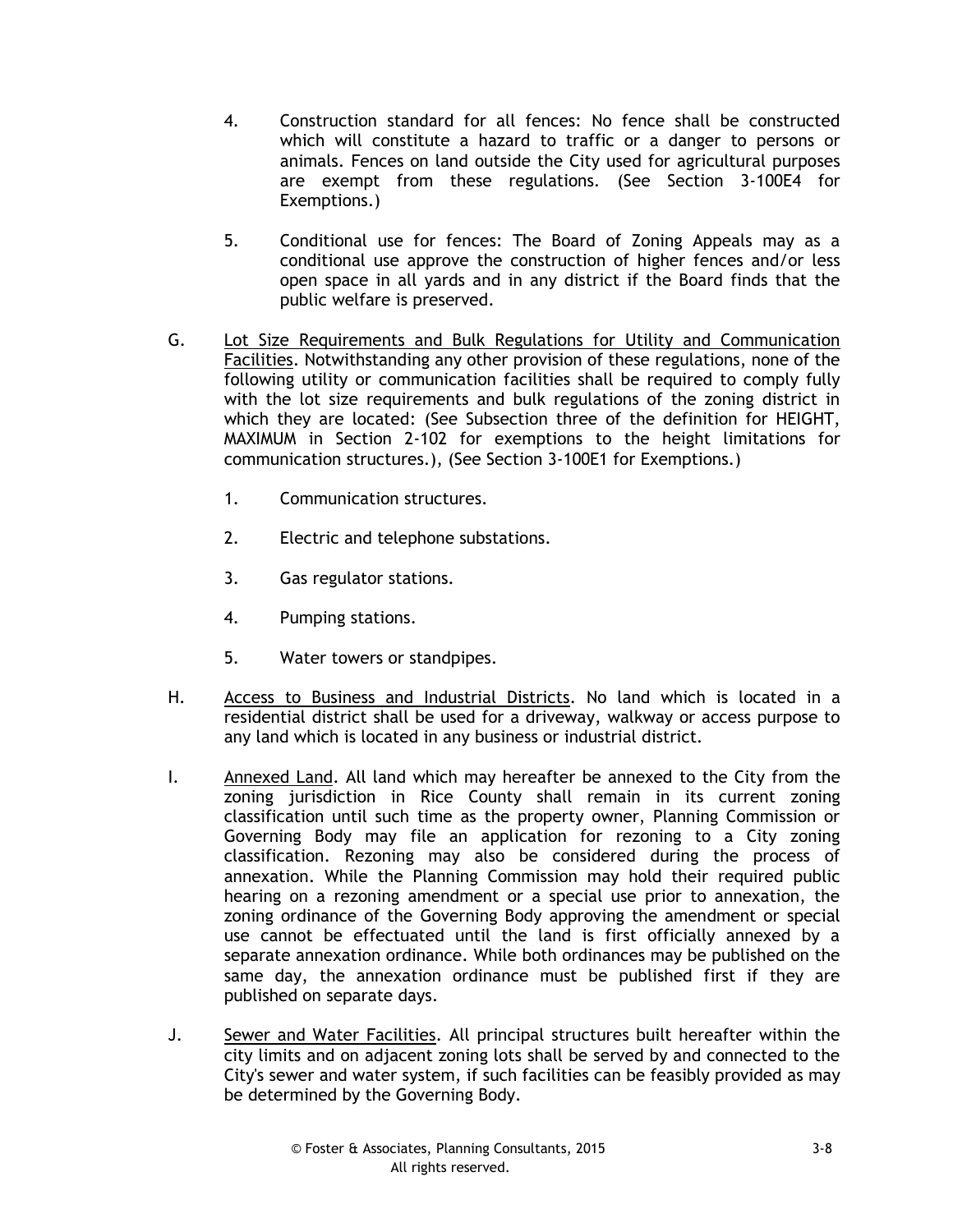4. Construction standard for all fences: No fence shall be constructed which will constitute a hazard to traffic or a danger to persons or animals. Fences on land outside the City used for agricultural purposes are exempt from these regulations. (See Section 3-100E4 for Exemptions.)

5. Conditional use for fences: The Board of Zoning Appeals may as a conditional use approve the construction of higher fences and/or less open space in all yards and in any district if the Board finds that the public welfare is preserved.

G. Lot Size Requirements and Bulk Regulations for Utility and Communication Facilities. Notwithstanding any other provision of these regulations, none of the following utility or communication facilities shall be required to comply fully with the lot size requirements and bulk regulations of the zoning district in which they are located: (See Subsection three of the definition for HEIGHT, MAXIMUM in Section 2-102 for exemptions to the height limitations for communication structures.), (See Section 3-100E1 for Exemptions.)

1. Communication structures.

2. Electric and telephone substations.

3. Gas regulator stations.

4. Pumping stations.

5. Water towers or standpipes.

H. Access to Business and Industrial Districts. No land which is located in a residential district shall be used for a driveway, walkway or access purpose to any land which is located in any business or industrial district.

I. Annexed Land. All land which may hereafter be annexed to the City from the zoning jurisdiction in Rice County shall remain in its current zoning classification until such time as the property owner, Planning Commission or Governing Body may file an application for rezoning to a City zoning classification. Rezoning may also be considered during the process of annexation. While the Planning Commission may hold their required public hearing on a rezoning amendment or a special use prior to annexation, the zoning ordinance of the Governing Body approving the amendment or special use cannot be effectuated until the land is first officially annexed by a separate annexation ordinance. While both ordinances may be published on the same day, the annexation ordinance must be published first if they are published on separate days.

J. Sewer and Water Facilities. All principal structures built hereafter within the city limits and on adjacent zoning lots shall be served by and connected to the City's sewer and water system, if such facilities can be feasibly provided as may be determined by the Governing Body.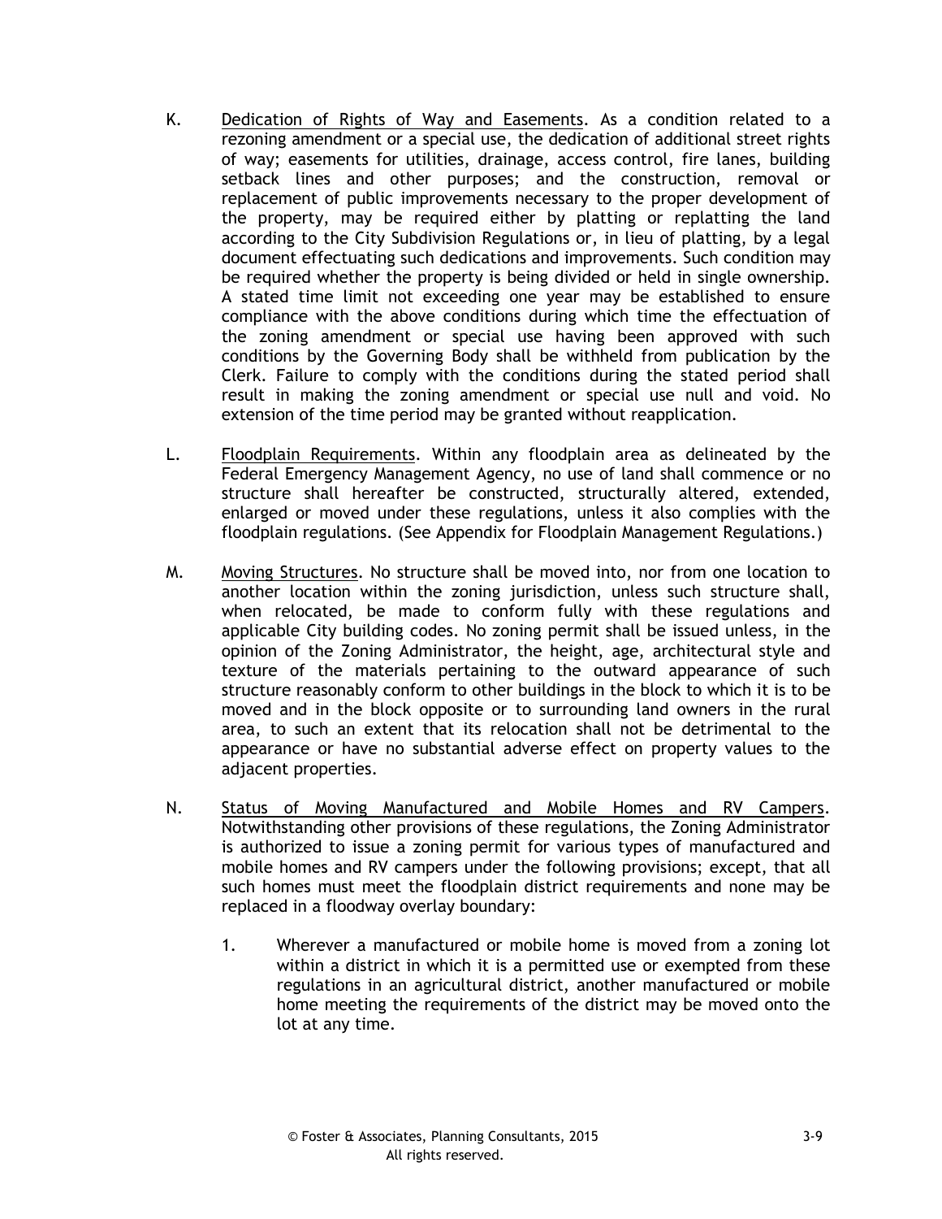K. Dedication of Rights of Way and Easements. As a condition related to a rezoning amendment or a special use, the dedication of additional street rights of way; easements for utilities, drainage, access control, fire lanes, building setback lines and other purposes; and the construction, removal or replacement of public improvements necessary to the proper development of the property, may be required either by platting or replatting the land according to the City Subdivision Regulations or, in lieu of platting, by a legal document effectuating such dedications and improvements. Such condition may be required whether the property is being divided or held in single ownership. A stated time limit not exceeding one year may be established to ensure compliance with the above conditions during which time the effectuation of the zoning amendment or special use having been approved with such conditions by the Governing Body shall be withheld from publication by the Clerk. Failure to comply with the conditions during the stated period shall result in making the zoning amendment or special use null and void. No extension of the time period may be granted without reapplication.

L. Floodplain Requirements. Within any floodplain area as delineated by the Federal Emergency Management Agency, no use of land shall commence or no structure shall hereafter be constructed, structurally altered, extended, enlarged or moved under these regulations, unless it also complies with the floodplain regulations. (See Appendix for Floodplain Management Regulations.)

M. Moving Structures. No structure shall be moved into, nor from one location to another location within the zoning jurisdiction, unless such structure shall, when relocated, be made to conform fully with these regulations and applicable City building codes. No zoning permit shall be issued unless, in the opinion of the Zoning Administrator, the height, age, architectural style and texture of the materials pertaining to the outward appearance of such structure reasonably conform to other buildings in the block to which it is to be moved and in the block opposite or to surrounding land owners in the rural area, to such an extent that its relocation shall not be detrimental to the appearance or have no substantial adverse effect on property values to the adjacent properties.

N. Status of Moving Manufactured and Mobile Homes and RV Campers. Notwithstanding other provisions of these regulations, the Zoning Administrator is authorized to issue a zoning permit for various types of manufactured and mobile homes and RV campers under the following provisions; except, that all such homes must meet the floodplain district requirements and none may be replaced in a floodway overlay boundary:

1. Wherever a manufactured or mobile home is moved from a zoning lot within a district in which it is a permitted use or exempted from these regulations in an agricultural district, another manufactured or mobile home meeting the requirements of the district may be moved onto the lot at any time.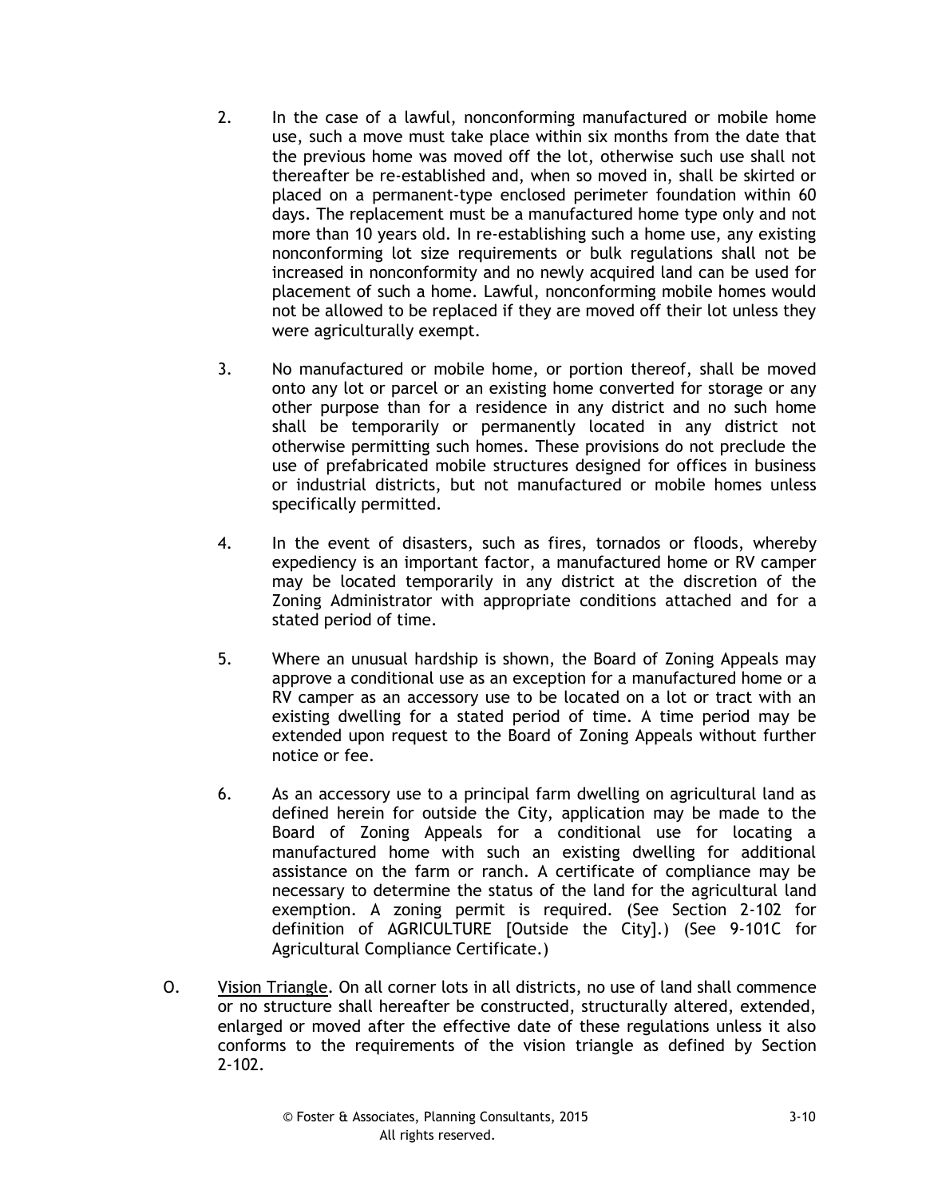2. In the case of a lawful, nonconforming manufactured or mobile home use, such a move must take place within six months from the date that the previous home was moved off the lot, otherwise such use shall not thereafter be re-established and, when so moved in, shall be skirted or placed on a permanent-type enclosed perimeter foundation within 60 days. The replacement must be a manufactured home type only and not more than 10 years old. In re-establishing such a home use, any existing nonconforming lot size requirements or bulk regulations shall not be increased in nonconformity and no newly acquired land can be used for placement of such a home. Lawful, nonconforming mobile homes would not be allowed to be replaced if they are moved off their lot unless they were agriculturally exempt.

3. No manufactured or mobile home, or portion thereof, shall be moved onto any lot or parcel or an existing home converted for storage or any other purpose than for a residence in any district and no such home shall be temporarily or permanently located in any district not otherwise permitting such homes. These provisions do not preclude the use of prefabricated mobile structures designed for offices in business or industrial districts, but not manufactured or mobile homes unless specifically permitted.

4. In the event of disasters, such as fires, tornados or floods, whereby expediency is an important factor, a manufactured home or RV camper may be located temporarily in any district at the discretion of the Zoning Administrator with appropriate conditions attached and for a stated period of time.

5. Where an unusual hardship is shown, the Board of Zoning Appeals may approve a conditional use as an exception for a manufactured home or a RV camper as an accessory use to be located on a lot or tract with an existing dwelling for a stated period of time. A time period may be extended upon request to the Board of Zoning Appeals without further notice or fee.

6. As an accessory use to a principal farm dwelling on agricultural land as defined herein for outside the City, application may be made to the Board of Zoning Appeals for a conditional use for locating a manufactured home with such an existing dwelling for additional assistance on the farm or ranch. A certificate of compliance may be necessary to determine the status of the land for the agricultural land exemption. A zoning permit is required. (See Section 2-102 for definition of AGRICULTURE [Outside the City].) (See 9-101C for Agricultural Compliance Certificate.)

O. Vision Triangle. On all corner lots in all districts, no use of land shall commence or no structure shall hereafter be constructed, structurally altered, extended, enlarged or moved after the effective date of these regulations unless it also conforms to the requirements of the vision triangle as defined by Section 2-102.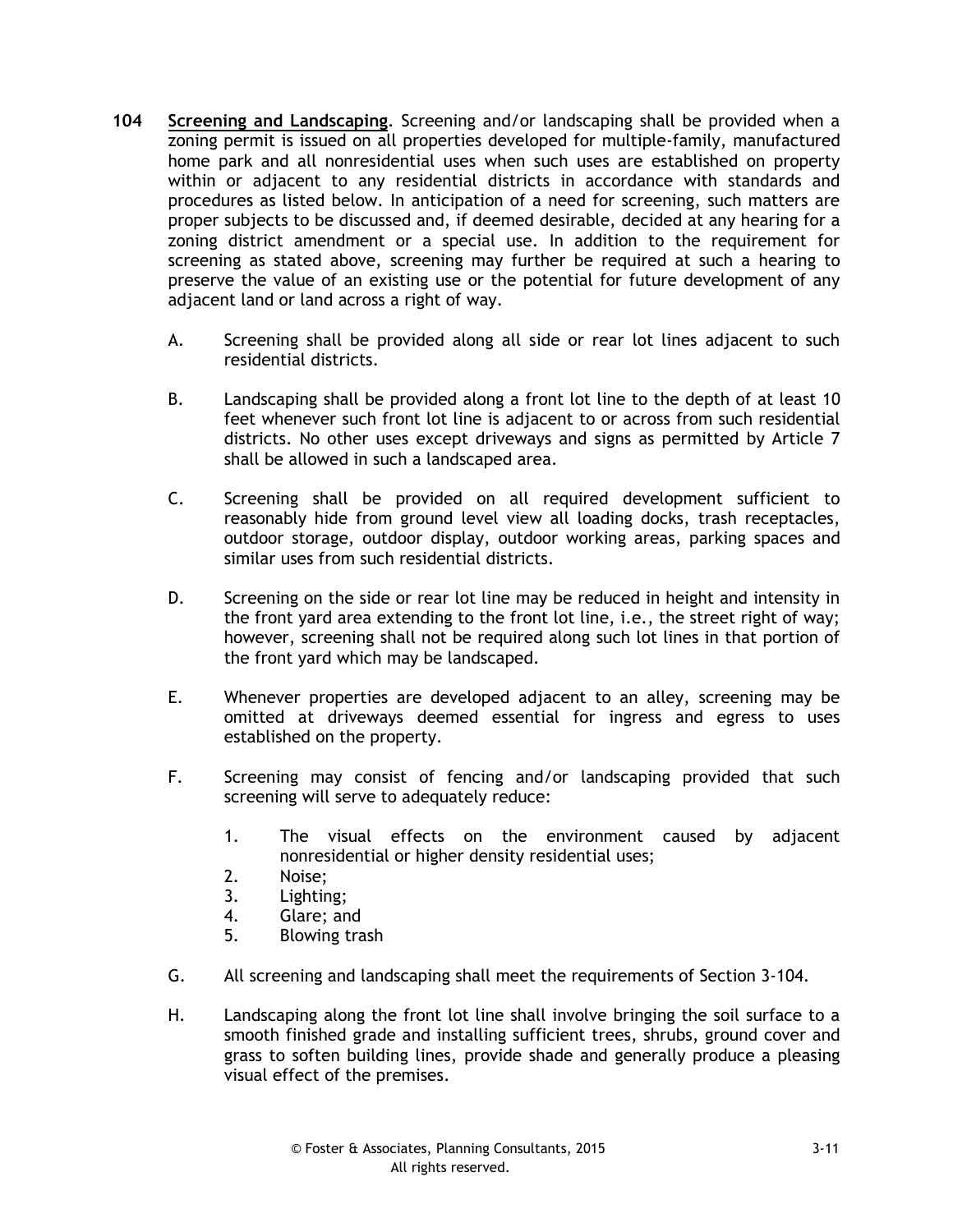**104** **Screening and Landscaping**. Screening and/or landscaping shall be provided when a zoning permit is issued on all properties developed for multiple-family, manufactured home park and all nonresidential uses when such uses are established on property within or adjacent to any residential districts in accordance with standards and procedures as listed below. In anticipation of a need for screening, such matters are proper subjects to be discussed and, if deemed desirable, decided at any hearing for a zoning district amendment or a special use. In addition to the requirement for screening as stated above, screening may further be required at such a hearing to preserve the value of an existing use or the potential for future development of any adjacent land or land across a right of way.

A. Screening shall be provided along all side or rear lot lines adjacent to such residential districts.

B. Landscaping shall be provided along a front lot line to the depth of at least 10 feet whenever such front lot line is adjacent to or across from such residential districts. No other uses except driveways and signs as permitted by Article 7 shall be allowed in such a landscaped area.

C. Screening shall be provided on all required development sufficient to reasonably hide from ground level view all loading docks, trash receptacles, outdoor storage, outdoor display, outdoor working areas, parking spaces and similar uses from such residential districts.

D. Screening on the side or rear lot line may be reduced in height and intensity in the front yard area extending to the front lot line, i.e., the street right of way; however, screening shall not be required along such lot lines in that portion of the front yard which may be landscaped.

E. Whenever properties are developed adjacent to an alley, screening may be omitted at driveways deemed essential for ingress and egress to uses established on the property.

F. Screening may consist of fencing and/or landscaping provided that such screening will serve to adequately reduce:

1. The visual effects on the environment caused by adjacent nonresidential or higher density residential uses;
2. Noise;
3. Lighting;
4. Glare; and
5. Blowing trash

G. All screening and landscaping shall meet the requirements of Section 3-104.

H. Landscaping along the front lot line shall involve bringing the soil surface to a smooth finished grade and installing sufficient trees, shrubs, ground cover and grass to soften building lines, provide shade and generally produce a pleasing visual effect of the premises.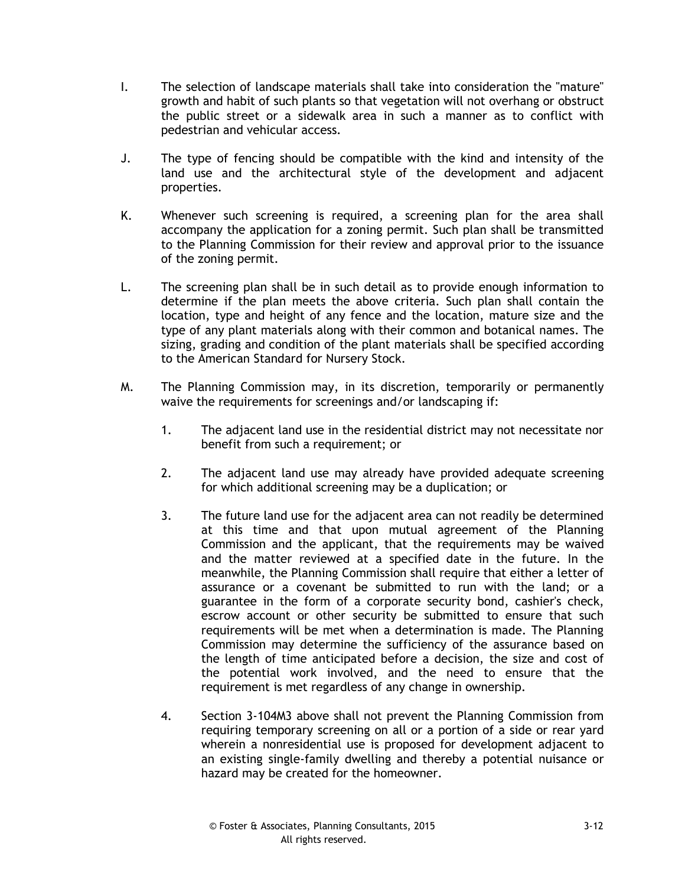I. The selection of landscape materials shall take into consideration the "mature" growth and habit of such plants so that vegetation will not overhang or obstruct the public street or a sidewalk area in such a manner as to conflict with pedestrian and vehicular access.

J. The type of fencing should be compatible with the kind and intensity of the land use and the architectural style of the development and adjacent properties.

K. Whenever such screening is required, a screening plan for the area shall accompany the application for a zoning permit. Such plan shall be transmitted to the Planning Commission for their review and approval prior to the issuance of the zoning permit.

L. The screening plan shall be in such detail as to provide enough information to determine if the plan meets the above criteria. Such plan shall contain the location, type and height of any fence and the location, mature size and the type of any plant materials along with their common and botanical names. The sizing, grading and condition of the plant materials shall be specified according to the American Standard for Nursery Stock.

M. The Planning Commission may, in its discretion, temporarily or permanently waive the requirements for screenings and/or landscaping if:

   1. The adjacent land use in the residential district may not necessitate nor benefit from such a requirement; or

   2. The adjacent land use may already have provided adequate screening for which additional screening may be a duplication; or

   3. The future land use for the adjacent area can not readily be determined at this time and that upon mutual agreement of the Planning Commission and the applicant, that the requirements may be waived and the matter reviewed at a specified date in the future. In the meanwhile, the Planning Commission shall require that either a letter of assurance or a covenant be submitted to run with the land; or a guarantee in the form of a corporate security bond, cashier's check, escrow account or other security be submitted to ensure that such requirements will be met when a determination is made. The Planning Commission may determine the sufficiency of the assurance based on the length of time anticipated before a decision, the size and cost of the potential work involved, and the need to ensure that the requirement is met regardless of any change in ownership.

   4. Section 3-104M3 above shall not prevent the Planning Commission from requiring temporary screening on all or a portion of a side or rear yard wherein a nonresidential use is proposed for development adjacent to an existing single-family dwelling and thereby a potential nuisance or hazard may be created for the homeowner.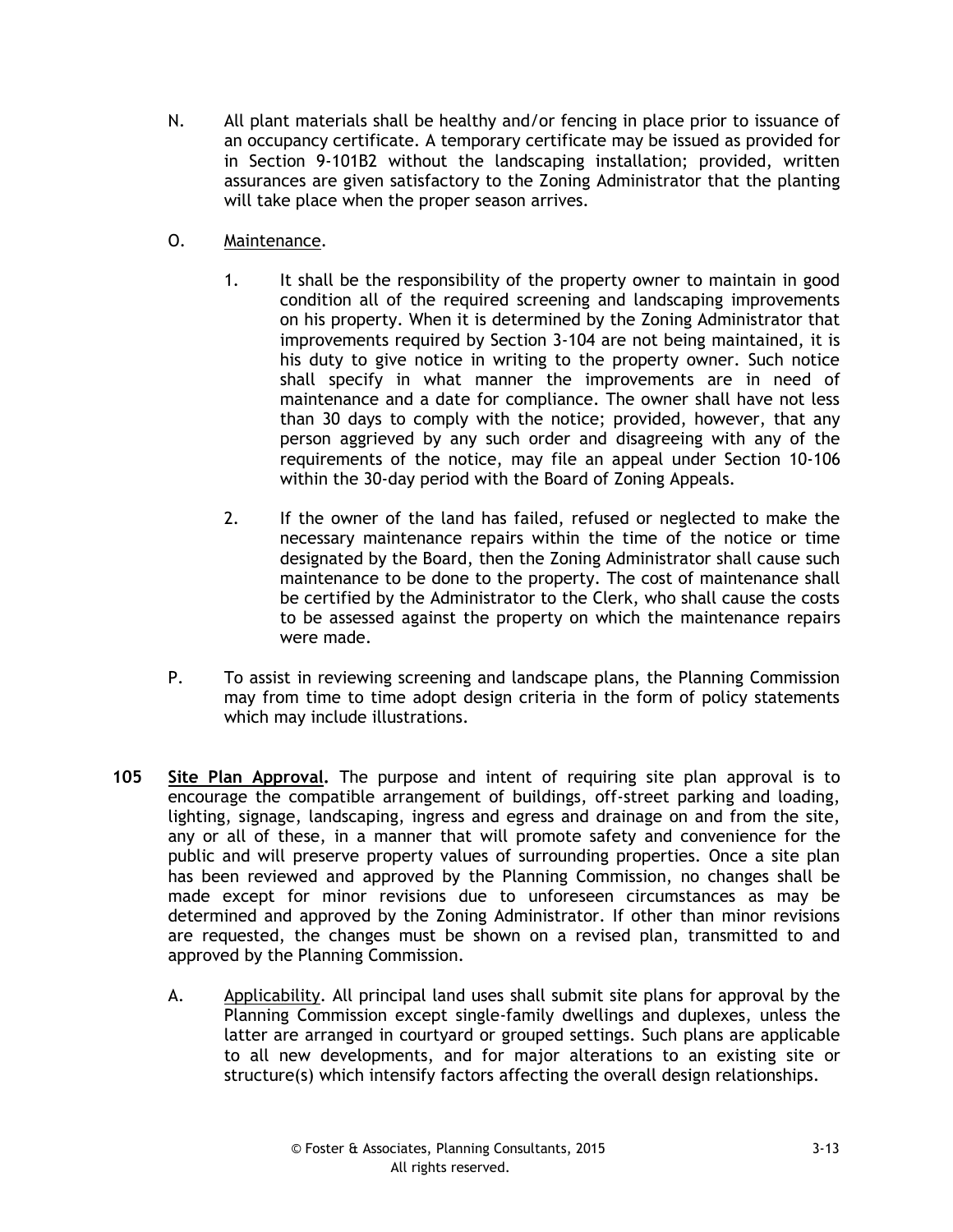N. All plant materials shall be healthy and/or fencing in place prior to issuance of an occupancy certificate. A temporary certificate may be issued as provided for in Section 9-101B2 without the landscaping installation; provided, written assurances are given satisfactory to the Zoning Administrator that the planting will take place when the proper season arrives.

O. Maintenance.

1. It shall be the responsibility of the property owner to maintain in good condition all of the required screening and landscaping improvements on his property. When it is determined by the Zoning Administrator that improvements required by Section 3-104 are not being maintained, it is his duty to give notice in writing to the property owner. Such notice shall specify in what manner the improvements are in need of maintenance and a date for compliance. The owner shall have not less than 30 days to comply with the notice; provided, however, that any person aggrieved by any such order and disagreeing with any of the requirements of the notice, may file an appeal under Section 10-106 within the 30-day period with the Board of Zoning Appeals.

2. If the owner of the land has failed, refused or neglected to make the necessary maintenance repairs within the time of the notice or time designated by the Board, then the Zoning Administrator shall cause such maintenance to be done to the property. The cost of maintenance shall be certified by the Administrator to the Clerk, who shall cause the costs to be assessed against the property on which the maintenance repairs were made.

P. To assist in reviewing screening and landscape plans, the Planning Commission may from time to time adopt design criteria in the form of policy statements which may include illustrations.

**105 Site Plan Approval.** The purpose and intent of requiring site plan approval is to encourage the compatible arrangement of buildings, off-street parking and loading, lighting, signage, landscaping, ingress and egress and drainage on and from the site, any or all of these, in a manner that will promote safety and convenience for the public and will preserve property values of surrounding properties. Once a site plan has been reviewed and approved by the Planning Commission, no changes shall be made except for minor revisions due to unforeseen circumstances as may be determined and approved by the Zoning Administrator. If other than minor revisions are requested, the changes must be shown on a revised plan, transmitted to and approved by the Planning Commission.

A. Applicability. All principal land uses shall submit site plans for approval by the Planning Commission except single-family dwellings and duplexes, unless the latter are arranged in courtyard or grouped settings. Such plans are applicable to all new developments, and for major alterations to an existing site or structure(s) which intensify factors affecting the overall design relationships.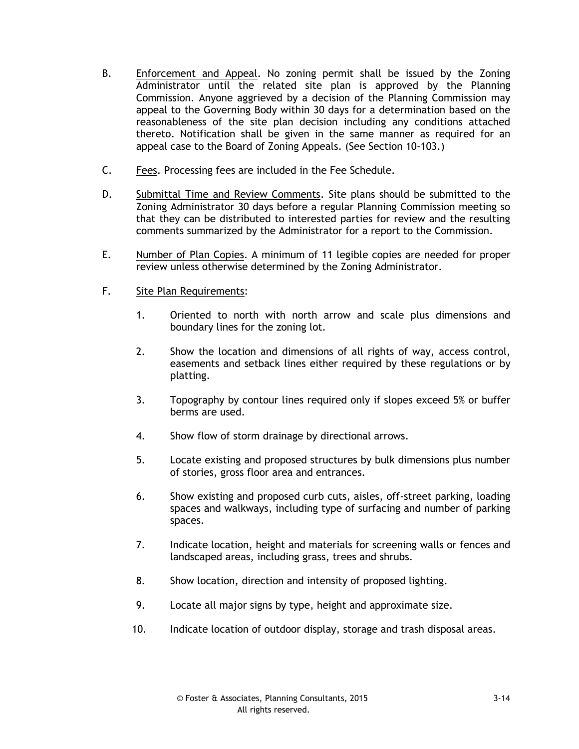B. <u>Enforcement and Appeal</u>. No zoning permit shall be issued by the Zoning Administrator until the related site plan is approved by the Planning Commission. Anyone aggrieved by a decision of the Planning Commission may appeal to the Governing Body within 30 days for a determination based on the reasonableness of the site plan decision including any conditions attached thereto. Notification shall be given in the same manner as required for an appeal case to the Board of Zoning Appeals. (See Section 10-103.)

C. <u>Fees</u>. Processing fees are included in the Fee Schedule.

D. <u>Submittal Time and Review Comments</u>. Site plans should be submitted to the Zoning Administrator 30 days before a regular Planning Commission meeting so that they can be distributed to interested parties for review and the resulting comments summarized by the Administrator for a report to the Commission.

E. <u>Number of Plan Copies</u>. A minimum of 11 legible copies are needed for proper review unless otherwise determined by the Zoning Administrator.

F. <u>Site Plan Requirements</u>:

1. Oriented to north with north arrow and scale plus dimensions and boundary lines for the zoning lot.

2. Show the location and dimensions of all rights of way, access control, easements and setback lines either required by these regulations or by platting.

3. Topography by contour lines required only if slopes exceed 5% or buffer berms are used.

4. Show flow of storm drainage by directional arrows.

5. Locate existing and proposed structures by bulk dimensions plus number of stories, gross floor area and entrances.

6. Show existing and proposed curb cuts, aisles, off-street parking, loading spaces and walkways, including type of surfacing and number of parking spaces.

7. Indicate location, height and materials for screening walls or fences and landscaped areas, including grass, trees and shrubs.

8. Show location, direction and intensity of proposed lighting.

9. Locate all major signs by type, height and approximate size.

10. Indicate location of outdoor display, storage and trash disposal areas.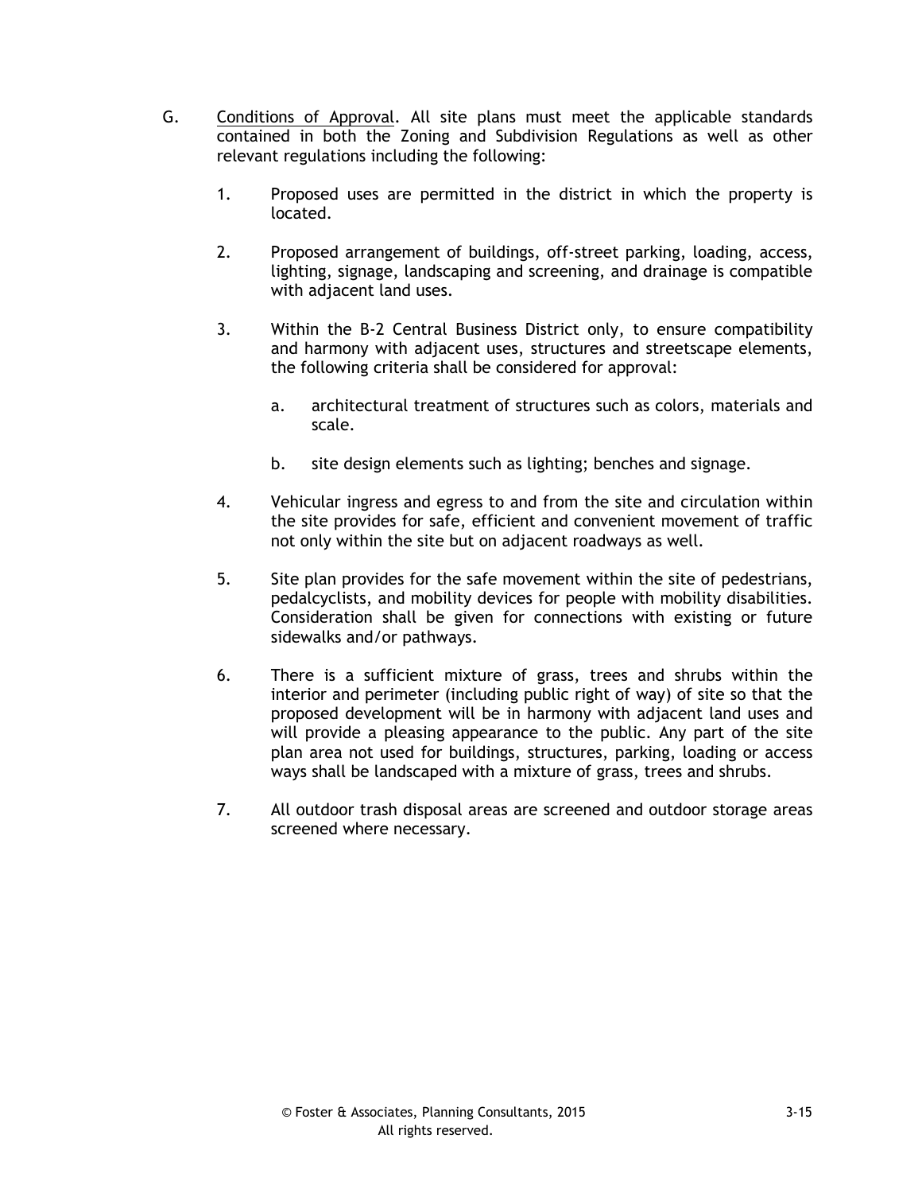G. Conditions of Approval. All site plans must meet the applicable standards contained in both the Zoning and Subdivision Regulations as well as other relevant regulations including the following:

1. Proposed uses are permitted in the district in which the property is located.

2. Proposed arrangement of buildings, off-street parking, loading, access, lighting, signage, landscaping and screening, and drainage is compatible with adjacent land uses.

3. Within the B-2 Central Business District only, to ensure compatibility and harmony with adjacent uses, structures and streetscape elements, the following criteria shall be considered for approval:

   a. architectural treatment of structures such as colors, materials and scale.

   b. site design elements such as lighting; benches and signage.

4. Vehicular ingress and egress to and from the site and circulation within the site provides for safe, efficient and convenient movement of traffic not only within the site but on adjacent roadways as well.

5. Site plan provides for the safe movement within the site of pedestrians, pedalcyclists, and mobility devices for people with mobility disabilities. Consideration shall be given for connections with existing or future sidewalks and/or pathways.

6. There is a sufficient mixture of grass, trees and shrubs within the interior and perimeter (including public right of way) of site so that the proposed development will be in harmony with adjacent land uses and will provide a pleasing appearance to the public. Any part of the site plan area not used for buildings, structures, parking, loading or access ways shall be landscaped with a mixture of grass, trees and shrubs.

7. All outdoor trash disposal areas are screened and outdoor storage areas screened where necessary.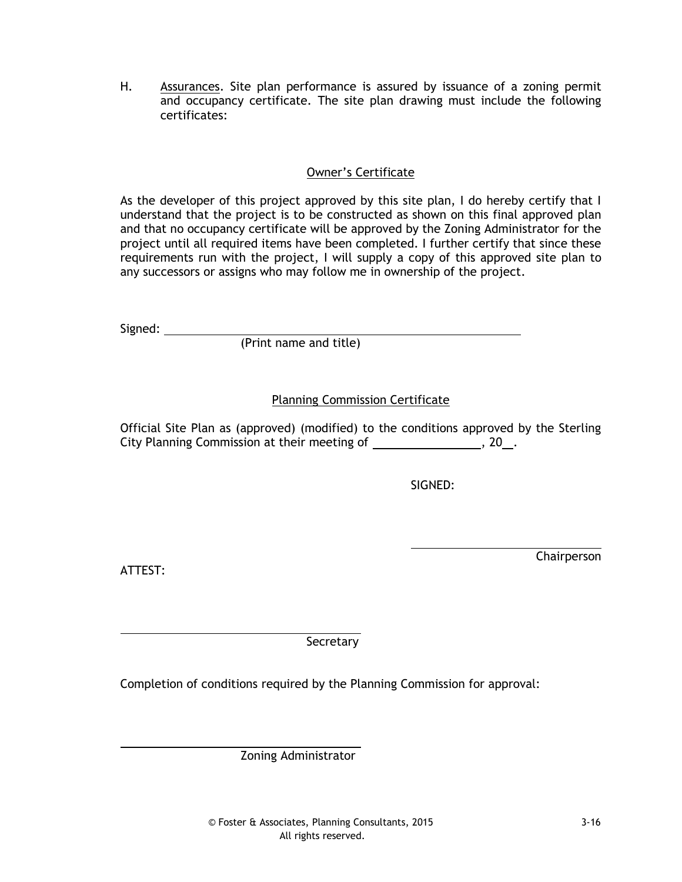H. Assurances. Site plan performance is assured by issuance of a zoning permit and occupancy certificate. The site plan drawing must include the following certificates:

Owner's Certificate

As the developer of this project approved by this site plan, I do hereby certify that I understand that the project is to be constructed as shown on this final approved plan and that no occupancy certificate will be approved by the Zoning Administrator for the project until all required items have been completed. I further certify that since these requirements run with the project, I will supply a copy of this approved site plan to any successors or assigns who may follow me in ownership of the project.

Signed: ____________________________________________
(Print name and title)

Planning Commission Certificate

Official Site Plan as (approved) (modified) to the conditions approved by the Sterling City Planning Commission at their meeting of ________________, 20__.

SIGNED:

______________________________
Chairperson

ATTEST:

______________________________
Secretary

Completion of conditions required by the Planning Commission for approval:

______________________________
Zoning Administrator

© Foster & Associates, Planning Consultants, 2015
All rights reserved.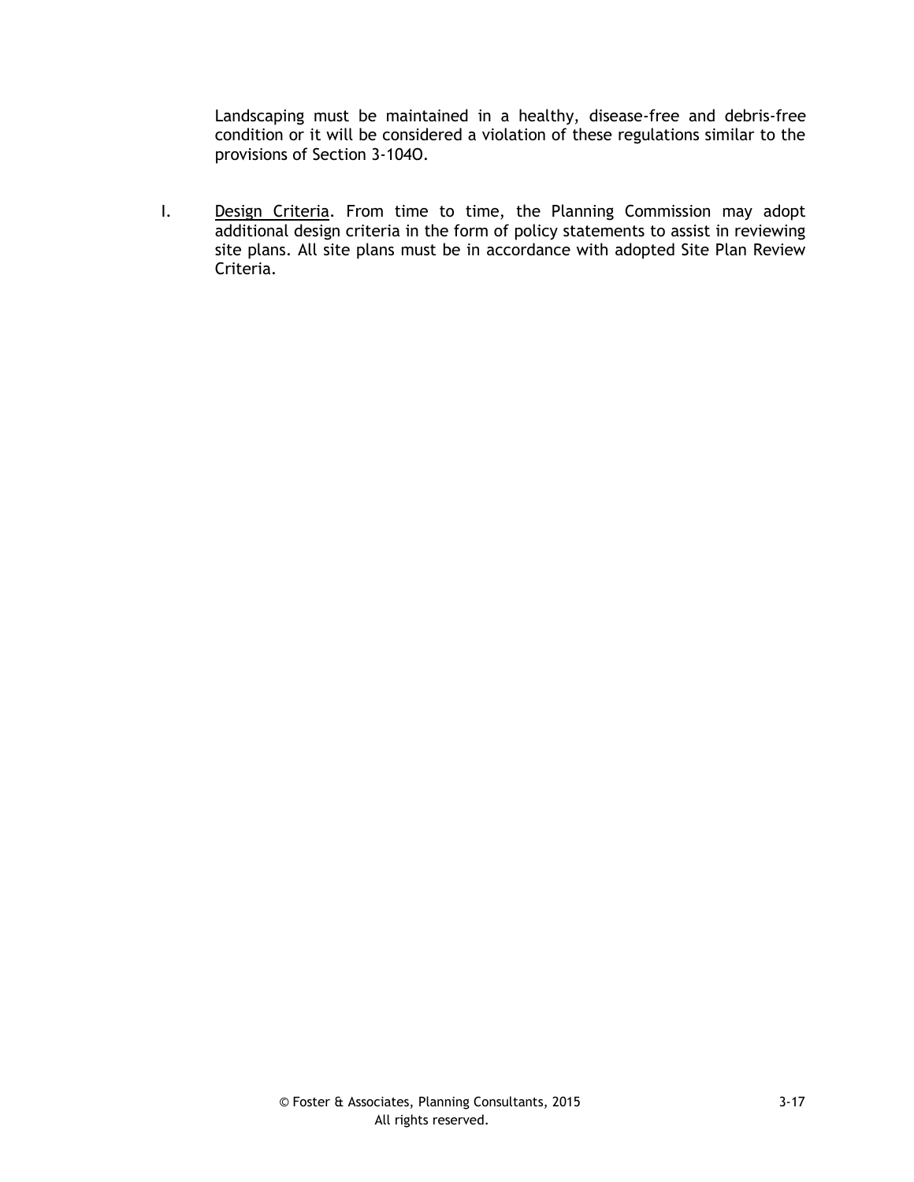Landscaping must be maintained in a healthy, disease-free and debris-free condition or it will be considered a violation of these regulations similar to the provisions of Section 3-104O.

I. Design Criteria. From time to time, the Planning Commission may adopt additional design criteria in the form of policy statements to assist in reviewing site plans. All site plans must be in accordance with adopted Site Plan Review Criteria.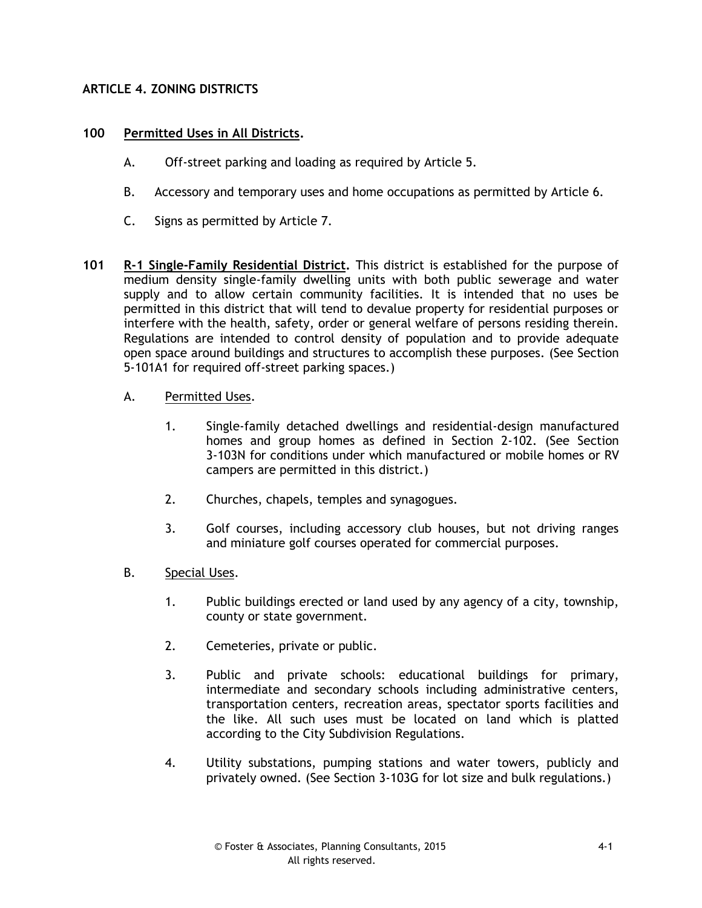## ARTICLE 4. ZONING DISTRICTS

**100 Permitted Uses in All Districts.**

A. Off-street parking and loading as required by Article 5.

B. Accessory and temporary uses and home occupations as permitted by Article 6.

C. Signs as permitted by Article 7.

**101 R-1 Single-Family Residential District.** This district is established for the purpose of medium density single-family dwelling units with both public sewerage and water supply and to allow certain community facilities. It is intended that no uses be permitted in this district that will tend to devalue property for residential purposes or interfere with the health, safety, order or general welfare of persons residing therein. Regulations are intended to control density of population and to provide adequate open space around buildings and structures to accomplish these purposes. (See Section 5-101A1 for required off-street parking spaces.)

A. Permitted Uses.

1. Single-family detached dwellings and residential-design manufactured homes and group homes as defined in Section 2-102. (See Section 3-103N for conditions under which manufactured or mobile homes or RV campers are permitted in this district.)

2. Churches, chapels, temples and synagogues.

3. Golf courses, including accessory club houses, but not driving ranges and miniature golf courses operated for commercial purposes.

B. Special Uses.

1. Public buildings erected or land used by any agency of a city, township, county or state government.

2. Cemeteries, private or public.

3. Public and private schools: educational buildings for primary, intermediate and secondary schools including administrative centers, transportation centers, recreation areas, spectator sports facilities and the like. All such uses must be located on land which is platted according to the City Subdivision Regulations.

4. Utility substations, pumping stations and water towers, publicly and privately owned. (See Section 3-103G for lot size and bulk regulations.)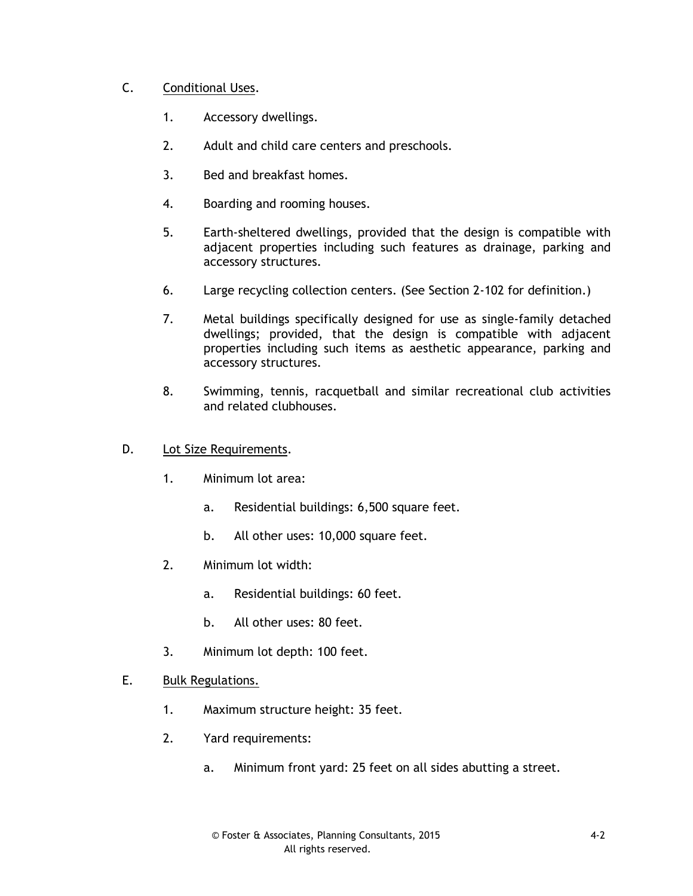C. Conditional Uses.

1. Accessory dwellings.

2. Adult and child care centers and preschools.

3. Bed and breakfast homes.

4. Boarding and rooming houses.

5. Earth-sheltered dwellings, provided that the design is compatible with adjacent properties including such features as drainage, parking and accessory structures.

6. Large recycling collection centers. (See Section 2-102 for definition.)

7. Metal buildings specifically designed for use as single-family detached dwellings; provided, that the design is compatible with adjacent properties including such items as aesthetic appearance, parking and accessory structures.

8. Swimming, tennis, racquetball and similar recreational club activities and related clubhouses.

D. Lot Size Requirements.

1. Minimum lot area:

   a. Residential buildings: 6,500 square feet.

   b. All other uses: 10,000 square feet.

2. Minimum lot width:

   a. Residential buildings: 60 feet.

   b. All other uses: 80 feet.

3. Minimum lot depth: 100 feet.

E. Bulk Regulations.

1. Maximum structure height: 35 feet.

2. Yard requirements:

   a. Minimum front yard: 25 feet on all sides abutting a street.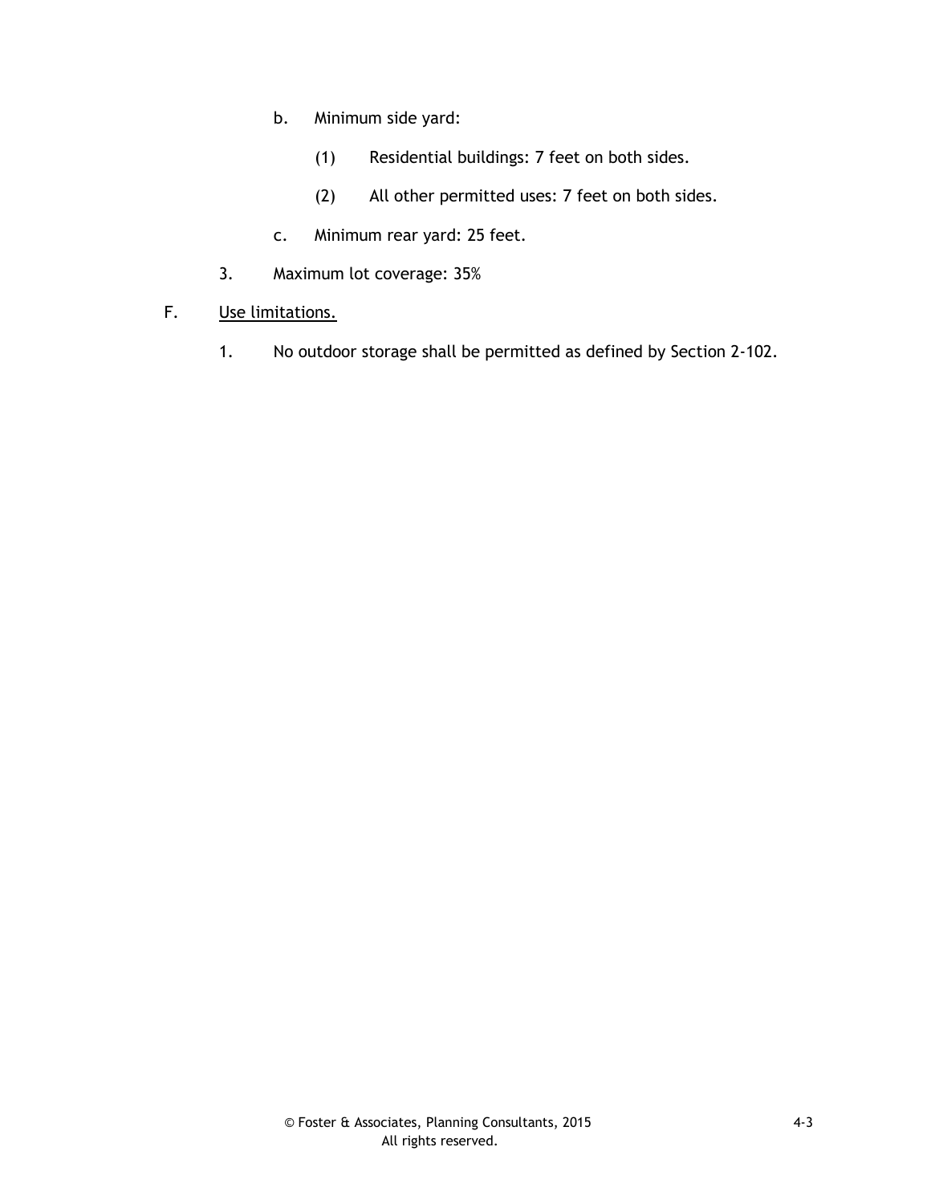b. Minimum side yard:

   (1) Residential buildings: 7 feet on both sides.

   (2) All other permitted uses: 7 feet on both sides.

c. Minimum rear yard: 25 feet.

3. Maximum lot coverage: 35%

F. Use limitations.

1. No outdoor storage shall be permitted as defined by Section 2-102.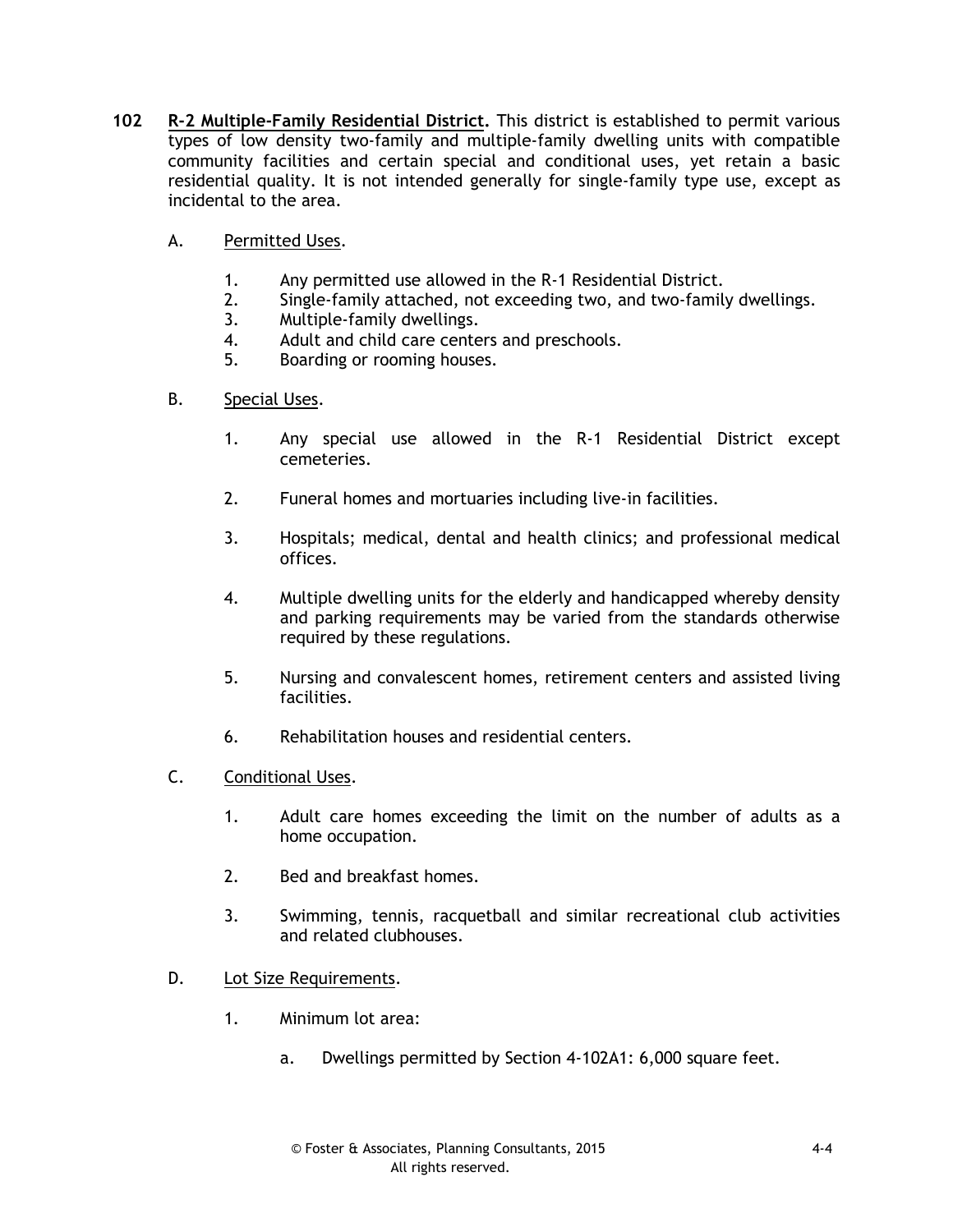**102 <u>R-2 Multiple-Family Residential District</u>.** This district is established to permit various types of low density two-family and multiple-family dwelling units with compatible community facilities and certain special and conditional uses, yet retain a basic residential quality. It is not intended generally for single-family type use, except as incidental to the area.

A. <u>Permitted Uses</u>.

1. Any permitted use allowed in the R-1 Residential District.
2. Single-family attached, not exceeding two, and two-family dwellings.
3. Multiple-family dwellings.
4. Adult and child care centers and preschools.
5. Boarding or rooming houses.

B. <u>Special Uses</u>.

1. Any special use allowed in the R-1 Residential District except cemeteries.

2. Funeral homes and mortuaries including live-in facilities.

3. Hospitals; medical, dental and health clinics; and professional medical offices.

4. Multiple dwelling units for the elderly and handicapped whereby density and parking requirements may be varied from the standards otherwise required by these regulations.

5. Nursing and convalescent homes, retirement centers and assisted living facilities.

6. Rehabilitation houses and residential centers.

C. <u>Conditional Uses</u>.

1. Adult care homes exceeding the limit on the number of adults as a home occupation.

2. Bed and breakfast homes.

3. Swimming, tennis, racquetball and similar recreational club activities and related clubhouses.

D. <u>Lot Size Requirements</u>.

1. Minimum lot area:

   a. Dwellings permitted by Section 4-102A1: 6,000 square feet.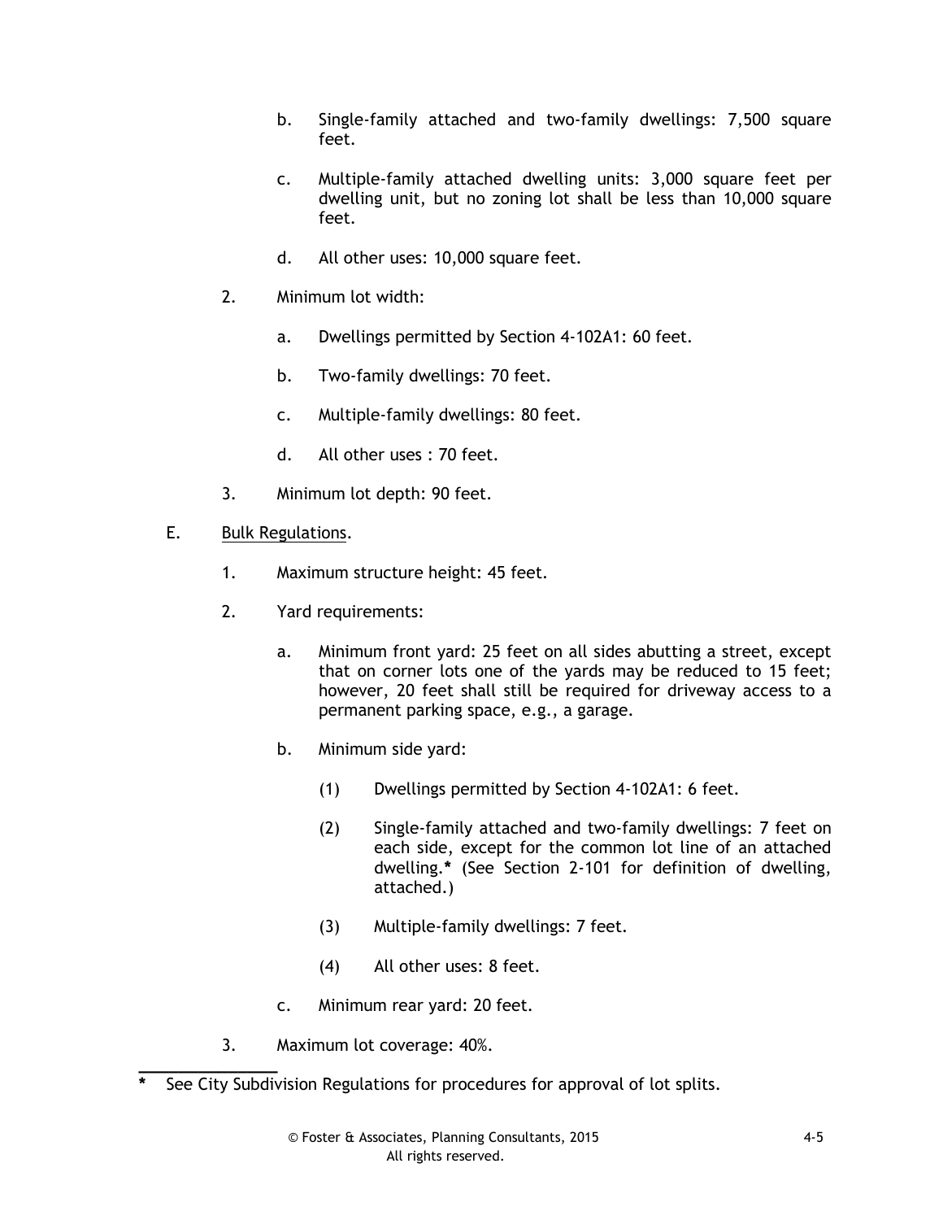b. Single-family attached and two-family dwellings: 7,500 square feet.

c. Multiple-family attached dwelling units: 3,000 square feet per dwelling unit, but no zoning lot shall be less than 10,000 square feet.

d. All other uses: 10,000 square feet.

2. Minimum lot width:

   a. Dwellings permitted by Section 4-102A1: 60 feet.

   b. Two-family dwellings: 70 feet.

   c. Multiple-family dwellings: 80 feet.

   d. All other uses : 70 feet.

3. Minimum lot depth: 90 feet.

E. <u>Bulk Regulations</u>.

   1. Maximum structure height: 45 feet.

   2. Yard requirements:

      a. Minimum front yard: 25 feet on all sides abutting a street, except that on corner lots one of the yards may be reduced to 15 feet; however, 20 feet shall still be required for driveway access to a permanent parking space, e.g., a garage.

      b. Minimum side yard:

         (1) Dwellings permitted by Section 4-102A1: 6 feet.

         (2) Single-family attached and two-family dwellings: 7 feet on each side, except for the common lot line of an attached dwelling.* (See Section 2-101 for definition of dwelling, attached.)

         (3) Multiple-family dwellings: 7 feet.

         (4) All other uses: 8 feet.

      c. Minimum rear yard: 20 feet.

   3. Maximum lot coverage: 40%.

---

\* See City Subdivision Regulations for procedures for approval of lot splits.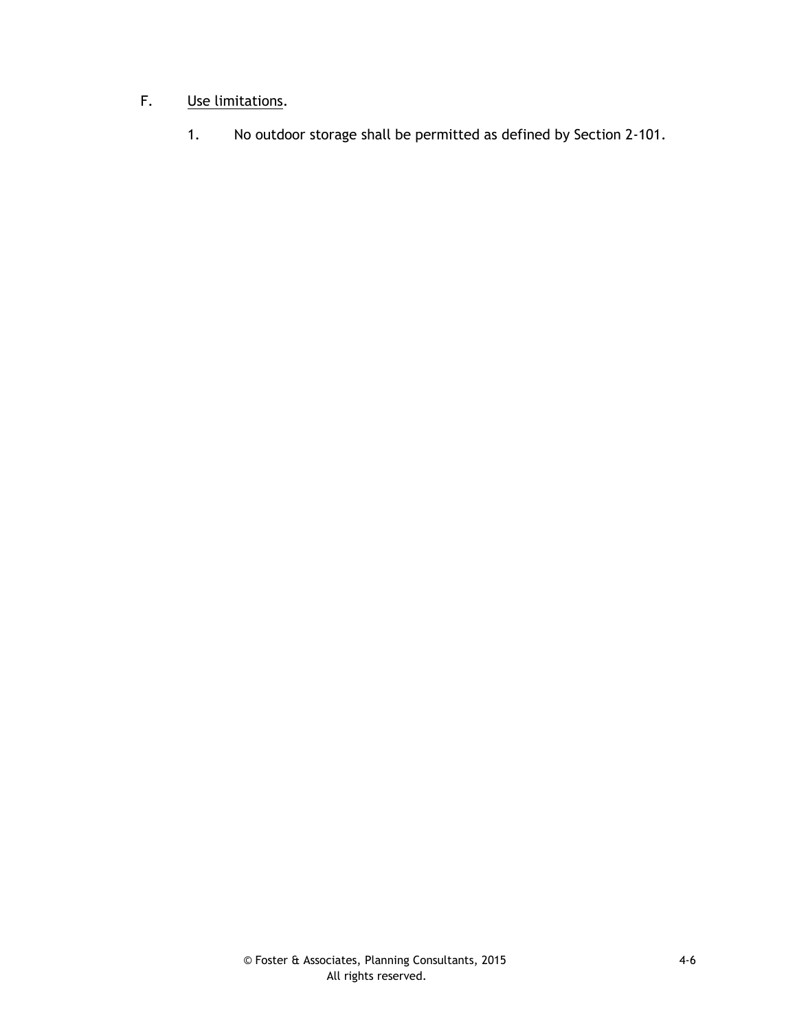F. Use limitations.

1. No outdoor storage shall be permitted as defined by Section 2-101.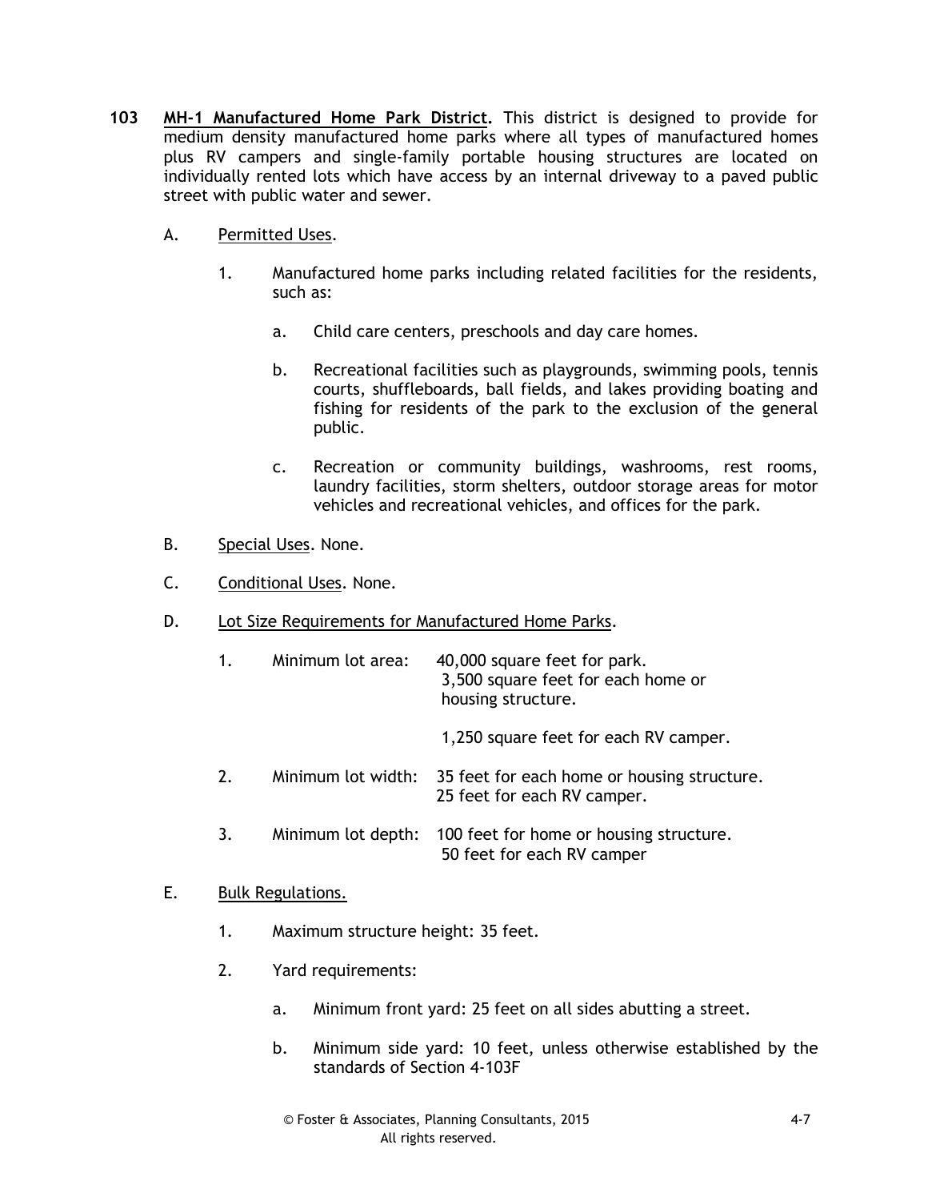**103 <u>MH-1 Manufactured Home Park District</u>.** This district is designed to provide for medium density manufactured home parks where all types of manufactured homes plus RV campers and single-family portable housing structures are located on individually rented lots which have access by an internal driveway to a paved public street with public water and sewer.

A. <u>Permitted Uses</u>.

1. Manufactured home parks including related facilities for the residents, such as:

   a. Child care centers, preschools and day care homes.

   b. Recreational facilities such as playgrounds, swimming pools, tennis courts, shuffleboards, ball fields, and lakes providing boating and fishing for residents of the park to the exclusion of the general public.

   c. Recreation or community buildings, washrooms, rest rooms, laundry facilities, storm shelters, outdoor storage areas for motor vehicles and recreational vehicles, and offices for the park.

B. <u>Special Uses</u>. None.

C. <u>Conditional Uses</u>. None.

D. <u>Lot Size Requirements for Manufactured Home Parks</u>.

1. Minimum lot area: 40,000 square feet for park.
   3,500 square feet for each home or housing structure.

   1,250 square feet for each RV camper.

2. Minimum lot width: 35 feet for each home or housing structure.
   25 feet for each RV camper.

3. Minimum lot depth: 100 feet for home or housing structure.
   50 feet for each RV camper

E. <u>Bulk Regulations.</u>

1. Maximum structure height: 35 feet.

2. Yard requirements:

   a. Minimum front yard: 25 feet on all sides abutting a street.

   b. Minimum side yard: 10 feet, unless otherwise established by the standards of Section 4-103F

© Foster & Associates, Planning Consultants, 2015
All rights reserved.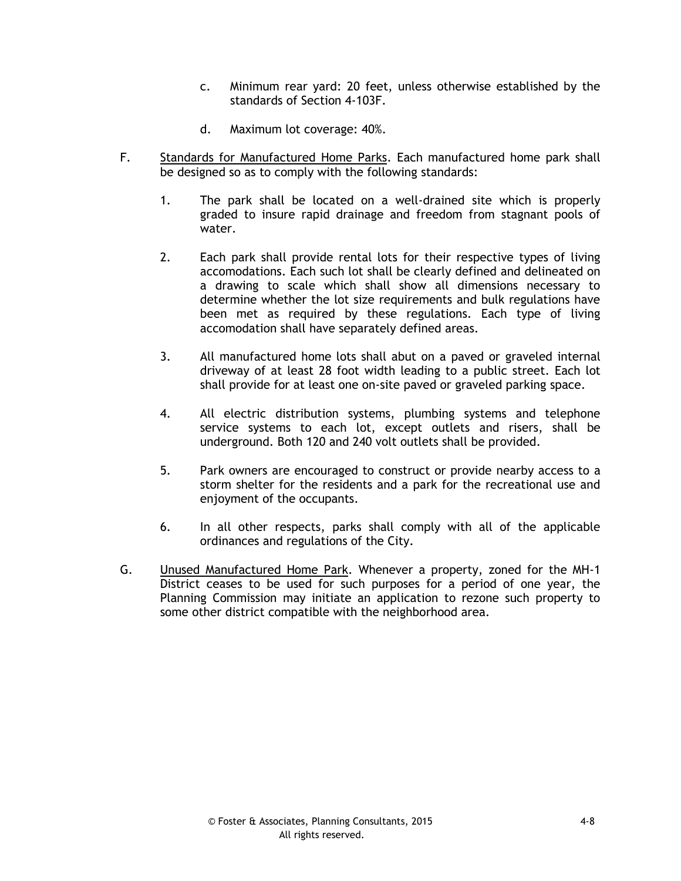c. Minimum rear yard: 20 feet, unless otherwise established by the standards of Section 4-103F.

d. Maximum lot coverage: 40%.

F. Standards for Manufactured Home Parks. Each manufactured home park shall be designed so as to comply with the following standards:

1. The park shall be located on a well-drained site which is properly graded to insure rapid drainage and freedom from stagnant pools of water.

2. Each park shall provide rental lots for their respective types of living accomodations. Each such lot shall be clearly defined and delineated on a drawing to scale which shall show all dimensions necessary to determine whether the lot size requirements and bulk regulations have been met as required by these regulations. Each type of living accomodation shall have separately defined areas.

3. All manufactured home lots shall abut on a paved or graveled internal driveway of at least 28 foot width leading to a public street. Each lot shall provide for at least one on-site paved or graveled parking space.

4. All electric distribution systems, plumbing systems and telephone service systems to each lot, except outlets and risers, shall be underground. Both 120 and 240 volt outlets shall be provided.

5. Park owners are encouraged to construct or provide nearby access to a storm shelter for the residents and a park for the recreational use and enjoyment of the occupants.

6. In all other respects, parks shall comply with all of the applicable ordinances and regulations of the City.

G. Unused Manufactured Home Park. Whenever a property, zoned for the MH-1 District ceases to be used for such purposes for a period of one year, the Planning Commission may initiate an application to rezone such property to some other district compatible with the neighborhood area.

© Foster & Associates, Planning Consultants, 2015
All rights reserved.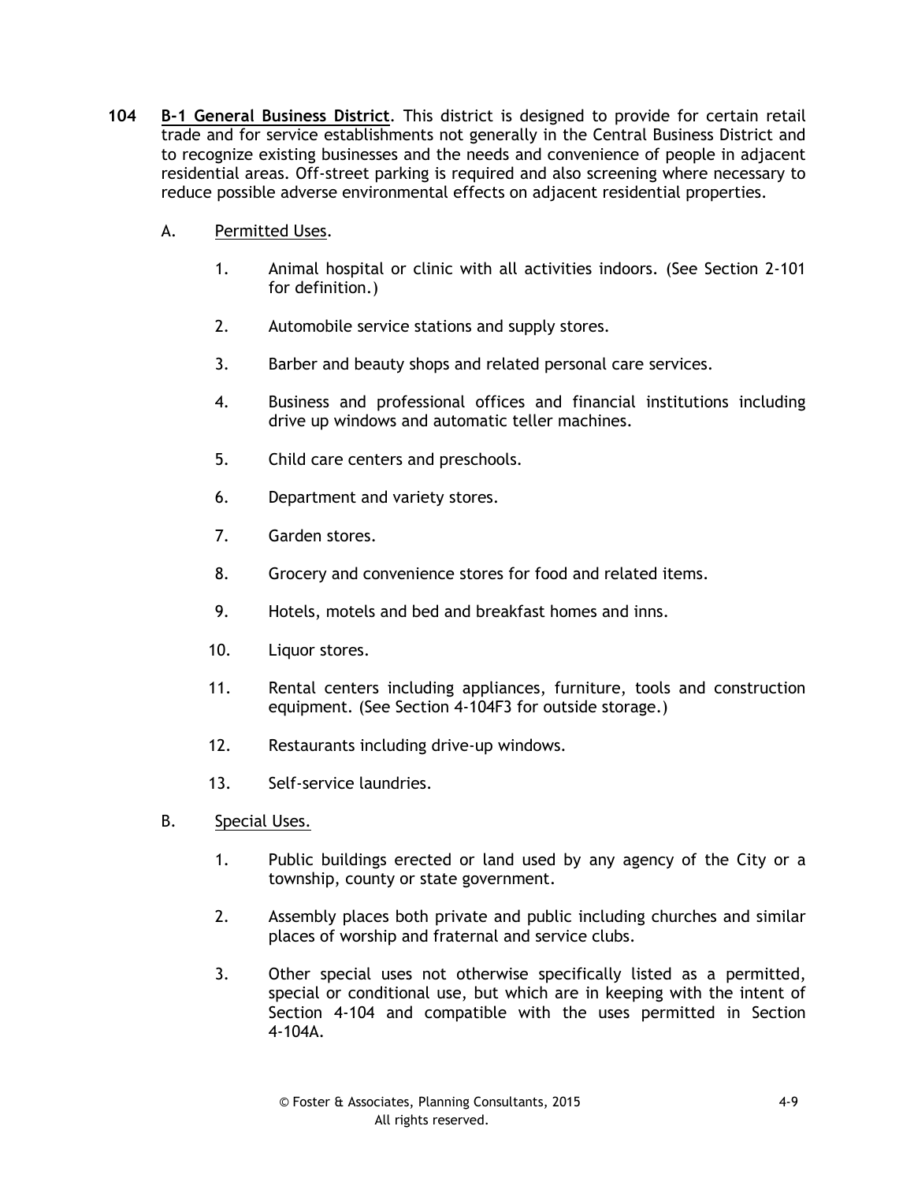**104 B-1 General Business District**. This district is designed to provide for certain retail trade and for service establishments not generally in the Central Business District and to recognize existing businesses and the needs and convenience of people in adjacent residential areas. Off-street parking is required and also screening where necessary to reduce possible adverse environmental effects on adjacent residential properties.

A. Permitted Uses.

1. Animal hospital or clinic with all activities indoors. (See Section 2-101 for definition.)

2. Automobile service stations and supply stores.

3. Barber and beauty shops and related personal care services.

4. Business and professional offices and financial institutions including drive up windows and automatic teller machines.

5. Child care centers and preschools.

6. Department and variety stores.

7. Garden stores.

8. Grocery and convenience stores for food and related items.

9. Hotels, motels and bed and breakfast homes and inns.

10. Liquor stores.

11. Rental centers including appliances, furniture, tools and construction equipment. (See Section 4-104F3 for outside storage.)

12. Restaurants including drive-up windows.

13. Self-service laundries.

B. Special Uses.

1. Public buildings erected or land used by any agency of the City or a township, county or state government.

2. Assembly places both private and public including churches and similar places of worship and fraternal and service clubs.

3. Other special uses not otherwise specifically listed as a permitted, special or conditional use, but which are in keeping with the intent of Section 4-104 and compatible with the uses permitted in Section 4-104A.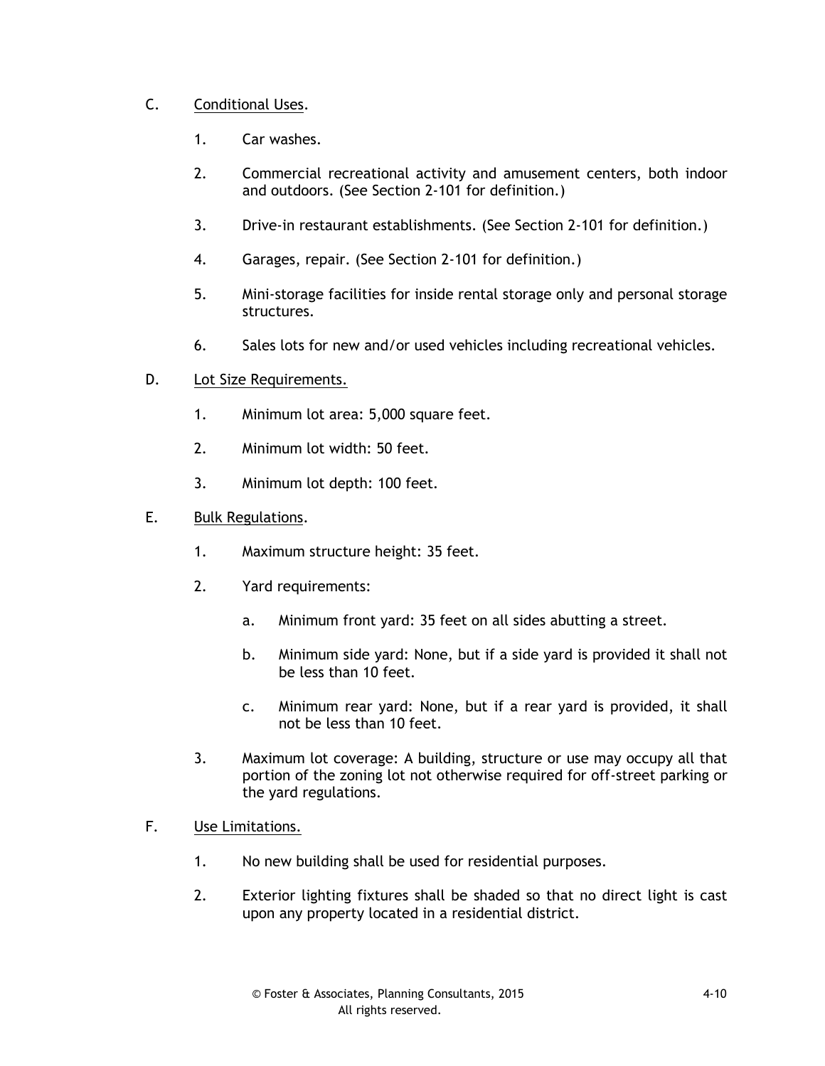C. <u>Conditional Uses</u>.

1. Car washes.

2. Commercial recreational activity and amusement centers, both indoor and outdoors. (See Section 2-101 for definition.)

3. Drive-in restaurant establishments. (See Section 2-101 for definition.)

4. Garages, repair. (See Section 2-101 for definition.)

5. Mini-storage facilities for inside rental storage only and personal storage structures.

6. Sales lots for new and/or used vehicles including recreational vehicles.

D. <u>Lot Size Requirements.</u>

1. Minimum lot area: 5,000 square feet.

2. Minimum lot width: 50 feet.

3. Minimum lot depth: 100 feet.

E. <u>Bulk Regulations</u>.

1. Maximum structure height: 35 feet.

2. Yard requirements:

   a. Minimum front yard: 35 feet on all sides abutting a street.

   b. Minimum side yard: None, but if a side yard is provided it shall not be less than 10 feet.

   c. Minimum rear yard: None, but if a rear yard is provided, it shall not be less than 10 feet.

3. Maximum lot coverage: A building, structure or use may occupy all that portion of the zoning lot not otherwise required for off-street parking or the yard regulations.

F. <u>Use Limitations.</u>

1. No new building shall be used for residential purposes.

2. Exterior lighting fixtures shall be shaded so that no direct light is cast upon any property located in a residential district.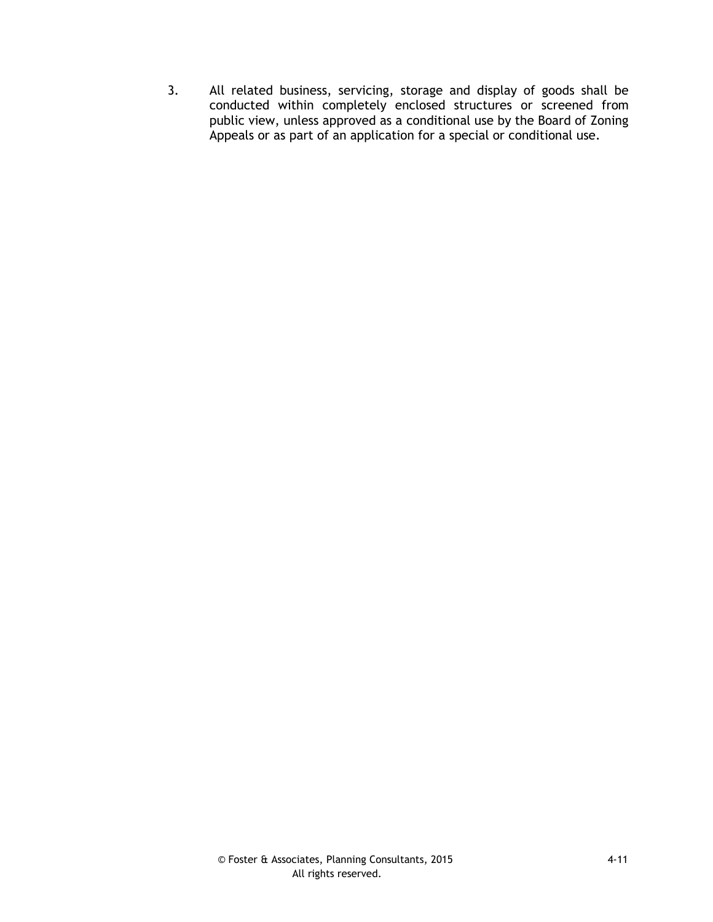3. All related business, servicing, storage and display of goods shall be conducted within completely enclosed structures or screened from public view, unless approved as a conditional use by the Board of Zoning Appeals or as part of an application for a special or conditional use.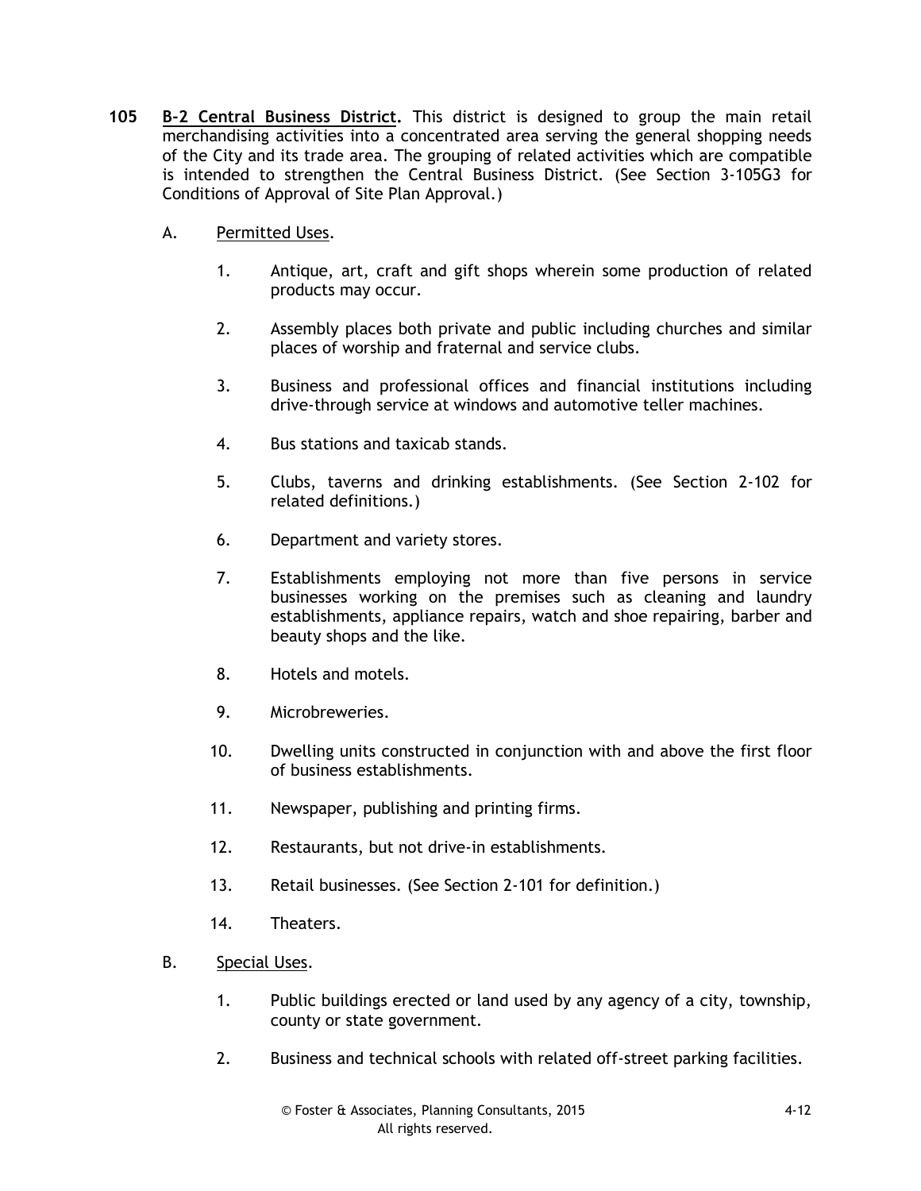**105** **B-2 Central Business District.** This district is designed to group the main retail merchandising activities into a concentrated area serving the general shopping needs of the City and its trade area. The grouping of related activities which are compatible is intended to strengthen the Central Business District. (See Section 3-105G3 for Conditions of Approval of Site Plan Approval.)

A. Permitted Uses.

1. Antique, art, craft and gift shops wherein some production of related products may occur.

2. Assembly places both private and public including churches and similar places of worship and fraternal and service clubs.

3. Business and professional offices and financial institutions including drive-through service at windows and automotive teller machines.

4. Bus stations and taxicab stands.

5. Clubs, taverns and drinking establishments. (See Section 2-102 for related definitions.)

6. Department and variety stores.

7. Establishments employing not more than five persons in service businesses working on the premises such as cleaning and laundry establishments, appliance repairs, watch and shoe repairing, barber and beauty shops and the like.

8. Hotels and motels.

9. Microbreweries.

10. Dwelling units constructed in conjunction with and above the first floor of business establishments.

11. Newspaper, publishing and printing firms.

12. Restaurants, but not drive-in establishments.

13. Retail businesses. (See Section 2-101 for definition.)

14. Theaters.

B. Special Uses.

1. Public buildings erected or land used by any agency of a city, township, county or state government.

2. Business and technical schools with related off-street parking facilities.

© Foster & Associates, Planning Consultants, 2015
All rights reserved.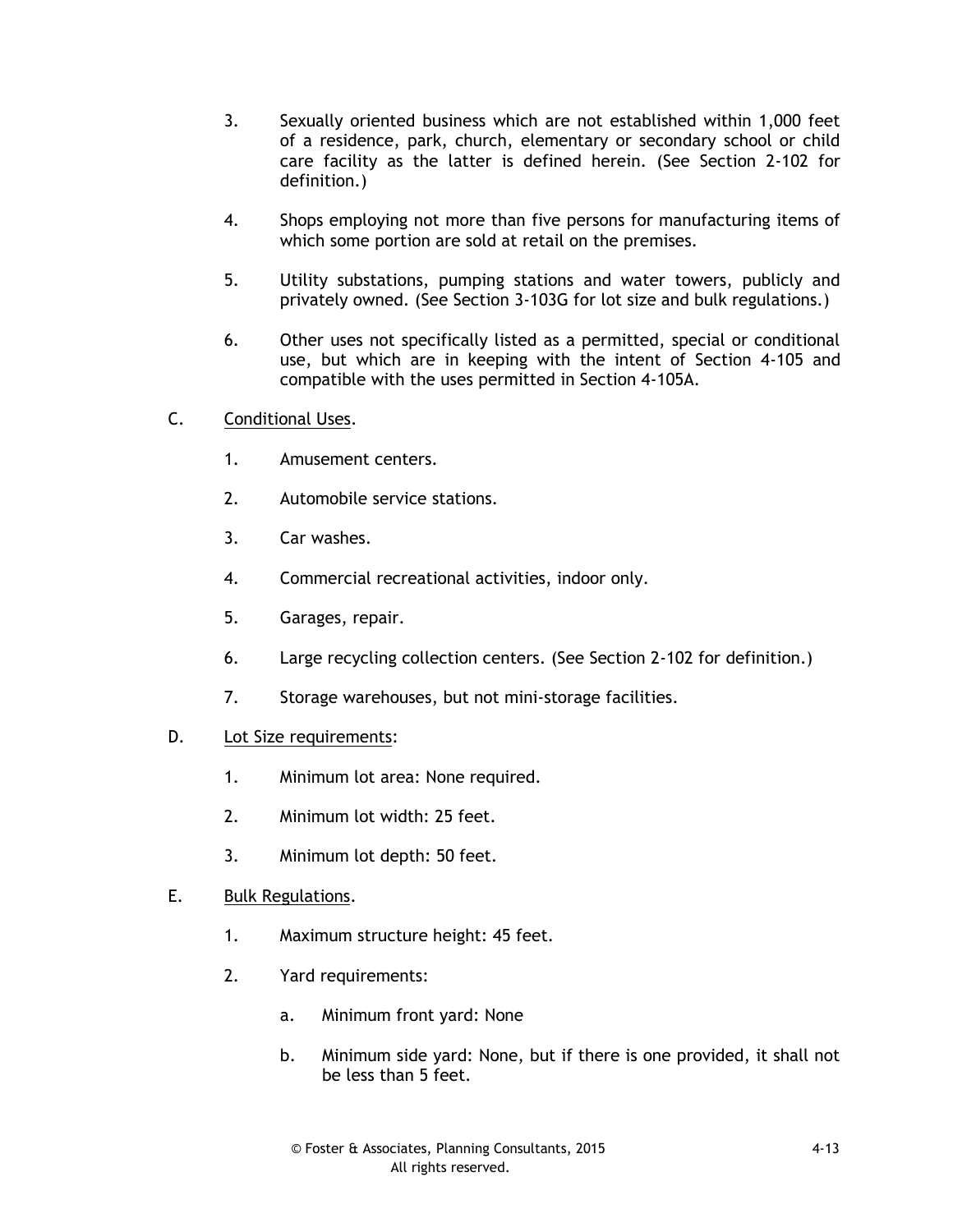3. Sexually oriented business which are not established within 1,000 feet of a residence, park, church, elementary or secondary school or child care facility as the latter is defined herein. (See Section 2-102 for definition.)

4. Shops employing not more than five persons for manufacturing items of which some portion are sold at retail on the premises.

5. Utility substations, pumping stations and water towers, publicly and privately owned. (See Section 3-103G for lot size and bulk regulations.)

6. Other uses not specifically listed as a permitted, special or conditional use, but which are in keeping with the intent of Section 4-105 and compatible with the uses permitted in Section 4-105A.

C. Conditional Uses.

1. Amusement centers.

2. Automobile service stations.

3. Car washes.

4. Commercial recreational activities, indoor only.

5. Garages, repair.

6. Large recycling collection centers. (See Section 2-102 for definition.)

7. Storage warehouses, but not mini-storage facilities.

D. Lot Size requirements:

1. Minimum lot area: None required.

2. Minimum lot width: 25 feet.

3. Minimum lot depth: 50 feet.

E. Bulk Regulations.

1. Maximum structure height: 45 feet.

2. Yard requirements:

   a. Minimum front yard: None

   b. Minimum side yard: None, but if there is one provided, it shall not be less than 5 feet.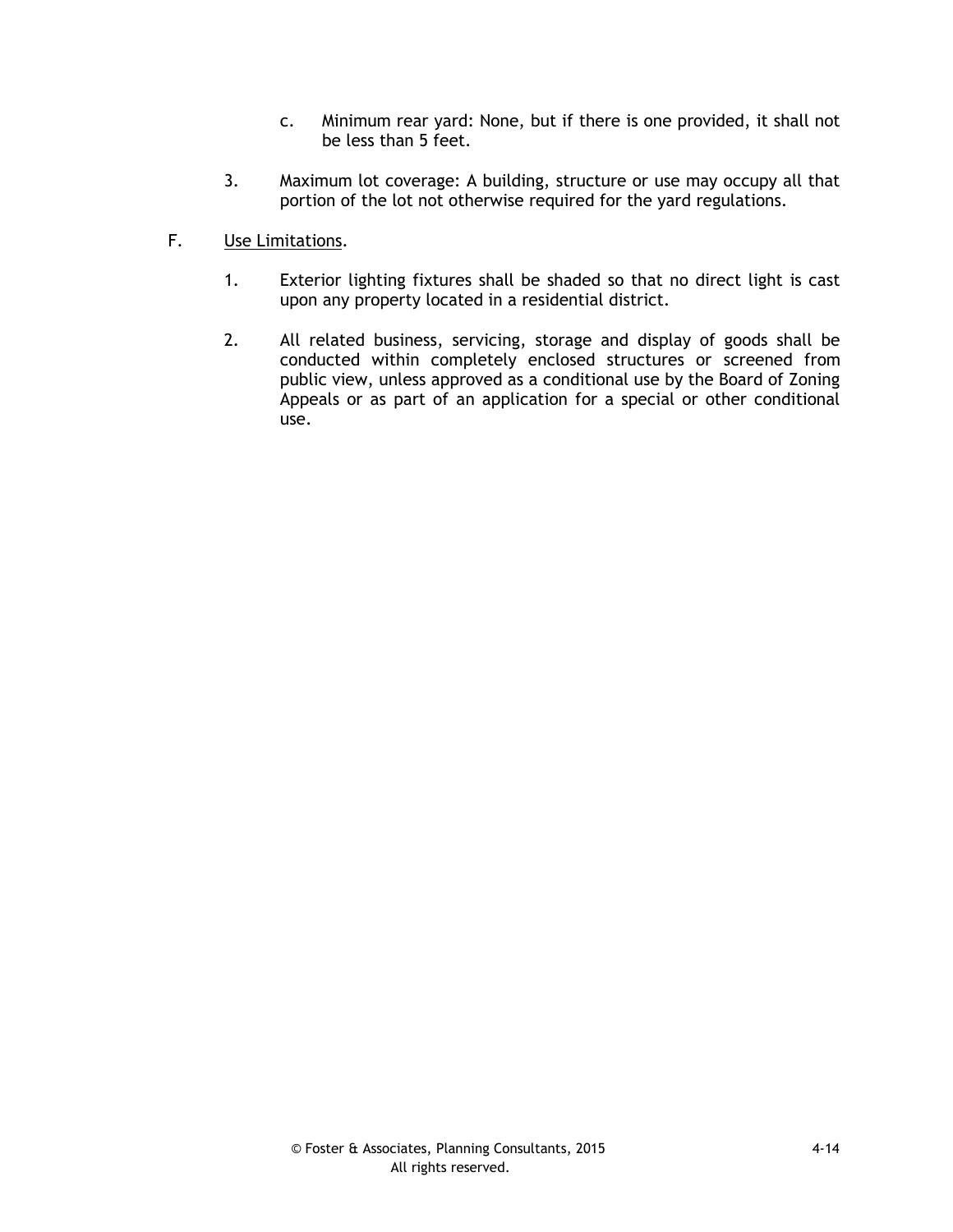c. Minimum rear yard: None, but if there is one provided, it shall not be less than 5 feet.

3. Maximum lot coverage: A building, structure or use may occupy all that portion of the lot not otherwise required for the yard regulations.

F. Use Limitations.

1. Exterior lighting fixtures shall be shaded so that no direct light is cast upon any property located in a residential district.

2. All related business, servicing, storage and display of goods shall be conducted within completely enclosed structures or screened from public view, unless approved as a conditional use by the Board of Zoning Appeals or as part of an application for a special or other conditional use.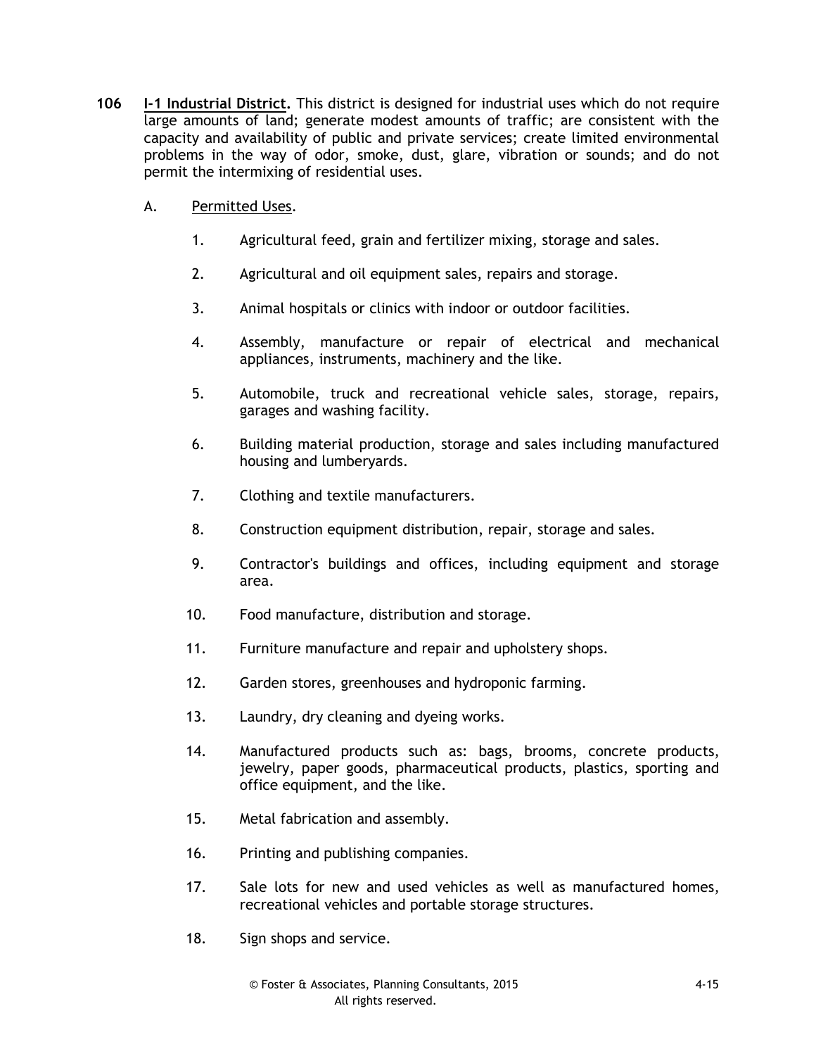**106** **<u>I-1 Industrial District</u>.** This district is designed for industrial uses which do not require large amounts of land; generate modest amounts of traffic; are consistent with the capacity and availability of public and private services; create limited environmental problems in the way of odor, smoke, dust, glare, vibration or sounds; and do not permit the intermixing of residential uses.

A. <u>Permitted Uses</u>.

1. Agricultural feed, grain and fertilizer mixing, storage and sales.

2. Agricultural and oil equipment sales, repairs and storage.

3. Animal hospitals or clinics with indoor or outdoor facilities.

4. Assembly, manufacture or repair of electrical and mechanical appliances, instruments, machinery and the like.

5. Automobile, truck and recreational vehicle sales, storage, repairs, garages and washing facility.

6. Building material production, storage and sales including manufactured housing and lumberyards.

7. Clothing and textile manufacturers.

8. Construction equipment distribution, repair, storage and sales.

9. Contractor's buildings and offices, including equipment and storage area.

10. Food manufacture, distribution and storage.

11. Furniture manufacture and repair and upholstery shops.

12. Garden stores, greenhouses and hydroponic farming.

13. Laundry, dry cleaning and dyeing works.

14. Manufactured products such as: bags, brooms, concrete products, jewelry, paper goods, pharmaceutical products, plastics, sporting and office equipment, and the like.

15. Metal fabrication and assembly.

16. Printing and publishing companies.

17. Sale lots for new and used vehicles as well as manufactured homes, recreational vehicles and portable storage structures.

18. Sign shops and service.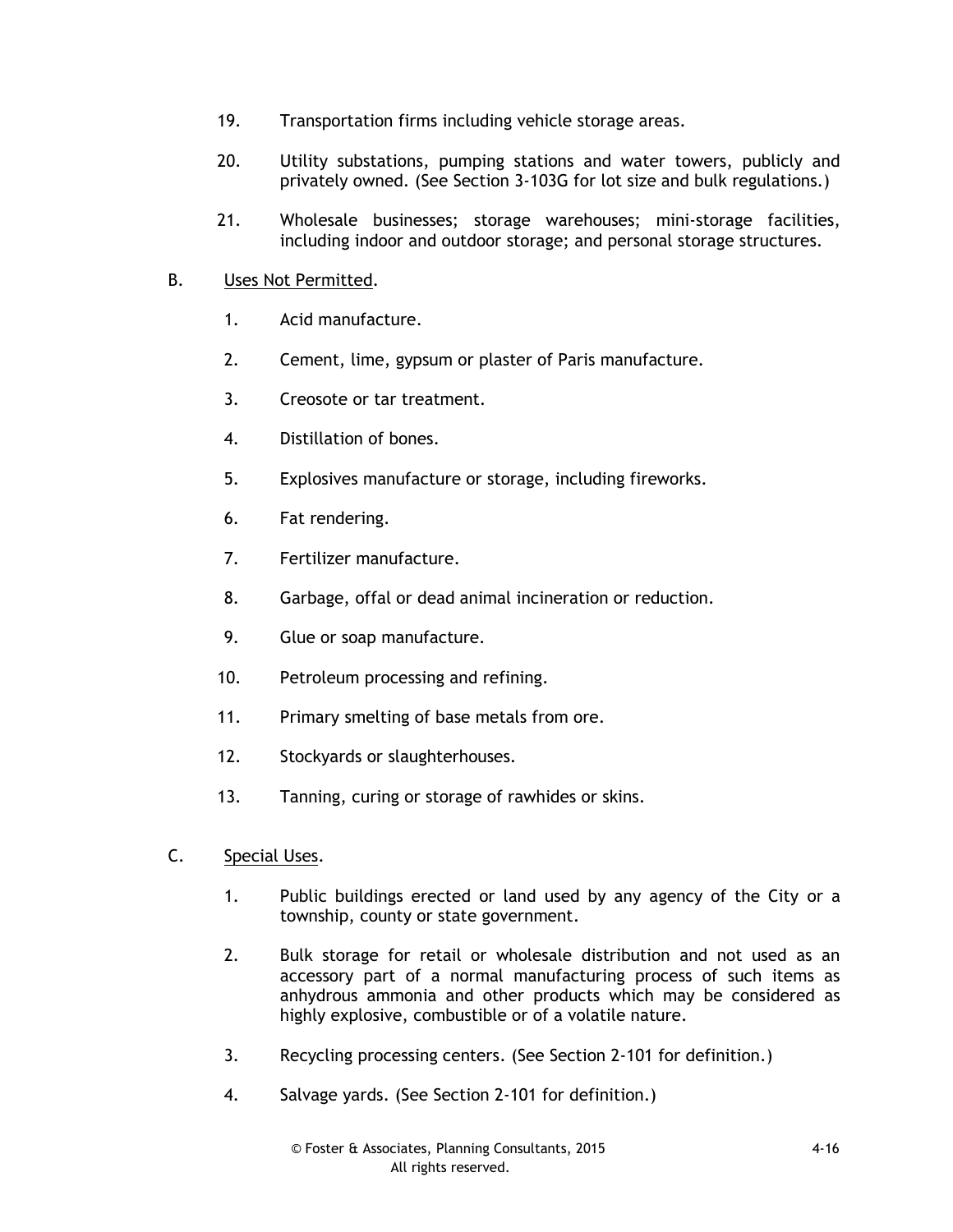19. Transportation firms including vehicle storage areas.

20. Utility substations, pumping stations and water towers, publicly and privately owned. (See Section 3-103G for lot size and bulk regulations.)

21. Wholesale businesses; storage warehouses; mini-storage facilities, including indoor and outdoor storage; and personal storage structures.

B. Uses Not Permitted.

1. Acid manufacture.

2. Cement, lime, gypsum or plaster of Paris manufacture.

3. Creosote or tar treatment.

4. Distillation of bones.

5. Explosives manufacture or storage, including fireworks.

6. Fat rendering.

7. Fertilizer manufacture.

8. Garbage, offal or dead animal incineration or reduction.

9. Glue or soap manufacture.

10. Petroleum processing and refining.

11. Primary smelting of base metals from ore.

12. Stockyards or slaughterhouses.

13. Tanning, curing or storage of rawhides or skins.

C. Special Uses.

1. Public buildings erected or land used by any agency of the City or a township, county or state government.

2. Bulk storage for retail or wholesale distribution and not used as an accessory part of a normal manufacturing process of such items as anhydrous ammonia and other products which may be considered as highly explosive, combustible or of a volatile nature.

3. Recycling processing centers. (See Section 2-101 for definition.)

4. Salvage yards. (See Section 2-101 for definition.)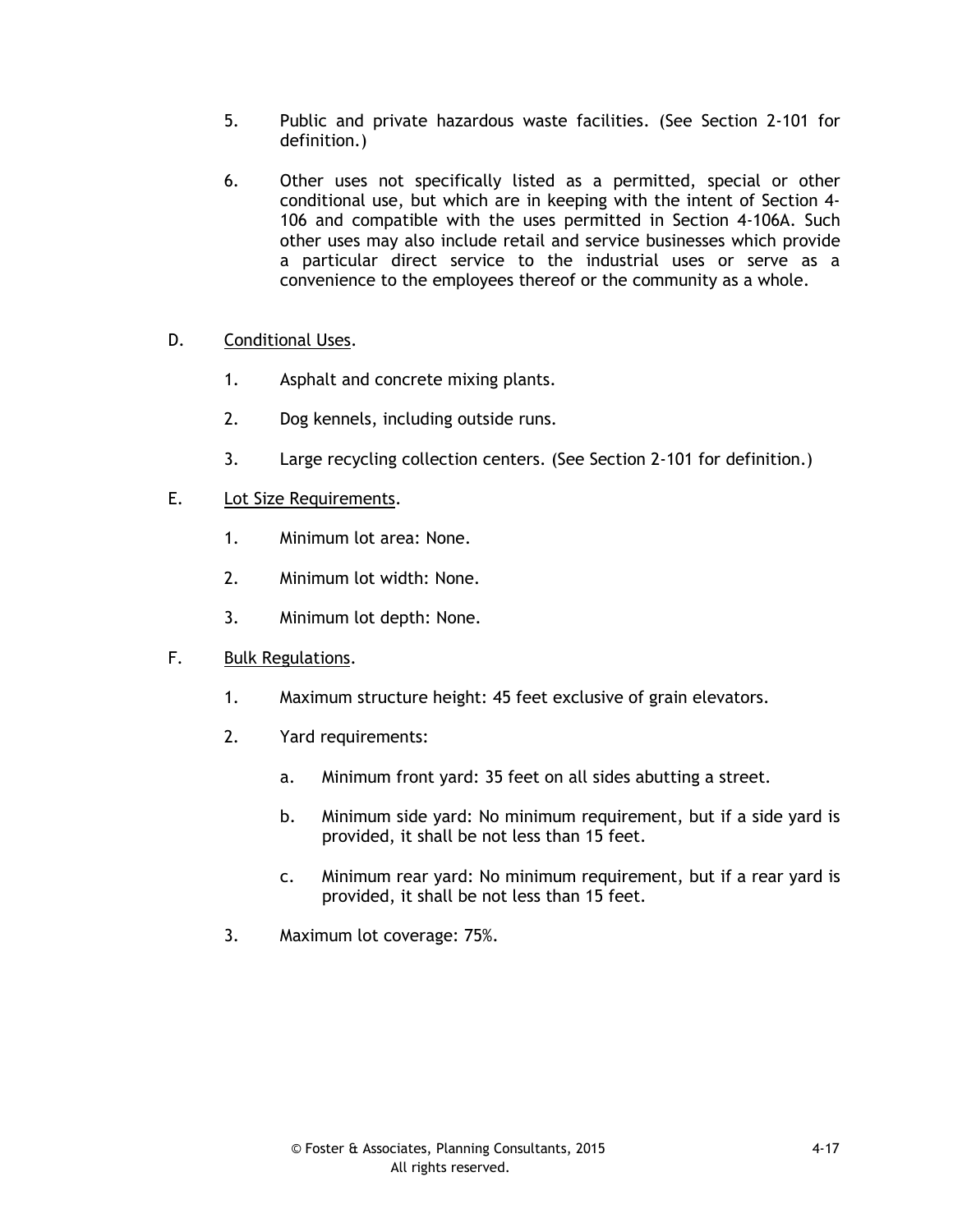5. Public and private hazardous waste facilities. (See Section 2-101 for definition.)

6. Other uses not specifically listed as a permitted, special or other conditional use, but which are in keeping with the intent of Section 4-106 and compatible with the uses permitted in Section 4-106A. Such other uses may also include retail and service businesses which provide a particular direct service to the industrial uses or serve as a convenience to the employees thereof or the community as a whole.

D. <u>Conditional Uses</u>.

   1. Asphalt and concrete mixing plants.

   2. Dog kennels, including outside runs.

   3. Large recycling collection centers. (See Section 2-101 for definition.)

E. <u>Lot Size Requirements</u>.

   1. Minimum lot area: None.

   2. Minimum lot width: None.

   3. Minimum lot depth: None.

F. <u>Bulk Regulations</u>.

   1. Maximum structure height: 45 feet exclusive of grain elevators.

   2. Yard requirements:

      a. Minimum front yard: 35 feet on all sides abutting a street.

      b. Minimum side yard: No minimum requirement, but if a side yard is provided, it shall be not less than 15 feet.

      c. Minimum rear yard: No minimum requirement, but if a rear yard is provided, it shall be not less than 15 feet.

   3. Maximum lot coverage: 75%.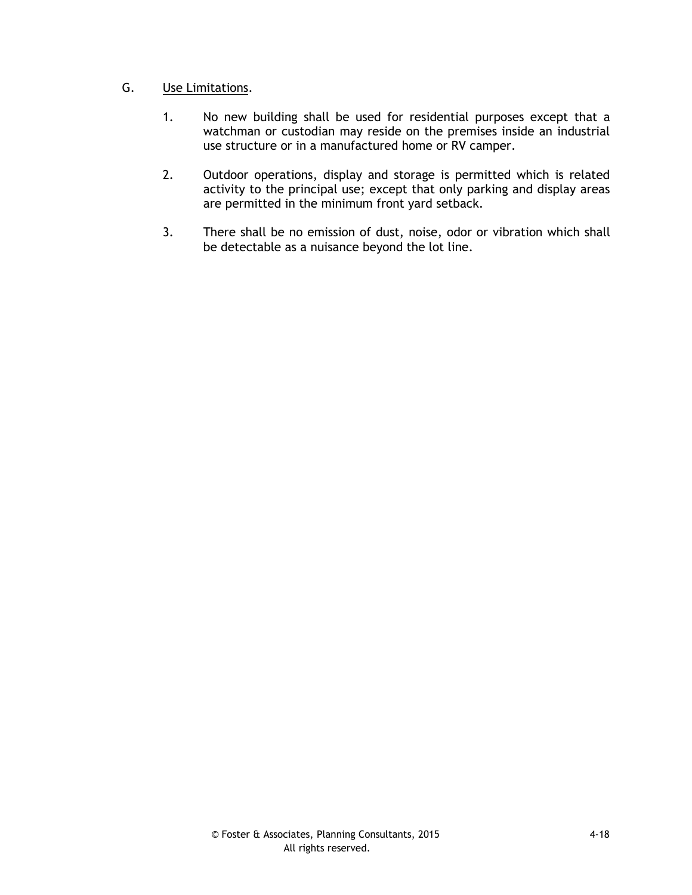G. Use Limitations.

1. No new building shall be used for residential purposes except that a watchman or custodian may reside on the premises inside an industrial use structure or in a manufactured home or RV camper.

2. Outdoor operations, display and storage is permitted which is related activity to the principal use; except that only parking and display areas are permitted in the minimum front yard setback.

3. There shall be no emission of dust, noise, odor or vibration which shall be detectable as a nuisance beyond the lot line.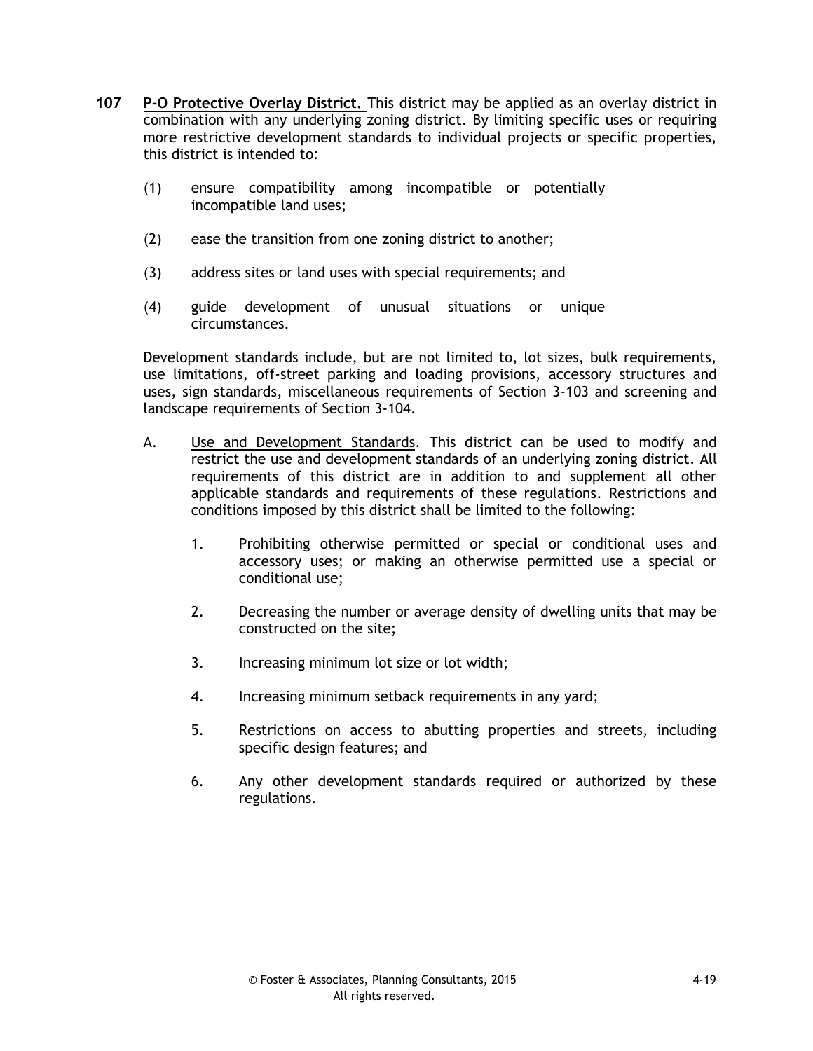**107** **<u>P-O Protective Overlay District.</u>** This district may be applied as an overlay district in combination with any underlying zoning district. By limiting specific uses or requiring more restrictive development standards to individual projects or specific properties, this district is intended to:

(1) ensure compatibility among incompatible or potentially incompatible land uses;

(2) ease the transition from one zoning district to another;

(3) address sites or land uses with special requirements; and

(4) guide development of unusual situations or unique circumstances.

Development standards include, but are not limited to, lot sizes, bulk requirements, use limitations, off-street parking and loading provisions, accessory structures and uses, sign standards, miscellaneous requirements of Section 3-103 and screening and landscape requirements of Section 3-104.

A. <u>Use and Development Standards</u>. This district can be used to modify and restrict the use and development standards of an underlying zoning district. All requirements of this district are in addition to and supplement all other applicable standards and requirements of these regulations. Restrictions and conditions imposed by this district shall be limited to the following:

1. Prohibiting otherwise permitted or special or conditional uses and accessory uses; or making an otherwise permitted use a special or conditional use;

2. Decreasing the number or average density of dwelling units that may be constructed on the site;

3. Increasing minimum lot size or lot width;

4. Increasing minimum setback requirements in any yard;

5. Restrictions on access to abutting properties and streets, including specific design features; and

6. Any other development standards required or authorized by these regulations.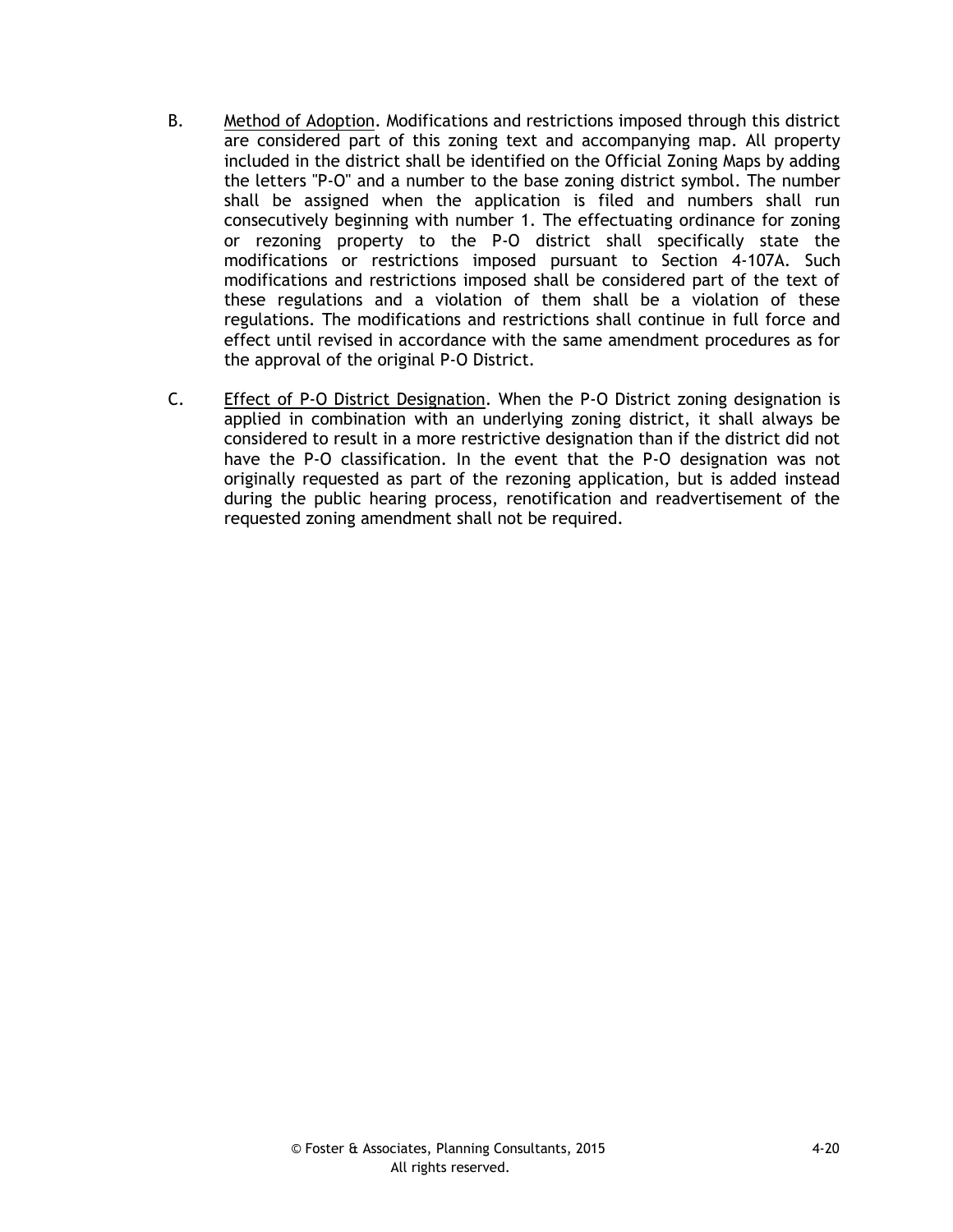B. <u>Method of Adoption</u>. Modifications and restrictions imposed through this district are considered part of this zoning text and accompanying map. All property included in the district shall be identified on the Official Zoning Maps by adding the letters "P-O" and a number to the base zoning district symbol. The number shall be assigned when the application is filed and numbers shall run consecutively beginning with number 1. The effectuating ordinance for zoning or rezoning property to the P-O district shall specifically state the modifications or restrictions imposed pursuant to Section 4-107A. Such modifications and restrictions imposed shall be considered part of the text of these regulations and a violation of them shall be a violation of these regulations. The modifications and restrictions shall continue in full force and effect until revised in accordance with the same amendment procedures as for the approval of the original P-O District.

C. <u>Effect of P-O District Designation</u>. When the P-O District zoning designation is applied in combination with an underlying zoning district, it shall always be considered to result in a more restrictive designation than if the district did not have the P-O classification. In the event that the P-O designation was not originally requested as part of the rezoning application, but is added instead during the public hearing process, renotification and readvertisement of the requested zoning amendment shall not be required.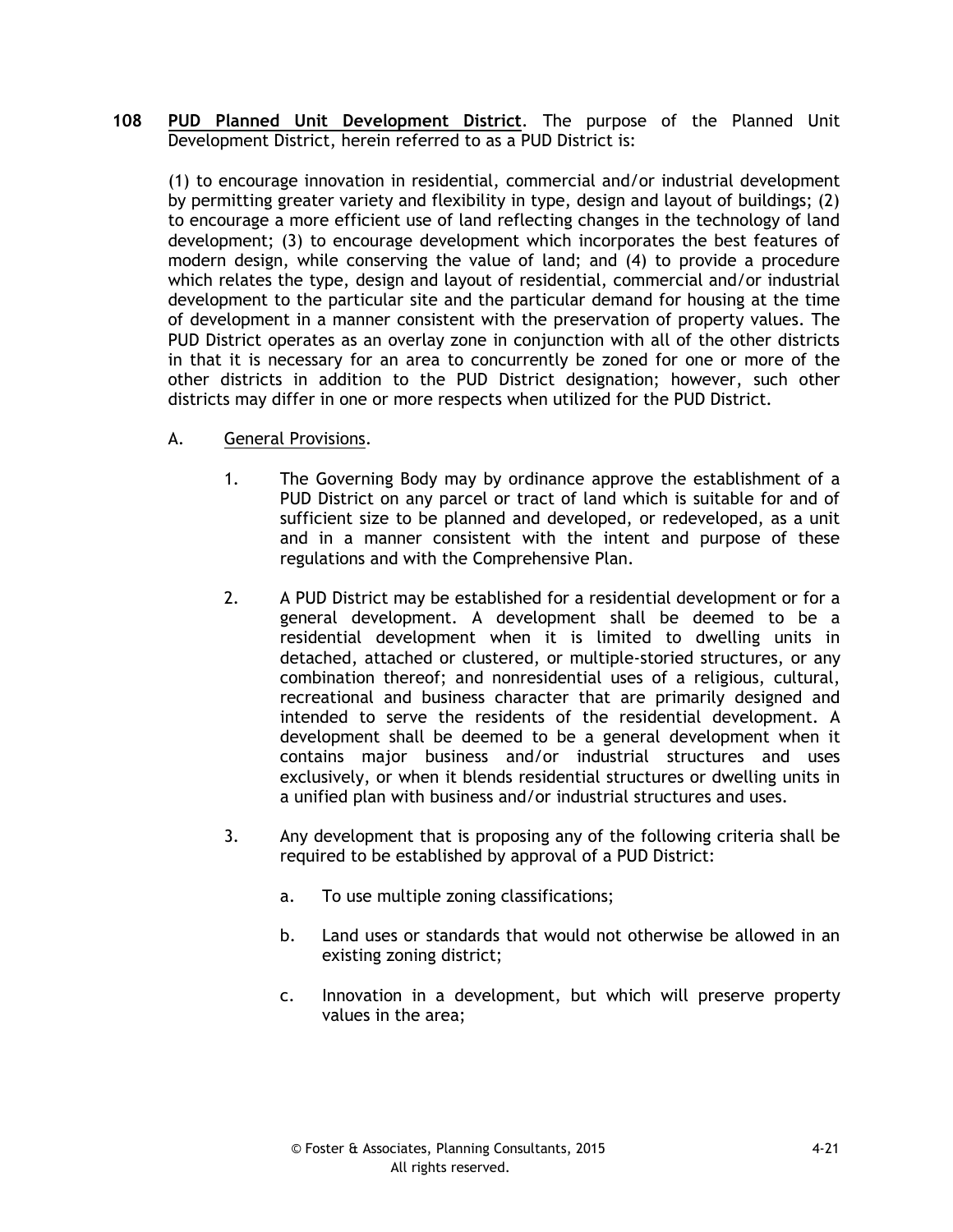**108 <u>PUD Planned Unit Development District</u>**. The purpose of the Planned Unit Development District, herein referred to as a PUD District is:

(1) to encourage innovation in residential, commercial and/or industrial development by permitting greater variety and flexibility in type, design and layout of buildings; (2) to encourage a more efficient use of land reflecting changes in the technology of land development; (3) to encourage development which incorporates the best features of modern design, while conserving the value of land; and (4) to provide a procedure which relates the type, design and layout of residential, commercial and/or industrial development to the particular site and the particular demand for housing at the time of development in a manner consistent with the preservation of property values. The PUD District operates as an overlay zone in conjunction with all of the other districts in that it is necessary for an area to concurrently be zoned for one or more of the other districts in addition to the PUD District designation; however, such other districts may differ in one or more respects when utilized for the PUD District.

A. <u>General Provisions</u>.

1. The Governing Body may by ordinance approve the establishment of a PUD District on any parcel or tract of land which is suitable for and of sufficient size to be planned and developed, or redeveloped, as a unit and in a manner consistent with the intent and purpose of these regulations and with the Comprehensive Plan.

2. A PUD District may be established for a residential development or for a general development. A development shall be deemed to be a residential development when it is limited to dwelling units in detached, attached or clustered, or multiple-storied structures, or any combination thereof; and nonresidential uses of a religious, cultural, recreational and business character that are primarily designed and intended to serve the residents of the residential development. A development shall be deemed to be a general development when it contains major business and/or industrial structures and uses exclusively, or when it blends residential structures or dwelling units in a unified plan with business and/or industrial structures and uses.

3. Any development that is proposing any of the following criteria shall be required to be established by approval of a PUD District:

   a. To use multiple zoning classifications;

   b. Land uses or standards that would not otherwise be allowed in an existing zoning district;

   c. Innovation in a development, but which will preserve property values in the area;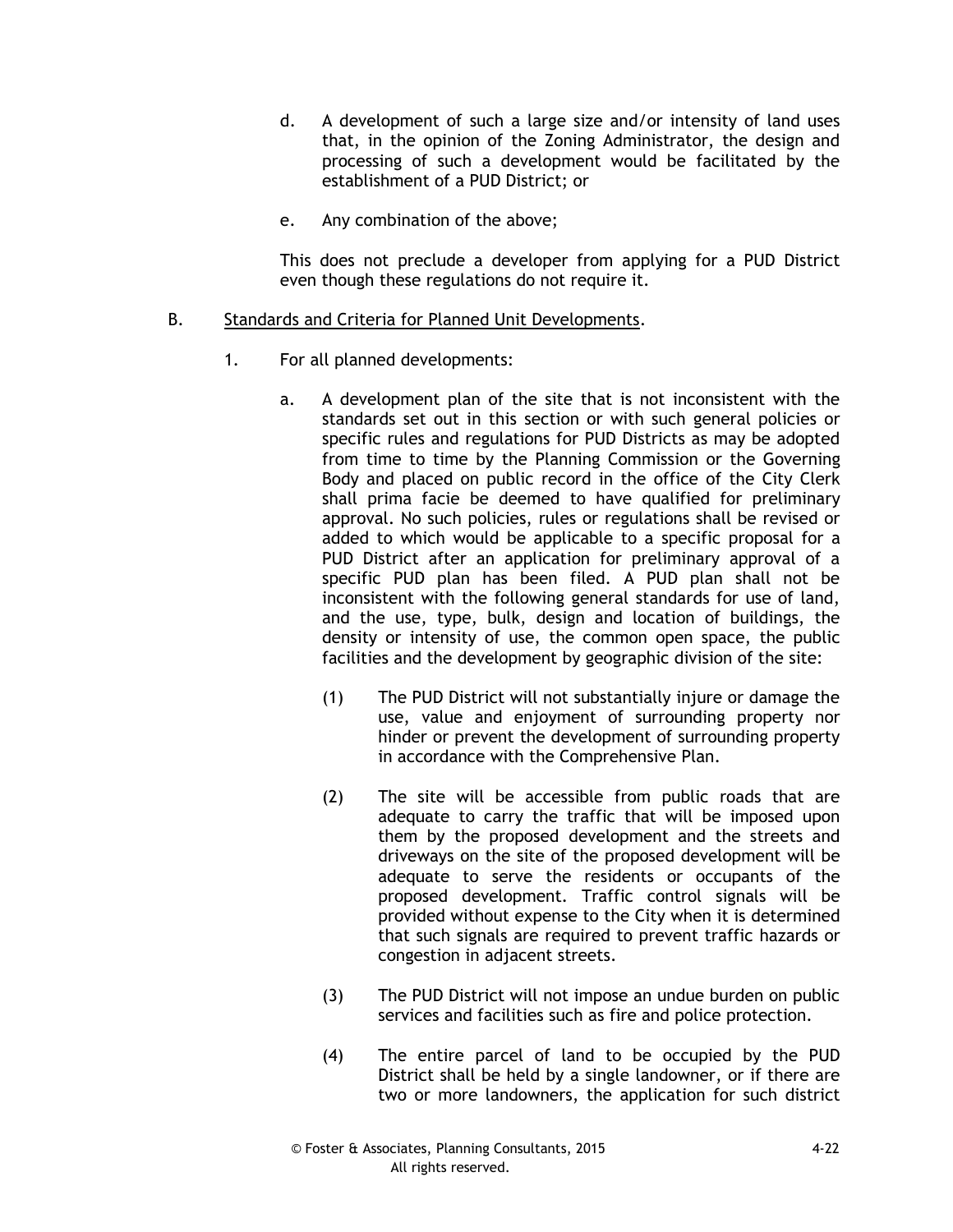d. A development of such a large size and/or intensity of land uses that, in the opinion of the Zoning Administrator, the design and processing of such a development would be facilitated by the establishment of a PUD District; or

e. Any combination of the above;

This does not preclude a developer from applying for a PUD District even though these regulations do not require it.

B. Standards and Criteria for Planned Unit Developments.

1. For all planned developments:

a. A development plan of the site that is not inconsistent with the standards set out in this section or with such general policies or specific rules and regulations for PUD Districts as may be adopted from time to time by the Planning Commission or the Governing Body and placed on public record in the office of the City Clerk shall prima facie be deemed to have qualified for preliminary approval. No such policies, rules or regulations shall be revised or added to which would be applicable to a specific proposal for a PUD District after an application for preliminary approval of a specific PUD plan has been filed. A PUD plan shall not be inconsistent with the following general standards for use of land, and the use, type, bulk, design and location of buildings, the density or intensity of use, the common open space, the public facilities and the development by geographic division of the site:

(1) The PUD District will not substantially injure or damage the use, value and enjoyment of surrounding property nor hinder or prevent the development of surrounding property in accordance with the Comprehensive Plan.

(2) The site will be accessible from public roads that are adequate to carry the traffic that will be imposed upon them by the proposed development and the streets and driveways on the site of the proposed development will be adequate to serve the residents or occupants of the proposed development. Traffic control signals will be provided without expense to the City when it is determined that such signals are required to prevent traffic hazards or congestion in adjacent streets.

(3) The PUD District will not impose an undue burden on public services and facilities such as fire and police protection.

(4) The entire parcel of land to be occupied by the PUD District shall be held by a single landowner, or if there are two or more landowners, the application for such district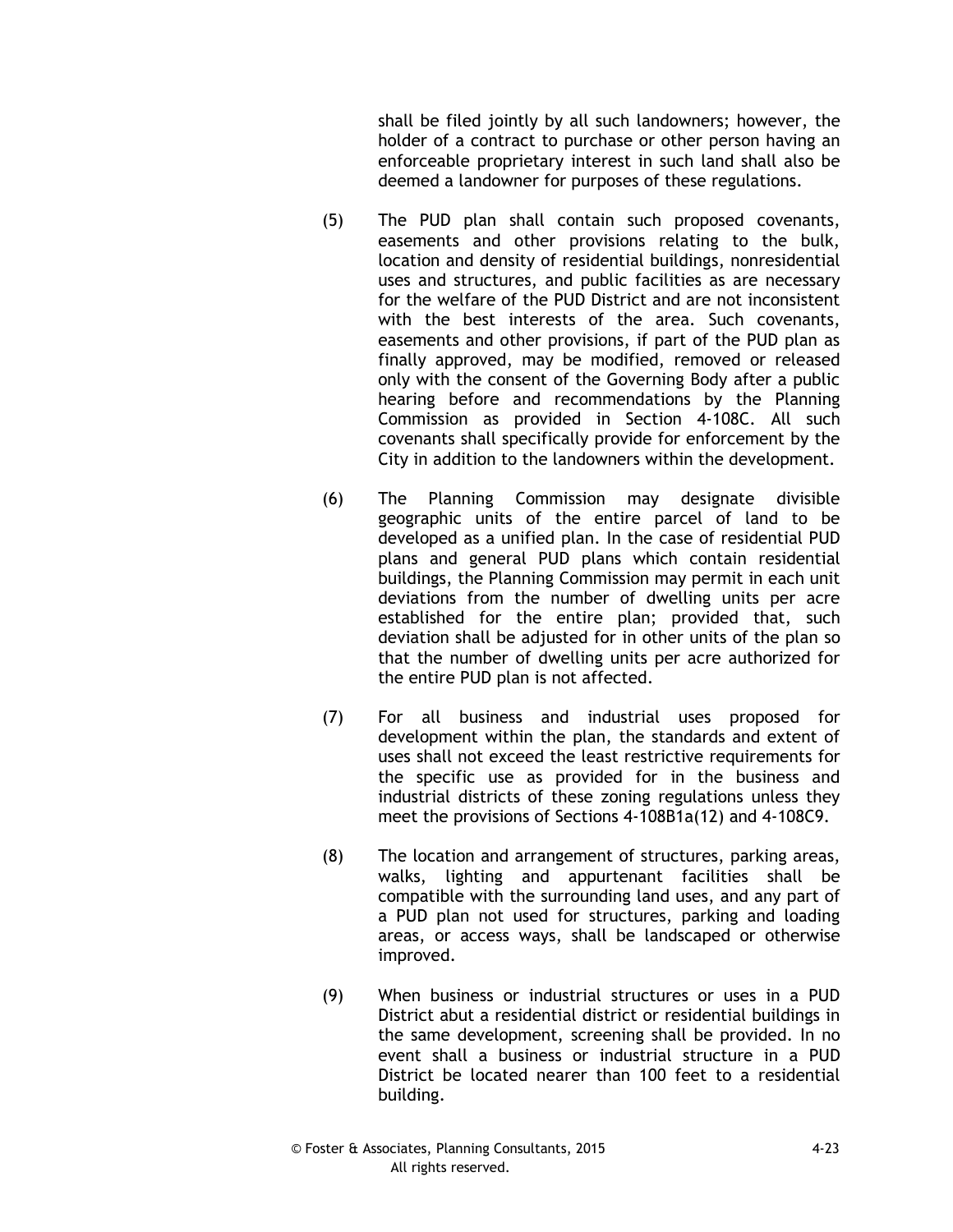shall be filed jointly by all such landowners; however, the holder of a contract to purchase or other person having an enforceable proprietary interest in such land shall also be deemed a landowner for purposes of these regulations.

(5) The PUD plan shall contain such proposed covenants, easements and other provisions relating to the bulk, location and density of residential buildings, nonresidential uses and structures, and public facilities as are necessary for the welfare of the PUD District and are not inconsistent with the best interests of the area. Such covenants, easements and other provisions, if part of the PUD plan as finally approved, may be modified, removed or released only with the consent of the Governing Body after a public hearing before and recommendations by the Planning Commission as provided in Section 4-108C. All such covenants shall specifically provide for enforcement by the City in addition to the landowners within the development.

(6) The Planning Commission may designate divisible geographic units of the entire parcel of land to be developed as a unified plan. In the case of residential PUD plans and general PUD plans which contain residential buildings, the Planning Commission may permit in each unit deviations from the number of dwelling units per acre established for the entire plan; provided that, such deviation shall be adjusted for in other units of the plan so that the number of dwelling units per acre authorized for the entire PUD plan is not affected.

(7) For all business and industrial uses proposed for development within the plan, the standards and extent of uses shall not exceed the least restrictive requirements for the specific use as provided for in the business and industrial districts of these zoning regulations unless they meet the provisions of Sections 4-108B1a(12) and 4-108C9.

(8) The location and arrangement of structures, parking areas, walks, lighting and appurtenant facilities shall be compatible with the surrounding land uses, and any part of a PUD plan not used for structures, parking and loading areas, or access ways, shall be landscaped or otherwise improved.

(9) When business or industrial structures or uses in a PUD District abut a residential district or residential buildings in the same development, screening shall be provided. In no event shall a business or industrial structure in a PUD District be located nearer than 100 feet to a residential building.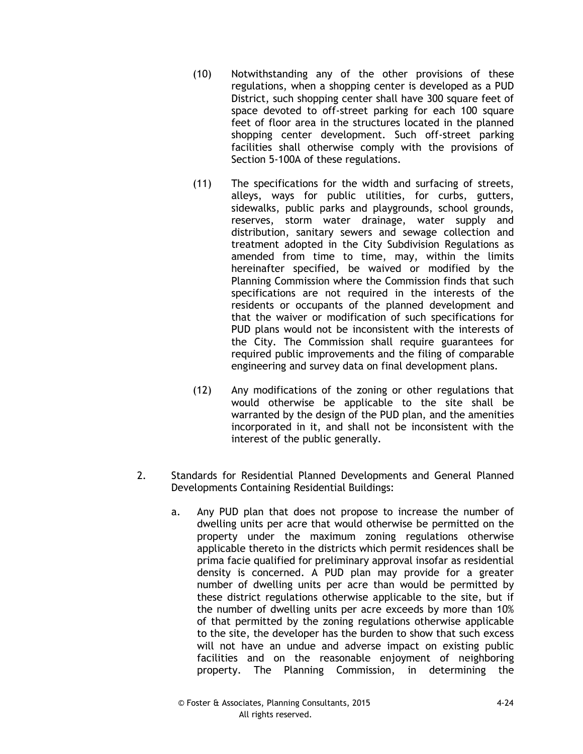(10) Notwithstanding any of the other provisions of these regulations, when a shopping center is developed as a PUD District, such shopping center shall have 300 square feet of space devoted to off-street parking for each 100 square feet of floor area in the structures located in the planned shopping center development. Such off-street parking facilities shall otherwise comply with the provisions of Section 5-100A of these regulations.

(11) The specifications for the width and surfacing of streets, alleys, ways for public utilities, for curbs, gutters, sidewalks, public parks and playgrounds, school grounds, reserves, storm water drainage, water supply and distribution, sanitary sewers and sewage collection and treatment adopted in the City Subdivision Regulations as amended from time to time, may, within the limits hereinafter specified, be waived or modified by the Planning Commission where the Commission finds that such specifications are not required in the interests of the residents or occupants of the planned development and that the waiver or modification of such specifications for PUD plans would not be inconsistent with the interests of the City. The Commission shall require guarantees for required public improvements and the filing of comparable engineering and survey data on final development plans.

(12) Any modifications of the zoning or other regulations that would otherwise be applicable to the site shall be warranted by the design of the PUD plan, and the amenities incorporated in it, and shall not be inconsistent with the interest of the public generally.

2. Standards for Residential Planned Developments and General Planned Developments Containing Residential Buildings:

   a. Any PUD plan that does not propose to increase the number of dwelling units per acre that would otherwise be permitted on the property under the maximum zoning regulations otherwise applicable thereto in the districts which permit residences shall be prima facie qualified for preliminary approval insofar as residential density is concerned. A PUD plan may provide for a greater number of dwelling units per acre than would be permitted by these district regulations otherwise applicable to the site, but if the number of dwelling units per acre exceeds by more than 10% of that permitted by the zoning regulations otherwise applicable to the site, the developer has the burden to show that such excess will not have an undue and adverse impact on existing public facilities and on the reasonable enjoyment of neighboring property. The Planning Commission, in determining the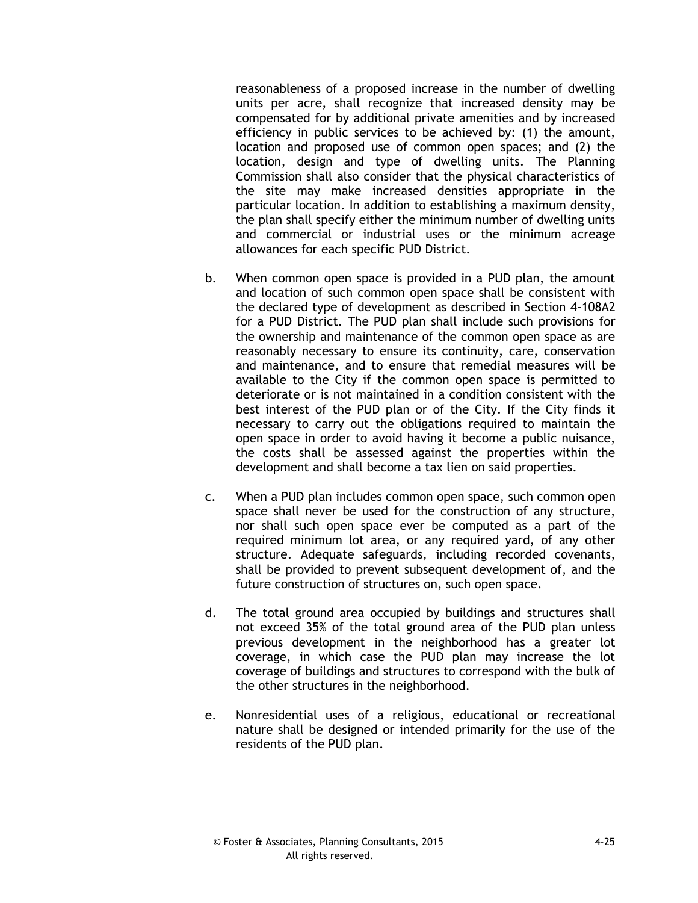reasonableness of a proposed increase in the number of dwelling units per acre, shall recognize that increased density may be compensated for by additional private amenities and by increased efficiency in public services to be achieved by: (1) the amount, location and proposed use of common open spaces; and (2) the location, design and type of dwelling units. The Planning Commission shall also consider that the physical characteristics of the site may make increased densities appropriate in the particular location. In addition to establishing a maximum density, the plan shall specify either the minimum number of dwelling units and commercial or industrial uses or the minimum acreage allowances for each specific PUD District.

b. When common open space is provided in a PUD plan, the amount and location of such common open space shall be consistent with the declared type of development as described in Section 4-108A2 for a PUD District. The PUD plan shall include such provisions for the ownership and maintenance of the common open space as are reasonably necessary to ensure its continuity, care, conservation and maintenance, and to ensure that remedial measures will be available to the City if the common open space is permitted to deteriorate or is not maintained in a condition consistent with the best interest of the PUD plan or of the City. If the City finds it necessary to carry out the obligations required to maintain the open space in order to avoid having it become a public nuisance, the costs shall be assessed against the properties within the development and shall become a tax lien on said properties.

c. When a PUD plan includes common open space, such common open space shall never be used for the construction of any structure, nor shall such open space ever be computed as a part of the required minimum lot area, or any required yard, of any other structure. Adequate safeguards, including recorded covenants, shall be provided to prevent subsequent development of, and the future construction of structures on, such open space.

d. The total ground area occupied by buildings and structures shall not exceed 35% of the total ground area of the PUD plan unless previous development in the neighborhood has a greater lot coverage, in which case the PUD plan may increase the lot coverage of buildings and structures to correspond with the bulk of the other structures in the neighborhood.

e. Nonresidential uses of a religious, educational or recreational nature shall be designed or intended primarily for the use of the residents of the PUD plan.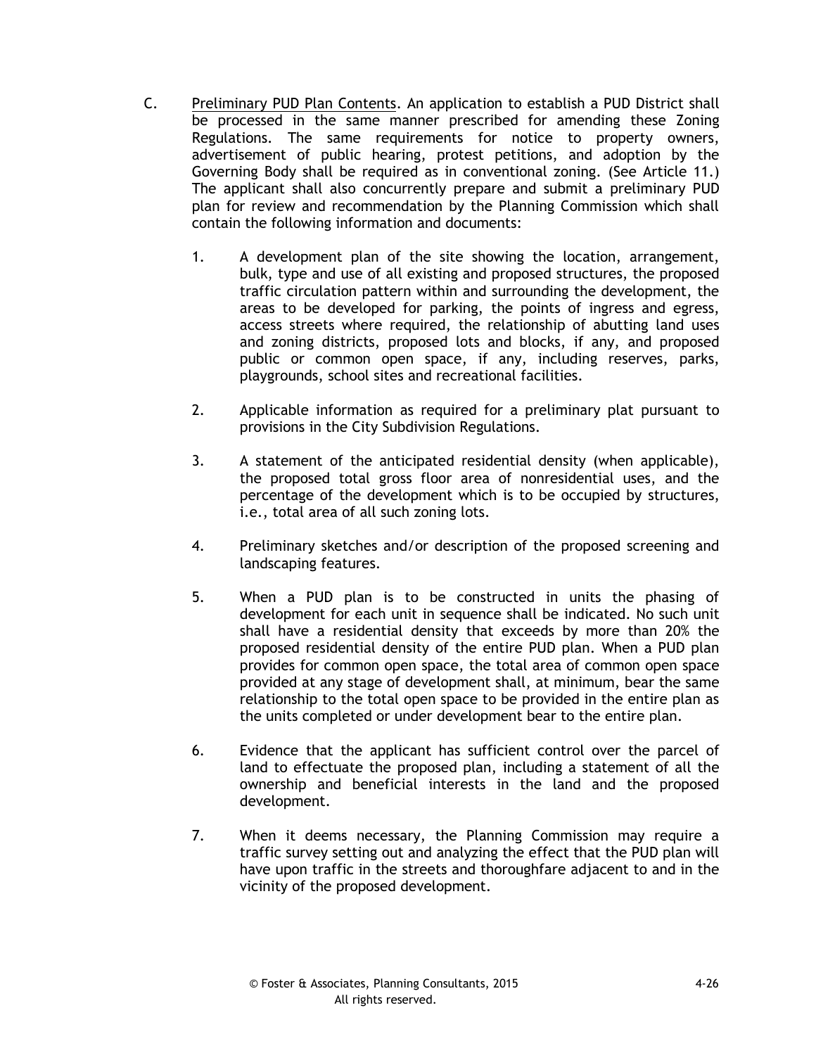C. Preliminary PUD Plan Contents. An application to establish a PUD District shall be processed in the same manner prescribed for amending these Zoning Regulations. The same requirements for notice to property owners, advertisement of public hearing, protest petitions, and adoption by the Governing Body shall be required as in conventional zoning. (See Article 11.) The applicant shall also concurrently prepare and submit a preliminary PUD plan for review and recommendation by the Planning Commission which shall contain the following information and documents:

1. A development plan of the site showing the location, arrangement, bulk, type and use of all existing and proposed structures, the proposed traffic circulation pattern within and surrounding the development, the areas to be developed for parking, the points of ingress and egress, access streets where required, the relationship of abutting land uses and zoning districts, proposed lots and blocks, if any, and proposed public or common open space, if any, including reserves, parks, playgrounds, school sites and recreational facilities.

2. Applicable information as required for a preliminary plat pursuant to provisions in the City Subdivision Regulations.

3. A statement of the anticipated residential density (when applicable), the proposed total gross floor area of nonresidential uses, and the percentage of the development which is to be occupied by structures, i.e., total area of all such zoning lots.

4. Preliminary sketches and/or description of the proposed screening and landscaping features.

5. When a PUD plan is to be constructed in units the phasing of development for each unit in sequence shall be indicated. No such unit shall have a residential density that exceeds by more than 20% the proposed residential density of the entire PUD plan. When a PUD plan provides for common open space, the total area of common open space provided at any stage of development shall, at minimum, bear the same relationship to the total open space to be provided in the entire plan as the units completed or under development bear to the entire plan.

6. Evidence that the applicant has sufficient control over the parcel of land to effectuate the proposed plan, including a statement of all the ownership and beneficial interests in the land and the proposed development.

7. When it deems necessary, the Planning Commission may require a traffic survey setting out and analyzing the effect that the PUD plan will have upon traffic in the streets and thoroughfare adjacent to and in the vicinity of the proposed development.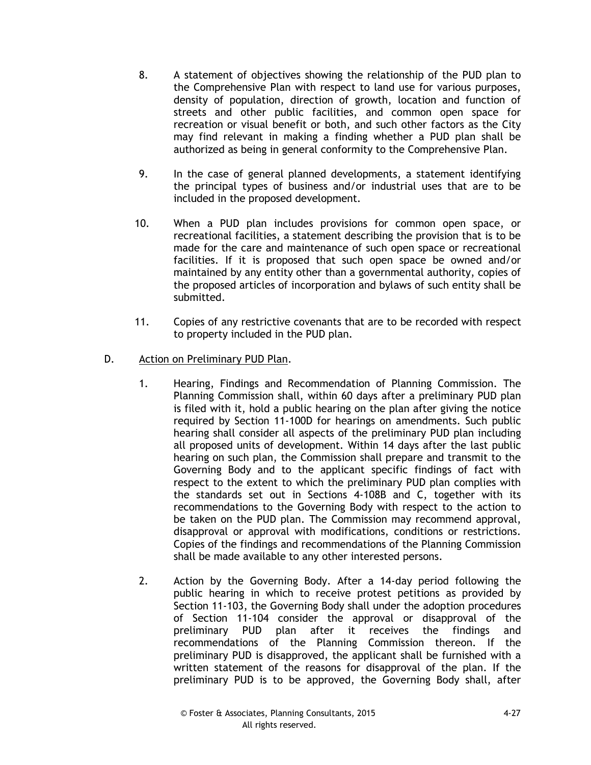8. A statement of objectives showing the relationship of the PUD plan to the Comprehensive Plan with respect to land use for various purposes, density of population, direction of growth, location and function of streets and other public facilities, and common open space for recreation or visual benefit or both, and such other factors as the City may find relevant in making a finding whether a PUD plan shall be authorized as being in general conformity to the Comprehensive Plan.

9. In the case of general planned developments, a statement identifying the principal types of business and/or industrial uses that are to be included in the proposed development.

10. When a PUD plan includes provisions for common open space, or recreational facilities, a statement describing the provision that is to be made for the care and maintenance of such open space or recreational facilities. If it is proposed that such open space be owned and/or maintained by any entity other than a governmental authority, copies of the proposed articles of incorporation and bylaws of such entity shall be submitted.

11. Copies of any restrictive covenants that are to be recorded with respect to property included in the PUD plan.

D. Action on Preliminary PUD Plan.

1. Hearing, Findings and Recommendation of Planning Commission. The Planning Commission shall, within 60 days after a preliminary PUD plan is filed with it, hold a public hearing on the plan after giving the notice required by Section 11-100D for hearings on amendments. Such public hearing shall consider all aspects of the preliminary PUD plan including all proposed units of development. Within 14 days after the last public hearing on such plan, the Commission shall prepare and transmit to the Governing Body and to the applicant specific findings of fact with respect to the extent to which the preliminary PUD plan complies with the standards set out in Sections 4-108B and C, together with its recommendations to the Governing Body with respect to the action to be taken on the PUD plan. The Commission may recommend approval, disapproval or approval with modifications, conditions or restrictions. Copies of the findings and recommendations of the Planning Commission shall be made available to any other interested persons.

2. Action by the Governing Body. After a 14-day period following the public hearing in which to receive protest petitions as provided by Section 11-103, the Governing Body shall under the adoption procedures of Section 11-104 consider the approval or disapproval of the preliminary PUD plan after it receives the findings and recommendations of the Planning Commission thereon. If the preliminary PUD is disapproved, the applicant shall be furnished with a written statement of the reasons for disapproval of the plan. If the preliminary PUD is to be approved, the Governing Body shall, after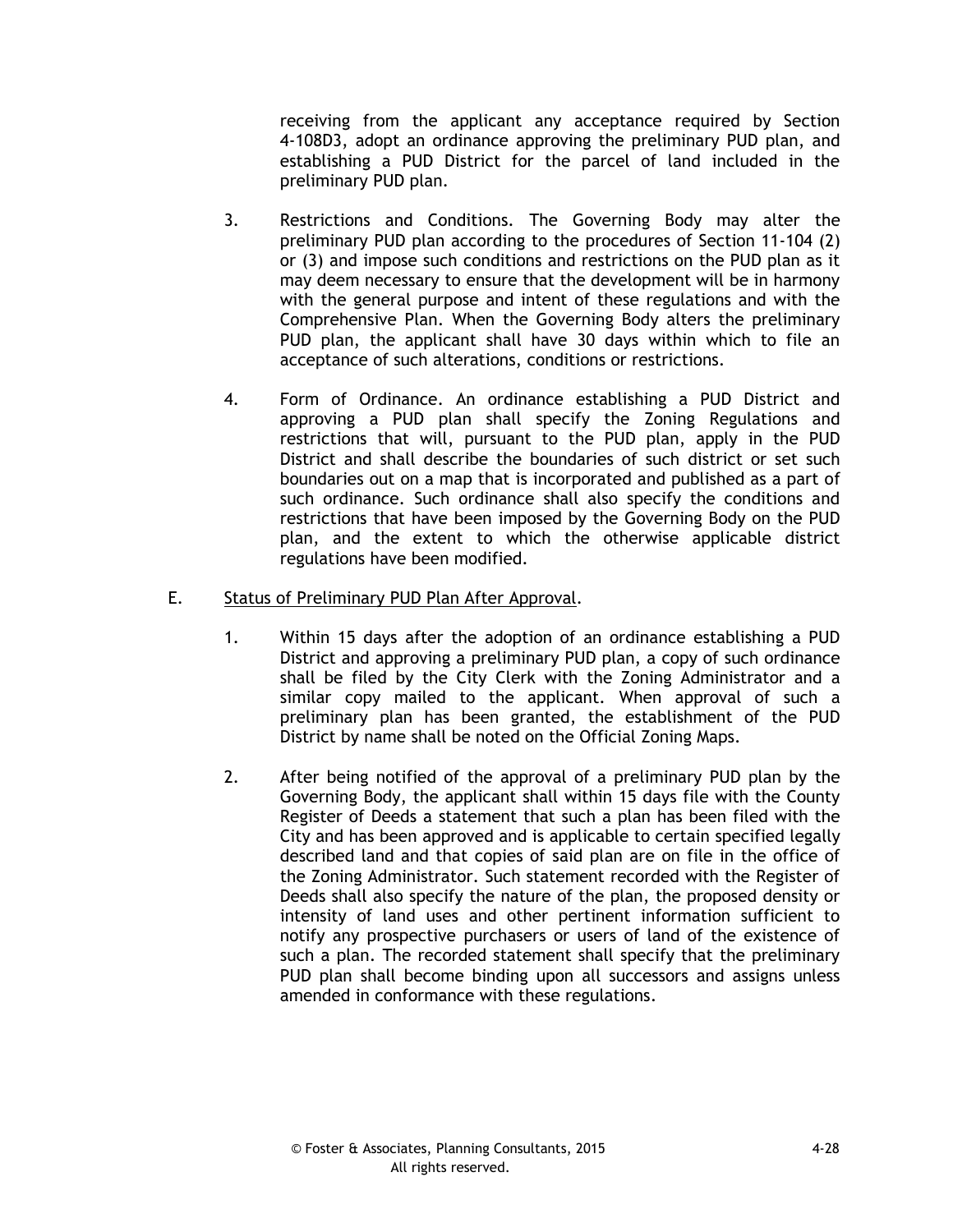receiving from the applicant any acceptance required by Section 4-108D3, adopt an ordinance approving the preliminary PUD plan, and establishing a PUD District for the parcel of land included in the preliminary PUD plan.

3. Restrictions and Conditions. The Governing Body may alter the preliminary PUD plan according to the procedures of Section 11-104 (2) or (3) and impose such conditions and restrictions on the PUD plan as it may deem necessary to ensure that the development will be in harmony with the general purpose and intent of these regulations and with the Comprehensive Plan. When the Governing Body alters the preliminary PUD plan, the applicant shall have 30 days within which to file an acceptance of such alterations, conditions or restrictions.

4. Form of Ordinance. An ordinance establishing a PUD District and approving a PUD plan shall specify the Zoning Regulations and restrictions that will, pursuant to the PUD plan, apply in the PUD District and shall describe the boundaries of such district or set such boundaries out on a map that is incorporated and published as a part of such ordinance. Such ordinance shall also specify the conditions and restrictions that have been imposed by the Governing Body on the PUD plan, and the extent to which the otherwise applicable district regulations have been modified.

E. <u>Status of Preliminary PUD Plan After Approval</u>.

1. Within 15 days after the adoption of an ordinance establishing a PUD District and approving a preliminary PUD plan, a copy of such ordinance shall be filed by the City Clerk with the Zoning Administrator and a similar copy mailed to the applicant. When approval of such a preliminary plan has been granted, the establishment of the PUD District by name shall be noted on the Official Zoning Maps.

2. After being notified of the approval of a preliminary PUD plan by the Governing Body, the applicant shall within 15 days file with the County Register of Deeds a statement that such a plan has been filed with the City and has been approved and is applicable to certain specified legally described land and that copies of said plan are on file in the office of the Zoning Administrator. Such statement recorded with the Register of Deeds shall also specify the nature of the plan, the proposed density or intensity of land uses and other pertinent information sufficient to notify any prospective purchasers or users of land of the existence of such a plan. The recorded statement shall specify that the preliminary PUD plan shall become binding upon all successors and assigns unless amended in conformance with these regulations.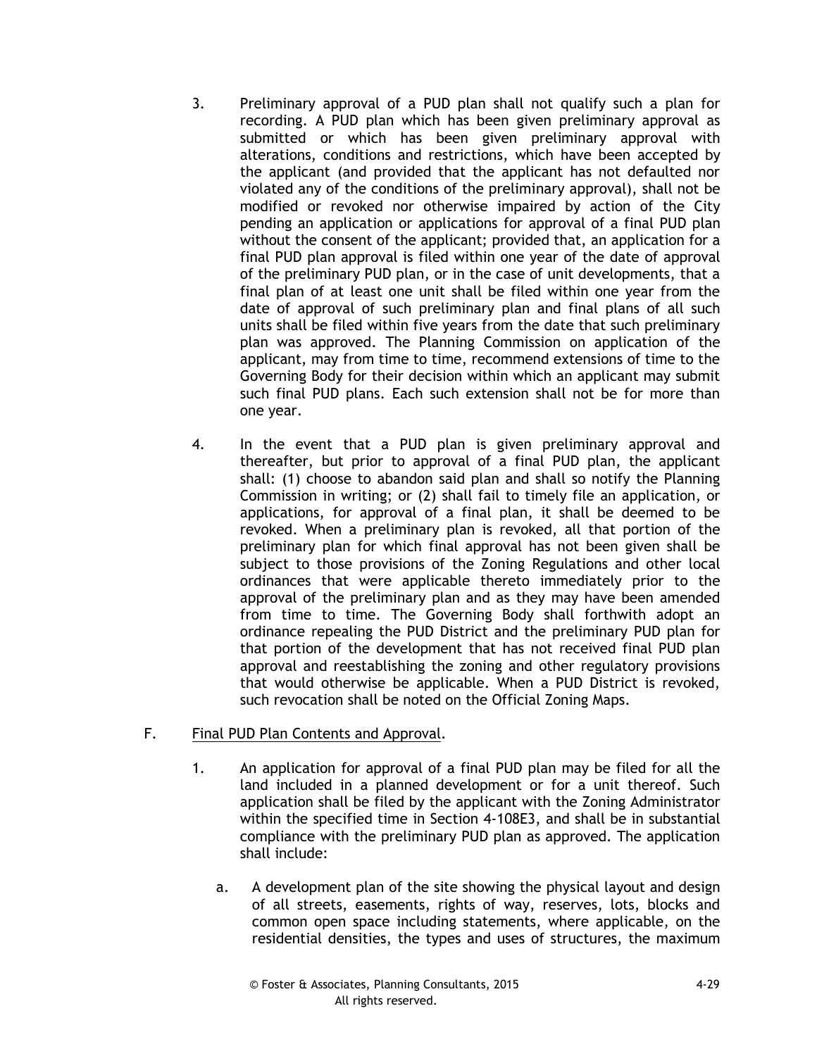3. Preliminary approval of a PUD plan shall not qualify such a plan for recording. A PUD plan which has been given preliminary approval as submitted or which has been given preliminary approval with alterations, conditions and restrictions, which have been accepted by the applicant (and provided that the applicant has not defaulted nor violated any of the conditions of the preliminary approval), shall not be modified or revoked nor otherwise impaired by action of the City pending an application or applications for approval of a final PUD plan without the consent of the applicant; provided that, an application for a final PUD plan approval is filed within one year of the date of approval of the preliminary PUD plan, or in the case of unit developments, that a final plan of at least one unit shall be filed within one year from the date of approval of such preliminary plan and final plans of all such units shall be filed within five years from the date that such preliminary plan was approved. The Planning Commission on application of the applicant, may from time to time, recommend extensions of time to the Governing Body for their decision within which an applicant may submit such final PUD plans. Each such extension shall not be for more than one year.

4. In the event that a PUD plan is given preliminary approval and thereafter, but prior to approval of a final PUD plan, the applicant shall: (1) choose to abandon said plan and shall so notify the Planning Commission in writing; or (2) shall fail to timely file an application, or applications, for approval of a final plan, it shall be deemed to be revoked. When a preliminary plan is revoked, all that portion of the preliminary plan for which final approval has not been given shall be subject to those provisions of the Zoning Regulations and other local ordinances that were applicable thereto immediately prior to the approval of the preliminary plan and as they may have been amended from time to time. The Governing Body shall forthwith adopt an ordinance repealing the PUD District and the preliminary PUD plan for that portion of the development that has not received final PUD plan approval and reestablishing the zoning and other regulatory provisions that would otherwise be applicable. When a PUD District is revoked, such revocation shall be noted on the Official Zoning Maps.

F. Final PUD Plan Contents and Approval.

1. An application for approval of a final PUD plan may be filed for all the land included in a planned development or for a unit thereof. Such application shall be filed by the applicant with the Zoning Administrator within the specified time in Section 4-108E3, and shall be in substantial compliance with the preliminary PUD plan as approved. The application shall include:

   a. A development plan of the site showing the physical layout and design of all streets, easements, rights of way, reserves, lots, blocks and common open space including statements, where applicable, on the residential densities, the types and uses of structures, the maximum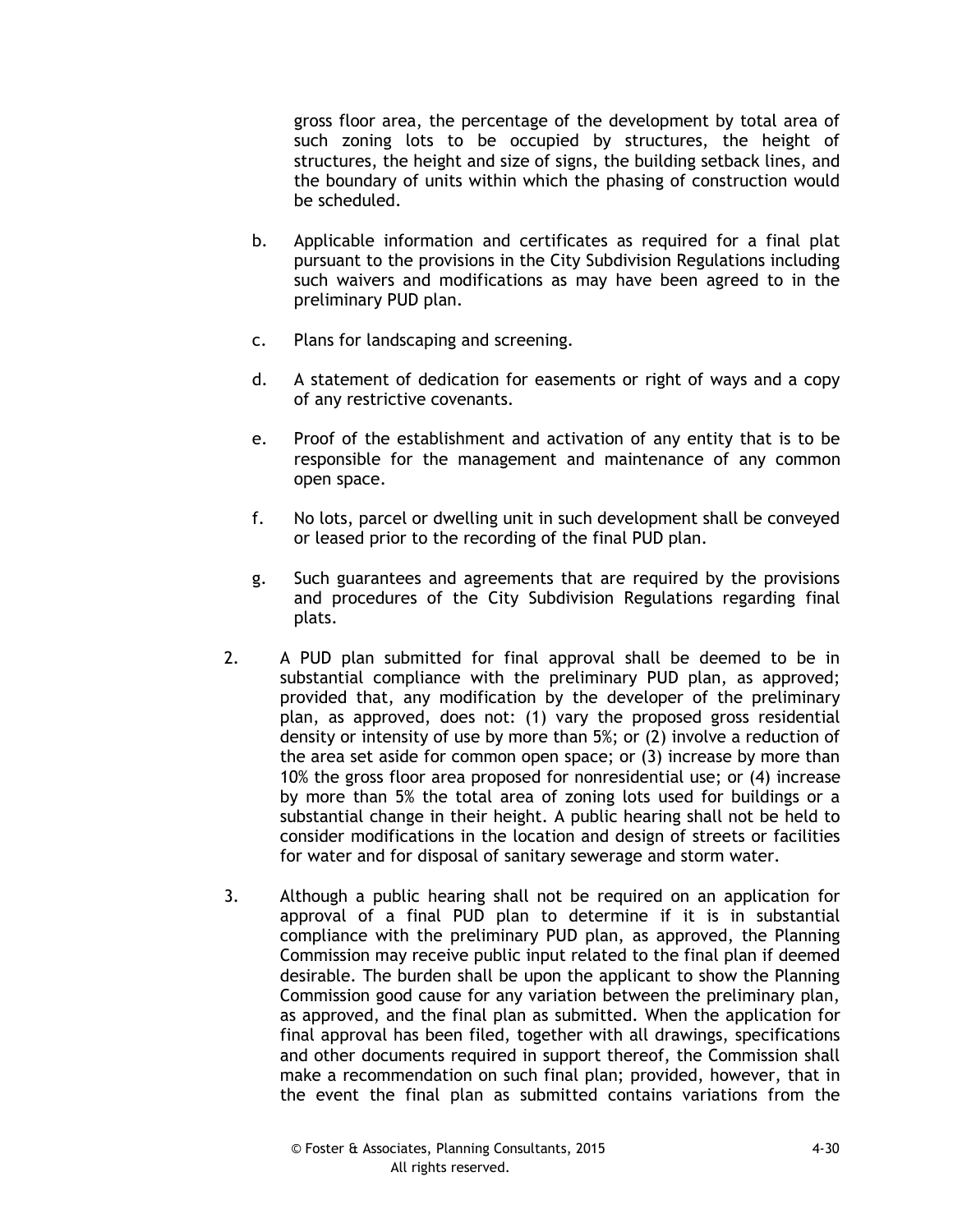gross floor area, the percentage of the development by total area of such zoning lots to be occupied by structures, the height of structures, the height and size of signs, the building setback lines, and the boundary of units within which the phasing of construction would be scheduled.

b. Applicable information and certificates as required for a final plat pursuant to the provisions in the City Subdivision Regulations including such waivers and modifications as may have been agreed to in the preliminary PUD plan.

c. Plans for landscaping and screening.

d. A statement of dedication for easements or right of ways and a copy of any restrictive covenants.

e. Proof of the establishment and activation of any entity that is to be responsible for the management and maintenance of any common open space.

f. No lots, parcel or dwelling unit in such development shall be conveyed or leased prior to the recording of the final PUD plan.

g. Such guarantees and agreements that are required by the provisions and procedures of the City Subdivision Regulations regarding final plats.

2. A PUD plan submitted for final approval shall be deemed to be in substantial compliance with the preliminary PUD plan, as approved; provided that, any modification by the developer of the preliminary plan, as approved, does not: (1) vary the proposed gross residential density or intensity of use by more than 5%; or (2) involve a reduction of the area set aside for common open space; or (3) increase by more than 10% the gross floor area proposed for nonresidential use; or (4) increase by more than 5% the total area of zoning lots used for buildings or a substantial change in their height. A public hearing shall not be held to consider modifications in the location and design of streets or facilities for water and for disposal of sanitary sewerage and storm water.

3. Although a public hearing shall not be required on an application for approval of a final PUD plan to determine if it is in substantial compliance with the preliminary PUD plan, as approved, the Planning Commission may receive public input related to the final plan if deemed desirable. The burden shall be upon the applicant to show the Planning Commission good cause for any variation between the preliminary plan, as approved, and the final plan as submitted. When the application for final approval has been filed, together with all drawings, specifications and other documents required in support thereof, the Commission shall make a recommendation on such final plan; provided, however, that in the event the final plan as submitted contains variations from the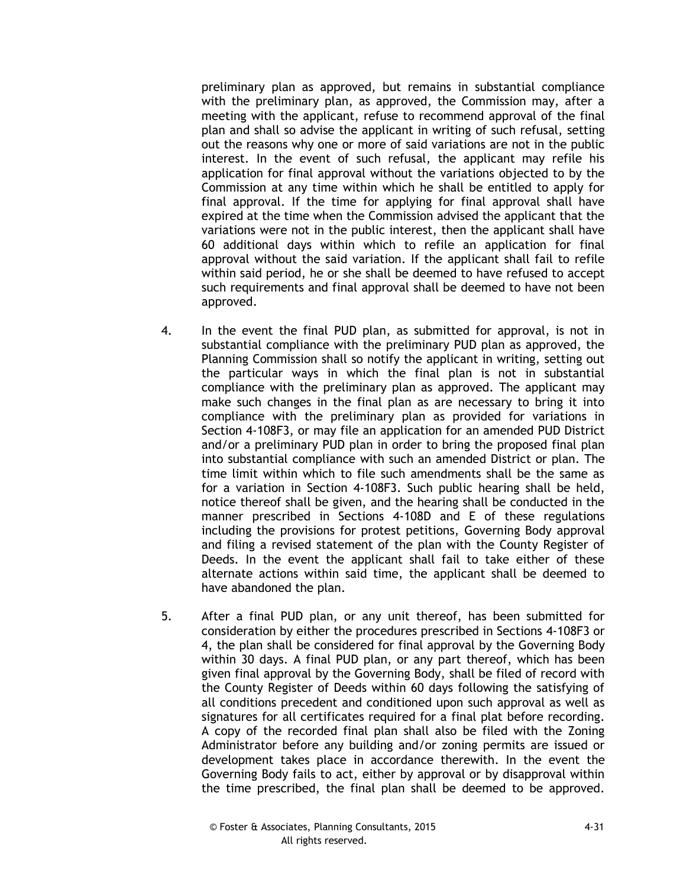preliminary plan as approved, but remains in substantial compliance with the preliminary plan, as approved, the Commission may, after a meeting with the applicant, refuse to recommend approval of the final plan and shall so advise the applicant in writing of such refusal, setting out the reasons why one or more of said variations are not in the public interest. In the event of such refusal, the applicant may refile his application for final approval without the variations objected to by the Commission at any time within which he shall be entitled to apply for final approval. If the time for applying for final approval shall have expired at the time when the Commission advised the applicant that the variations were not in the public interest, then the applicant shall have 60 additional days within which to refile an application for final approval without the said variation. If the applicant shall fail to refile within said period, he or she shall be deemed to have refused to accept such requirements and final approval shall be deemed to have not been approved.

4. In the event the final PUD plan, as submitted for approval, is not in substantial compliance with the preliminary PUD plan as approved, the Planning Commission shall so notify the applicant in writing, setting out the particular ways in which the final plan is not in substantial compliance with the preliminary plan as approved. The applicant may make such changes in the final plan as are necessary to bring it into compliance with the preliminary plan as provided for variations in Section 4-108F3, or may file an application for an amended PUD District and/or a preliminary PUD plan in order to bring the proposed final plan into substantial compliance with such an amended District or plan. The time limit within which to file such amendments shall be the same as for a variation in Section 4-108F3. Such public hearing shall be held, notice thereof shall be given, and the hearing shall be conducted in the manner prescribed in Sections 4-108D and E of these regulations including the provisions for protest petitions, Governing Body approval and filing a revised statement of the plan with the County Register of Deeds. In the event the applicant shall fail to take either of these alternate actions within said time, the applicant shall be deemed to have abandoned the plan.

5. After a final PUD plan, or any unit thereof, has been submitted for consideration by either the procedures prescribed in Sections 4-108F3 or 4, the plan shall be considered for final approval by the Governing Body within 30 days. A final PUD plan, or any part thereof, which has been given final approval by the Governing Body, shall be filed of record with the County Register of Deeds within 60 days following the satisfying of all conditions precedent and conditioned upon such approval as well as signatures for all certificates required for a final plat before recording. A copy of the recorded final plan shall also be filed with the Zoning Administrator before any building and/or zoning permits are issued or development takes place in accordance therewith. In the event the Governing Body fails to act, either by approval or by disapproval within the time prescribed, the final plan shall be deemed to be approved.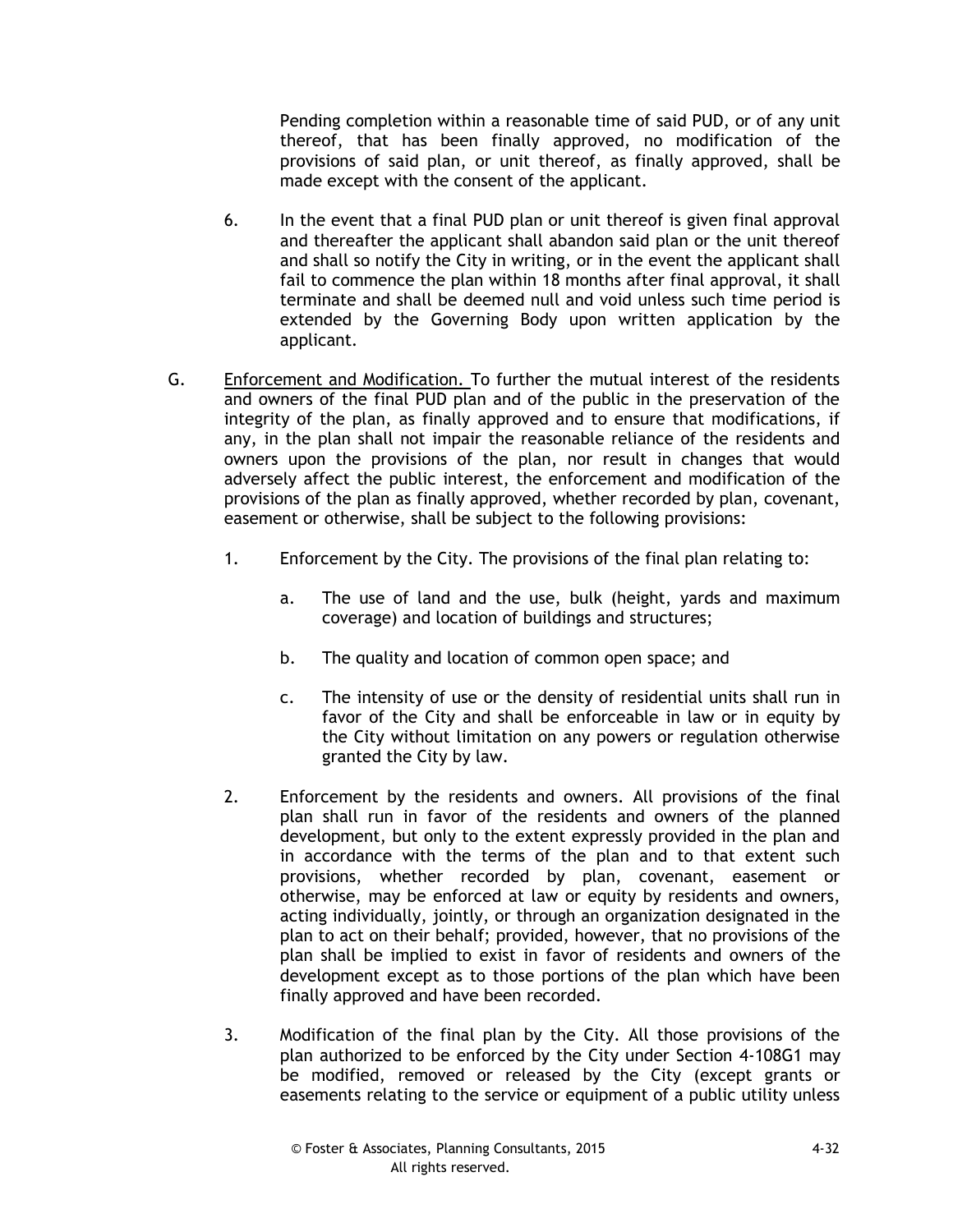Pending completion within a reasonable time of said PUD, or of any unit thereof, that has been finally approved, no modification of the provisions of said plan, or unit thereof, as finally approved, shall be made except with the consent of the applicant.

6. In the event that a final PUD plan or unit thereof is given final approval and thereafter the applicant shall abandon said plan or the unit thereof and shall so notify the City in writing, or in the event the applicant shall fail to commence the plan within 18 months after final approval, it shall terminate and shall be deemed null and void unless such time period is extended by the Governing Body upon written application by the applicant.

G. Enforcement and Modification. To further the mutual interest of the residents and owners of the final PUD plan and of the public in the preservation of the integrity of the plan, as finally approved and to ensure that modifications, if any, in the plan shall not impair the reasonable reliance of the residents and owners upon the provisions of the plan, nor result in changes that would adversely affect the public interest, the enforcement and modification of the provisions of the plan as finally approved, whether recorded by plan, covenant, easement or otherwise, shall be subject to the following provisions:

1. Enforcement by the City. The provisions of the final plan relating to:

    a. The use of land and the use, bulk (height, yards and maximum coverage) and location of buildings and structures;

    b. The quality and location of common open space; and

    c. The intensity of use or the density of residential units shall run in favor of the City and shall be enforceable in law or in equity by the City without limitation on any powers or regulation otherwise granted the City by law.

2. Enforcement by the residents and owners. All provisions of the final plan shall run in favor of the residents and owners of the planned development, but only to the extent expressly provided in the plan and in accordance with the terms of the plan and to that extent such provisions, whether recorded by plan, covenant, easement or otherwise, may be enforced at law or equity by residents and owners, acting individually, jointly, or through an organization designated in the plan to act on their behalf; provided, however, that no provisions of the plan shall be implied to exist in favor of residents and owners of the development except as to those portions of the plan which have been finally approved and have been recorded.

3. Modification of the final plan by the City. All those provisions of the plan authorized to be enforced by the City under Section 4-108G1 may be modified, removed or released by the City (except grants or easements relating to the service or equipment of a public utility unless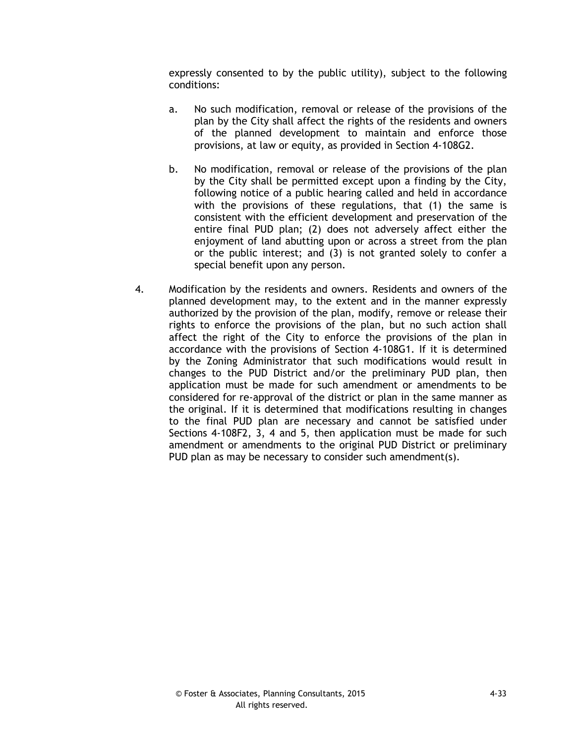expressly consented to by the public utility), subject to the following conditions:

a. No such modification, removal or release of the provisions of the plan by the City shall affect the rights of the residents and owners of the planned development to maintain and enforce those provisions, at law or equity, as provided in Section 4-108G2.

b. No modification, removal or release of the provisions of the plan by the City shall be permitted except upon a finding by the City, following notice of a public hearing called and held in accordance with the provisions of these regulations, that (1) the same is consistent with the efficient development and preservation of the entire final PUD plan; (2) does not adversely affect either the enjoyment of land abutting upon or across a street from the plan or the public interest; and (3) is not granted solely to confer a special benefit upon any person.

4. Modification by the residents and owners. Residents and owners of the planned development may, to the extent and in the manner expressly authorized by the provision of the plan, modify, remove or release their rights to enforce the provisions of the plan, but no such action shall affect the right of the City to enforce the provisions of the plan in accordance with the provisions of Section 4-108G1. If it is determined by the Zoning Administrator that such modifications would result in changes to the PUD District and/or the preliminary PUD plan, then application must be made for such amendment or amendments to be considered for re-approval of the district or plan in the same manner as the original. If it is determined that modifications resulting in changes to the final PUD plan are necessary and cannot be satisfied under Sections 4-108F2, 3, 4 and 5, then application must be made for such amendment or amendments to the original PUD District or preliminary PUD plan as may be necessary to consider such amendment(s).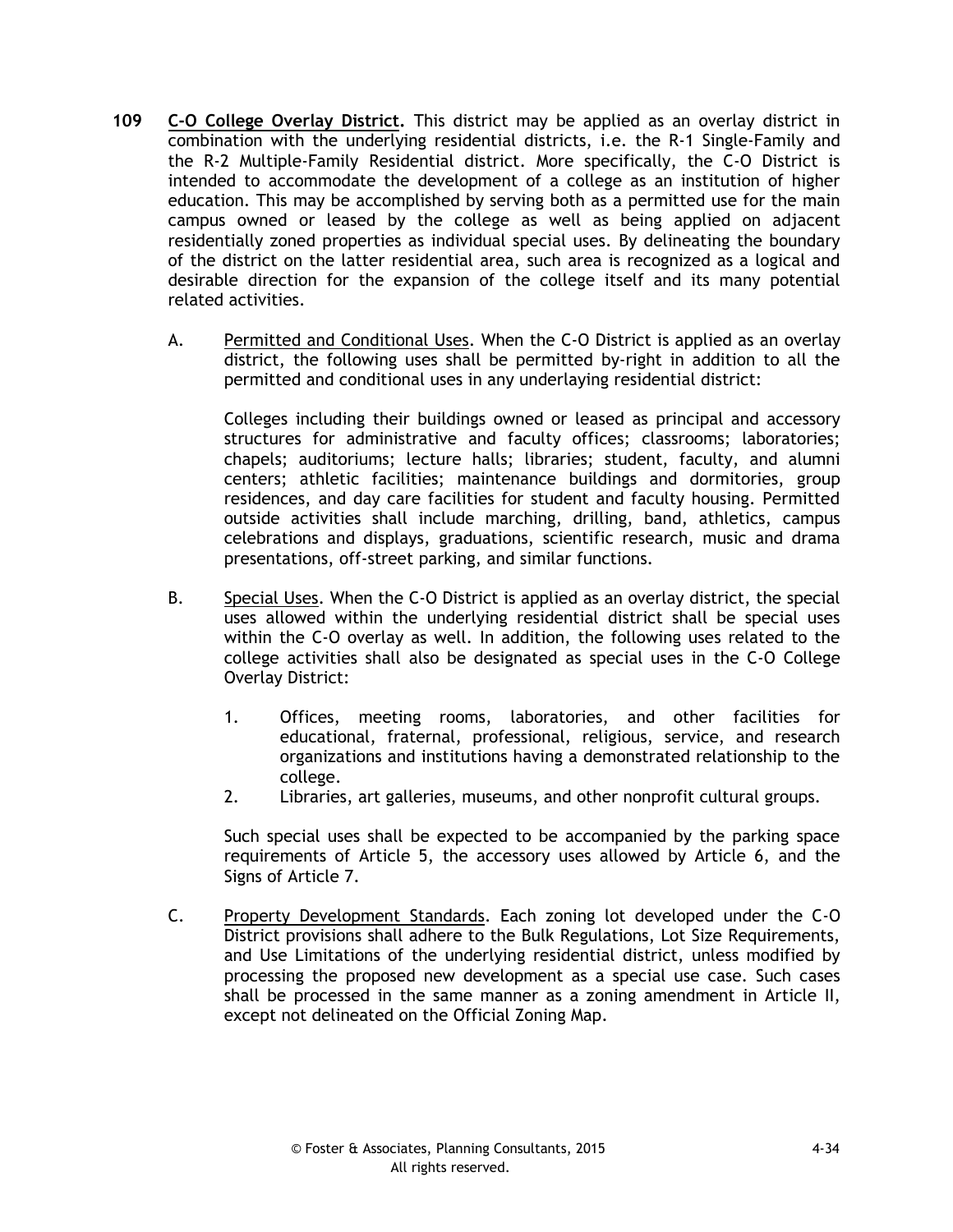**109 C-O College Overlay District.** This district may be applied as an overlay district in combination with the underlying residential districts, i.e. the R-1 Single-Family and the R-2 Multiple-Family Residential district. More specifically, the C-O District is intended to accommodate the development of a college as an institution of higher education. This may be accomplished by serving both as a permitted use for the main campus owned or leased by the college as well as being applied on adjacent residentially zoned properties as individual special uses. By delineating the boundary of the district on the latter residential area, such area is recognized as a logical and desirable direction for the expansion of the college itself and its many potential related activities.

A. Permitted and Conditional Uses. When the C-O District is applied as an overlay district, the following uses shall be permitted by-right in addition to all the permitted and conditional uses in any underlaying residential district:

Colleges including their buildings owned or leased as principal and accessory structures for administrative and faculty offices; classrooms; laboratories; chapels; auditoriums; lecture halls; libraries; student, faculty, and alumni centers; athletic facilities; maintenance buildings and dormitories, group residences, and day care facilities for student and faculty housing. Permitted outside activities shall include marching, drilling, band, athletics, campus celebrations and displays, graduations, scientific research, music and drama presentations, off-street parking, and similar functions.

B. Special Uses. When the C-O District is applied as an overlay district, the special uses allowed within the underlying residential district shall be special uses within the C-O overlay as well. In addition, the following uses related to the college activities shall also be designated as special uses in the C-O College Overlay District:

1. Offices, meeting rooms, laboratories, and other facilities for educational, fraternal, professional, religious, service, and research organizations and institutions having a demonstrated relationship to the college.
2. Libraries, art galleries, museums, and other nonprofit cultural groups.

Such special uses shall be expected to be accompanied by the parking space requirements of Article 5, the accessory uses allowed by Article 6, and the Signs of Article 7.

C. Property Development Standards. Each zoning lot developed under the C-O District provisions shall adhere to the Bulk Regulations, Lot Size Requirements, and Use Limitations of the underlying residential district, unless modified by processing the proposed new development as a special use case. Such cases shall be processed in the same manner as a zoning amendment in Article II, except not delineated on the Official Zoning Map.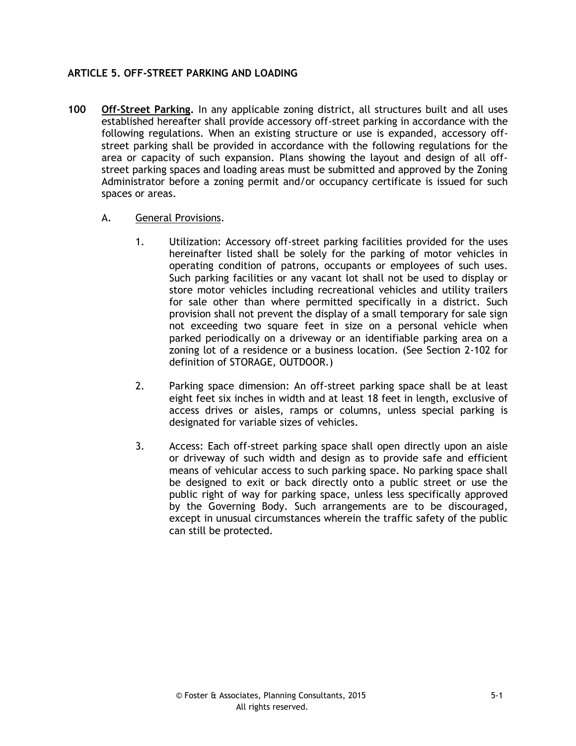## ARTICLE 5. OFF-STREET PARKING AND LOADING

**100** **Off-Street Parking.** In any applicable zoning district, all structures built and all uses established hereafter shall provide accessory off-street parking in accordance with the following regulations. When an existing structure or use is expanded, accessory off-street parking shall be provided in accordance with the following regulations for the area or capacity of such expansion. Plans showing the layout and design of all off-street parking spaces and loading areas must be submitted and approved by the Zoning Administrator before a zoning permit and/or occupancy certificate is issued for such spaces or areas.

A. General Provisions.

1. Utilization: Accessory off-street parking facilities provided for the uses hereinafter listed shall be solely for the parking of motor vehicles in operating condition of patrons, occupants or employees of such uses. Such parking facilities or any vacant lot shall not be used to display or store motor vehicles including recreational vehicles and utility trailers for sale other than where permitted specifically in a district. Such provision shall not prevent the display of a small temporary for sale sign not exceeding two square feet in size on a personal vehicle when parked periodically on a driveway or an identifiable parking area on a zoning lot of a residence or a business location. (See Section 2-102 for definition of STORAGE, OUTDOOR.)

2. Parking space dimension: An off-street parking space shall be at least eight feet six inches in width and at least 18 feet in length, exclusive of access drives or aisles, ramps or columns, unless special parking is designated for variable sizes of vehicles.

3. Access: Each off-street parking space shall open directly upon an aisle or driveway of such width and design as to provide safe and efficient means of vehicular access to such parking space. No parking space shall be designed to exit or back directly onto a public street or use the public right of way for parking space, unless less specifically approved by the Governing Body. Such arrangements are to be discouraged, except in unusual circumstances wherein the traffic safety of the public can still be protected.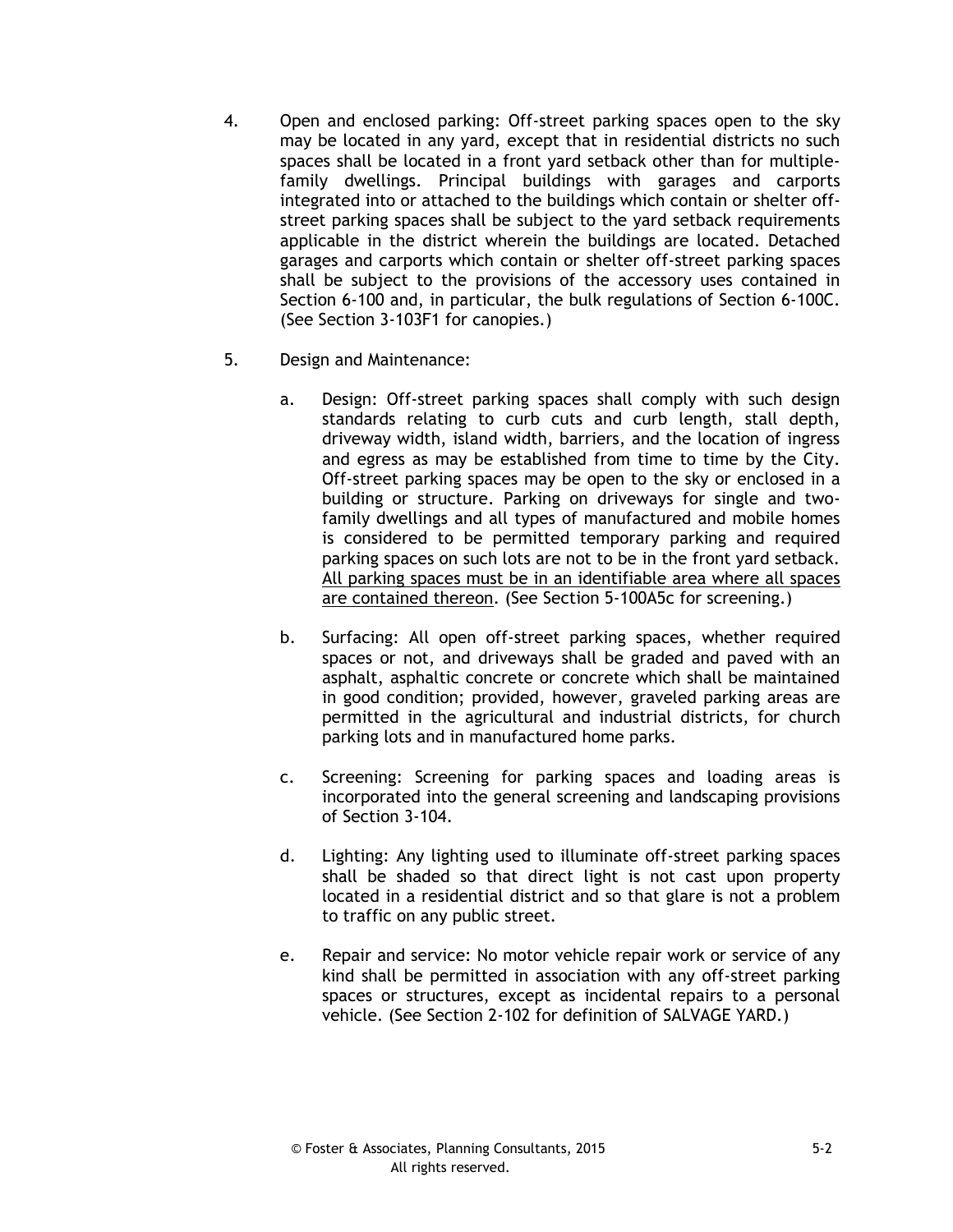4. Open and enclosed parking: Off-street parking spaces open to the sky may be located in any yard, except that in residential districts no such spaces shall be located in a front yard setback other than for multiple-family dwellings. Principal buildings with garages and carports integrated into or attached to the buildings which contain or shelter off-street parking spaces shall be subject to the yard setback requirements applicable in the district wherein the buildings are located. Detached garages and carports which contain or shelter off-street parking spaces shall be subject to the provisions of the accessory uses contained in Section 6-100 and, in particular, the bulk regulations of Section 6-100C. (See Section 3-103F1 for canopies.)

5. Design and Maintenance:

   a. Design: Off-street parking spaces shall comply with such design standards relating to curb cuts and curb length, stall depth, driveway width, island width, barriers, and the location of ingress and egress as may be established from time to time by the City. Off-street parking spaces may be open to the sky or enclosed in a building or structure. Parking on driveways for single and two-family dwellings and all types of manufactured and mobile homes is considered to be permitted temporary parking and required parking spaces on such lots are not to be in the front yard setback. <u>All parking spaces must be in an identifiable area where all spaces are contained thereon</u>. (See Section 5-100A5c for screening.)

   b. Surfacing: All open off-street parking spaces, whether required spaces or not, and driveways shall be graded and paved with an asphalt, asphaltic concrete or concrete which shall be maintained in good condition; provided, however, graveled parking areas are permitted in the agricultural and industrial districts, for church parking lots and in manufactured home parks.

   c. Screening: Screening for parking spaces and loading areas is incorporated into the general screening and landscaping provisions of Section 3-104.

   d. Lighting: Any lighting used to illuminate off-street parking spaces shall be shaded so that direct light is not cast upon property located in a residential district and so that glare is not a problem to traffic on any public street.

   e. Repair and service: No motor vehicle repair work or service of any kind shall be permitted in association with any off-street parking spaces or structures, except as incidental repairs to a personal vehicle. (See Section 2-102 for definition of SALVAGE YARD.)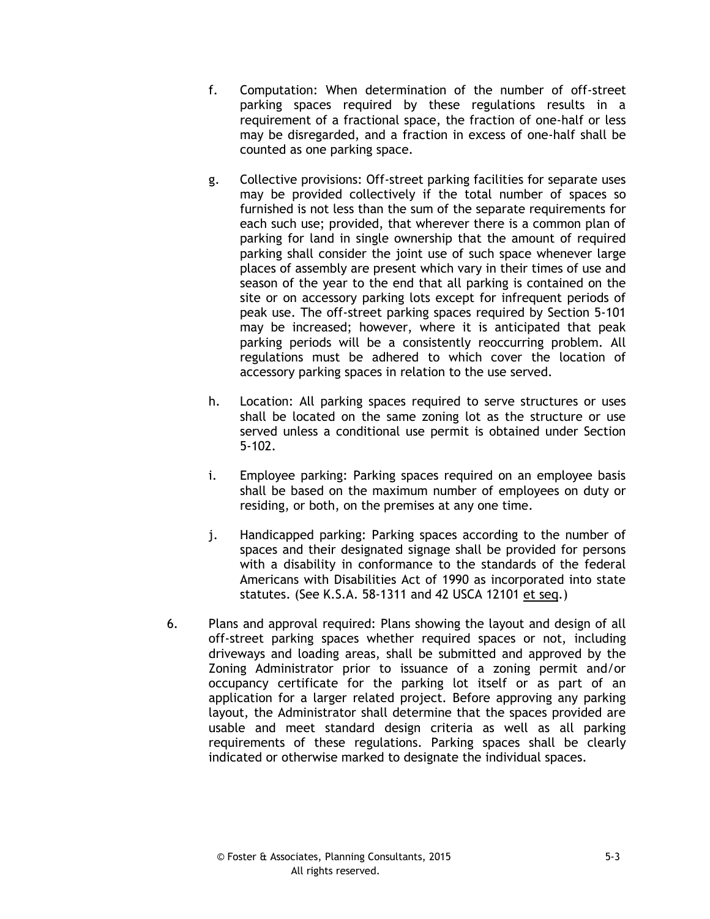f. Computation: When determination of the number of off-street parking spaces required by these regulations results in a requirement of a fractional space, the fraction of one-half or less may be disregarded, and a fraction in excess of one-half shall be counted as one parking space.

g. Collective provisions: Off-street parking facilities for separate uses may be provided collectively if the total number of spaces so furnished is not less than the sum of the separate requirements for each such use; provided, that wherever there is a common plan of parking for land in single ownership that the amount of required parking shall consider the joint use of such space whenever large places of assembly are present which vary in their times of use and season of the year to the end that all parking is contained on the site or on accessory parking lots except for infrequent periods of peak use. The off-street parking spaces required by Section 5-101 may be increased; however, where it is anticipated that peak parking periods will be a consistently reoccurring problem. All regulations must be adhered to which cover the location of accessory parking spaces in relation to the use served.

h. Location: All parking spaces required to serve structures or uses shall be located on the same zoning lot as the structure or use served unless a conditional use permit is obtained under Section 5-102.

i. Employee parking: Parking spaces required on an employee basis shall be based on the maximum number of employees on duty or residing, or both, on the premises at any one time.

j. Handicapped parking: Parking spaces according to the number of spaces and their designated signage shall be provided for persons with a disability in conformance to the standards of the federal Americans with Disabilities Act of 1990 as incorporated into state statutes. (See K.S.A. 58-1311 and 42 USCA 12101 et seq.)

6. Plans and approval required: Plans showing the layout and design of all off-street parking spaces whether required spaces or not, including driveways and loading areas, shall be submitted and approved by the Zoning Administrator prior to issuance of a zoning permit and/or occupancy certificate for the parking lot itself or as part of an application for a larger related project. Before approving any parking layout, the Administrator shall determine that the spaces provided are usable and meet standard design criteria as well as all parking requirements of these regulations. Parking spaces shall be clearly indicated or otherwise marked to designate the individual spaces.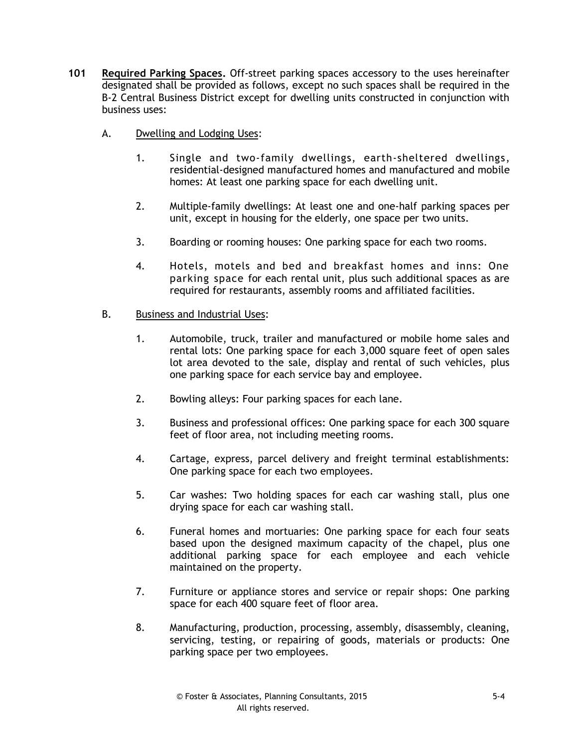**101 Required Parking Spaces.** Off-street parking spaces accessory to the uses hereinafter designated shall be provided as follows, except no such spaces shall be required in the B-2 Central Business District except for dwelling units constructed in conjunction with business uses:

A. Dwelling and Lodging Uses:

1. Single and two-family dwellings, earth-sheltered dwellings, residential-designed manufactured homes and manufactured and mobile homes: At least one parking space for each dwelling unit.

2. Multiple-family dwellings: At least one and one-half parking spaces per unit, except in housing for the elderly, one space per two units.

3. Boarding or rooming houses: One parking space for each two rooms.

4. Hotels, motels and bed and breakfast homes and inns: One parking space for each rental unit, plus such additional spaces as are required for restaurants, assembly rooms and affiliated facilities.

B. Business and Industrial Uses:

1. Automobile, truck, trailer and manufactured or mobile home sales and rental lots: One parking space for each 3,000 square feet of open sales lot area devoted to the sale, display and rental of such vehicles, plus one parking space for each service bay and employee.

2. Bowling alleys: Four parking spaces for each lane.

3. Business and professional offices: One parking space for each 300 square feet of floor area, not including meeting rooms.

4. Cartage, express, parcel delivery and freight terminal establishments: One parking space for each two employees.

5. Car washes: Two holding spaces for each car washing stall, plus one drying space for each car washing stall.

6. Funeral homes and mortuaries: One parking space for each four seats based upon the designed maximum capacity of the chapel, plus one additional parking space for each employee and each vehicle maintained on the property.

7. Furniture or appliance stores and service or repair shops: One parking space for each 400 square feet of floor area.

8. Manufacturing, production, processing, assembly, disassembly, cleaning, servicing, testing, or repairing of goods, materials or products: One parking space per two employees.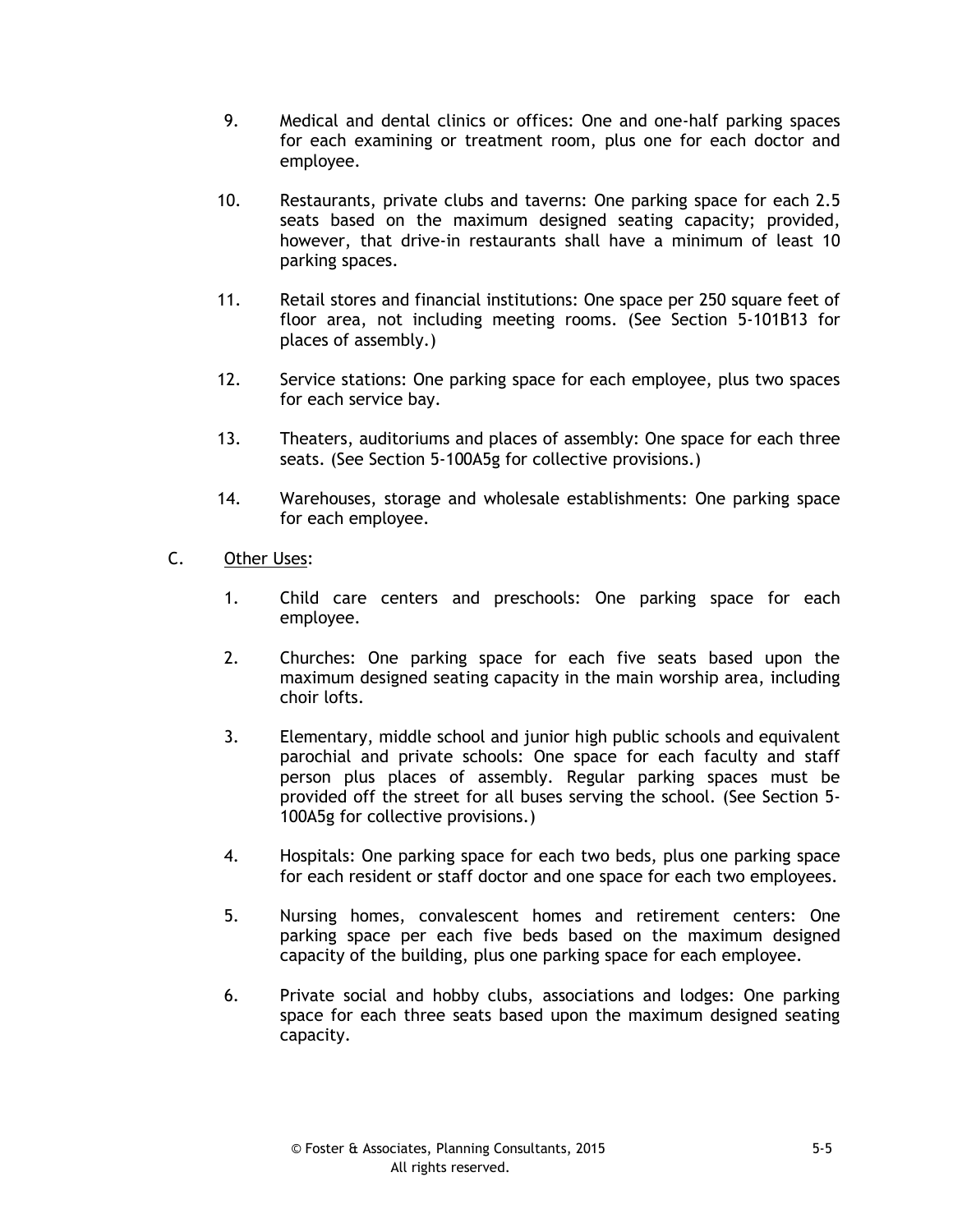9. Medical and dental clinics or offices: One and one-half parking spaces for each examining or treatment room, plus one for each doctor and employee.

10. Restaurants, private clubs and taverns: One parking space for each 2.5 seats based on the maximum designed seating capacity; provided, however, that drive-in restaurants shall have a minimum of least 10 parking spaces.

11. Retail stores and financial institutions: One space per 250 square feet of floor area, not including meeting rooms. (See Section 5-101B13 for places of assembly.)

12. Service stations: One parking space for each employee, plus two spaces for each service bay.

13. Theaters, auditoriums and places of assembly: One space for each three seats. (See Section 5-100A5g for collective provisions.)

14. Warehouses, storage and wholesale establishments: One parking space for each employee.

C. <u>Other Uses</u>:

1. Child care centers and preschools: One parking space for each employee.

2. Churches: One parking space for each five seats based upon the maximum designed seating capacity in the main worship area, including choir lofts.

3. Elementary, middle school and junior high public schools and equivalent parochial and private schools: One space for each faculty and staff person plus places of assembly. Regular parking spaces must be provided off the street for all buses serving the school. (See Section 5-100A5g for collective provisions.)

4. Hospitals: One parking space for each two beds, plus one parking space for each resident or staff doctor and one space for each two employees.

5. Nursing homes, convalescent homes and retirement centers: One parking space per each five beds based on the maximum designed capacity of the building, plus one parking space for each employee.

6. Private social and hobby clubs, associations and lodges: One parking space for each three seats based upon the maximum designed seating capacity.

© Foster & Associates, Planning Consultants, 2015
All rights reserved.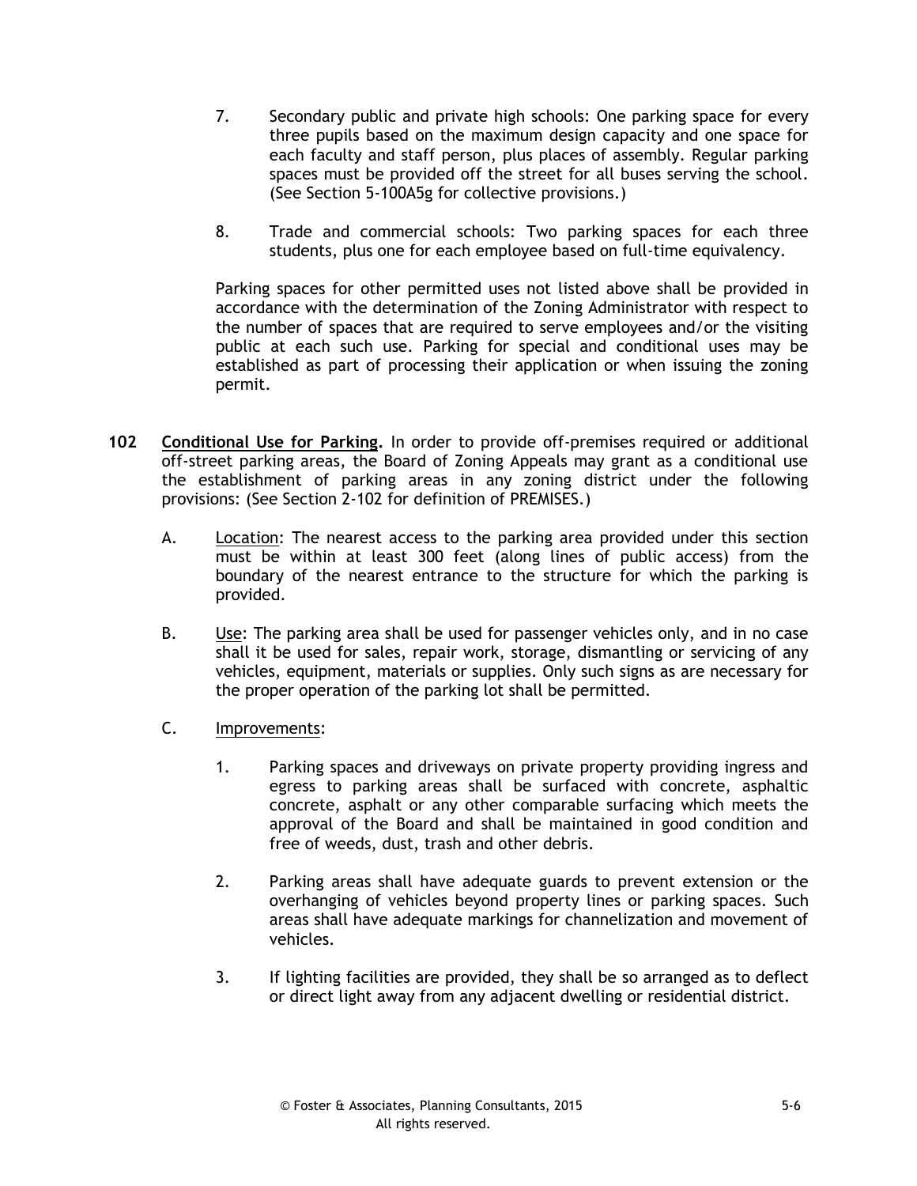7. Secondary public and private high schools: One parking space for every three pupils based on the maximum design capacity and one space for each faculty and staff person, plus places of assembly. Regular parking spaces must be provided off the street for all buses serving the school. (See Section 5-100A5g for collective provisions.)

8. Trade and commercial schools: Two parking spaces for each three students, plus one for each employee based on full-time equivalency.

Parking spaces for other permitted uses not listed above shall be provided in accordance with the determination of the Zoning Administrator with respect to the number of spaces that are required to serve employees and/or the visiting public at each such use. Parking for special and conditional uses may be established as part of processing their application or when issuing the zoning permit.

**102 <u>Conditional Use for Parking</u>.** In order to provide off-premises required or additional off-street parking areas, the Board of Zoning Appeals may grant as a conditional use the establishment of parking areas in any zoning district under the following provisions: (See Section 2-102 for definition of PREMISES.)

A. <u>Location</u>: The nearest access to the parking area provided under this section must be within at least 300 feet (along lines of public access) from the boundary of the nearest entrance to the structure for which the parking is provided.

B. <u>Use</u>: The parking area shall be used for passenger vehicles only, and in no case shall it be used for sales, repair work, storage, dismantling or servicing of any vehicles, equipment, materials or supplies. Only such signs as are necessary for the proper operation of the parking lot shall be permitted.

C. <u>Improvements</u>:

1. Parking spaces and driveways on private property providing ingress and egress to parking areas shall be surfaced with concrete, asphaltic concrete, asphalt or any other comparable surfacing which meets the approval of the Board and shall be maintained in good condition and free of weeds, dust, trash and other debris.

2. Parking areas shall have adequate guards to prevent extension or the overhanging of vehicles beyond property lines or parking spaces. Such areas shall have adequate markings for channelization and movement of vehicles.

3. If lighting facilities are provided, they shall be so arranged as to deflect or direct light away from any adjacent dwelling or residential district.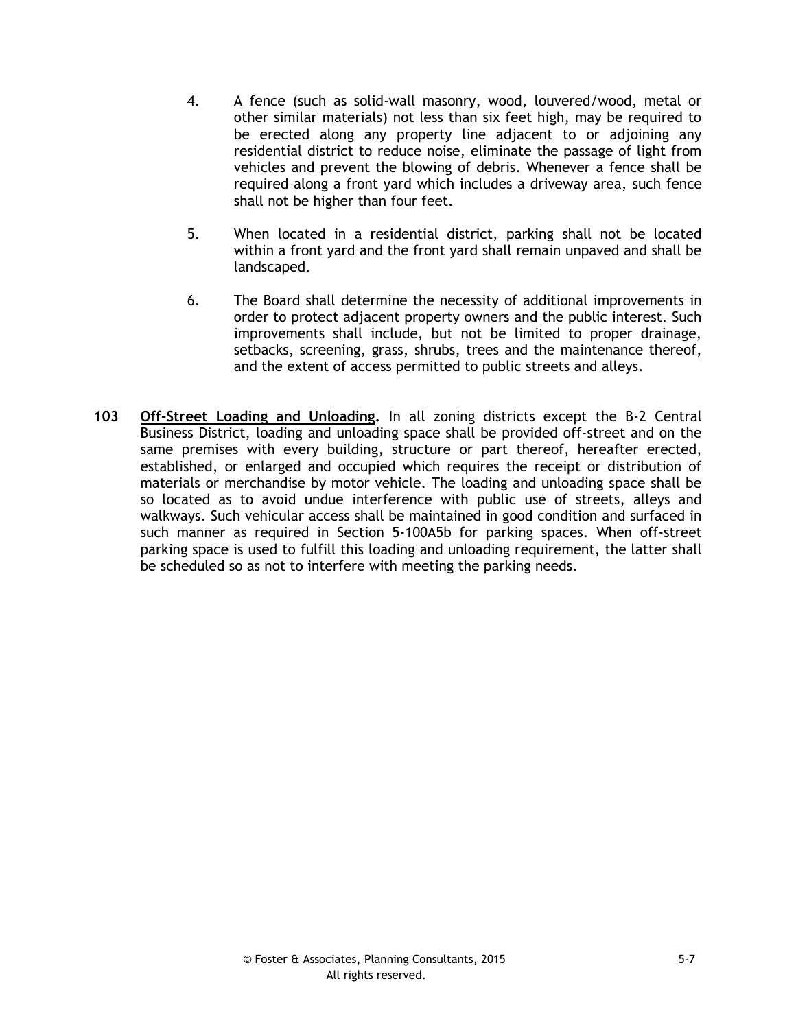4. A fence (such as solid-wall masonry, wood, louvered/wood, metal or other similar materials) not less than six feet high, may be required to be erected along any property line adjacent to or adjoining any residential district to reduce noise, eliminate the passage of light from vehicles and prevent the blowing of debris. Whenever a fence shall be required along a front yard which includes a driveway area, such fence shall not be higher than four feet.

5. When located in a residential district, parking shall not be located within a front yard and the front yard shall remain unpaved and shall be landscaped.

6. The Board shall determine the necessity of additional improvements in order to protect adjacent property owners and the public interest. Such improvements shall include, but not be limited to proper drainage, setbacks, screening, grass, shrubs, trees and the maintenance thereof, and the extent of access permitted to public streets and alleys.

**103 Off-Street Loading and Unloading.** In all zoning districts except the B-2 Central Business District, loading and unloading space shall be provided off-street and on the same premises with every building, structure or part thereof, hereafter erected, established, or enlarged and occupied which requires the receipt or distribution of materials or merchandise by motor vehicle. The loading and unloading space shall be so located as to avoid undue interference with public use of streets, alleys and walkways. Such vehicular access shall be maintained in good condition and surfaced in such manner as required in Section 5-100A5b for parking spaces. When off-street parking space is used to fulfill this loading and unloading requirement, the latter shall be scheduled so as not to interfere with meeting the parking needs.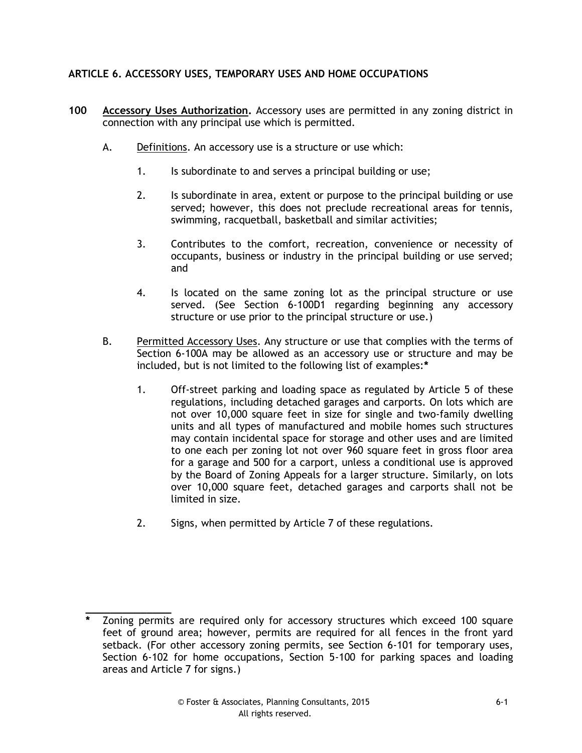## ARTICLE 6. ACCESSORY USES, TEMPORARY USES AND HOME OCCUPATIONS

**100** **Accessory Uses Authorization.** Accessory uses are permitted in any zoning district in connection with any principal use which is permitted.

A. Definitions. An accessory use is a structure or use which:

1. Is subordinate to and serves a principal building or use;

2. Is subordinate in area, extent or purpose to the principal building or use served; however, this does not preclude recreational areas for tennis, swimming, racquetball, basketball and similar activities;

3. Contributes to the comfort, recreation, convenience or necessity of occupants, business or industry in the principal building or use served; and

4. Is located on the same zoning lot as the principal structure or use served. (See Section 6-100D1 regarding beginning any accessory structure or use prior to the principal structure or use.)

B. Permitted Accessory Uses. Any structure or use that complies with the terms of Section 6-100A may be allowed as an accessory use or structure and may be included, but is not limited to the following list of examples:*

1. Off-street parking and loading space as regulated by Article 5 of these regulations, including detached garages and carports. On lots which are not over 10,000 square feet in size for single and two-family dwelling units and all types of manufactured and mobile homes such structures may contain incidental space for storage and other uses and are limited to one each per zoning lot not over 960 square feet in gross floor area for a garage and 500 for a carport, unless a conditional use is approved by the Board of Zoning Appeals for a larger structure. Similarly, on lots over 10,000 square feet, detached garages and carports shall not be limited in size.

2. Signs, when permitted by Article 7 of these regulations.

---

\* Zoning permits are required only for accessory structures which exceed 100 square feet of ground area; however, permits are required for all fences in the front yard setback. (For other accessory zoning permits, see Section 6-101 for temporary uses, Section 6-102 for home occupations, Section 5-100 for parking spaces and loading areas and Article 7 for signs.)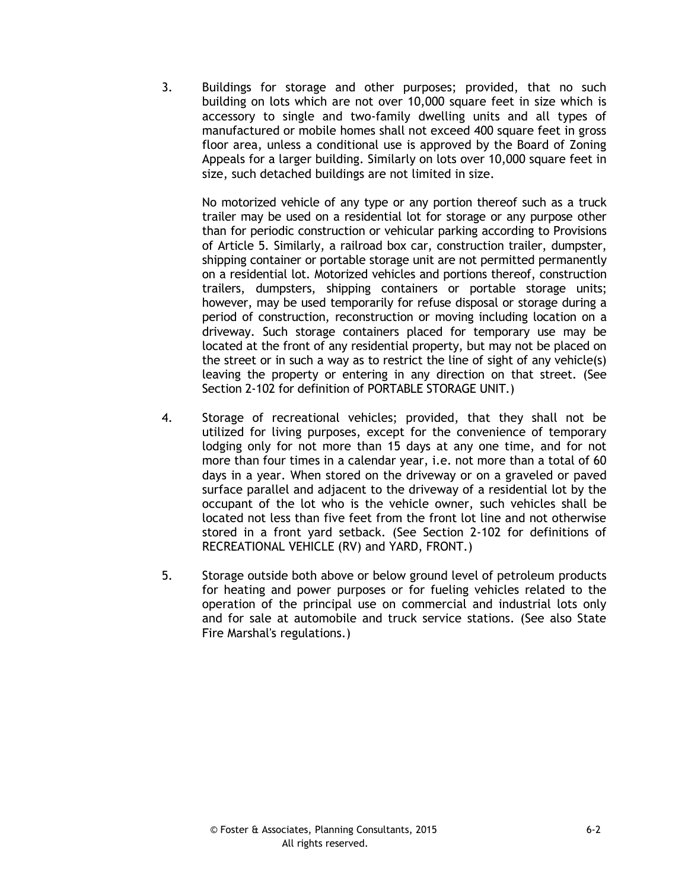3. Buildings for storage and other purposes; provided, that no such building on lots which are not over 10,000 square feet in size which is accessory to single and two-family dwelling units and all types of manufactured or mobile homes shall not exceed 400 square feet in gross floor area, unless a conditional use is approved by the Board of Zoning Appeals for a larger building. Similarly on lots over 10,000 square feet in size, such detached buildings are not limited in size.

   No motorized vehicle of any type or any portion thereof such as a truck trailer may be used on a residential lot for storage or any purpose other than for periodic construction or vehicular parking according to Provisions of Article 5. Similarly, a railroad box car, construction trailer, dumpster, shipping container or portable storage unit are not permitted permanently on a residential lot. Motorized vehicles and portions thereof, construction trailers, dumpsters, shipping containers or portable storage units; however, may be used temporarily for refuse disposal or storage during a period of construction, reconstruction or moving including location on a driveway. Such storage containers placed for temporary use may be located at the front of any residential property, but may not be placed on the street or in such a way as to restrict the line of sight of any vehicle(s) leaving the property or entering in any direction on that street. (See Section 2-102 for definition of PORTABLE STORAGE UNIT.)

4. Storage of recreational vehicles; provided, that they shall not be utilized for living purposes, except for the convenience of temporary lodging only for not more than 15 days at any one time, and for not more than four times in a calendar year, i.e. not more than a total of 60 days in a year. When stored on the driveway or on a graveled or paved surface parallel and adjacent to the driveway of a residential lot by the occupant of the lot who is the vehicle owner, such vehicles shall be located not less than five feet from the front lot line and not otherwise stored in a front yard setback. (See Section 2-102 for definitions of RECREATIONAL VEHICLE (RV) and YARD, FRONT.)

5. Storage outside both above or below ground level of petroleum products for heating and power purposes or for fueling vehicles related to the operation of the principal use on commercial and industrial lots only and for sale at automobile and truck service stations. (See also State Fire Marshal's regulations.)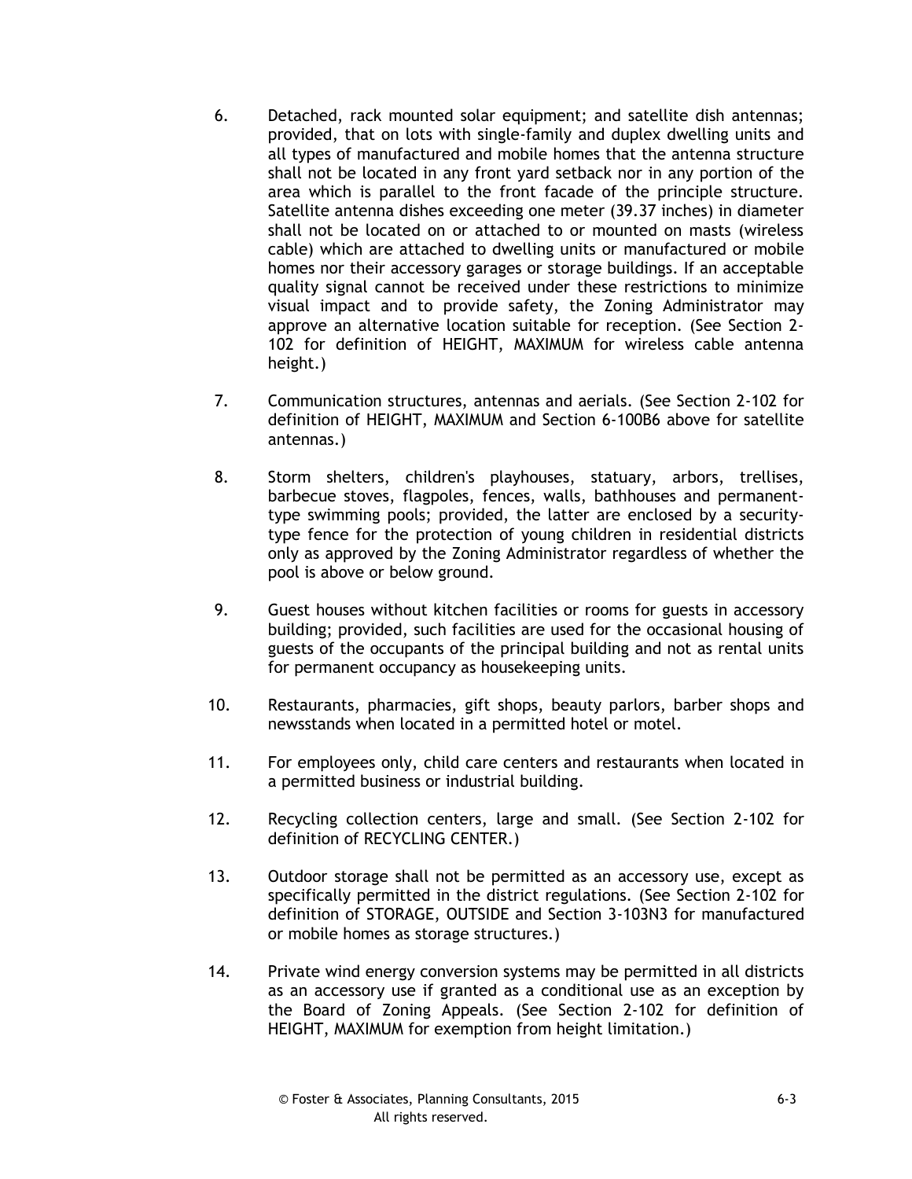6. Detached, rack mounted solar equipment; and satellite dish antennas; provided, that on lots with single-family and duplex dwelling units and all types of manufactured and mobile homes that the antenna structure shall not be located in any front yard setback nor in any portion of the area which is parallel to the front facade of the principle structure. Satellite antenna dishes exceeding one meter (39.37 inches) in diameter shall not be located on or attached to or mounted on masts (wireless cable) which are attached to dwelling units or manufactured or mobile homes nor their accessory garages or storage buildings. If an acceptable quality signal cannot be received under these restrictions to minimize visual impact and to provide safety, the Zoning Administrator may approve an alternative location suitable for reception. (See Section 2-102 for definition of HEIGHT, MAXIMUM for wireless cable antenna height.)

7. Communication structures, antennas and aerials. (See Section 2-102 for definition of HEIGHT, MAXIMUM and Section 6-100B6 above for satellite antennas.)

8. Storm shelters, children's playhouses, statuary, arbors, trellises, barbecue stoves, flagpoles, fences, walls, bathhouses and permanent-type swimming pools; provided, the latter are enclosed by a security-type fence for the protection of young children in residential districts only as approved by the Zoning Administrator regardless of whether the pool is above or below ground.

9. Guest houses without kitchen facilities or rooms for guests in accessory building; provided, such facilities are used for the occasional housing of guests of the occupants of the principal building and not as rental units for permanent occupancy as housekeeping units.

10. Restaurants, pharmacies, gift shops, beauty parlors, barber shops and newsstands when located in a permitted hotel or motel.

11. For employees only, child care centers and restaurants when located in a permitted business or industrial building.

12. Recycling collection centers, large and small. (See Section 2-102 for definition of RECYCLING CENTER.)

13. Outdoor storage shall not be permitted as an accessory use, except as specifically permitted in the district regulations. (See Section 2-102 for definition of STORAGE, OUTSIDE and Section 3-103N3 for manufactured or mobile homes as storage structures.)

14. Private wind energy conversion systems may be permitted in all districts as an accessory use if granted as a conditional use as an exception by the Board of Zoning Appeals. (See Section 2-102 for definition of HEIGHT, MAXIMUM for exemption from height limitation.)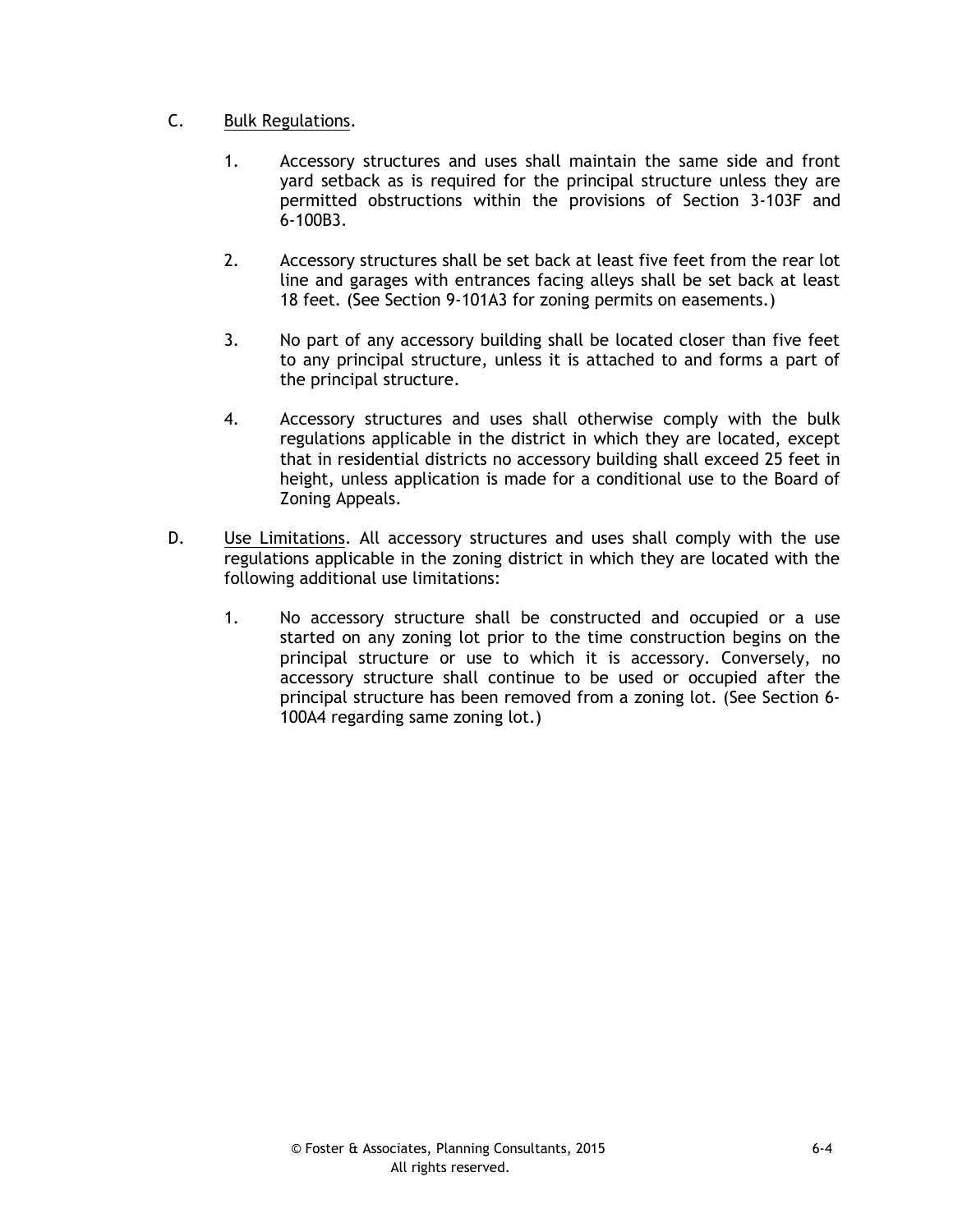C. Bulk Regulations.

1. Accessory structures and uses shall maintain the same side and front yard setback as is required for the principal structure unless they are permitted obstructions within the provisions of Section 3-103F and 6-100B3.

2. Accessory structures shall be set back at least five feet from the rear lot line and garages with entrances facing alleys shall be set back at least 18 feet. (See Section 9-101A3 for zoning permits on easements.)

3. No part of any accessory building shall be located closer than five feet to any principal structure, unless it is attached to and forms a part of the principal structure.

4. Accessory structures and uses shall otherwise comply with the bulk regulations applicable in the district in which they are located, except that in residential districts no accessory building shall exceed 25 feet in height, unless application is made for a conditional use to the Board of Zoning Appeals.

D. Use Limitations. All accessory structures and uses shall comply with the use regulations applicable in the zoning district in which they are located with the following additional use limitations:

1. No accessory structure shall be constructed and occupied or a use started on any zoning lot prior to the time construction begins on the principal structure or use to which it is accessory. Conversely, no accessory structure shall continue to be used or occupied after the principal structure has been removed from a zoning lot. (See Section 6-100A4 regarding same zoning lot.)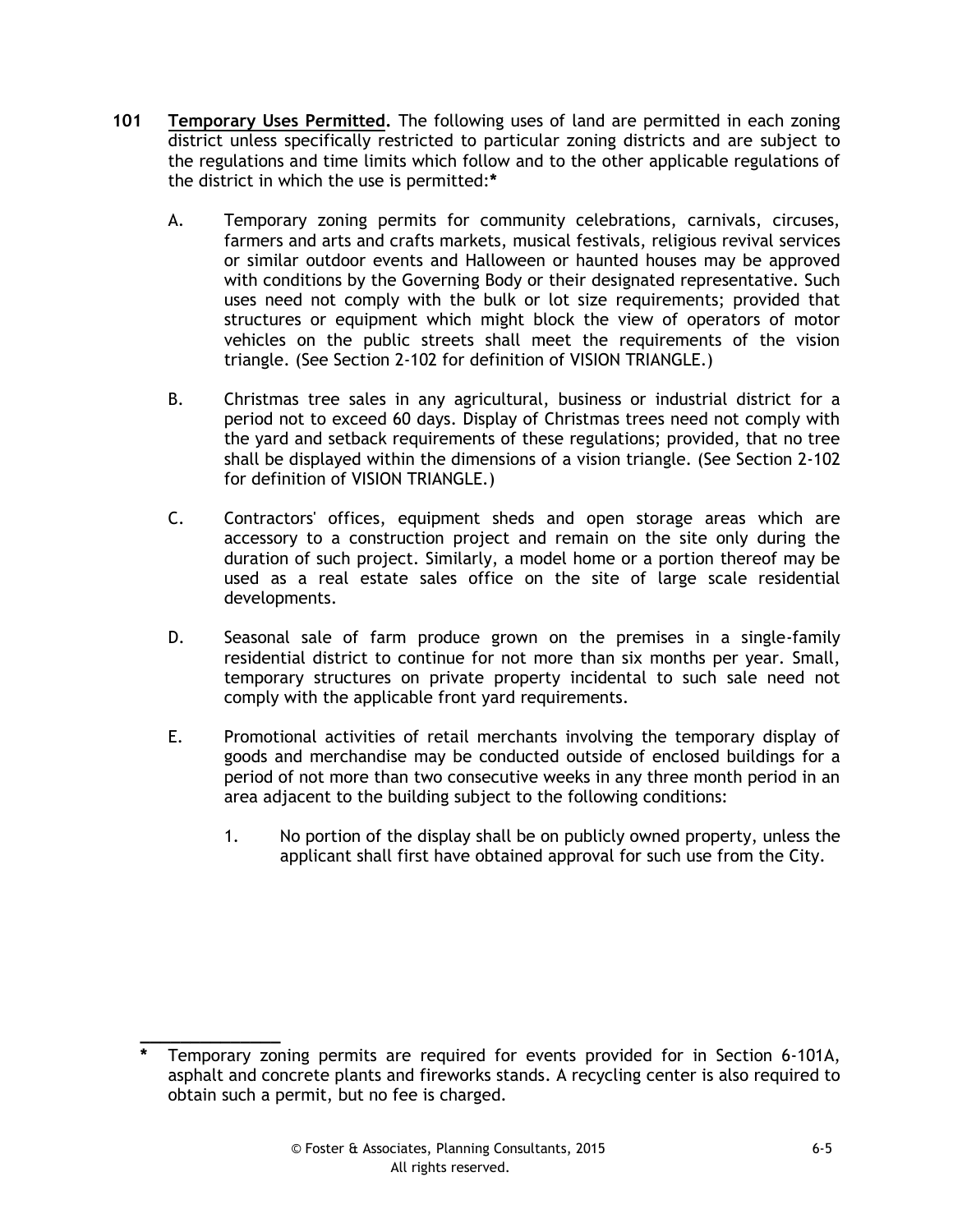**101** **Temporary Uses Permitted.** The following uses of land are permitted in each zoning district unless specifically restricted to particular zoning districts and are subject to the regulations and time limits which follow and to the other applicable regulations of the district in which the use is permitted:*

A. Temporary zoning permits for community celebrations, carnivals, circuses, farmers and arts and crafts markets, musical festivals, religious revival services or similar outdoor events and Halloween or haunted houses may be approved with conditions by the Governing Body or their designated representative. Such uses need not comply with the bulk or lot size requirements; provided that structures or equipment which might block the view of operators of motor vehicles on the public streets shall meet the requirements of the vision triangle. (See Section 2-102 for definition of VISION TRIANGLE.)

B. Christmas tree sales in any agricultural, business or industrial district for a period not to exceed 60 days. Display of Christmas trees need not comply with the yard and setback requirements of these regulations; provided, that no tree shall be displayed within the dimensions of a vision triangle. (See Section 2-102 for definition of VISION TRIANGLE.)

C. Contractors' offices, equipment sheds and open storage areas which are accessory to a construction project and remain on the site only during the duration of such project. Similarly, a model home or a portion thereof may be used as a real estate sales office on the site of large scale residential developments.

D. Seasonal sale of farm produce grown on the premises in a single-family residential district to continue for not more than six months per year. Small, temporary structures on private property incidental to such sale need not comply with the applicable front yard requirements.

E. Promotional activities of retail merchants involving the temporary display of goods and merchandise may be conducted outside of enclosed buildings for a period of not more than two consecutive weeks in any three month period in an area adjacent to the building subject to the following conditions:

   1. No portion of the display shall be on publicly owned property, unless the applicant shall first have obtained approval for such use from the City.

---

\* Temporary zoning permits are required for events provided for in Section 6-101A, asphalt and concrete plants and fireworks stands. A recycling center is also required to obtain such a permit, but no fee is charged.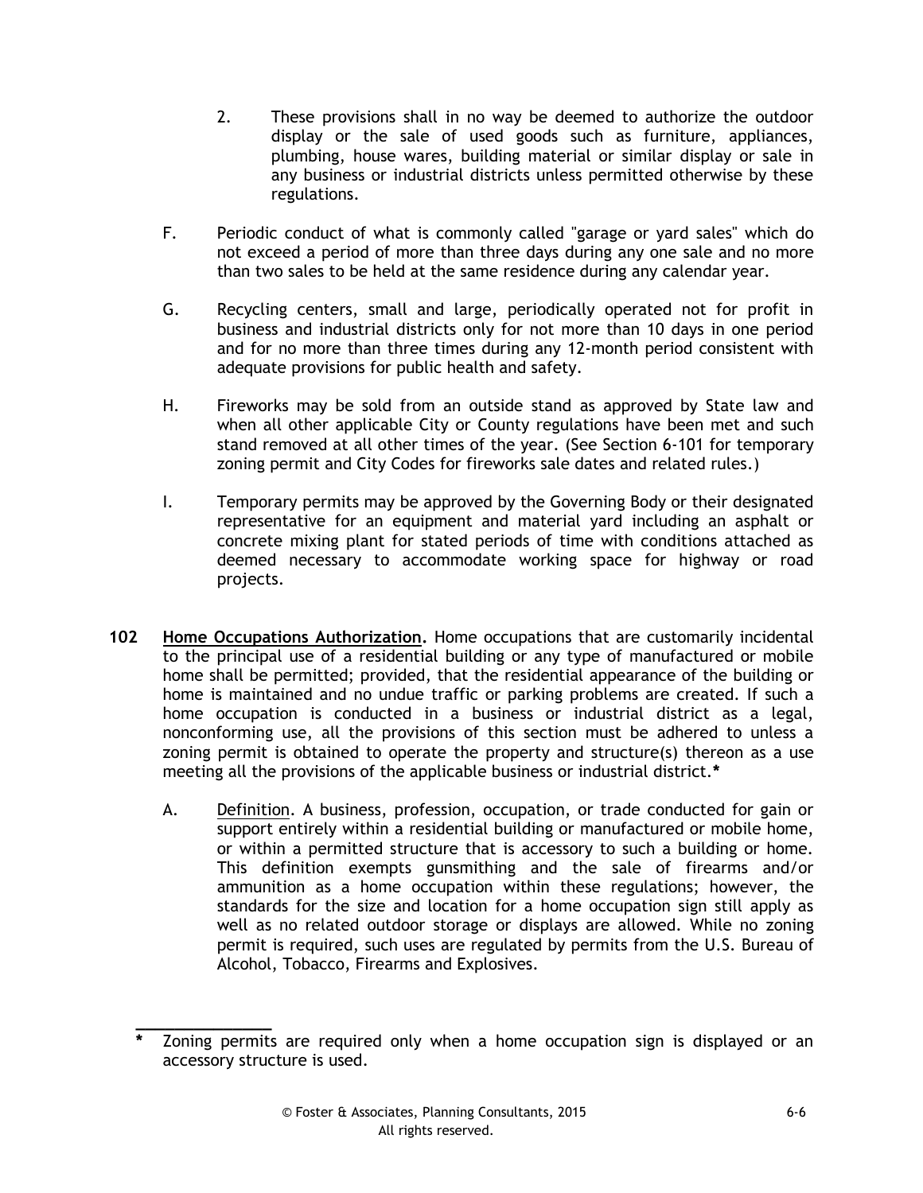2. These provisions shall in no way be deemed to authorize the outdoor display or the sale of used goods such as furniture, appliances, plumbing, house wares, building material or similar display or sale in any business or industrial districts unless permitted otherwise by these regulations.

F. Periodic conduct of what is commonly called "garage or yard sales" which do not exceed a period of more than three days during any one sale and no more than two sales to be held at the same residence during any calendar year.

G. Recycling centers, small and large, periodically operated not for profit in business and industrial districts only for not more than 10 days in one period and for no more than three times during any 12-month period consistent with adequate provisions for public health and safety.

H. Fireworks may be sold from an outside stand as approved by State law and when all other applicable City or County regulations have been met and such stand removed at all other times of the year. (See Section 6-101 for temporary zoning permit and City Codes for fireworks sale dates and related rules.)

I. Temporary permits may be approved by the Governing Body or their designated representative for an equipment and material yard including an asphalt or concrete mixing plant for stated periods of time with conditions attached as deemed necessary to accommodate working space for highway or road projects.

**102** **Home Occupations Authorization.** Home occupations that are customarily incidental to the principal use of a residential building or any type of manufactured or mobile home shall be permitted; provided, that the residential appearance of the building or home is maintained and no undue traffic or parking problems are created. If such a home occupation is conducted in a business or industrial district as a legal, nonconforming use, all the provisions of this section must be adhered to unless a zoning permit is obtained to operate the property and structure(s) thereon as a use meeting all the provisions of the applicable business or industrial district.*

A. Definition. A business, profession, occupation, or trade conducted for gain or support entirely within a residential building or manufactured or mobile home, or within a permitted structure that is accessory to such a building or home. This definition exempts gunsmithing and the sale of firearms and/or ammunition as a home occupation within these regulations; however, the standards for the size and location for a home occupation sign still apply as well as no related outdoor storage or displays are allowed. While no zoning permit is required, such uses are regulated by permits from the U.S. Bureau of Alcohol, Tobacco, Firearms and Explosives.

---

\* Zoning permits are required only when a home occupation sign is displayed or an accessory structure is used.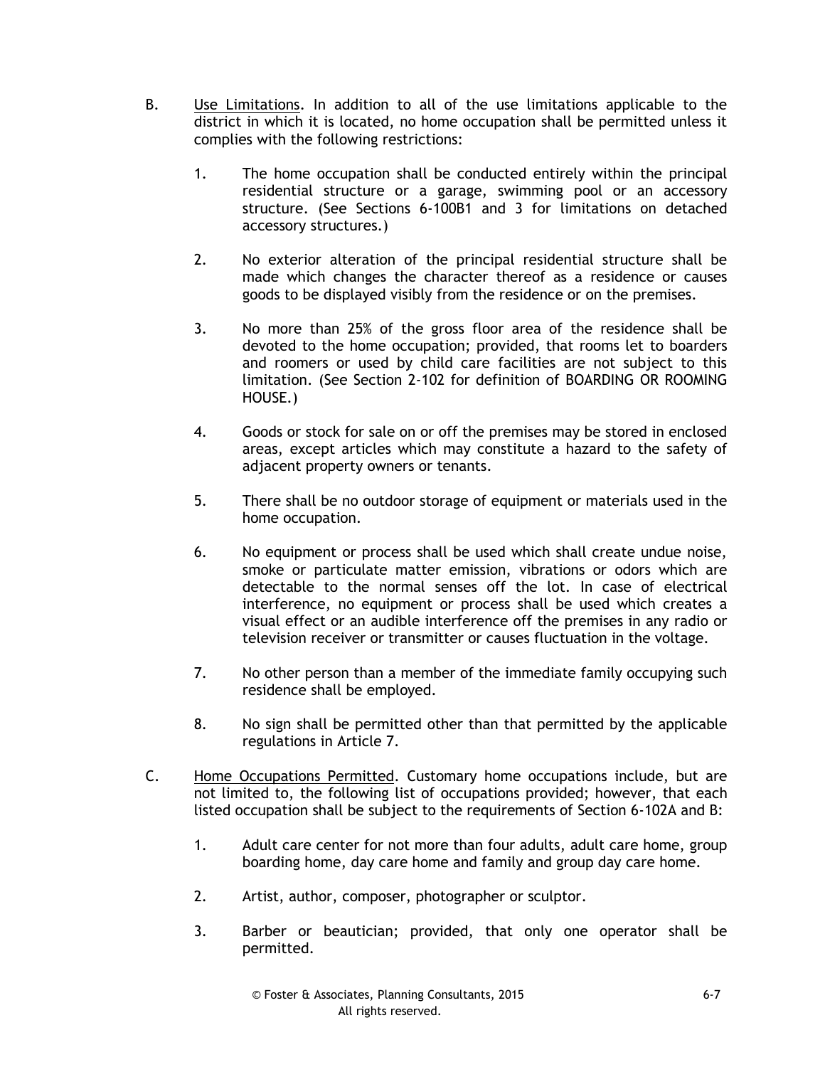B. Use Limitations. In addition to all of the use limitations applicable to the district in which it is located, no home occupation shall be permitted unless it complies with the following restrictions:

   1. The home occupation shall be conducted entirely within the principal residential structure or a garage, swimming pool or an accessory structure. (See Sections 6-100B1 and 3 for limitations on detached accessory structures.)

   2. No exterior alteration of the principal residential structure shall be made which changes the character thereof as a residence or causes goods to be displayed visibly from the residence or on the premises.

   3. No more than 25% of the gross floor area of the residence shall be devoted to the home occupation; provided, that rooms let to boarders and roomers or used by child care facilities are not subject to this limitation. (See Section 2-102 for definition of BOARDING OR ROOMING HOUSE.)

   4. Goods or stock for sale on or off the premises may be stored in enclosed areas, except articles which may constitute a hazard to the safety of adjacent property owners or tenants.

   5. There shall be no outdoor storage of equipment or materials used in the home occupation.

   6. No equipment or process shall be used which shall create undue noise, smoke or particulate matter emission, vibrations or odors which are detectable to the normal senses off the lot. In case of electrical interference, no equipment or process shall be used which creates a visual effect or an audible interference off the premises in any radio or television receiver or transmitter or causes fluctuation in the voltage.

   7. No other person than a member of the immediate family occupying such residence shall be employed.

   8. No sign shall be permitted other than that permitted by the applicable regulations in Article 7.

C. Home Occupations Permitted. Customary home occupations include, but are not limited to, the following list of occupations provided; however, that each listed occupation shall be subject to the requirements of Section 6-102A and B:

   1. Adult care center for not more than four adults, adult care home, group boarding home, day care home and family and group day care home.

   2. Artist, author, composer, photographer or sculptor.

   3. Barber or beautician; provided, that only one operator shall be permitted.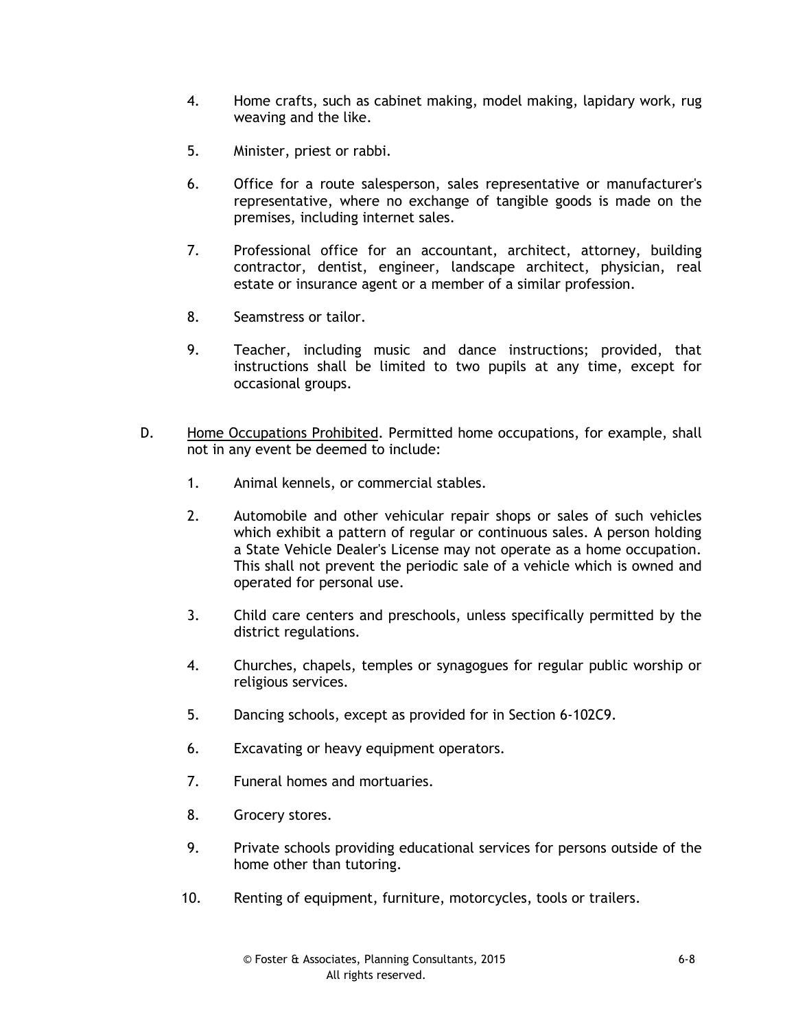4. Home crafts, such as cabinet making, model making, lapidary work, rug weaving and the like.

5. Minister, priest or rabbi.

6. Office for a route salesperson, sales representative or manufacturer's representative, where no exchange of tangible goods is made on the premises, including internet sales.

7. Professional office for an accountant, architect, attorney, building contractor, dentist, engineer, landscape architect, physician, real estate or insurance agent or a member of a similar profession.

8. Seamstress or tailor.

9. Teacher, including music and dance instructions; provided, that instructions shall be limited to two pupils at any time, except for occasional groups.

D. Home Occupations Prohibited. Permitted home occupations, for example, shall not in any event be deemed to include:

1. Animal kennels, or commercial stables.

2. Automobile and other vehicular repair shops or sales of such vehicles which exhibit a pattern of regular or continuous sales. A person holding a State Vehicle Dealer's License may not operate as a home occupation. This shall not prevent the periodic sale of a vehicle which is owned and operated for personal use.

3. Child care centers and preschools, unless specifically permitted by the district regulations.

4. Churches, chapels, temples or synagogues for regular public worship or religious services.

5. Dancing schools, except as provided for in Section 6-102C9.

6. Excavating or heavy equipment operators.

7. Funeral homes and mortuaries.

8. Grocery stores.

9. Private schools providing educational services for persons outside of the home other than tutoring.

10. Renting of equipment, furniture, motorcycles, tools or trailers.

© Foster & Associates, Planning Consultants, 2015
All rights reserved.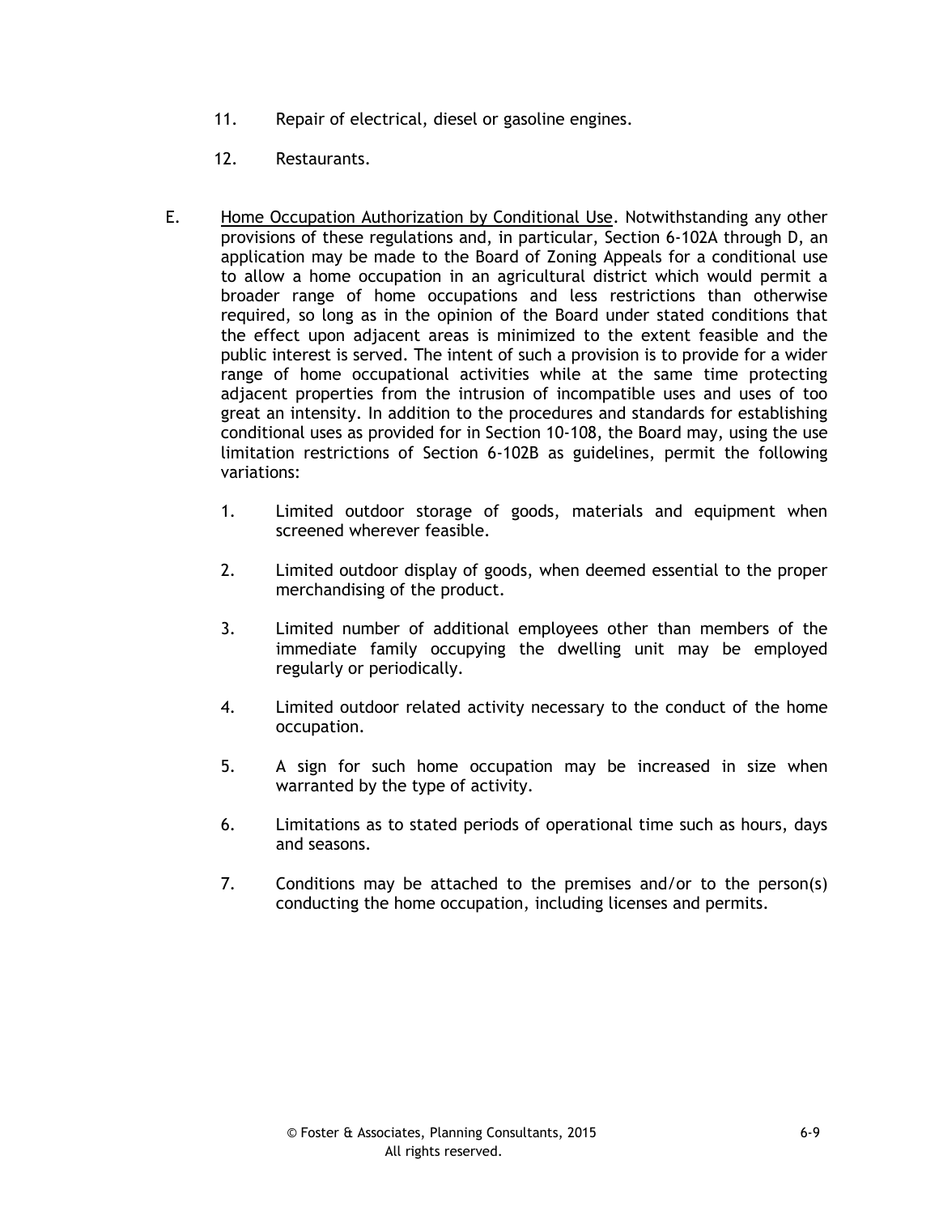11. Repair of electrical, diesel or gasoline engines.

12. Restaurants.

E. Home Occupation Authorization by Conditional Use. Notwithstanding any other provisions of these regulations and, in particular, Section 6-102A through D, an application may be made to the Board of Zoning Appeals for a conditional use to allow a home occupation in an agricultural district which would permit a broader range of home occupations and less restrictions than otherwise required, so long as in the opinion of the Board under stated conditions that the effect upon adjacent areas is minimized to the extent feasible and the public interest is served. The intent of such a provision is to provide for a wider range of home occupational activities while at the same time protecting adjacent properties from the intrusion of incompatible uses and uses of too great an intensity. In addition to the procedures and standards for establishing conditional uses as provided for in Section 10-108, the Board may, using the use limitation restrictions of Section 6-102B as guidelines, permit the following variations:

1. Limited outdoor storage of goods, materials and equipment when screened wherever feasible.

2. Limited outdoor display of goods, when deemed essential to the proper merchandising of the product.

3. Limited number of additional employees other than members of the immediate family occupying the dwelling unit may be employed regularly or periodically.

4. Limited outdoor related activity necessary to the conduct of the home occupation.

5. A sign for such home occupation may be increased in size when warranted by the type of activity.

6. Limitations as to stated periods of operational time such as hours, days and seasons.

7. Conditions may be attached to the premises and/or to the person(s) conducting the home occupation, including licenses and permits.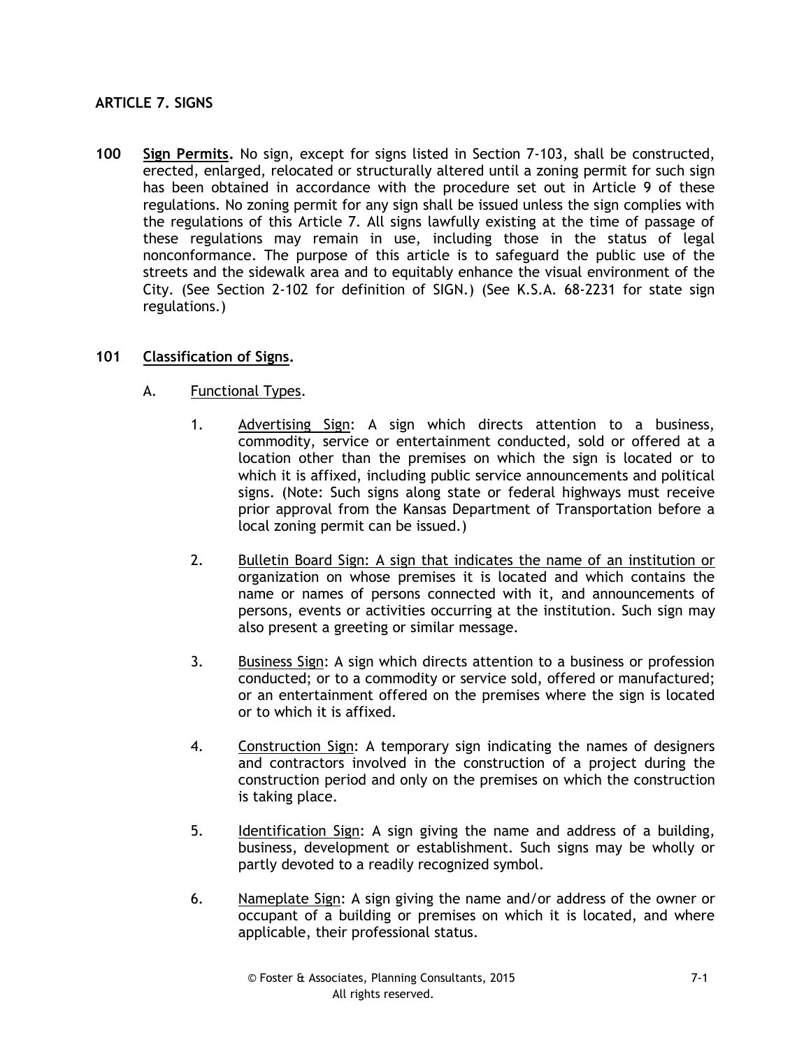## ARTICLE 7. SIGNS

**100 Sign Permits.** No sign, except for signs listed in Section 7-103, shall be constructed, erected, enlarged, relocated or structurally altered until a zoning permit for such sign has been obtained in accordance with the procedure set out in Article 9 of these regulations. No zoning permit for any sign shall be issued unless the sign complies with the regulations of this Article 7. All signs lawfully existing at the time of passage of these regulations may remain in use, including those in the status of legal nonconformance. The purpose of this article is to safeguard the public use of the streets and the sidewalk area and to equitably enhance the visual environment of the City. (See Section 2-102 for definition of SIGN.) (See K.S.A. 68-2231 for state sign regulations.)

**101 Classification of Signs.**

A. Functional Types.

1. Advertising Sign: A sign which directs attention to a business, commodity, service or entertainment conducted, sold or offered at a location other than the premises on which the sign is located or to which it is affixed, including public service announcements and political signs. (Note: Such signs along state or federal highways must receive prior approval from the Kansas Department of Transportation before a local zoning permit can be issued.)

2. Bulletin Board Sign: A sign that indicates the name of an institution or organization on whose premises it is located and which contains the name or names of persons connected with it, and announcements of persons, events or activities occurring at the institution. Such sign may also present a greeting or similar message.

3. Business Sign: A sign which directs attention to a business or profession conducted; or to a commodity or service sold, offered or manufactured; or an entertainment offered on the premises where the sign is located or to which it is affixed.

4. Construction Sign: A temporary sign indicating the names of designers and contractors involved in the construction of a project during the construction period and only on the premises on which the construction is taking place.

5. Identification Sign: A sign giving the name and address of a building, business, development or establishment. Such signs may be wholly or partly devoted to a readily recognized symbol.

6. Nameplate Sign: A sign giving the name and/or address of the owner or occupant of a building or premises on which it is located, and where applicable, their professional status.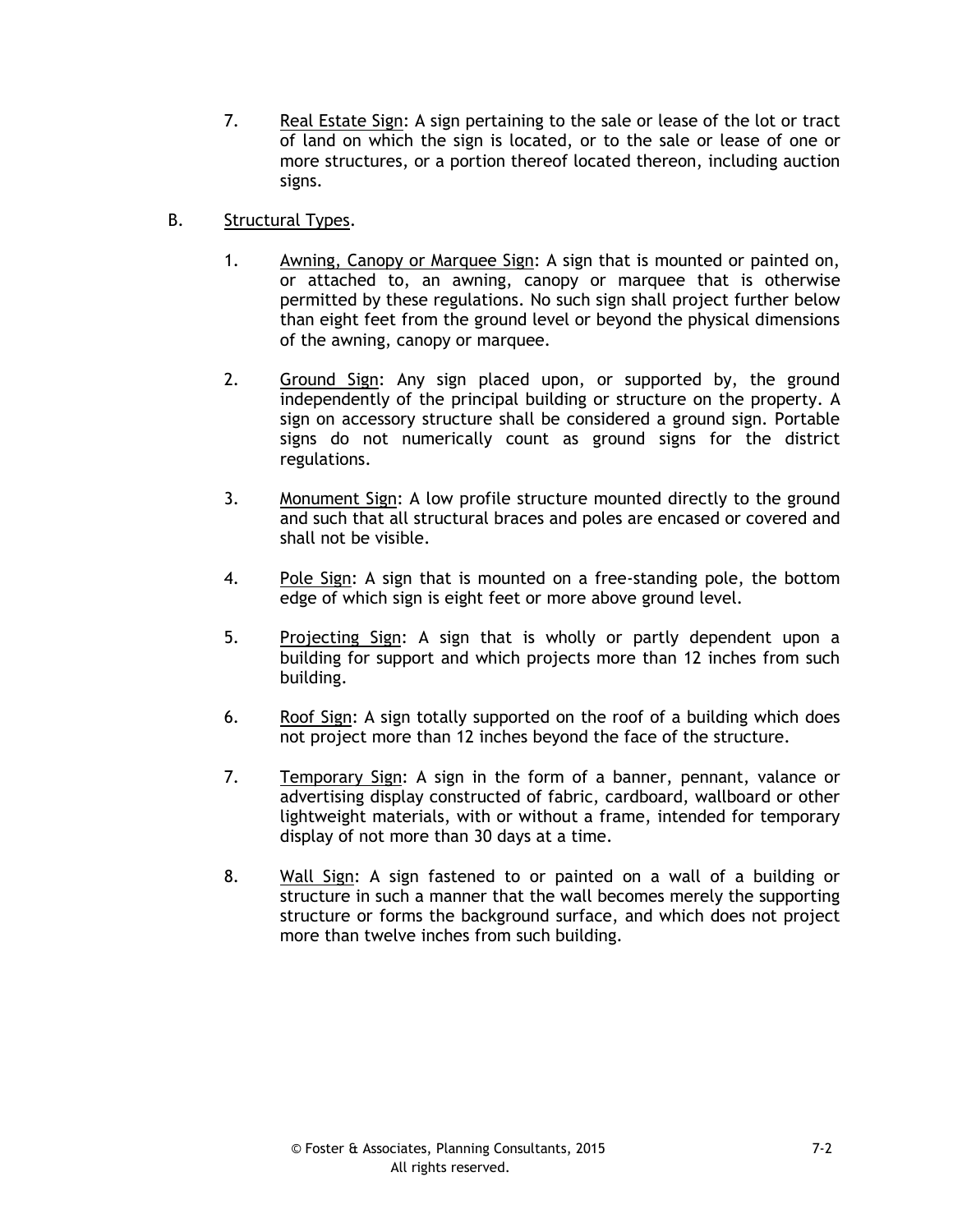7. Real Estate Sign: A sign pertaining to the sale or lease of the lot or tract of land on which the sign is located, or to the sale or lease of one or more structures, or a portion thereof located thereon, including auction signs.

B. Structural Types.

1. Awning, Canopy or Marquee Sign: A sign that is mounted or painted on, or attached to, an awning, canopy or marquee that is otherwise permitted by these regulations. No such sign shall project further below than eight feet from the ground level or beyond the physical dimensions of the awning, canopy or marquee.

2. Ground Sign: Any sign placed upon, or supported by, the ground independently of the principal building or structure on the property. A sign on accessory structure shall be considered a ground sign. Portable signs do not numerically count as ground signs for the district regulations.

3. Monument Sign: A low profile structure mounted directly to the ground and such that all structural braces and poles are encased or covered and shall not be visible.

4. Pole Sign: A sign that is mounted on a free-standing pole, the bottom edge of which sign is eight feet or more above ground level.

5. Projecting Sign: A sign that is wholly or partly dependent upon a building for support and which projects more than 12 inches from such building.

6. Roof Sign: A sign totally supported on the roof of a building which does not project more than 12 inches beyond the face of the structure.

7. Temporary Sign: A sign in the form of a banner, pennant, valance or advertising display constructed of fabric, cardboard, wallboard or other lightweight materials, with or without a frame, intended for temporary display of not more than 30 days at a time.

8. Wall Sign: A sign fastened to or painted on a wall of a building or structure in such a manner that the wall becomes merely the supporting structure or forms the background surface, and which does not project more than twelve inches from such building.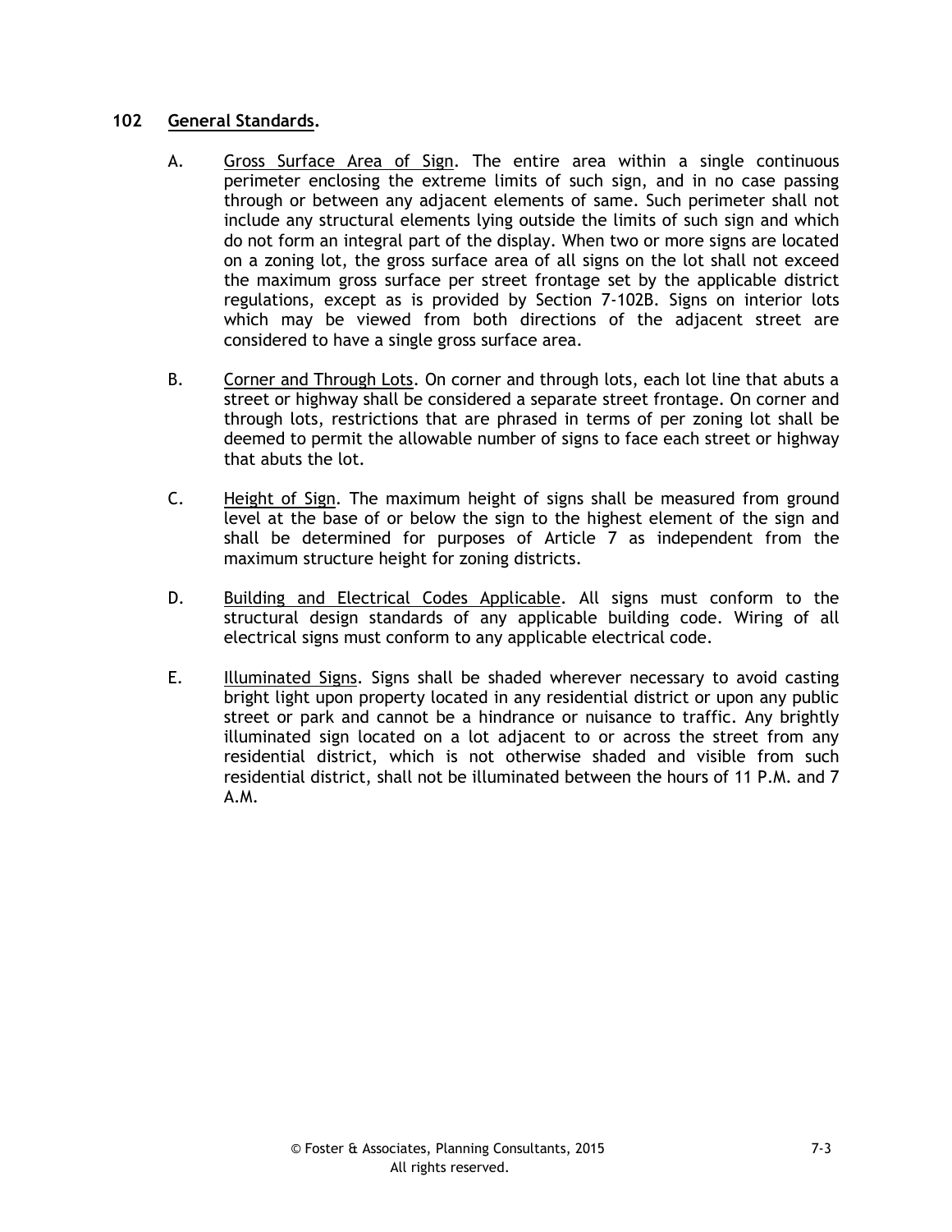## 102 General Standards.

A. Gross Surface Area of Sign. The entire area within a single continuous perimeter enclosing the extreme limits of such sign, and in no case passing through or between any adjacent elements of same. Such perimeter shall not include any structural elements lying outside the limits of such sign and which do not form an integral part of the display. When two or more signs are located on a zoning lot, the gross surface area of all signs on the lot shall not exceed the maximum gross surface per street frontage set by the applicable district regulations, except as is provided by Section 7-102B. Signs on interior lots which may be viewed from both directions of the adjacent street are considered to have a single gross surface area.

B. Corner and Through Lots. On corner and through lots, each lot line that abuts a street or highway shall be considered a separate street frontage. On corner and through lots, restrictions that are phrased in terms of per zoning lot shall be deemed to permit the allowable number of signs to face each street or highway that abuts the lot.

C. Height of Sign. The maximum height of signs shall be measured from ground level at the base of or below the sign to the highest element of the sign and shall be determined for purposes of Article 7 as independent from the maximum structure height for zoning districts.

D. Building and Electrical Codes Applicable. All signs must conform to the structural design standards of any applicable building code. Wiring of all electrical signs must conform to any applicable electrical code.

E. Illuminated Signs. Signs shall be shaded wherever necessary to avoid casting bright light upon property located in any residential district or upon any public street or park and cannot be a hindrance or nuisance to traffic. Any brightly illuminated sign located on a lot adjacent to or across the street from any residential district, which is not otherwise shaded and visible from such residential district, shall not be illuminated between the hours of 11 P.M. and 7 A.M.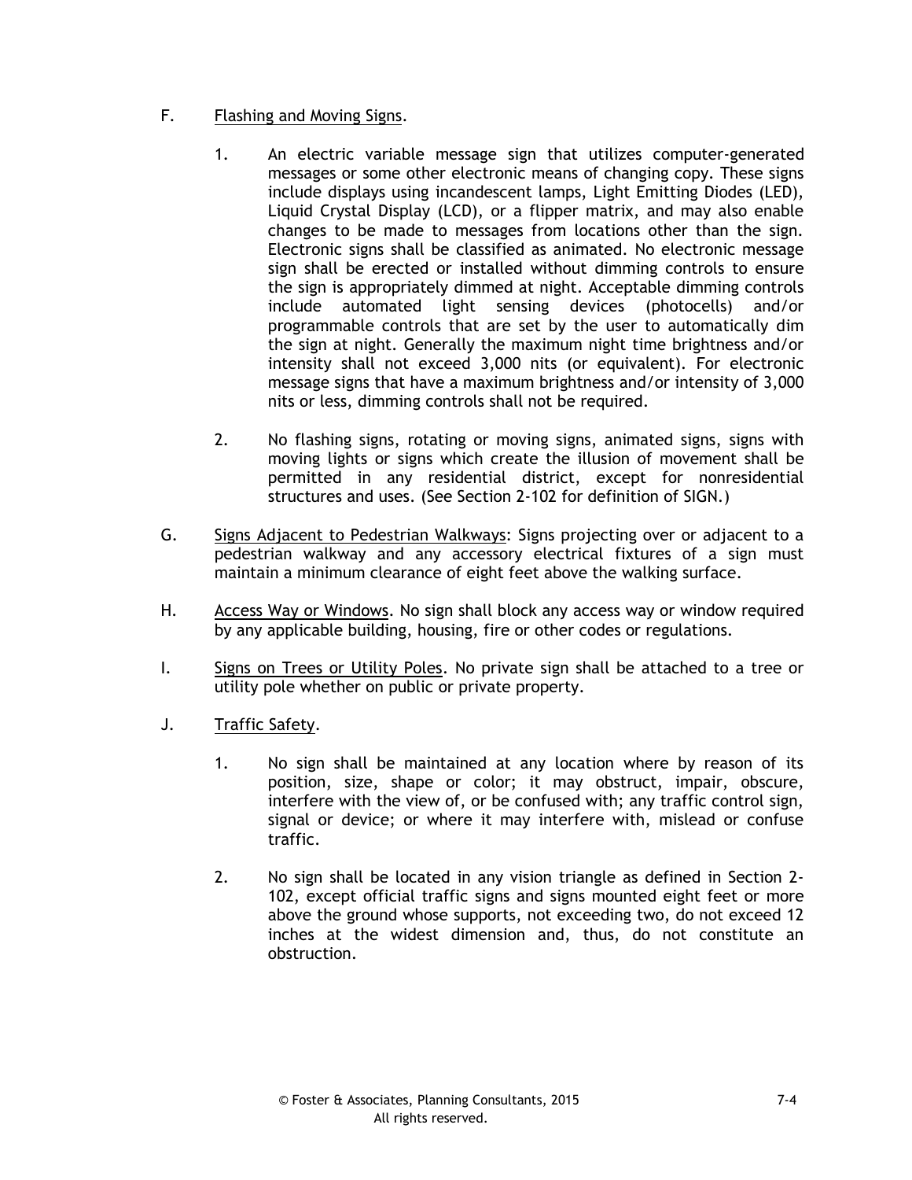F. Flashing and Moving Signs.

1. An electric variable message sign that utilizes computer-generated messages or some other electronic means of changing copy. These signs include displays using incandescent lamps, Light Emitting Diodes (LED), Liquid Crystal Display (LCD), or a flipper matrix, and may also enable changes to be made to messages from locations other than the sign. Electronic signs shall be classified as animated. No electronic message sign shall be erected or installed without dimming controls to ensure the sign is appropriately dimmed at night. Acceptable dimming controls include automated light sensing devices (photocells) and/or programmable controls that are set by the user to automatically dim the sign at night. Generally the maximum night time brightness and/or intensity shall not exceed 3,000 nits (or equivalent). For electronic message signs that have a maximum brightness and/or intensity of 3,000 nits or less, dimming controls shall not be required.

2. No flashing signs, rotating or moving signs, animated signs, signs with moving lights or signs which create the illusion of movement shall be permitted in any residential district, except for nonresidential structures and uses. (See Section 2-102 for definition of SIGN.)

G. Signs Adjacent to Pedestrian Walkways: Signs projecting over or adjacent to a pedestrian walkway and any accessory electrical fixtures of a sign must maintain a minimum clearance of eight feet above the walking surface.

H. Access Way or Windows. No sign shall block any access way or window required by any applicable building, housing, fire or other codes or regulations.

I. Signs on Trees or Utility Poles. No private sign shall be attached to a tree or utility pole whether on public or private property.

J. Traffic Safety.

1. No sign shall be maintained at any location where by reason of its position, size, shape or color; it may obstruct, impair, obscure, interfere with the view of, or be confused with; any traffic control sign, signal or device; or where it may interfere with, mislead or confuse traffic.

2. No sign shall be located in any vision triangle as defined in Section 2-102, except official traffic signs and signs mounted eight feet or more above the ground whose supports, not exceeding two, do not exceed 12 inches at the widest dimension and, thus, do not constitute an obstruction.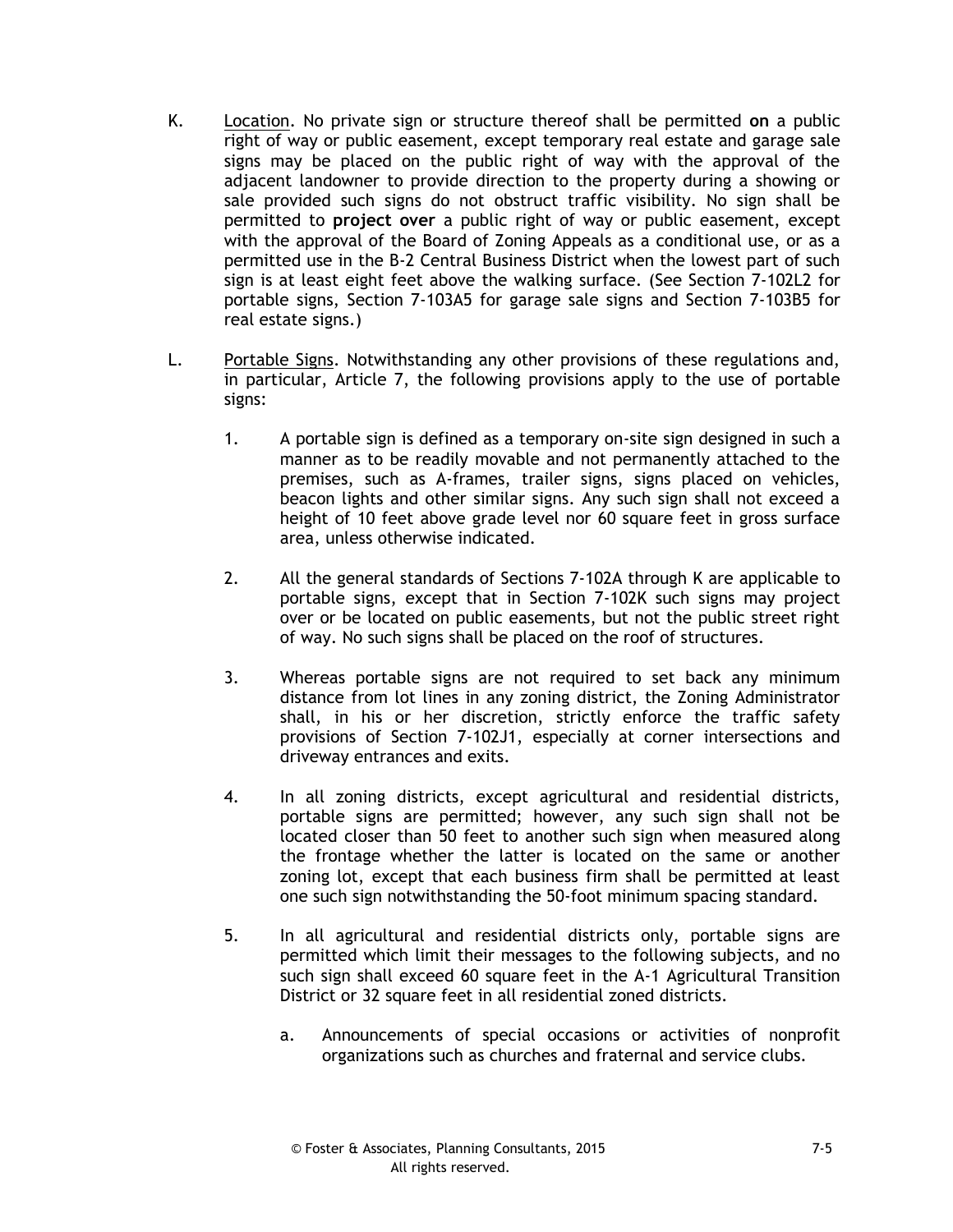K. Location. No private sign or structure thereof shall be permitted **on** a public right of way or public easement, except temporary real estate and garage sale signs may be placed on the public right of way with the approval of the adjacent landowner to provide direction to the property during a showing or sale provided such signs do not obstruct traffic visibility. No sign shall be permitted to **project over** a public right of way or public easement, except with the approval of the Board of Zoning Appeals as a conditional use, or as a permitted use in the B-2 Central Business District when the lowest part of such sign is at least eight feet above the walking surface. (See Section 7-102L2 for portable signs, Section 7-103A5 for garage sale signs and Section 7-103B5 for real estate signs.)

L. Portable Signs. Notwithstanding any other provisions of these regulations and, in particular, Article 7, the following provisions apply to the use of portable signs:

1. A portable sign is defined as a temporary on-site sign designed in such a manner as to be readily movable and not permanently attached to the premises, such as A-frames, trailer signs, signs placed on vehicles, beacon lights and other similar signs. Any such sign shall not exceed a height of 10 feet above grade level nor 60 square feet in gross surface area, unless otherwise indicated.

2. All the general standards of Sections 7-102A through K are applicable to portable signs, except that in Section 7-102K such signs may project over or be located on public easements, but not the public street right of way. No such signs shall be placed on the roof of structures.

3. Whereas portable signs are not required to set back any minimum distance from lot lines in any zoning district, the Zoning Administrator shall, in his or her discretion, strictly enforce the traffic safety provisions of Section 7-102J1, especially at corner intersections and driveway entrances and exits.

4. In all zoning districts, except agricultural and residential districts, portable signs are permitted; however, any such sign shall not be located closer than 50 feet to another such sign when measured along the frontage whether the latter is located on the same or another zoning lot, except that each business firm shall be permitted at least one such sign notwithstanding the 50-foot minimum spacing standard.

5. In all agricultural and residential districts only, portable signs are permitted which limit their messages to the following subjects, and no such sign shall exceed 60 square feet in the A-1 Agricultural Transition District or 32 square feet in all residential zoned districts.

   a. Announcements of special occasions or activities of nonprofit organizations such as churches and fraternal and service clubs.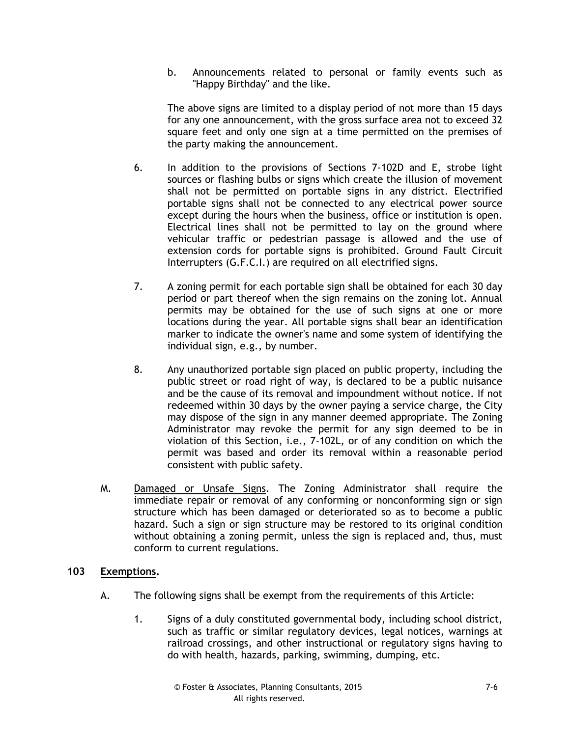b. Announcements related to personal or family events such as "Happy Birthday" and the like.

The above signs are limited to a display period of not more than 15 days for any one announcement, with the gross surface area not to exceed 32 square feet and only one sign at a time permitted on the premises of the party making the announcement.

6. In addition to the provisions of Sections 7-102D and E, strobe light sources or flashing bulbs or signs which create the illusion of movement shall not be permitted on portable signs in any district. Electrified portable signs shall not be connected to any electrical power source except during the hours when the business, office or institution is open. Electrical lines shall not be permitted to lay on the ground where vehicular traffic or pedestrian passage is allowed and the use of extension cords for portable signs is prohibited. Ground Fault Circuit Interrupters (G.F.C.I.) are required on all electrified signs.

7. A zoning permit for each portable sign shall be obtained for each 30 day period or part thereof when the sign remains on the zoning lot. Annual permits may be obtained for the use of such signs at one or more locations during the year. All portable signs shall bear an identification marker to indicate the owner's name and some system of identifying the individual sign, e.g., by number.

8. Any unauthorized portable sign placed on public property, including the public street or road right of way, is declared to be a public nuisance and be the cause of its removal and impoundment without notice. If not redeemed within 30 days by the owner paying a service charge, the City may dispose of the sign in any manner deemed appropriate. The Zoning Administrator may revoke the permit for any sign deemed to be in violation of this Section, i.e., 7-102L, or of any condition on which the permit was based and order its removal within a reasonable period consistent with public safety.

M. Damaged or Unsafe Signs. The Zoning Administrator shall require the immediate repair or removal of any conforming or nonconforming sign or sign structure which has been damaged or deteriorated so as to become a public hazard. Such a sign or sign structure may be restored to its original condition without obtaining a zoning permit, unless the sign is replaced and, thus, must conform to current regulations.

## 103 Exemptions.

A. The following signs shall be exempt from the requirements of this Article:

1. Signs of a duly constituted governmental body, including school district, such as traffic or similar regulatory devices, legal notices, warnings at railroad crossings, and other instructional or regulatory signs having to do with health, hazards, parking, swimming, dumping, etc.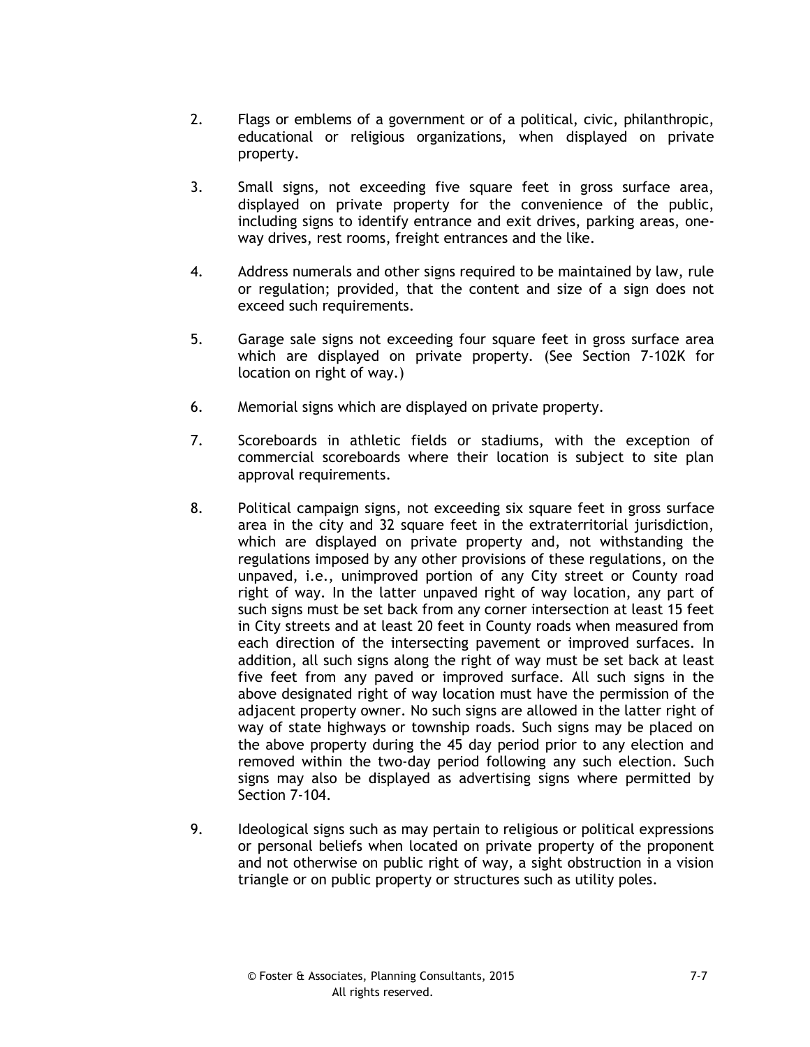2. Flags or emblems of a government or of a political, civic, philanthropic, educational or religious organizations, when displayed on private property.

3. Small signs, not exceeding five square feet in gross surface area, displayed on private property for the convenience of the public, including signs to identify entrance and exit drives, parking areas, one-way drives, rest rooms, freight entrances and the like.

4. Address numerals and other signs required to be maintained by law, rule or regulation; provided, that the content and size of a sign does not exceed such requirements.

5. Garage sale signs not exceeding four square feet in gross surface area which are displayed on private property. (See Section 7-102K for location on right of way.)

6. Memorial signs which are displayed on private property.

7. Scoreboards in athletic fields or stadiums, with the exception of commercial scoreboards where their location is subject to site plan approval requirements.

8. Political campaign signs, not exceeding six square feet in gross surface area in the city and 32 square feet in the extraterritorial jurisdiction, which are displayed on private property and, not withstanding the regulations imposed by any other provisions of these regulations, on the unpaved, i.e., unimproved portion of any City street or County road right of way. In the latter unpaved right of way location, any part of such signs must be set back from any corner intersection at least 15 feet in City streets and at least 20 feet in County roads when measured from each direction of the intersecting pavement or improved surfaces. In addition, all such signs along the right of way must be set back at least five feet from any paved or improved surface. All such signs in the above designated right of way location must have the permission of the adjacent property owner. No such signs are allowed in the latter right of way of state highways or township roads. Such signs may be placed on the above property during the 45 day period prior to any election and removed within the two-day period following any such election. Such signs may also be displayed as advertising signs where permitted by Section 7-104.

9. Ideological signs such as may pertain to religious or political expressions or personal beliefs when located on private property of the proponent and not otherwise on public right of way, a sight obstruction in a vision triangle or on public property or structures such as utility poles.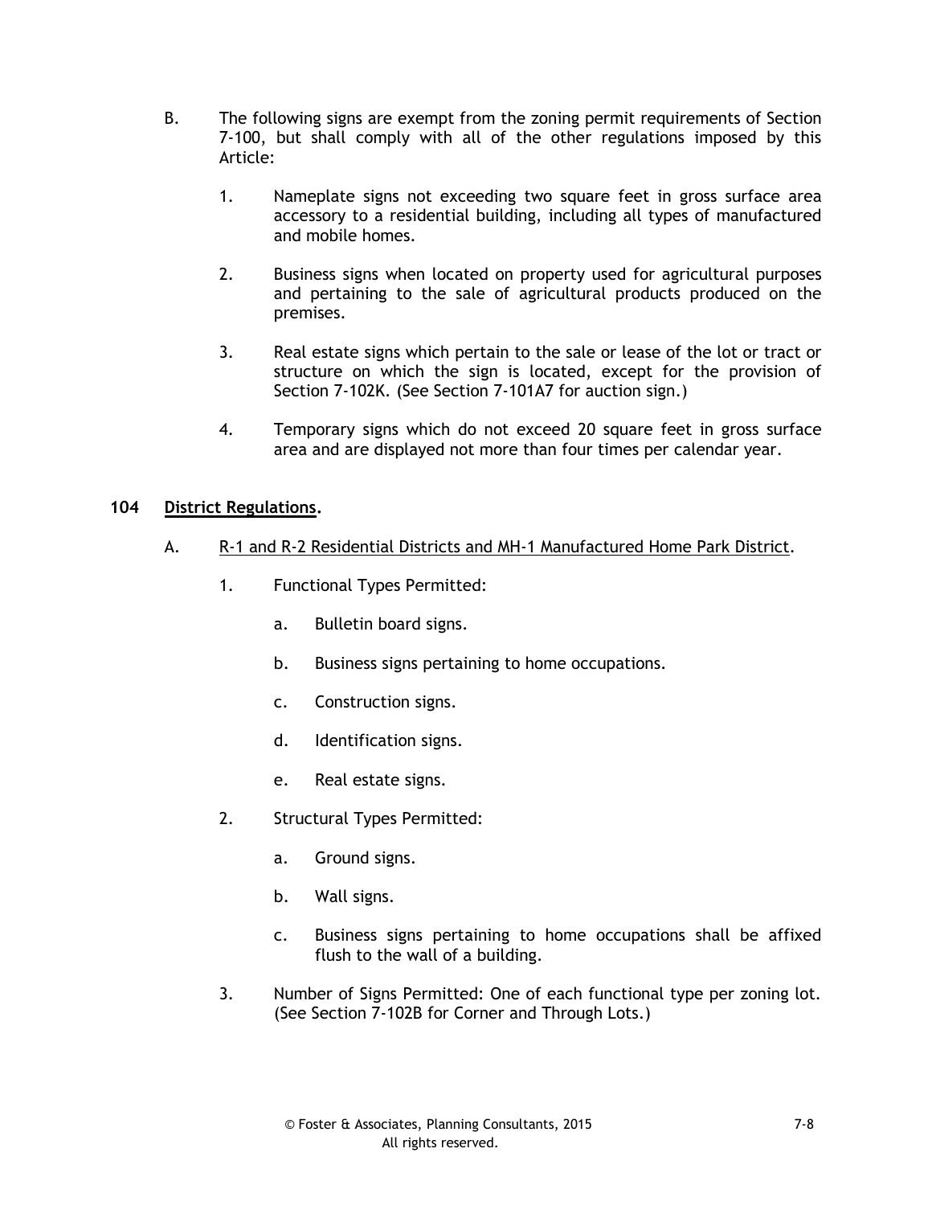B. The following signs are exempt from the zoning permit requirements of Section 7-100, but shall comply with all of the other regulations imposed by this Article:

   1. Nameplate signs not exceeding two square feet in gross surface area accessory to a residential building, including all types of manufactured and mobile homes.

   2. Business signs when located on property used for agricultural purposes and pertaining to the sale of agricultural products produced on the premises.

   3. Real estate signs which pertain to the sale or lease of the lot or tract or structure on which the sign is located, except for the provision of Section 7-102K. (See Section 7-101A7 for auction sign.)

   4. Temporary signs which do not exceed 20 square feet in gross surface area and are displayed not more than four times per calendar year.

**104 District Regulations.**

A. R-1 and R-2 Residential Districts and MH-1 Manufactured Home Park District.

   1. Functional Types Permitted:

      a. Bulletin board signs.

      b. Business signs pertaining to home occupations.

      c. Construction signs.

      d. Identification signs.

      e. Real estate signs.

   2. Structural Types Permitted:

      a. Ground signs.

      b. Wall signs.

      c. Business signs pertaining to home occupations shall be affixed flush to the wall of a building.

   3. Number of Signs Permitted: One of each functional type per zoning lot. (See Section 7-102B for Corner and Through Lots.)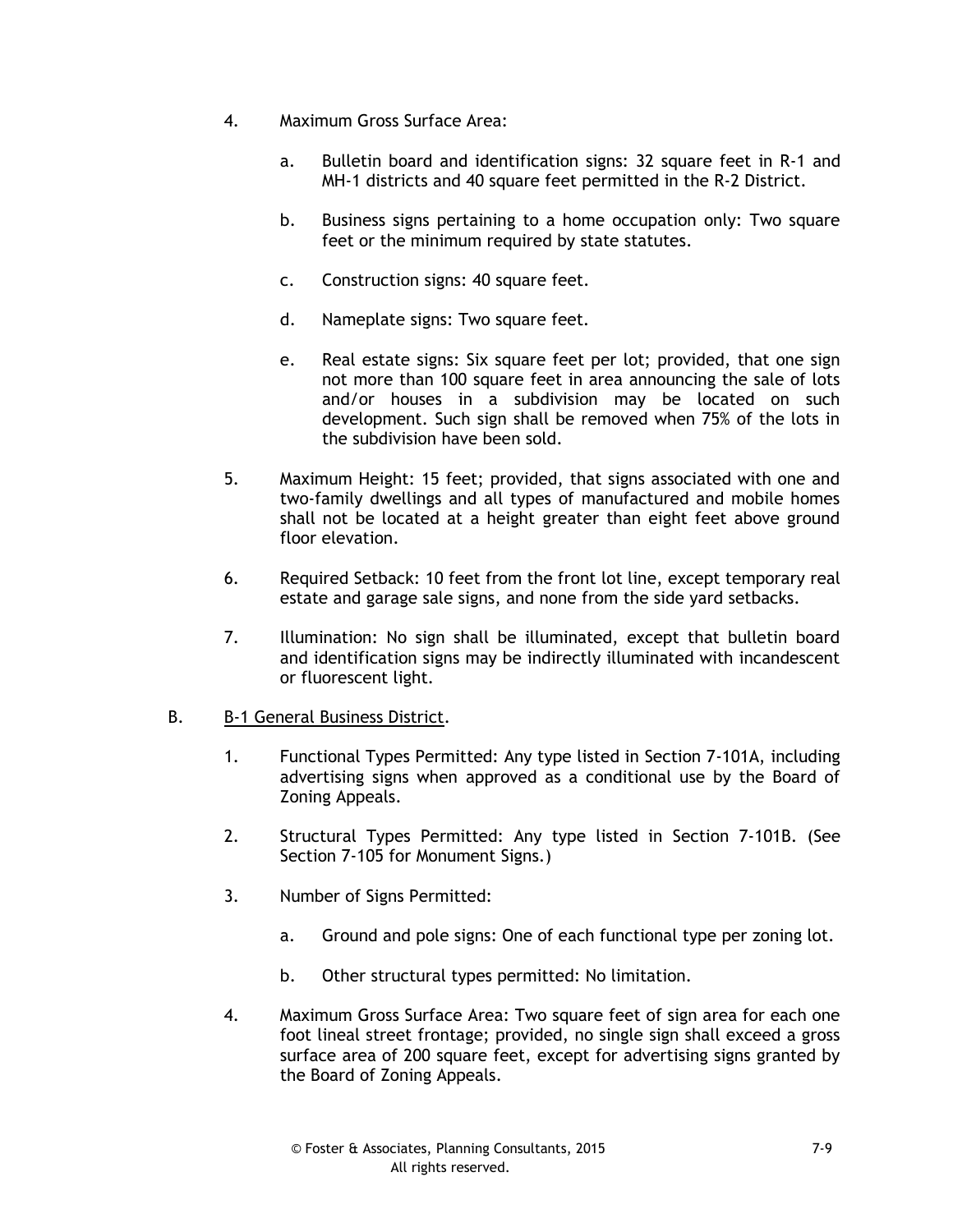4. Maximum Gross Surface Area:

   a. Bulletin board and identification signs: 32 square feet in R-1 and MH-1 districts and 40 square feet permitted in the R-2 District.

   b. Business signs pertaining to a home occupation only: Two square feet or the minimum required by state statutes.

   c. Construction signs: 40 square feet.

   d. Nameplate signs: Two square feet.

   e. Real estate signs: Six square feet per lot; provided, that one sign not more than 100 square feet in area announcing the sale of lots and/or houses in a subdivision may be located on such development. Such sign shall be removed when 75% of the lots in the subdivision have been sold.

5. Maximum Height: 15 feet; provided, that signs associated with one and two-family dwellings and all types of manufactured and mobile homes shall not be located at a height greater than eight feet above ground floor elevation.

6. Required Setback: 10 feet from the front lot line, except temporary real estate and garage sale signs, and none from the side yard setbacks.

7. Illumination: No sign shall be illuminated, except that bulletin board and identification signs may be indirectly illuminated with incandescent or fluorescent light.

B. <u>B-1 General Business District</u>.

1. Functional Types Permitted: Any type listed in Section 7-101A, including advertising signs when approved as a conditional use by the Board of Zoning Appeals.

2. Structural Types Permitted: Any type listed in Section 7-101B. (See Section 7-105 for Monument Signs.)

3. Number of Signs Permitted:

   a. Ground and pole signs: One of each functional type per zoning lot.

   b. Other structural types permitted: No limitation.

4. Maximum Gross Surface Area: Two square feet of sign area for each one foot lineal street frontage; provided, no single sign shall exceed a gross surface area of 200 square feet, except for advertising signs granted by the Board of Zoning Appeals.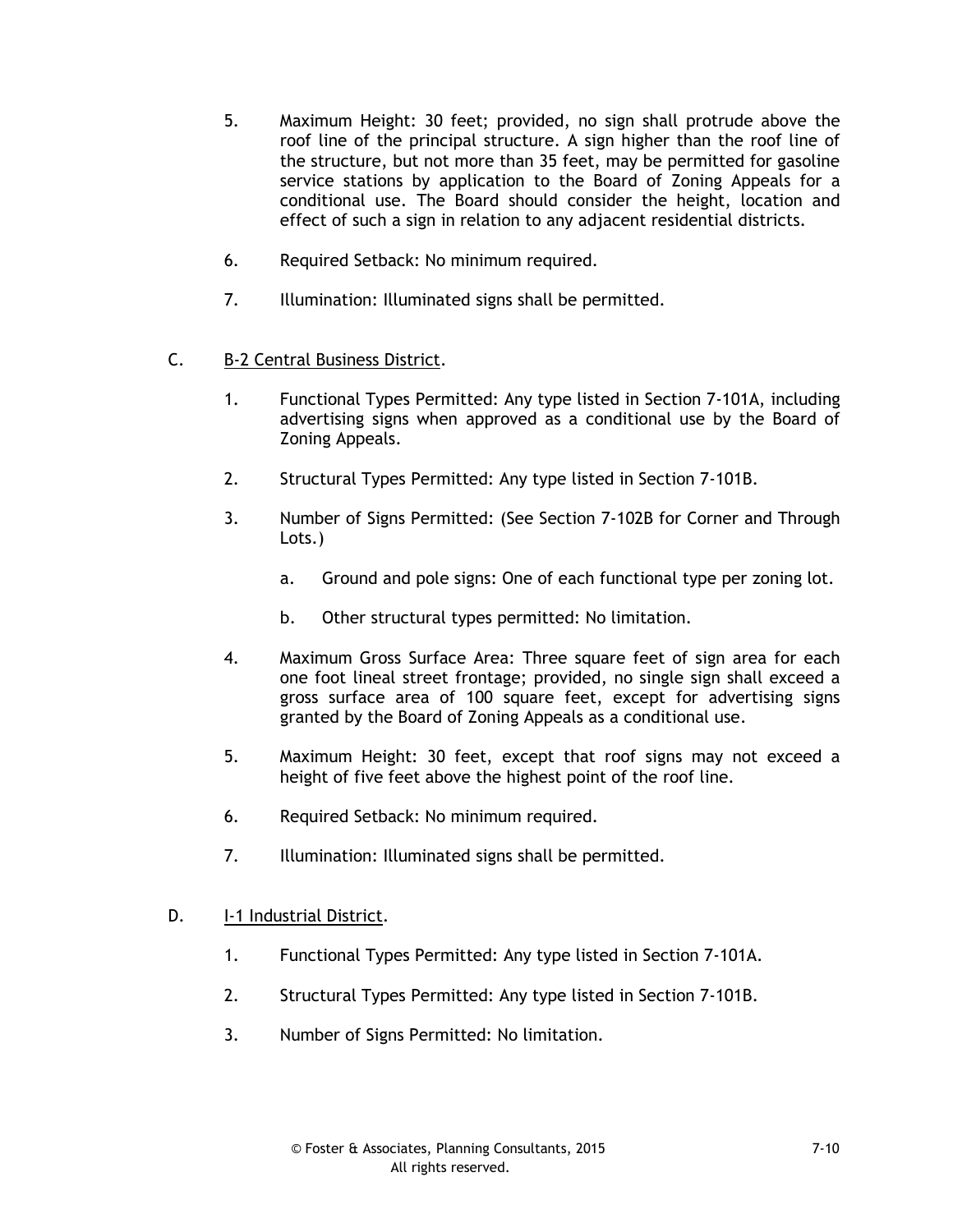5. Maximum Height: 30 feet; provided, no sign shall protrude above the roof line of the principal structure. A sign higher than the roof line of the structure, but not more than 35 feet, may be permitted for gasoline service stations by application to the Board of Zoning Appeals for a conditional use. The Board should consider the height, location and effect of such a sign in relation to any adjacent residential districts.

6. Required Setback: No minimum required.

7. Illumination: Illuminated signs shall be permitted.

C. <u>B-2 Central Business District</u>.

1. Functional Types Permitted: Any type listed in Section 7-101A, including advertising signs when approved as a conditional use by the Board of Zoning Appeals.

2. Structural Types Permitted: Any type listed in Section 7-101B.

3. Number of Signs Permitted: (See Section 7-102B for Corner and Through Lots.)

   a. Ground and pole signs: One of each functional type per zoning lot.

   b. Other structural types permitted: No limitation.

4. Maximum Gross Surface Area: Three square feet of sign area for each one foot lineal street frontage; provided, no single sign shall exceed a gross surface area of 100 square feet, except for advertising signs granted by the Board of Zoning Appeals as a conditional use.

5. Maximum Height: 30 feet, except that roof signs may not exceed a height of five feet above the highest point of the roof line.

6. Required Setback: No minimum required.

7. Illumination: Illuminated signs shall be permitted.

D. <u>I-1 Industrial District</u>.

1. Functional Types Permitted: Any type listed in Section 7-101A.

2. Structural Types Permitted: Any type listed in Section 7-101B.

3. Number of Signs Permitted: No limitation.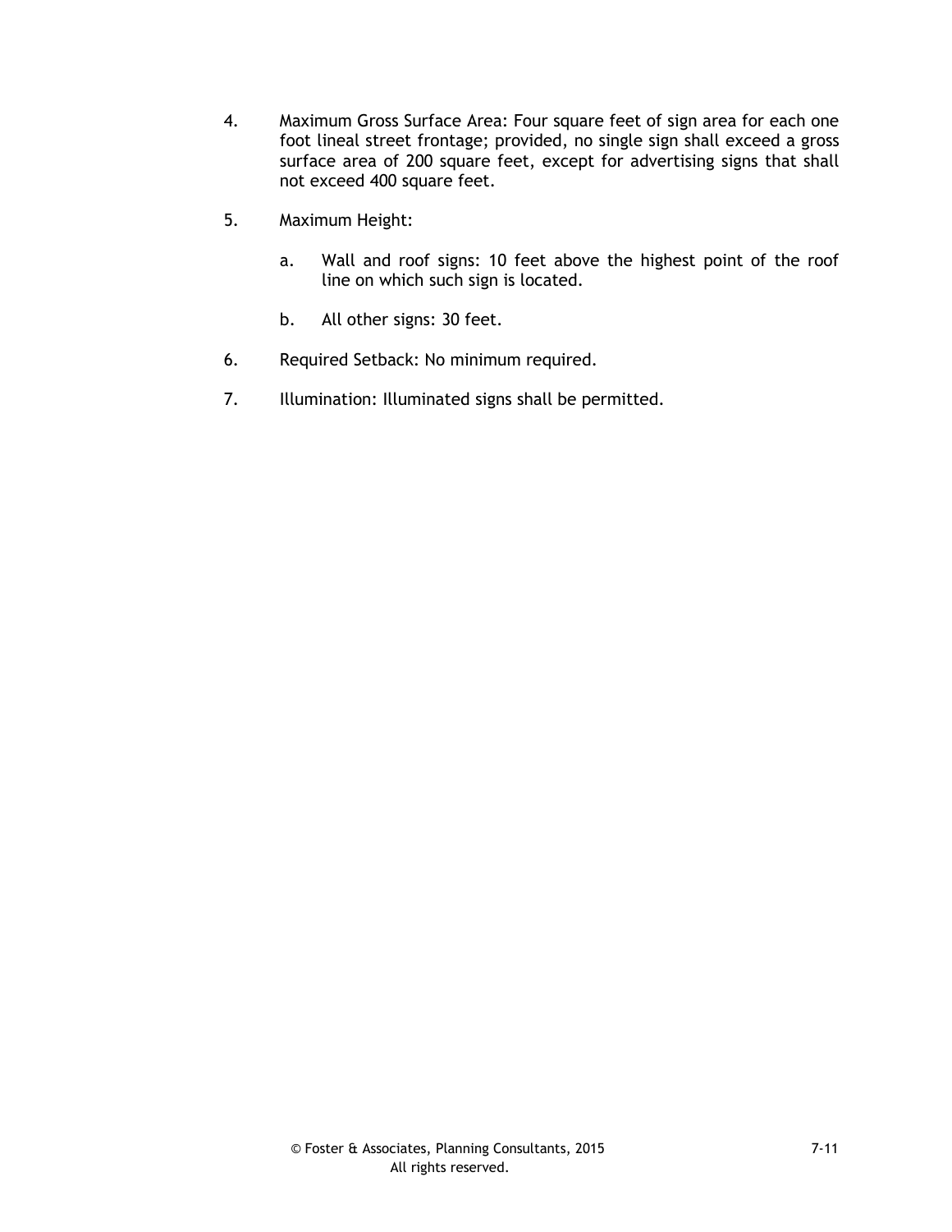4. Maximum Gross Surface Area: Four square feet of sign area for each one foot lineal street frontage; provided, no single sign shall exceed a gross surface area of 200 square feet, except for advertising signs that shall not exceed 400 square feet.

5. Maximum Height:

   a. Wall and roof signs: 10 feet above the highest point of the roof line on which such sign is located.

   b. All other signs: 30 feet.

6. Required Setback: No minimum required.

7. Illumination: Illuminated signs shall be permitted.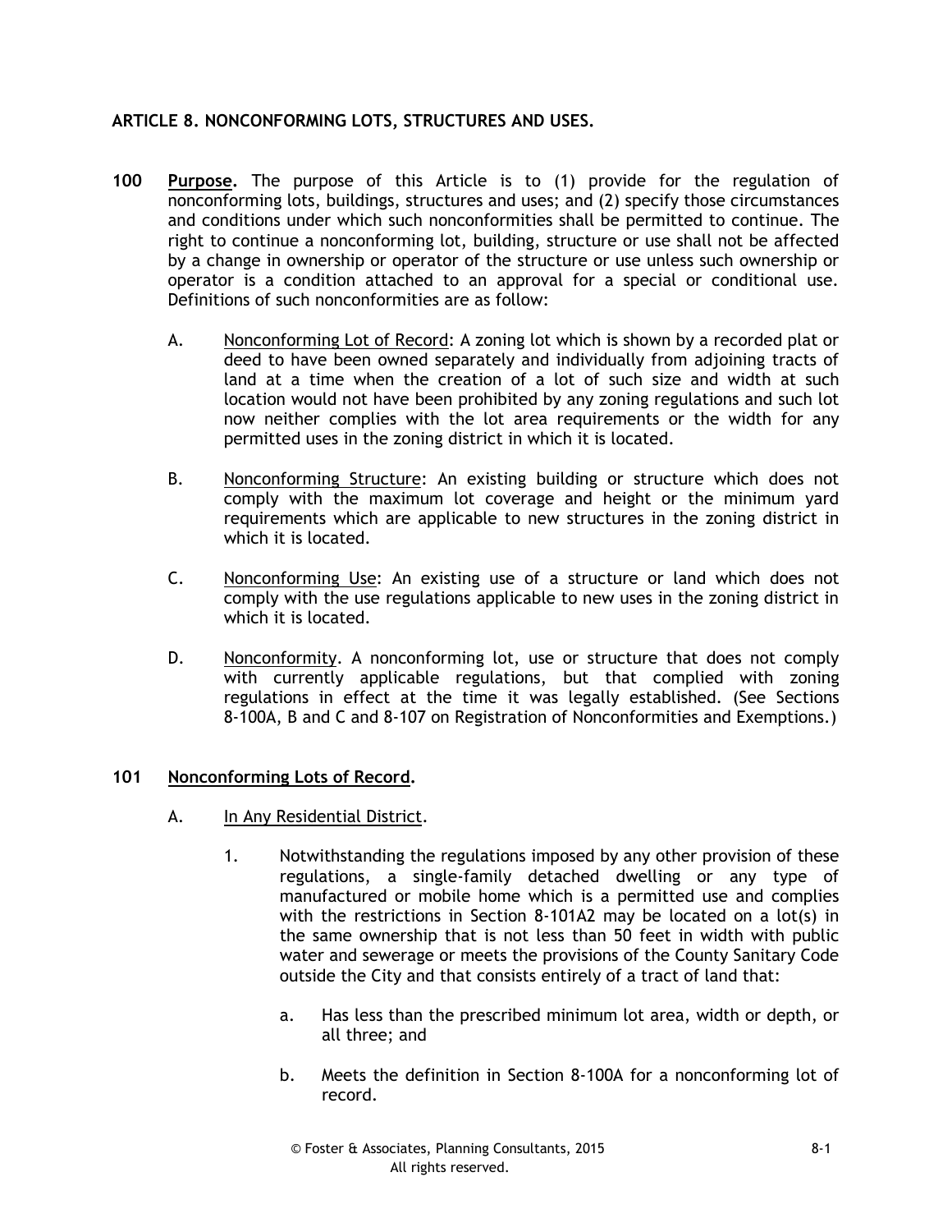## ARTICLE 8. NONCONFORMING LOTS, STRUCTURES AND USES.

**100 Purpose.** The purpose of this Article is to (1) provide for the regulation of nonconforming lots, buildings, structures and uses; and (2) specify those circumstances and conditions under which such nonconformities shall be permitted to continue. The right to continue a nonconforming lot, building, structure or use shall not be affected by a change in ownership or operator of the structure or use unless such ownership or operator is a condition attached to an approval for a special or conditional use. Definitions of such nonconformities are as follow:

A. Nonconforming Lot of Record: A zoning lot which is shown by a recorded plat or deed to have been owned separately and individually from adjoining tracts of land at a time when the creation of a lot of such size and width at such location would not have been prohibited by any zoning regulations and such lot now neither complies with the lot area requirements or the width for any permitted uses in the zoning district in which it is located.

B. Nonconforming Structure: An existing building or structure which does not comply with the maximum lot coverage and height or the minimum yard requirements which are applicable to new structures in the zoning district in which it is located.

C. Nonconforming Use: An existing use of a structure or land which does not comply with the use regulations applicable to new uses in the zoning district in which it is located.

D. Nonconformity. A nonconforming lot, use or structure that does not comply with currently applicable regulations, but that complied with zoning regulations in effect at the time it was legally established. (See Sections 8-100A, B and C and 8-107 on Registration of Nonconformities and Exemptions.)

**101 Nonconforming Lots of Record.**

A. In Any Residential District.

1. Notwithstanding the regulations imposed by any other provision of these regulations, a single-family detached dwelling or any type of manufactured or mobile home which is a permitted use and complies with the restrictions in Section 8-101A2 may be located on a lot(s) in the same ownership that is not less than 50 feet in width with public water and sewerage or meets the provisions of the County Sanitary Code outside the City and that consists entirely of a tract of land that:

   a. Has less than the prescribed minimum lot area, width or depth, or all three; and

   b. Meets the definition in Section 8-100A for a nonconforming lot of record.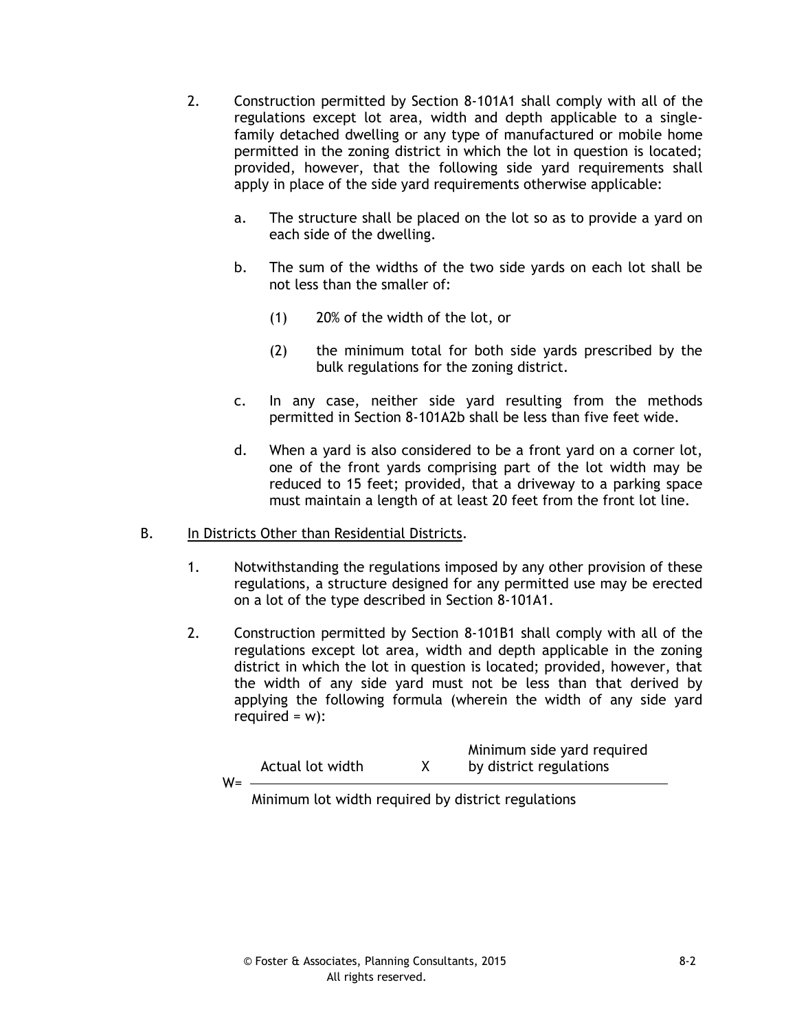2. Construction permitted by Section 8-101A1 shall comply with all of the regulations except lot area, width and depth applicable to a single-family detached dwelling or any type of manufactured or mobile home permitted in the zoning district in which the lot in question is located; provided, however, that the following side yard requirements shall apply in place of the side yard requirements otherwise applicable:

   a. The structure shall be placed on the lot so as to provide a yard on each side of the dwelling.

   b. The sum of the widths of the two side yards on each lot shall be not less than the smaller of:

      (1) 20% of the width of the lot, or

      (2) the minimum total for both side yards prescribed by the bulk regulations for the zoning district.

   c. In any case, neither side yard resulting from the methods permitted in Section 8-101A2b shall be less than five feet wide.

   d. When a yard is also considered to be a front yard on a corner lot, one of the front yards comprising part of the lot width may be reduced to 15 feet; provided, that a driveway to a parking space must maintain a length of at least 20 feet from the front lot line.

B. <u>In Districts Other than Residential Districts</u>.

   1. Notwithstanding the regulations imposed by any other provision of these regulations, a structure designed for any permitted use may be erected on a lot of the type described in Section 8-101A1.

   2. Construction permitted by Section 8-101B1 shall comply with all of the regulations except lot area, width and depth applicable in the zoning district in which the lot in question is located; provided, however, that the width of any side yard must not be less than that derived by applying the following formula (wherein the width of any side yard required = w):

$$W = \frac{\text{Actual lot width} \times \text{Minimum side yard required by district regulations}}{\text{Minimum lot width required by district regulations}}$$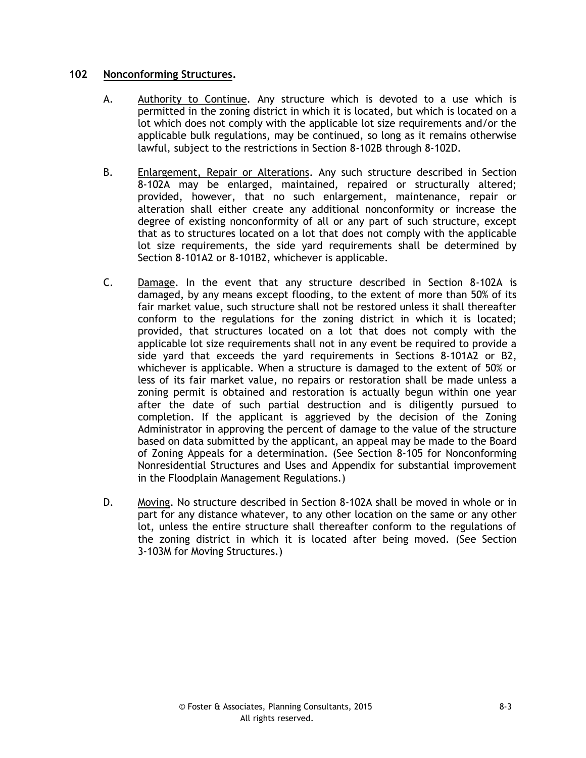## 102 Nonconforming Structures.

A. Authority to Continue. Any structure which is devoted to a use which is permitted in the zoning district in which it is located, but which is located on a lot which does not comply with the applicable lot size requirements and/or the applicable bulk regulations, may be continued, so long as it remains otherwise lawful, subject to the restrictions in Section 8-102B through 8-102D.

B. Enlargement, Repair or Alterations. Any such structure described in Section 8-102A may be enlarged, maintained, repaired or structurally altered; provided, however, that no such enlargement, maintenance, repair or alteration shall either create any additional nonconformity or increase the degree of existing nonconformity of all or any part of such structure, except that as to structures located on a lot that does not comply with the applicable lot size requirements, the side yard requirements shall be determined by Section 8-101A2 or 8-101B2, whichever is applicable.

C. Damage. In the event that any structure described in Section 8-102A is damaged, by any means except flooding, to the extent of more than 50% of its fair market value, such structure shall not be restored unless it shall thereafter conform to the regulations for the zoning district in which it is located; provided, that structures located on a lot that does not comply with the applicable lot size requirements shall not in any event be required to provide a side yard that exceeds the yard requirements in Sections 8-101A2 or B2, whichever is applicable. When a structure is damaged to the extent of 50% or less of its fair market value, no repairs or restoration shall be made unless a zoning permit is obtained and restoration is actually begun within one year after the date of such partial destruction and is diligently pursued to completion. If the applicant is aggrieved by the decision of the Zoning Administrator in approving the percent of damage to the value of the structure based on data submitted by the applicant, an appeal may be made to the Board of Zoning Appeals for a determination. (See Section 8-105 for Nonconforming Nonresidential Structures and Uses and Appendix for substantial improvement in the Floodplain Management Regulations.)

D. Moving. No structure described in Section 8-102A shall be moved in whole or in part for any distance whatever, to any other location on the same or any other lot, unless the entire structure shall thereafter conform to the regulations of the zoning district in which it is located after being moved. (See Section 3-103M for Moving Structures.)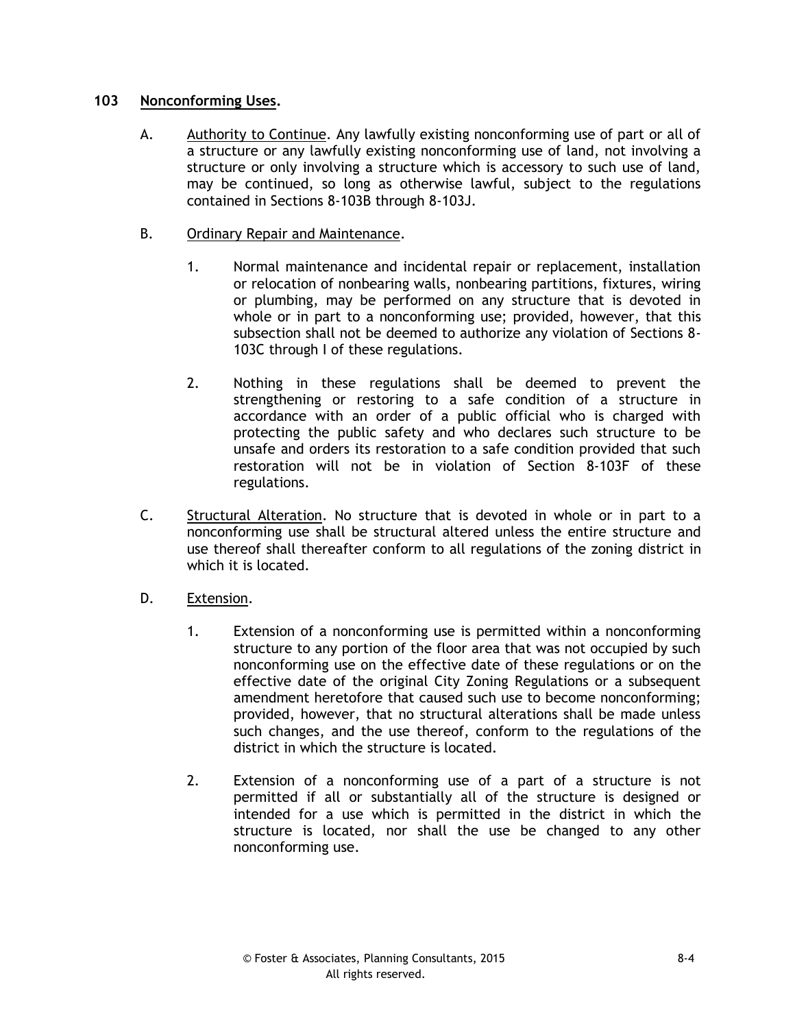## 103 Nonconforming Uses.

A. Authority to Continue. Any lawfully existing nonconforming use of part or all of a structure or any lawfully existing nonconforming use of land, not involving a structure or only involving a structure which is accessory to such use of land, may be continued, so long as otherwise lawful, subject to the regulations contained in Sections 8-103B through 8-103J.

B. Ordinary Repair and Maintenance.

1. Normal maintenance and incidental repair or replacement, installation or relocation of nonbearing walls, nonbearing partitions, fixtures, wiring or plumbing, may be performed on any structure that is devoted in whole or in part to a nonconforming use; provided, however, that this subsection shall not be deemed to authorize any violation of Sections 8-103C through I of these regulations.

2. Nothing in these regulations shall be deemed to prevent the strengthening or restoring to a safe condition of a structure in accordance with an order of a public official who is charged with protecting the public safety and who declares such structure to be unsafe and orders its restoration to a safe condition provided that such restoration will not be in violation of Section 8-103F of these regulations.

C. Structural Alteration. No structure that is devoted in whole or in part to a nonconforming use shall be structural altered unless the entire structure and use thereof shall thereafter conform to all regulations of the zoning district in which it is located.

D. Extension.

1. Extension of a nonconforming use is permitted within a nonconforming structure to any portion of the floor area that was not occupied by such nonconforming use on the effective date of these regulations or on the effective date of the original City Zoning Regulations or a subsequent amendment heretofore that caused such use to become nonconforming; provided, however, that no structural alterations shall be made unless such changes, and the use thereof, conform to the regulations of the district in which the structure is located.

2. Extension of a nonconforming use of a part of a structure is not permitted if all or substantially all of the structure is designed or intended for a use which is permitted in the district in which the structure is located, nor shall the use be changed to any other nonconforming use.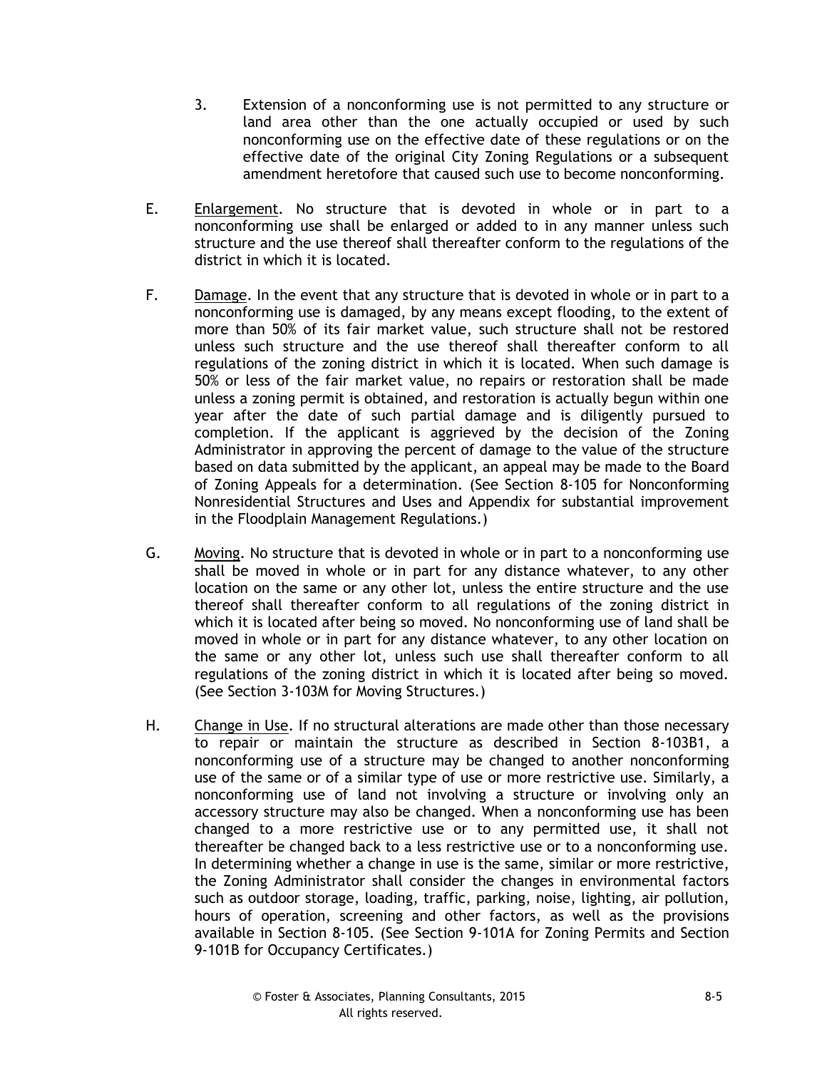3. Extension of a nonconforming use is not permitted to any structure or land area other than the one actually occupied or used by such nonconforming use on the effective date of these regulations or on the effective date of the original City Zoning Regulations or a subsequent amendment heretofore that caused such use to become nonconforming.

E. Enlargement. No structure that is devoted in whole or in part to a nonconforming use shall be enlarged or added to in any manner unless such structure and the use thereof shall thereafter conform to the regulations of the district in which it is located.

F. Damage. In the event that any structure that is devoted in whole or in part to a nonconforming use is damaged, by any means except flooding, to the extent of more than 50% of its fair market value, such structure shall not be restored unless such structure and the use thereof shall thereafter conform to all regulations of the zoning district in which it is located. When such damage is 50% or less of the fair market value, no repairs or restoration shall be made unless a zoning permit is obtained, and restoration is actually begun within one year after the date of such partial damage and is diligently pursued to completion. If the applicant is aggrieved by the decision of the Zoning Administrator in approving the percent of damage to the value of the structure based on data submitted by the applicant, an appeal may be made to the Board of Zoning Appeals for a determination. (See Section 8-105 for Nonconforming Nonresidential Structures and Uses and Appendix for substantial improvement in the Floodplain Management Regulations.)

G. Moving. No structure that is devoted in whole or in part to a nonconforming use shall be moved in whole or in part for any distance whatever, to any other location on the same or any other lot, unless the entire structure and the use thereof shall thereafter conform to all regulations of the zoning district in which it is located after being so moved. No nonconforming use of land shall be moved in whole or in part for any distance whatever, to any other location on the same or any other lot, unless such use shall thereafter conform to all regulations of the zoning district in which it is located after being so moved. (See Section 3-103M for Moving Structures.)

H. Change in Use. If no structural alterations are made other than those necessary to repair or maintain the structure as described in Section 8-103B1, a nonconforming use of a structure may be changed to another nonconforming use of the same or of a similar type of use or more restrictive use. Similarly, a nonconforming use of land not involving a structure or involving only an accessory structure may also be changed. When a nonconforming use has been changed to a more restrictive use or to any permitted use, it shall not thereafter be changed back to a less restrictive use or to a nonconforming use. In determining whether a change in use is the same, similar or more restrictive, the Zoning Administrator shall consider the changes in environmental factors such as outdoor storage, loading, traffic, parking, noise, lighting, air pollution, hours of operation, screening and other factors, as well as the provisions available in Section 8-105. (See Section 9-101A for Zoning Permits and Section 9-101B for Occupancy Certificates.)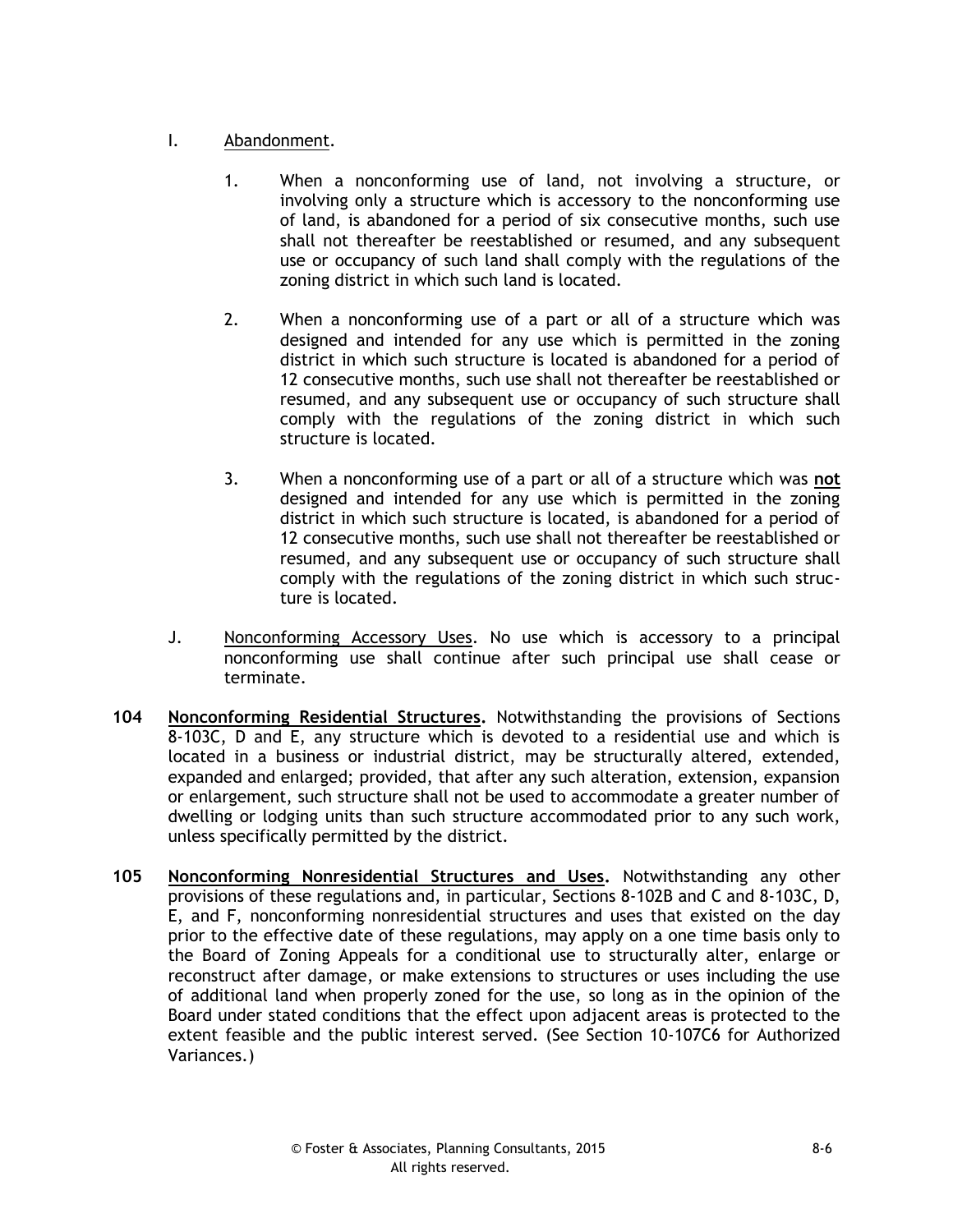I. Abandonment.

1. When a nonconforming use of land, not involving a structure, or involving only a structure which is accessory to the nonconforming use of land, is abandoned for a period of six consecutive months, such use shall not thereafter be reestablished or resumed, and any subsequent use or occupancy of such land shall comply with the regulations of the zoning district in which such land is located.

2. When a nonconforming use of a part or all of a structure which was designed and intended for any use which is permitted in the zoning district in which such structure is located is abandoned for a period of 12 consecutive months, such use shall not thereafter be reestablished or resumed, and any subsequent use or occupancy of such structure shall comply with the regulations of the zoning district in which such structure is located.

3. When a nonconforming use of a part or all of a structure which was **not** designed and intended for any use which is permitted in the zoning district in which such structure is located, is abandoned for a period of 12 consecutive months, such use shall not thereafter be reestablished or resumed, and any subsequent use or occupancy of such structure shall comply with the regulations of the zoning district in which such structure is located.

J. Nonconforming Accessory Uses. No use which is accessory to a principal nonconforming use shall continue after such principal use shall cease or terminate.

**104 Nonconforming Residential Structures.** Notwithstanding the provisions of Sections 8-103C, D and E, any structure which is devoted to a residential use and which is located in a business or industrial district, may be structurally altered, extended, expanded and enlarged; provided, that after any such alteration, extension, expansion or enlargement, such structure shall not be used to accommodate a greater number of dwelling or lodging units than such structure accommodated prior to any such work, unless specifically permitted by the district.

**105 Nonconforming Nonresidential Structures and Uses.** Notwithstanding any other provisions of these regulations and, in particular, Sections 8-102B and C and 8-103C, D, E, and F, nonconforming nonresidential structures and uses that existed on the day prior to the effective date of these regulations, may apply on a one time basis only to the Board of Zoning Appeals for a conditional use to structurally alter, enlarge or reconstruct after damage, or make extensions to structures or uses including the use of additional land when properly zoned for the use, so long as in the opinion of the Board under stated conditions that the effect upon adjacent areas is protected to the extent feasible and the public interest served. (See Section 10-107C6 for Authorized Variances.)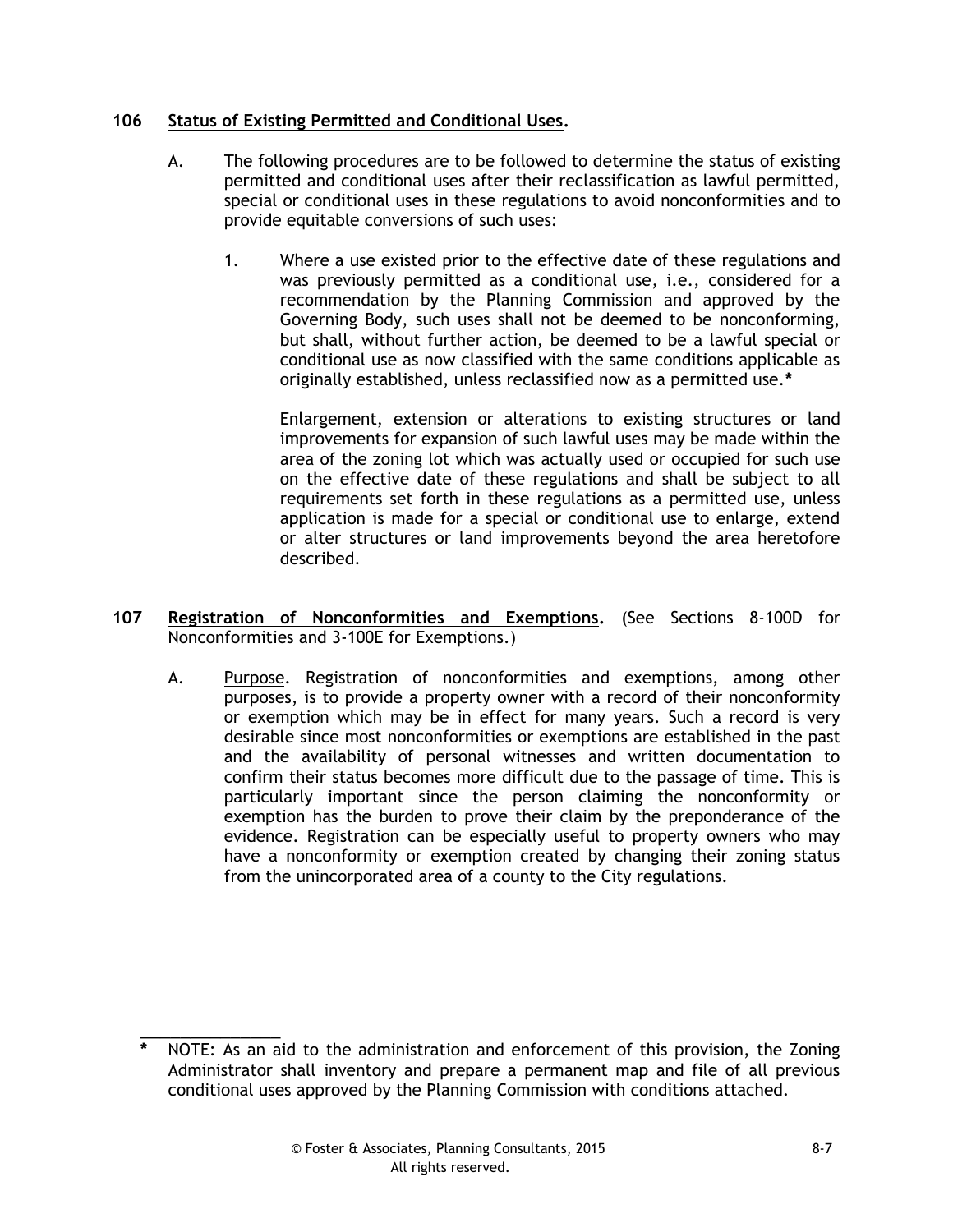**106 Status of Existing Permitted and Conditional Uses.**

A. The following procedures are to be followed to determine the status of existing permitted and conditional uses after their reclassification as lawful permitted, special or conditional uses in these regulations to avoid nonconformities and to provide equitable conversions of such uses:

1. Where a use existed prior to the effective date of these regulations and was previously permitted as a conditional use, i.e., considered for a recommendation by the Planning Commission and approved by the Governing Body, such uses shall not be deemed to be nonconforming, but shall, without further action, be deemed to be a lawful special or conditional use as now classified with the same conditions applicable as originally established, unless reclassified now as a permitted use.*

   Enlargement, extension or alterations to existing structures or land improvements for expansion of such lawful uses may be made within the area of the zoning lot which was actually used or occupied for such use on the effective date of these regulations and shall be subject to all requirements set forth in these regulations as a permitted use, unless application is made for a special or conditional use to enlarge, extend or alter structures or land improvements beyond the area heretofore described.

**107 Registration of Nonconformities and Exemptions.** (See Sections 8-100D for Nonconformities and 3-100E for Exemptions.)

A. Purpose. Registration of nonconformities and exemptions, among other purposes, is to provide a property owner with a record of their nonconformity or exemption which may be in effect for many years. Such a record is very desirable since most nonconformities or exemptions are established in the past and the availability of personal witnesses and written documentation to confirm their status becomes more difficult due to the passage of time. This is particularly important since the person claiming the nonconformity or exemption has the burden to prove their claim by the preponderance of the evidence. Registration can be especially useful to property owners who may have a nonconformity or exemption created by changing their zoning status from the unincorporated area of a county to the City regulations.

---

\* NOTE: As an aid to the administration and enforcement of this provision, the Zoning Administrator shall inventory and prepare a permanent map and file of all previous conditional uses approved by the Planning Commission with conditions attached.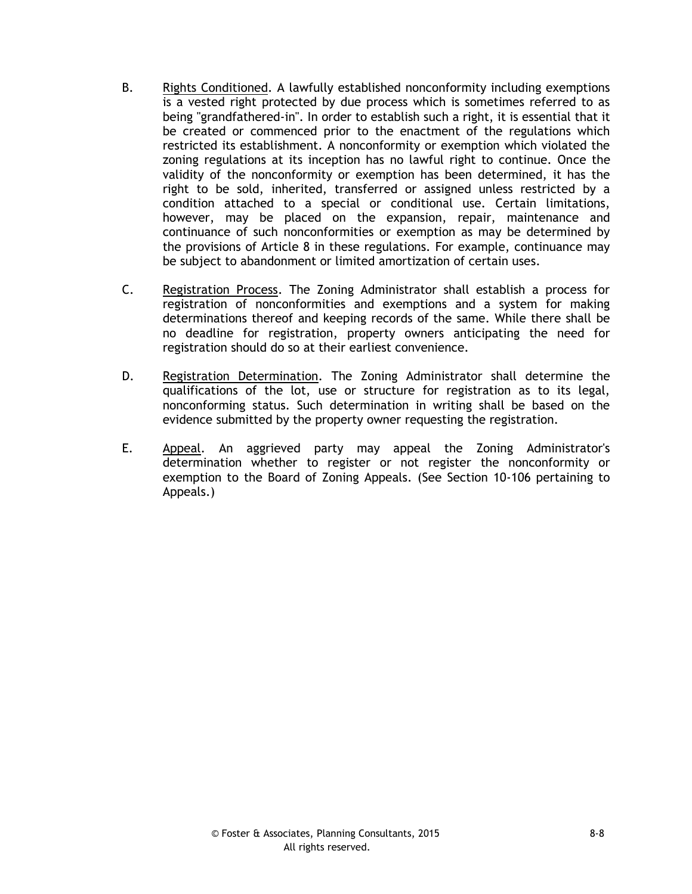B. Rights Conditioned. A lawfully established nonconformity including exemptions is a vested right protected by due process which is sometimes referred to as being "grandfathered-in". In order to establish such a right, it is essential that it be created or commenced prior to the enactment of the regulations which restricted its establishment. A nonconformity or exemption which violated the zoning regulations at its inception has no lawful right to continue. Once the validity of the nonconformity or exemption has been determined, it has the right to be sold, inherited, transferred or assigned unless restricted by a condition attached to a special or conditional use. Certain limitations, however, may be placed on the expansion, repair, maintenance and continuance of such nonconformities or exemption as may be determined by the provisions of Article 8 in these regulations. For example, continuance may be subject to abandonment or limited amortization of certain uses.

C. Registration Process. The Zoning Administrator shall establish a process for registration of nonconformities and exemptions and a system for making determinations thereof and keeping records of the same. While there shall be no deadline for registration, property owners anticipating the need for registration should do so at their earliest convenience.

D. Registration Determination. The Zoning Administrator shall determine the qualifications of the lot, use or structure for registration as to its legal, nonconforming status. Such determination in writing shall be based on the evidence submitted by the property owner requesting the registration.

E. Appeal. An aggrieved party may appeal the Zoning Administrator's determination whether to register or not register the nonconformity or exemption to the Board of Zoning Appeals. (See Section 10-106 pertaining to Appeals.)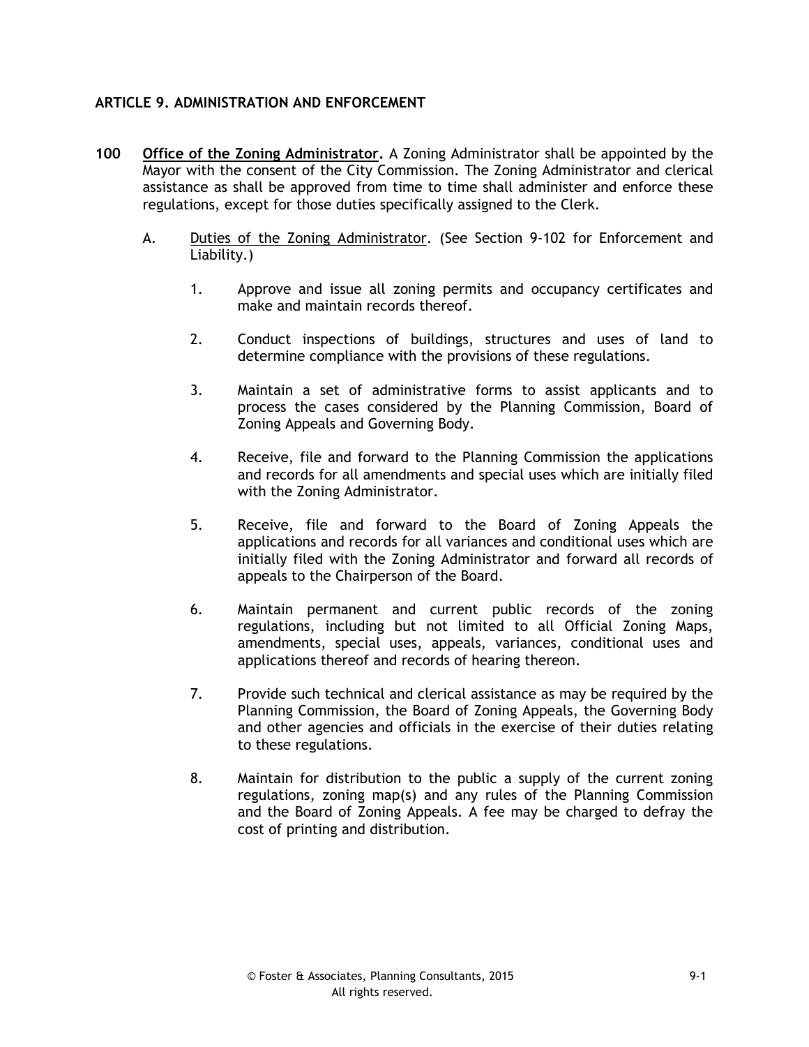## ARTICLE 9. ADMINISTRATION AND ENFORCEMENT

**100 Office of the Zoning Administrator.** A Zoning Administrator shall be appointed by the Mayor with the consent of the City Commission. The Zoning Administrator and clerical assistance as shall be approved from time to time shall administer and enforce these regulations, except for those duties specifically assigned to the Clerk.

A. Duties of the Zoning Administrator. (See Section 9-102 for Enforcement and Liability.)

1. Approve and issue all zoning permits and occupancy certificates and make and maintain records thereof.

2. Conduct inspections of buildings, structures and uses of land to determine compliance with the provisions of these regulations.

3. Maintain a set of administrative forms to assist applicants and to process the cases considered by the Planning Commission, Board of Zoning Appeals and Governing Body.

4. Receive, file and forward to the Planning Commission the applications and records for all amendments and special uses which are initially filed with the Zoning Administrator.

5. Receive, file and forward to the Board of Zoning Appeals the applications and records for all variances and conditional uses which are initially filed with the Zoning Administrator and forward all records of appeals to the Chairperson of the Board.

6. Maintain permanent and current public records of the zoning regulations, including but not limited to all Official Zoning Maps, amendments, special uses, appeals, variances, conditional uses and applications thereof and records of hearing thereon.

7. Provide such technical and clerical assistance as may be required by the Planning Commission, the Board of Zoning Appeals, the Governing Body and other agencies and officials in the exercise of their duties relating to these regulations.

8. Maintain for distribution to the public a supply of the current zoning regulations, zoning map(s) and any rules of the Planning Commission and the Board of Zoning Appeals. A fee may be charged to defray the cost of printing and distribution.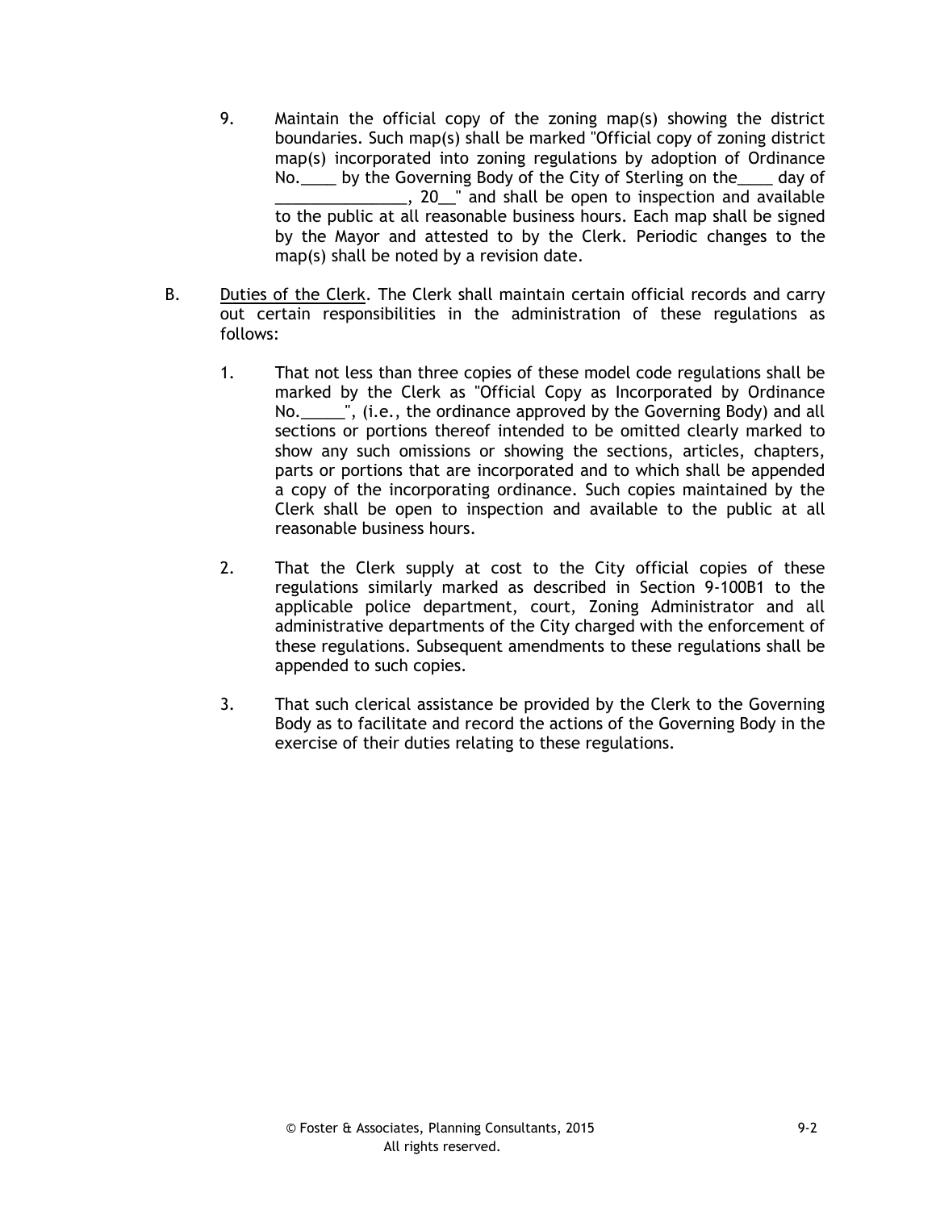9. Maintain the official copy of the zoning map(s) showing the district boundaries. Such map(s) shall be marked "Official copy of zoning district map(s) incorporated into zoning regulations by adoption of Ordinance No.____ by the Governing Body of the City of Sterling on the____ day of _______________, 20__" and shall be open to inspection and available to the public at all reasonable business hours. Each map shall be signed by the Mayor and attested to by the Clerk. Periodic changes to the map(s) shall be noted by a revision date.

B. Duties of the Clerk. The Clerk shall maintain certain official records and carry out certain responsibilities in the administration of these regulations as follows:

   1. That not less than three copies of these model code regulations shall be marked by the Clerk as "Official Copy as Incorporated by Ordinance No._____", (i.e., the ordinance approved by the Governing Body) and all sections or portions thereof intended to be omitted clearly marked to show any such omissions or showing the sections, articles, chapters, parts or portions that are incorporated and to which shall be appended a copy of the incorporating ordinance. Such copies maintained by the Clerk shall be open to inspection and available to the public at all reasonable business hours.

   2. That the Clerk supply at cost to the City official copies of these regulations similarly marked as described in Section 9-100B1 to the applicable police department, court, Zoning Administrator and all administrative departments of the City charged with the enforcement of these regulations. Subsequent amendments to these regulations shall be appended to such copies.

   3. That such clerical assistance be provided by the Clerk to the Governing Body as to facilitate and record the actions of the Governing Body in the exercise of their duties relating to these regulations.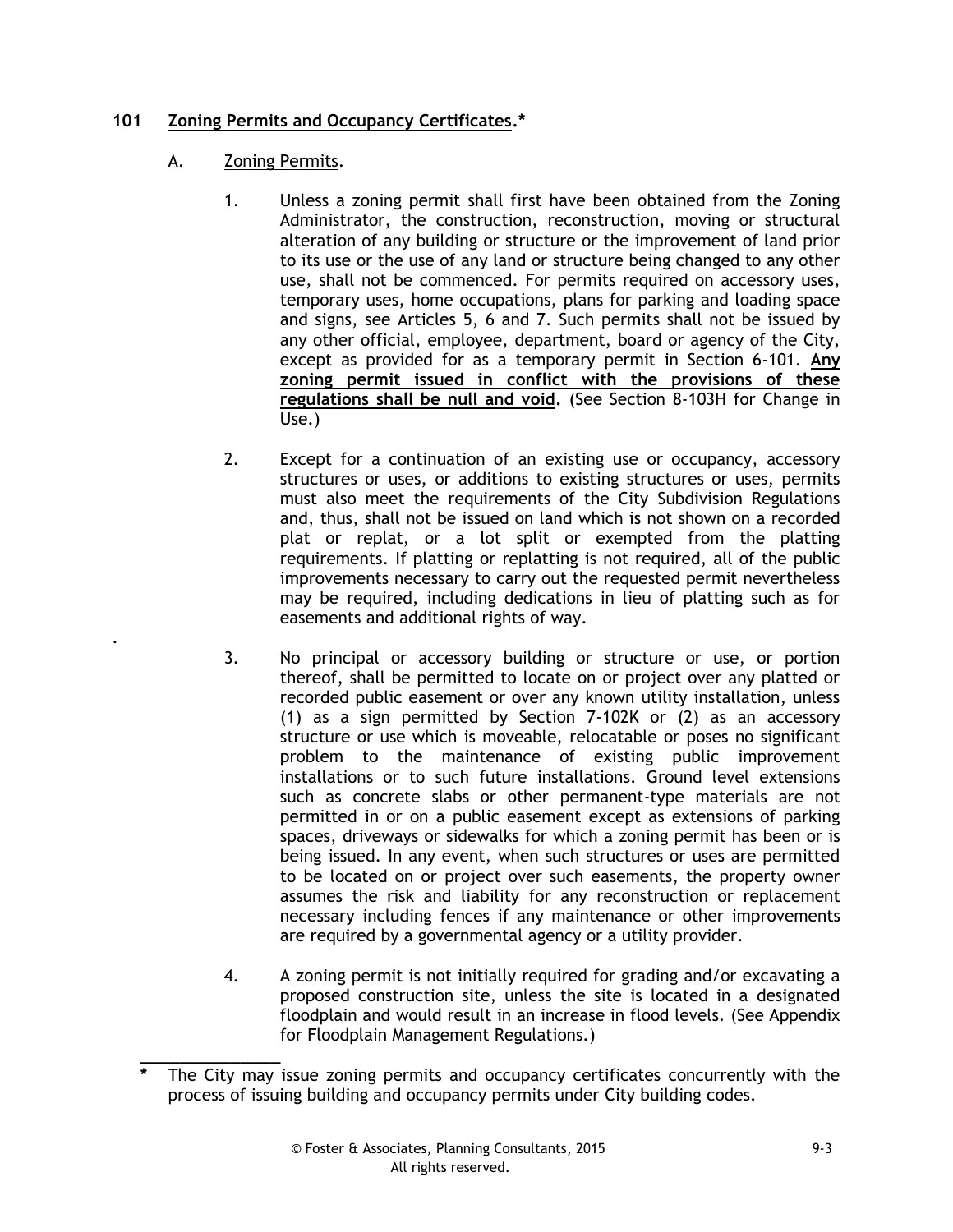## 101 Zoning Permits and Occupancy Certificates.*

### A. Zoning Permits.

1. Unless a zoning permit shall first have been obtained from the Zoning Administrator, the construction, reconstruction, moving or structural alteration of any building or structure or the improvement of land prior to its use or the use of any land or structure being changed to any other use, shall not be commenced. For permits required on accessory uses, temporary uses, home occupations, plans for parking and loading space and signs, see Articles 5, 6 and 7. Such permits shall not be issued by any other official, employee, department, board or agency of the City, except as provided for as a temporary permit in Section 6-101. **Any zoning permit issued in conflict with the provisions of these regulations shall be null and void.** (See Section 8-103H for Change in Use.)

2. Except for a continuation of an existing use or occupancy, accessory structures or uses, or additions to existing structures or uses, permits must also meet the requirements of the City Subdivision Regulations and, thus, shall not be issued on land which is not shown on a recorded plat or replat, or a lot split or exempted from the platting requirements. If platting or replatting is not required, all of the public improvements necessary to carry out the requested permit nevertheless may be required, including dedications in lieu of platting such as for easements and additional rights of way.

3. No principal or accessory building or structure or use, or portion thereof, shall be permitted to locate on or project over any platted or recorded public easement or over any known utility installation, unless (1) as a sign permitted by Section 7-102K or (2) as an accessory structure or use which is moveable, relocatable or poses no significant problem to the maintenance of existing public improvement installations or to such future installations. Ground level extensions such as concrete slabs or other permanent-type materials are not permitted in or on a public easement except as extensions of parking spaces, driveways or sidewalks for which a zoning permit has been or is being issued. In any event, when such structures or uses are permitted to be located on or project over such easements, the property owner assumes the risk and liability for any reconstruction or replacement necessary including fences if any maintenance or other improvements are required by a governmental agency or a utility provider.

4. A zoning permit is not initially required for grading and/or excavating a proposed construction site, unless the site is located in a designated floodplain and would result in an increase in flood levels. (See Appendix for Floodplain Management Regulations.)

---

* The City may issue zoning permits and occupancy certificates concurrently with the process of issuing building and occupancy permits under City building codes.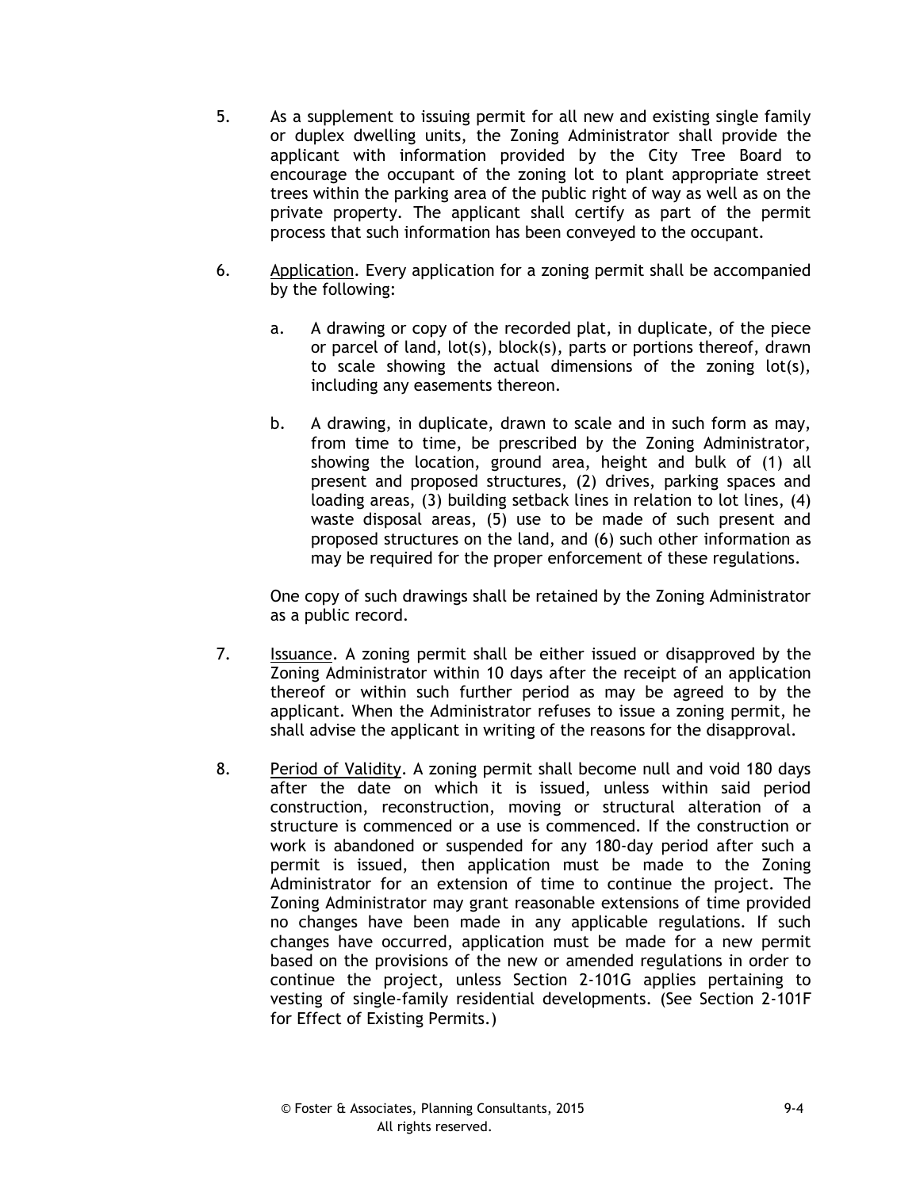5. As a supplement to issuing permit for all new and existing single family or duplex dwelling units, the Zoning Administrator shall provide the applicant with information provided by the City Tree Board to encourage the occupant of the zoning lot to plant appropriate street trees within the parking area of the public right of way as well as on the private property. The applicant shall certify as part of the permit process that such information has been conveyed to the occupant.

6. Application. Every application for a zoning permit shall be accompanied by the following:

   a. A drawing or copy of the recorded plat, in duplicate, of the piece or parcel of land, lot(s), block(s), parts or portions thereof, drawn to scale showing the actual dimensions of the zoning lot(s), including any easements thereon.

   b. A drawing, in duplicate, drawn to scale and in such form as may, from time to time, be prescribed by the Zoning Administrator, showing the location, ground area, height and bulk of (1) all present and proposed structures, (2) drives, parking spaces and loading areas, (3) building setback lines in relation to lot lines, (4) waste disposal areas, (5) use to be made of such present and proposed structures on the land, and (6) such other information as may be required for the proper enforcement of these regulations.

   One copy of such drawings shall be retained by the Zoning Administrator as a public record.

7. Issuance. A zoning permit shall be either issued or disapproved by the Zoning Administrator within 10 days after the receipt of an application thereof or within such further period as may be agreed to by the applicant. When the Administrator refuses to issue a zoning permit, he shall advise the applicant in writing of the reasons for the disapproval.

8. Period of Validity. A zoning permit shall become null and void 180 days after the date on which it is issued, unless within said period construction, reconstruction, moving or structural alteration of a structure is commenced or a use is commenced. If the construction or work is abandoned or suspended for any 180-day period after such a permit is issued, then application must be made to the Zoning Administrator for an extension of time to continue the project. The Zoning Administrator may grant reasonable extensions of time provided no changes have been made in any applicable regulations. If such changes have occurred, application must be made for a new permit based on the provisions of the new or amended regulations in order to continue the project, unless Section 2-101G applies pertaining to vesting of single-family residential developments. (See Section 2-101F for Effect of Existing Permits.)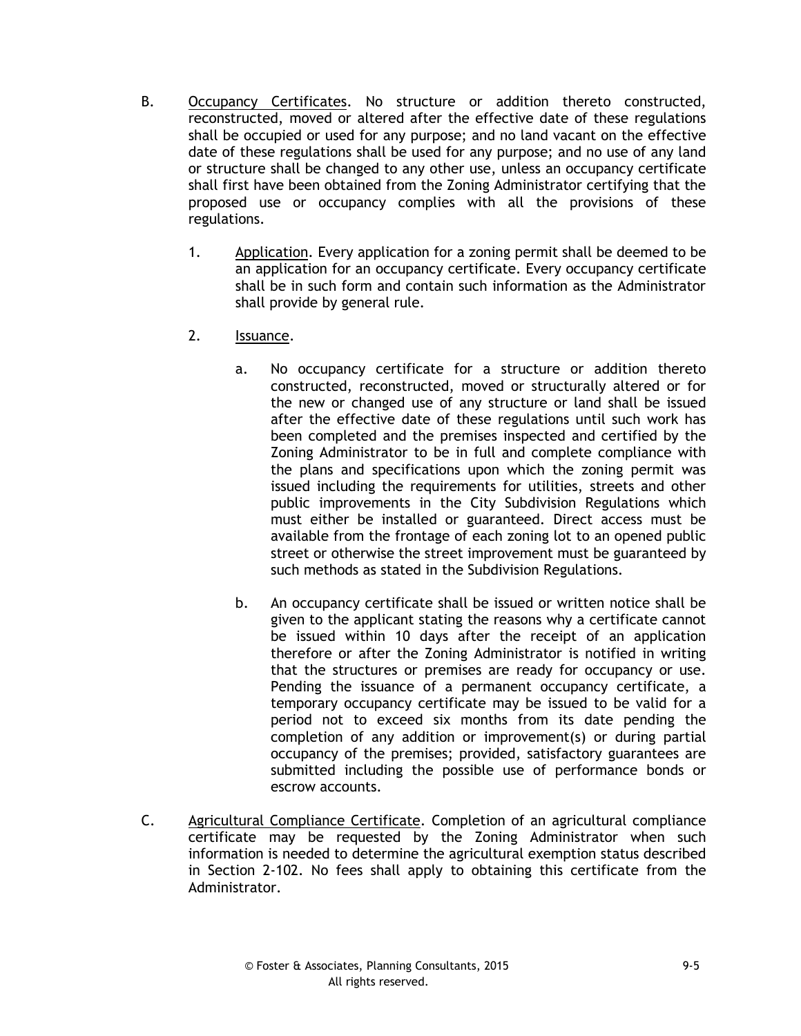B. <u>Occupancy Certificates</u>. No structure or addition thereto constructed, reconstructed, moved or altered after the effective date of these regulations shall be occupied or used for any purpose; and no land vacant on the effective date of these regulations shall be used for any purpose; and no use of any land or structure shall be changed to any other use, unless an occupancy certificate shall first have been obtained from the Zoning Administrator certifying that the proposed use or occupancy complies with all the provisions of these regulations.

   1. <u>Application</u>. Every application for a zoning permit shall be deemed to be an application for an occupancy certificate. Every occupancy certificate shall be in such form and contain such information as the Administrator shall provide by general rule.

   2. <u>Issuance</u>.

      a. No occupancy certificate for a structure or addition thereto constructed, reconstructed, moved or structurally altered or for the new or changed use of any structure or land shall be issued after the effective date of these regulations until such work has been completed and the premises inspected and certified by the Zoning Administrator to be in full and complete compliance with the plans and specifications upon which the zoning permit was issued including the requirements for utilities, streets and other public improvements in the City Subdivision Regulations which must either be installed or guaranteed. Direct access must be available from the frontage of each zoning lot to an opened public street or otherwise the street improvement must be guaranteed by such methods as stated in the Subdivision Regulations.

      b. An occupancy certificate shall be issued or written notice shall be given to the applicant stating the reasons why a certificate cannot be issued within 10 days after the receipt of an application therefore or after the Zoning Administrator is notified in writing that the structures or premises are ready for occupancy or use. Pending the issuance of a permanent occupancy certificate, a temporary occupancy certificate may be issued to be valid for a period not to exceed six months from its date pending the completion of any addition or improvement(s) or during partial occupancy of the premises; provided, satisfactory guarantees are submitted including the possible use of performance bonds or escrow accounts.

C. <u>Agricultural Compliance Certificate</u>. Completion of an agricultural compliance certificate may be requested by the Zoning Administrator when such information is needed to determine the agricultural exemption status described in Section 2-102. No fees shall apply to obtaining this certificate from the Administrator.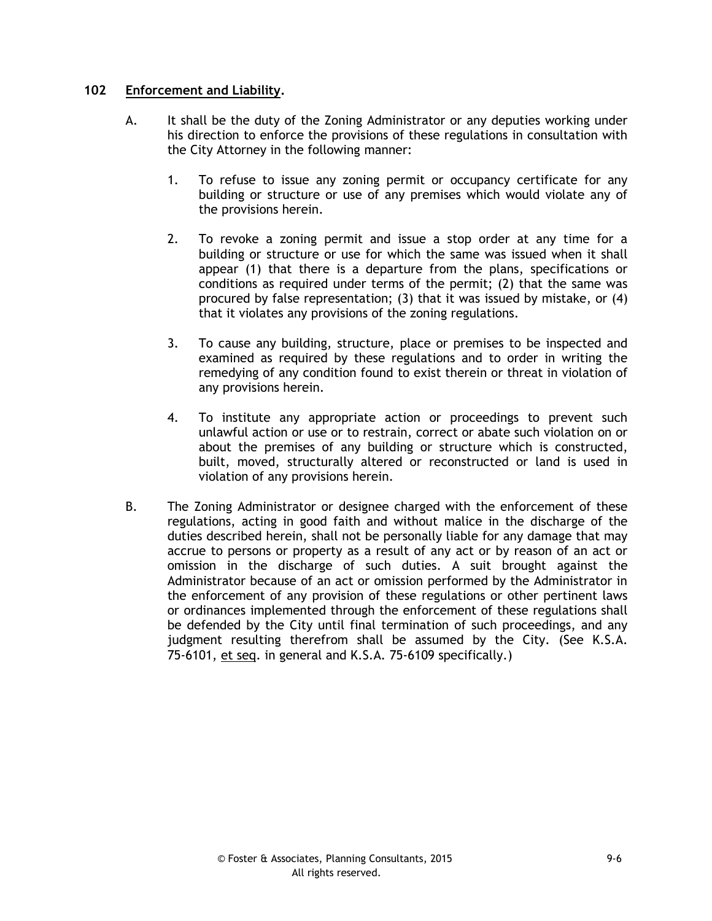## 102 Enforcement and Liability.

A. It shall be the duty of the Zoning Administrator or any deputies working under his direction to enforce the provisions of these regulations in consultation with the City Attorney in the following manner:

   1. To refuse to issue any zoning permit or occupancy certificate for any building or structure or use of any premises which would violate any of the provisions herein.

   2. To revoke a zoning permit and issue a stop order at any time for a building or structure or use for which the same was issued when it shall appear (1) that there is a departure from the plans, specifications or conditions as required under terms of the permit; (2) that the same was procured by false representation; (3) that it was issued by mistake, or (4) that it violates any provisions of the zoning regulations.

   3. To cause any building, structure, place or premises to be inspected and examined as required by these regulations and to order in writing the remedying of any condition found to exist therein or threat in violation of any provisions herein.

   4. To institute any appropriate action or proceedings to prevent such unlawful action or use or to restrain, correct or abate such violation on or about the premises of any building or structure which is constructed, built, moved, structurally altered or reconstructed or land is used in violation of any provisions herein.

B. The Zoning Administrator or designee charged with the enforcement of these regulations, acting in good faith and without malice in the discharge of the duties described herein, shall not be personally liable for any damage that may accrue to persons or property as a result of any act or by reason of an act or omission in the discharge of such duties. A suit brought against the Administrator because of an act or omission performed by the Administrator in the enforcement of any provision of these regulations or other pertinent laws or ordinances implemented through the enforcement of these regulations shall be defended by the City until final termination of such proceedings, and any judgment resulting therefrom shall be assumed by the City. (See K.S.A. 75-6101, et seq. in general and K.S.A. 75-6109 specifically.)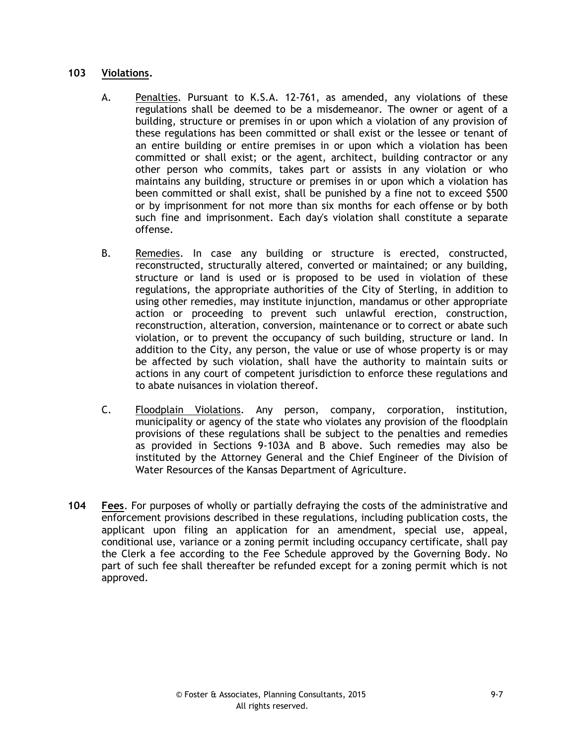**103 Violations.**

A. Penalties. Pursuant to K.S.A. 12-761, as amended, any violations of these regulations shall be deemed to be a misdemeanor. The owner or agent of a building, structure or premises in or upon which a violation of any provision of these regulations has been committed or shall exist or the lessee or tenant of an entire building or entire premises in or upon which a violation has been committed or shall exist; or the agent, architect, building contractor or any other person who commits, takes part or assists in any violation or who maintains any building, structure or premises in or upon which a violation has been committed or shall exist, shall be punished by a fine not to exceed $500 or by imprisonment for not more than six months for each offense or by both such fine and imprisonment. Each day's violation shall constitute a separate offense.

B. Remedies. In case any building or structure is erected, constructed, reconstructed, structurally altered, converted or maintained; or any building, structure or land is used or is proposed to be used in violation of these regulations, the appropriate authorities of the City of Sterling, in addition to using other remedies, may institute injunction, mandamus or other appropriate action or proceeding to prevent such unlawful erection, construction, reconstruction, alteration, conversion, maintenance or to correct or abate such violation, or to prevent the occupancy of such building, structure or land. In addition to the City, any person, the value or use of whose property is or may be affected by such violation, shall have the authority to maintain suits or actions in any court of competent jurisdiction to enforce these regulations and to abate nuisances in violation thereof.

C. Floodplain Violations. Any person, company, corporation, institution, municipality or agency of the state who violates any provision of the floodplain provisions of these regulations shall be subject to the penalties and remedies as provided in Sections 9-103A and B above. Such remedies may also be instituted by the Attorney General and the Chief Engineer of the Division of Water Resources of the Kansas Department of Agriculture.

**104 Fees**. For purposes of wholly or partially defraying the costs of the administrative and enforcement provisions described in these regulations, including publication costs, the applicant upon filing an application for an amendment, special use, appeal, conditional use, variance or a zoning permit including occupancy certificate, shall pay the Clerk a fee according to the Fee Schedule approved by the Governing Body. No part of such fee shall thereafter be refunded except for a zoning permit which is not approved.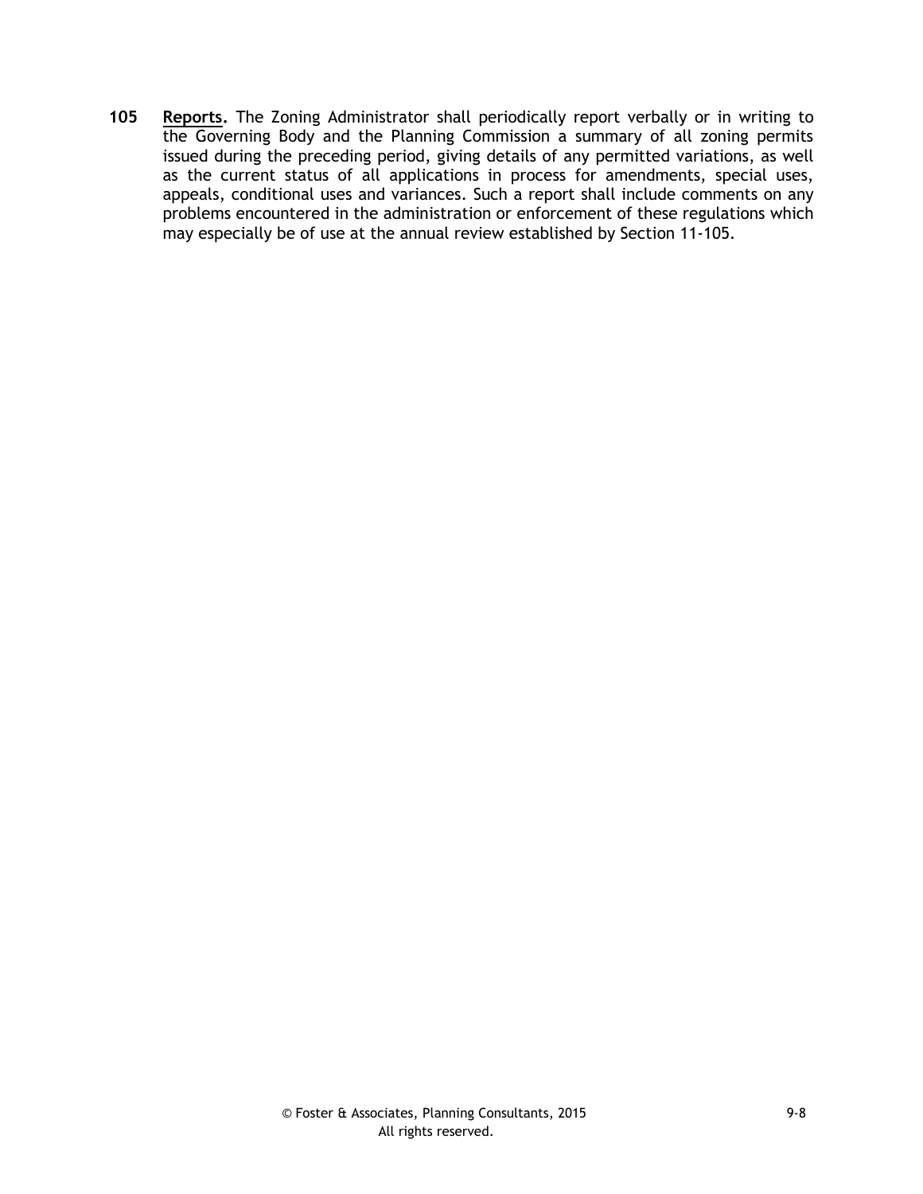**105** **Reports.** The Zoning Administrator shall periodically report verbally or in writing to the Governing Body and the Planning Commission a summary of all zoning permits issued during the preceding period, giving details of any permitted variations, as well as the current status of all applications in process for amendments, special uses, appeals, conditional uses and variances. Such a report shall include comments on any problems encountered in the administration or enforcement of these regulations which may especially be of use at the annual review established by Section 11-105.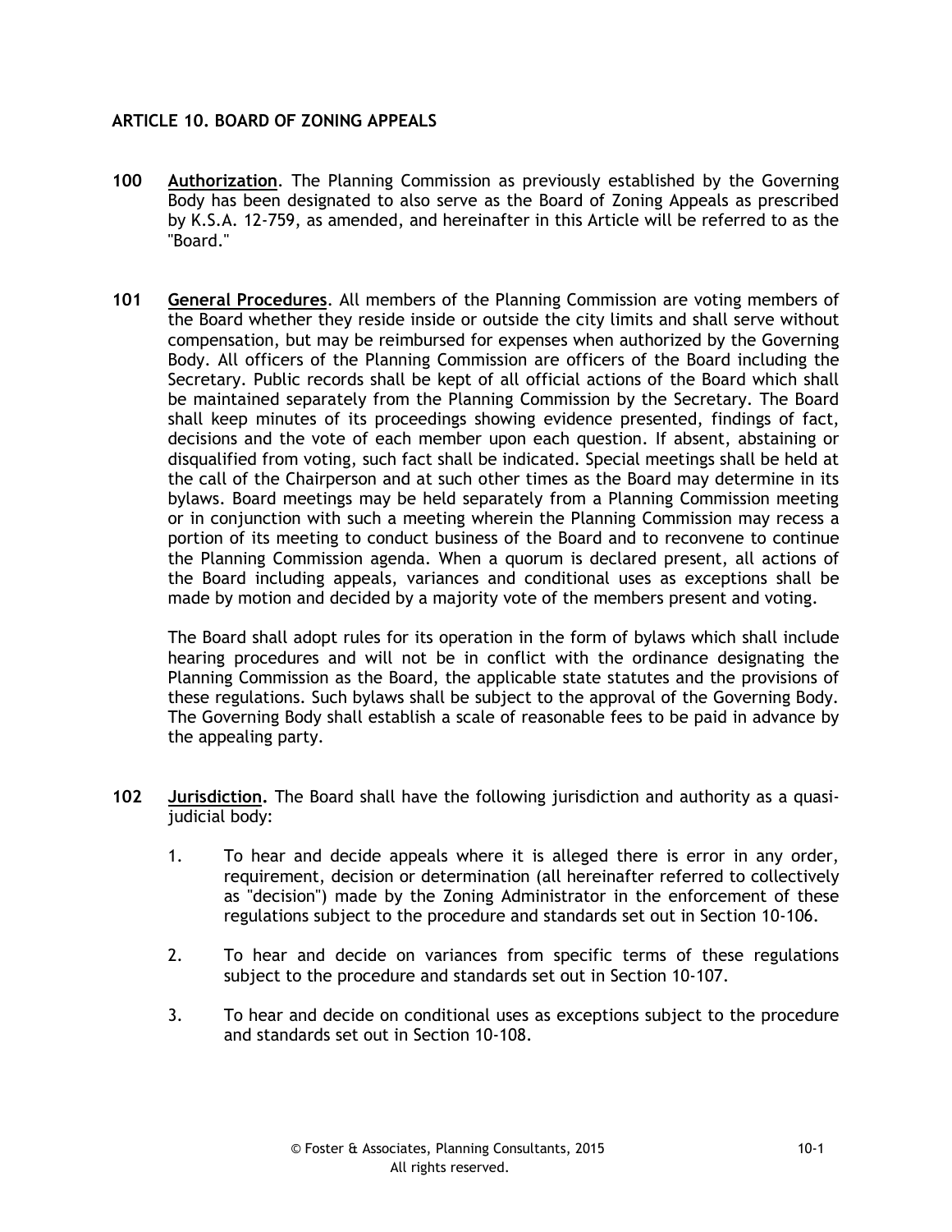## ARTICLE 10. BOARD OF ZONING APPEALS

**100 Authorization**. The Planning Commission as previously established by the Governing Body has been designated to also serve as the Board of Zoning Appeals as prescribed by K.S.A. 12-759, as amended, and hereinafter in this Article will be referred to as the "Board."

**101 General Procedures**. All members of the Planning Commission are voting members of the Board whether they reside inside or outside the city limits and shall serve without compensation, but may be reimbursed for expenses when authorized by the Governing Body. All officers of the Planning Commission are officers of the Board including the Secretary. Public records shall be kept of all official actions of the Board which shall be maintained separately from the Planning Commission by the Secretary. The Board shall keep minutes of its proceedings showing evidence presented, findings of fact, decisions and the vote of each member upon each question. If absent, abstaining or disqualified from voting, such fact shall be indicated. Special meetings shall be held at the call of the Chairperson and at such other times as the Board may determine in its bylaws. Board meetings may be held separately from a Planning Commission meeting or in conjunction with such a meeting wherein the Planning Commission may recess a portion of its meeting to conduct business of the Board and to reconvene to continue the Planning Commission agenda. When a quorum is declared present, all actions of the Board including appeals, variances and conditional uses as exceptions shall be made by motion and decided by a majority vote of the members present and voting.

The Board shall adopt rules for its operation in the form of bylaws which shall include hearing procedures and will not be in conflict with the ordinance designating the Planning Commission as the Board, the applicable state statutes and the provisions of these regulations. Such bylaws shall be subject to the approval of the Governing Body. The Governing Body shall establish a scale of reasonable fees to be paid in advance by the appealing party.

**102 Jurisdiction.** The Board shall have the following jurisdiction and authority as a quasi-judicial body:

1. To hear and decide appeals where it is alleged there is error in any order, requirement, decision or determination (all hereinafter referred to collectively as "decision") made by the Zoning Administrator in the enforcement of these regulations subject to the procedure and standards set out in Section 10-106.

2. To hear and decide on variances from specific terms of these regulations subject to the procedure and standards set out in Section 10-107.

3. To hear and decide on conditional uses as exceptions subject to the procedure and standards set out in Section 10-108.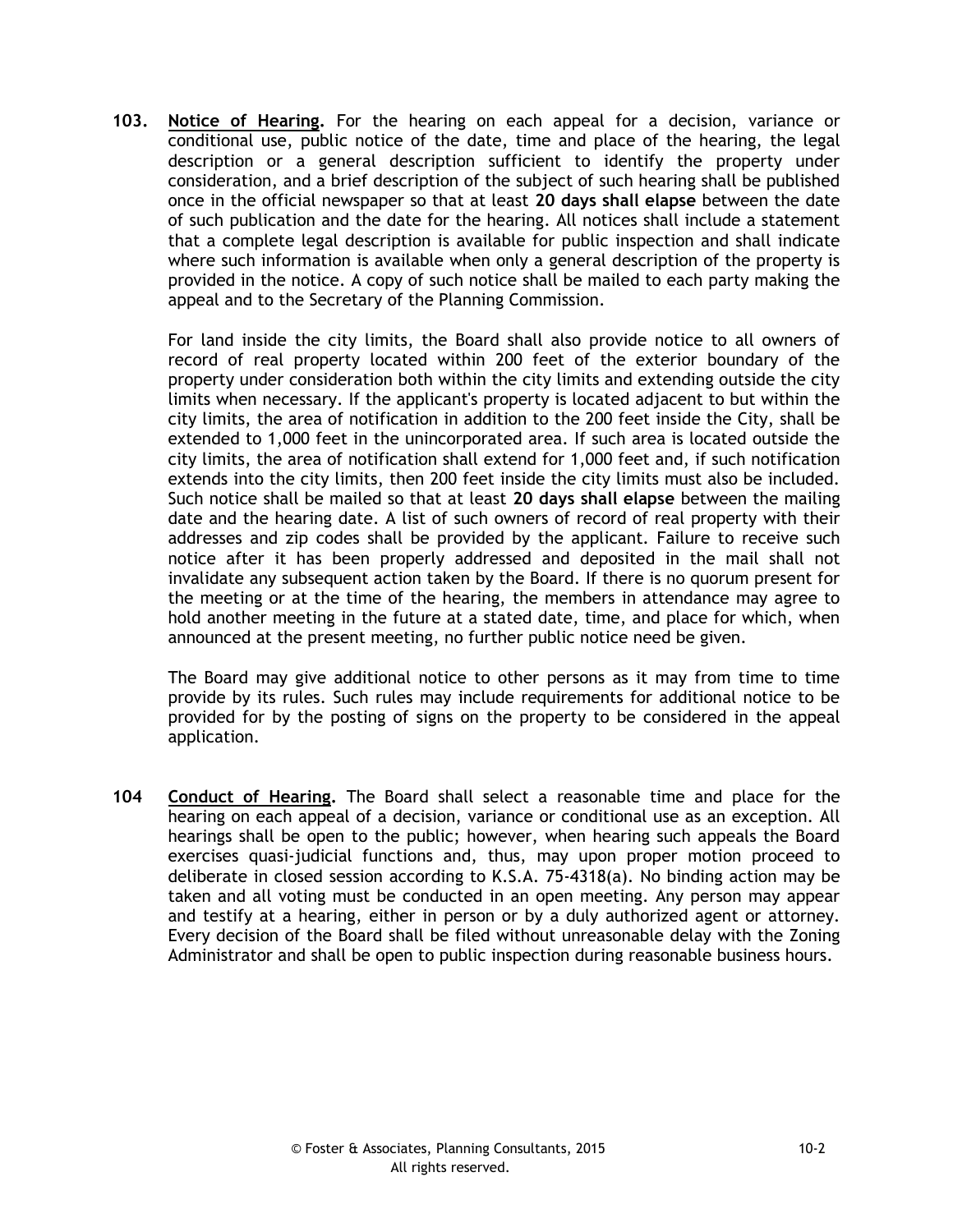**103.** **<u>Notice of Hearing</u>.** For the hearing on each appeal for a decision, variance or conditional use, public notice of the date, time and place of the hearing, the legal description or a general description sufficient to identify the property under consideration, and a brief description of the subject of such hearing shall be published once in the official newspaper so that at least **20 days shall elapse** between the date of such publication and the date for the hearing. All notices shall include a statement that a complete legal description is available for public inspection and shall indicate where such information is available when only a general description of the property is provided in the notice. A copy of such notice shall be mailed to each party making the appeal and to the Secretary of the Planning Commission.

For land inside the city limits, the Board shall also provide notice to all owners of record of real property located within 200 feet of the exterior boundary of the property under consideration both within the city limits and extending outside the city limits when necessary. If the applicant's property is located adjacent to but within the city limits, the area of notification in addition to the 200 feet inside the City, shall be extended to 1,000 feet in the unincorporated area. If such area is located outside the city limits, the area of notification shall extend for 1,000 feet and, if such notification extends into the city limits, then 200 feet inside the city limits must also be included. Such notice shall be mailed so that at least **20 days shall elapse** between the mailing date and the hearing date. A list of such owners of record of real property with their addresses and zip codes shall be provided by the applicant. Failure to receive such notice after it has been properly addressed and deposited in the mail shall not invalidate any subsequent action taken by the Board. If there is no quorum present for the meeting or at the time of the hearing, the members in attendance may agree to hold another meeting in the future at a stated date, time, and place for which, when announced at the present meeting, no further public notice need be given.

The Board may give additional notice to other persons as it may from time to time provide by its rules. Such rules may include requirements for additional notice to be provided for by the posting of signs on the property to be considered in the appeal application.

**104** **<u>Conduct of Hearing</u>.** The Board shall select a reasonable time and place for the hearing on each appeal of a decision, variance or conditional use as an exception. All hearings shall be open to the public; however, when hearing such appeals the Board exercises quasi-judicial functions and, thus, may upon proper motion proceed to deliberate in closed session according to K.S.A. 75-4318(a). No binding action may be taken and all voting must be conducted in an open meeting. Any person may appear and testify at a hearing, either in person or by a duly authorized agent or attorney. Every decision of the Board shall be filed without unreasonable delay with the Zoning Administrator and shall be open to public inspection during reasonable business hours.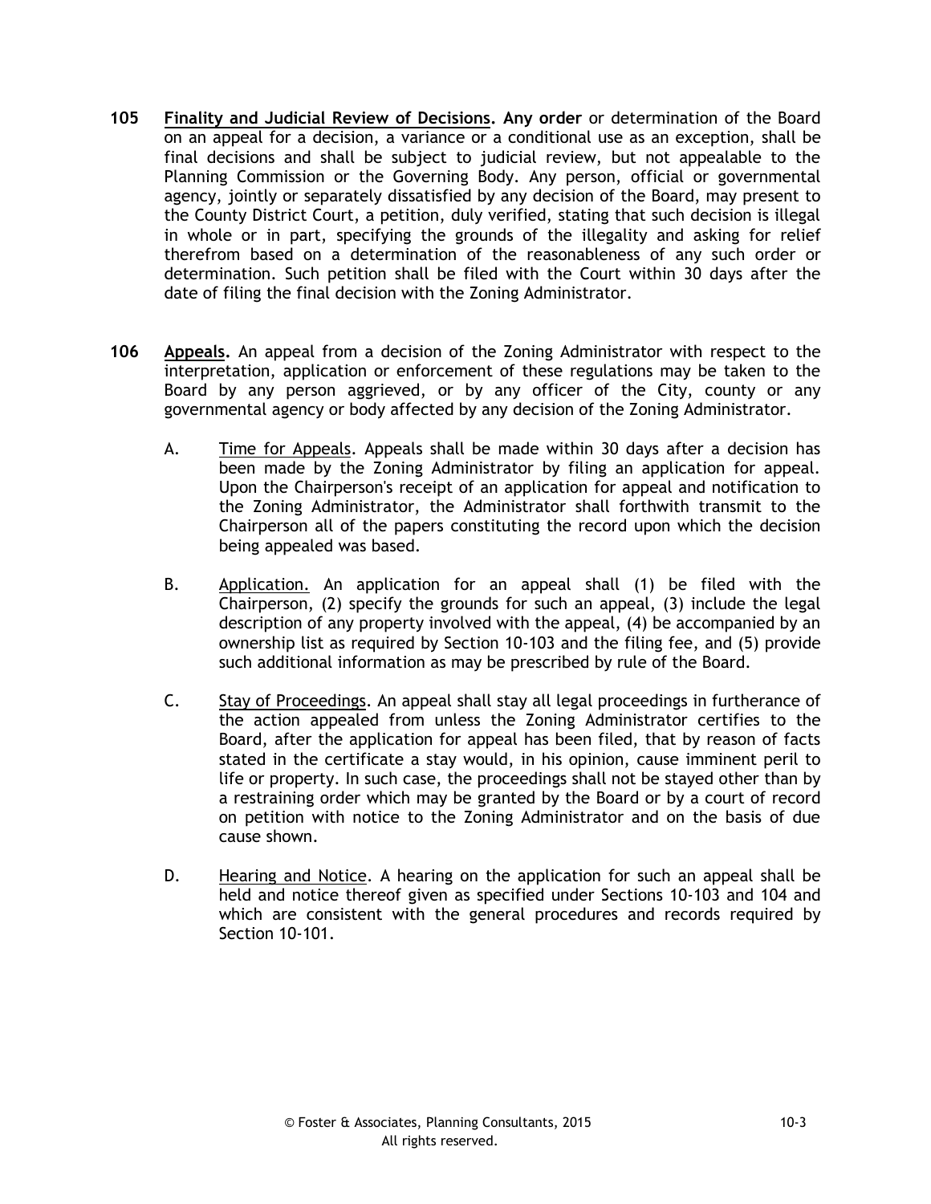**105** **Finality and Judicial Review of Decisions. Any order** or determination of the Board on an appeal for a decision, a variance or a conditional use as an exception, shall be final decisions and shall be subject to judicial review, but not appealable to the Planning Commission or the Governing Body. Any person, official or governmental agency, jointly or separately dissatisfied by any decision of the Board, may present to the County District Court, a petition, duly verified, stating that such decision is illegal in whole or in part, specifying the grounds of the illegality and asking for relief therefrom based on a determination of the reasonableness of any such order or determination. Such petition shall be filed with the Court within 30 days after the date of filing the final decision with the Zoning Administrator.

**106** **Appeals.** An appeal from a decision of the Zoning Administrator with respect to the interpretation, application or enforcement of these regulations may be taken to the Board by any person aggrieved, or by any officer of the City, county or any governmental agency or body affected by any decision of the Zoning Administrator.

A. Time for Appeals. Appeals shall be made within 30 days after a decision has been made by the Zoning Administrator by filing an application for appeal. Upon the Chairperson's receipt of an application for appeal and notification to the Zoning Administrator, the Administrator shall forthwith transmit to the Chairperson all of the papers constituting the record upon which the decision being appealed was based.

B. Application. An application for an appeal shall (1) be filed with the Chairperson, (2) specify the grounds for such an appeal, (3) include the legal description of any property involved with the appeal, (4) be accompanied by an ownership list as required by Section 10-103 and the filing fee, and (5) provide such additional information as may be prescribed by rule of the Board.

C. Stay of Proceedings. An appeal shall stay all legal proceedings in furtherance of the action appealed from unless the Zoning Administrator certifies to the Board, after the application for appeal has been filed, that by reason of facts stated in the certificate a stay would, in his opinion, cause imminent peril to life or property. In such case, the proceedings shall not be stayed other than by a restraining order which may be granted by the Board or by a court of record on petition with notice to the Zoning Administrator and on the basis of due cause shown.

D. Hearing and Notice. A hearing on the application for such an appeal shall be held and notice thereof given as specified under Sections 10-103 and 104 and which are consistent with the general procedures and records required by Section 10-101.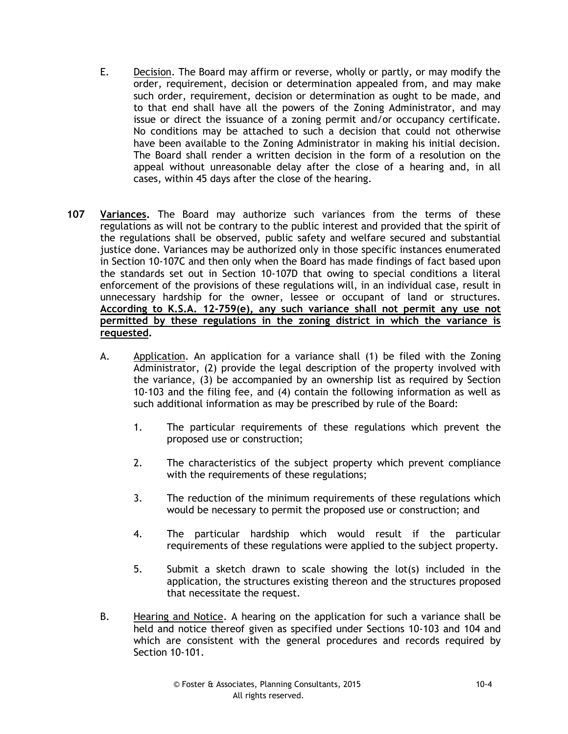E. Decision. The Board may affirm or reverse, wholly or partly, or may modify the order, requirement, decision or determination appealed from, and may make such order, requirement, decision or determination as ought to be made, and to that end shall have all the powers of the Zoning Administrator, and may issue or direct the issuance of a zoning permit and/or occupancy certificate. No conditions may be attached to such a decision that could not otherwise have been available to the Zoning Administrator in making his initial decision. The Board shall render a written decision in the form of a resolution on the appeal without unreasonable delay after the close of a hearing and, in all cases, within 45 days after the close of the hearing.

**107 Variances.** The Board may authorize such variances from the terms of these regulations as will not be contrary to the public interest and provided that the spirit of the regulations shall be observed, public safety and welfare secured and substantial justice done. Variances may be authorized only in those specific instances enumerated in Section 10-107C and then only when the Board has made findings of fact based upon the standards set out in Section 10-107D that owing to special conditions a literal enforcement of the provisions of these regulations will, in an individual case, result in unnecessary hardship for the owner, lessee or occupant of land or structures. **According to K.S.A. 12-759(e), any such variance shall not permit any use not permitted by these regulations in the zoning district in which the variance is requested.**

A. Application. An application for a variance shall (1) be filed with the Zoning Administrator, (2) provide the legal description of the property involved with the variance, (3) be accompanied by an ownership list as required by Section 10-103 and the filing fee, and (4) contain the following information as well as such additional information as may be prescribed by rule of the Board:

1. The particular requirements of these regulations which prevent the proposed use or construction;

2. The characteristics of the subject property which prevent compliance with the requirements of these regulations;

3. The reduction of the minimum requirements of these regulations which would be necessary to permit the proposed use or construction; and

4. The particular hardship which would result if the particular requirements of these regulations were applied to the subject property.

5. Submit a sketch drawn to scale showing the lot(s) included in the application, the structures existing thereon and the structures proposed that necessitate the request.

B. Hearing and Notice. A hearing on the application for such a variance shall be held and notice thereof given as specified under Sections 10-103 and 104 and which are consistent with the general procedures and records required by Section 10-101.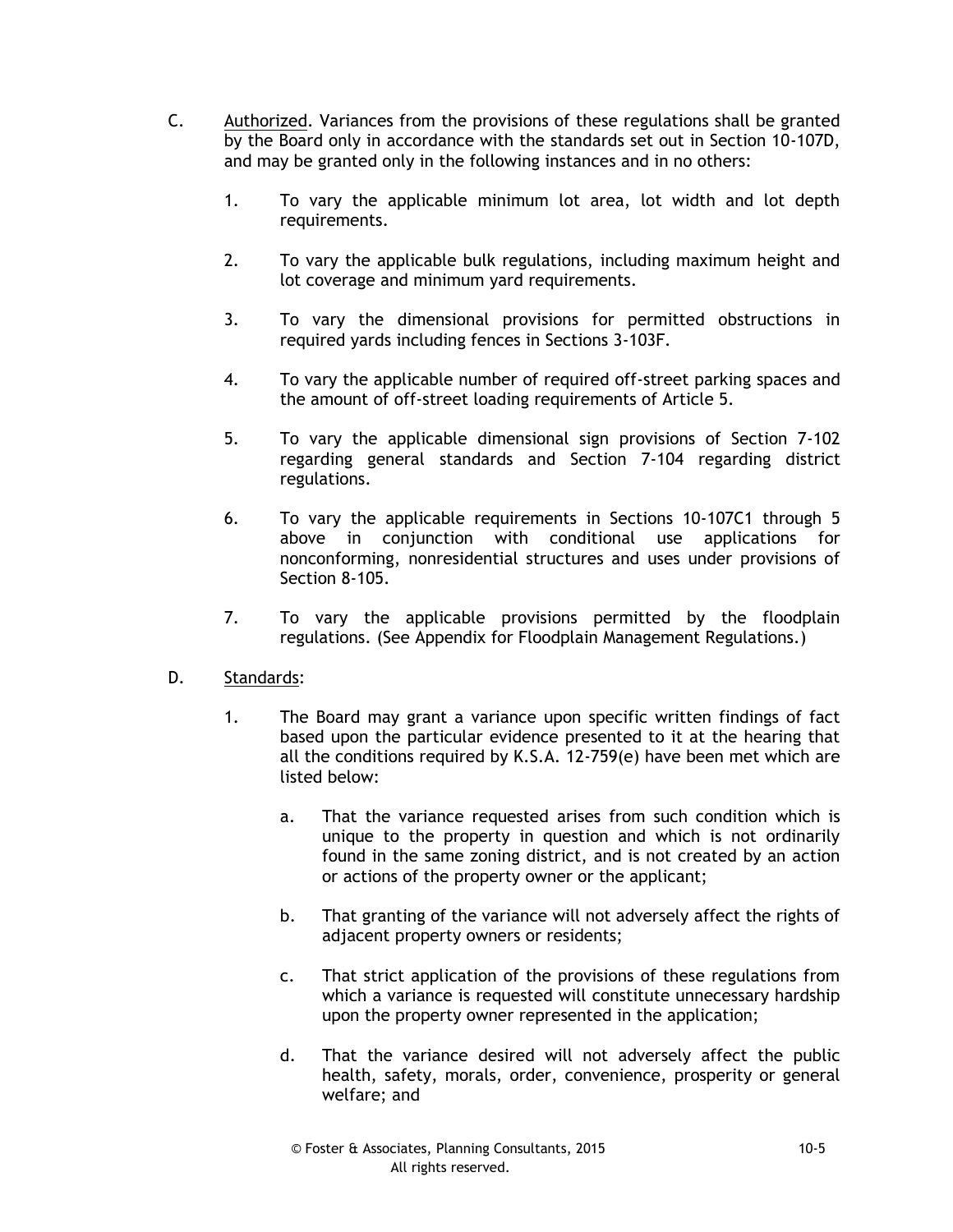C. Authorized. Variances from the provisions of these regulations shall be granted by the Board only in accordance with the standards set out in Section 10-107D, and may be granted only in the following instances and in no others:

1. To vary the applicable minimum lot area, lot width and lot depth requirements.

2. To vary the applicable bulk regulations, including maximum height and lot coverage and minimum yard requirements.

3. To vary the dimensional provisions for permitted obstructions in required yards including fences in Sections 3-103F.

4. To vary the applicable number of required off-street parking spaces and the amount of off-street loading requirements of Article 5.

5. To vary the applicable dimensional sign provisions of Section 7-102 regarding general standards and Section 7-104 regarding district regulations.

6. To vary the applicable requirements in Sections 10-107C1 through 5 above in conjunction with conditional use applications for nonconforming, nonresidential structures and uses under provisions of Section 8-105.

7. To vary the applicable provisions permitted by the floodplain regulations. (See Appendix for Floodplain Management Regulations.)

D. Standards:

1. The Board may grant a variance upon specific written findings of fact based upon the particular evidence presented to it at the hearing that all the conditions required by K.S.A. 12-759(e) have been met which are listed below:

   a. That the variance requested arises from such condition which is unique to the property in question and which is not ordinarily found in the same zoning district, and is not created by an action or actions of the property owner or the applicant;

   b. That granting of the variance will not adversely affect the rights of adjacent property owners or residents;

   c. That strict application of the provisions of these regulations from which a variance is requested will constitute unnecessary hardship upon the property owner represented in the application;

   d. That the variance desired will not adversely affect the public health, safety, morals, order, convenience, prosperity or general welfare; and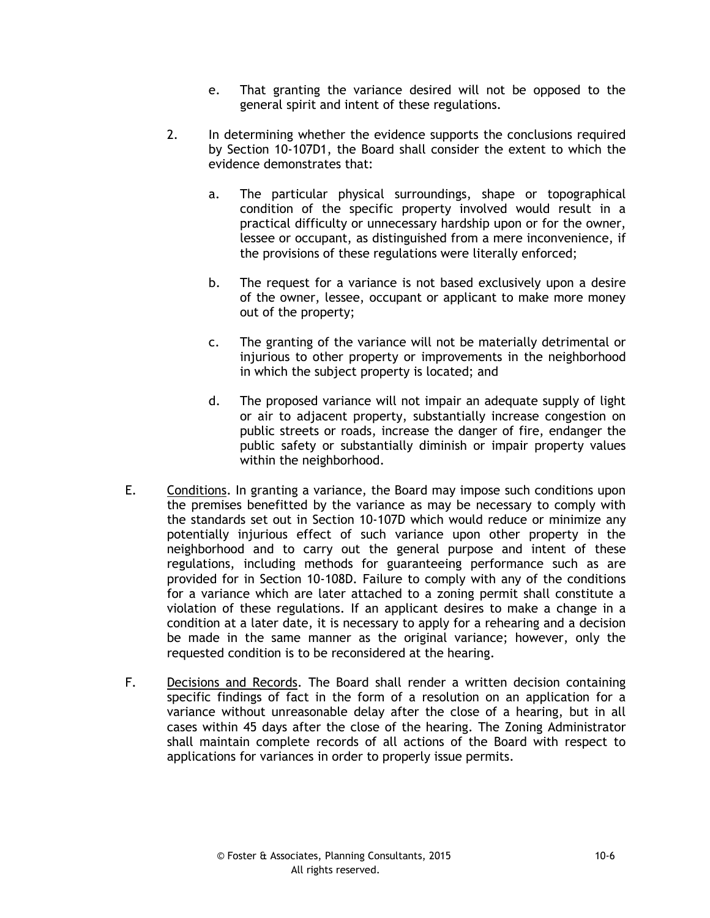e. That granting the variance desired will not be opposed to the general spirit and intent of these regulations.

2. In determining whether the evidence supports the conclusions required by Section 10-107D1, the Board shall consider the extent to which the evidence demonstrates that:

   a. The particular physical surroundings, shape or topographical condition of the specific property involved would result in a practical difficulty or unnecessary hardship upon or for the owner, lessee or occupant, as distinguished from a mere inconvenience, if the provisions of these regulations were literally enforced;

   b. The request for a variance is not based exclusively upon a desire of the owner, lessee, occupant or applicant to make more money out of the property;

   c. The granting of the variance will not be materially detrimental or injurious to other property or improvements in the neighborhood in which the subject property is located; and

   d. The proposed variance will not impair an adequate supply of light or air to adjacent property, substantially increase congestion on public streets or roads, increase the danger of fire, endanger the public safety or substantially diminish or impair property values within the neighborhood.

E. Conditions. In granting a variance, the Board may impose such conditions upon the premises benefitted by the variance as may be necessary to comply with the standards set out in Section 10-107D which would reduce or minimize any potentially injurious effect of such variance upon other property in the neighborhood and to carry out the general purpose and intent of these regulations, including methods for guaranteeing performance such as are provided for in Section 10-108D. Failure to comply with any of the conditions for a variance which are later attached to a zoning permit shall constitute a violation of these regulations. If an applicant desires to make a change in a condition at a later date, it is necessary to apply for a rehearing and a decision be made in the same manner as the original variance; however, only the requested condition is to be reconsidered at the hearing.

F. Decisions and Records. The Board shall render a written decision containing specific findings of fact in the form of a resolution on an application for a variance without unreasonable delay after the close of a hearing, but in all cases within 45 days after the close of the hearing. The Zoning Administrator shall maintain complete records of all actions of the Board with respect to applications for variances in order to properly issue permits.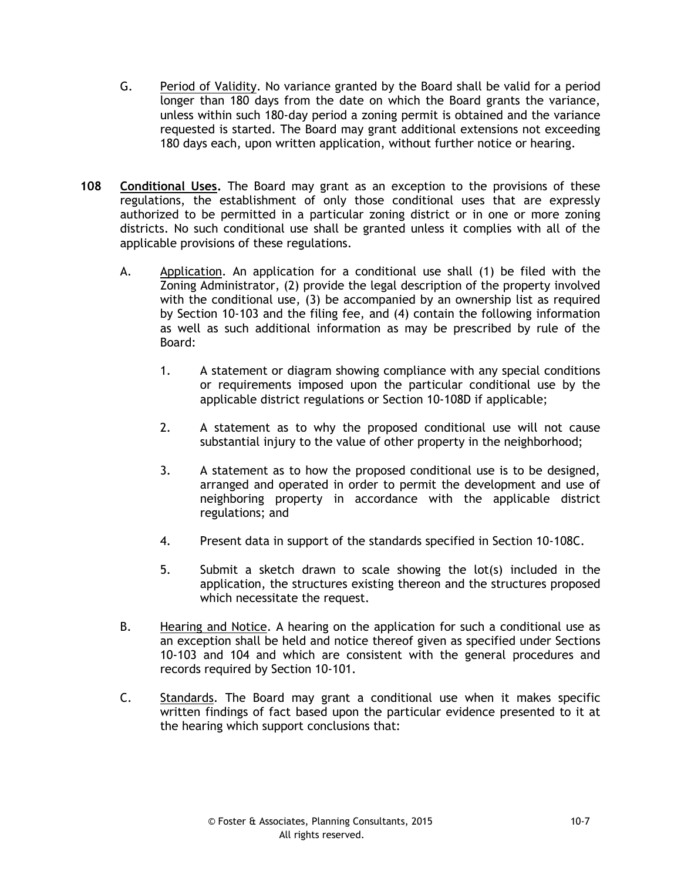G. Period of Validity. No variance granted by the Board shall be valid for a period longer than 180 days from the date on which the Board grants the variance, unless within such 180-day period a zoning permit is obtained and the variance requested is started. The Board may grant additional extensions not exceeding 180 days each, upon written application, without further notice or hearing.

**108 Conditional Uses.** The Board may grant as an exception to the provisions of these regulations, the establishment of only those conditional uses that are expressly authorized to be permitted in a particular zoning district or in one or more zoning districts. No such conditional use shall be granted unless it complies with all of the applicable provisions of these regulations.

A. Application. An application for a conditional use shall (1) be filed with the Zoning Administrator, (2) provide the legal description of the property involved with the conditional use, (3) be accompanied by an ownership list as required by Section 10-103 and the filing fee, and (4) contain the following information as well as such additional information as may be prescribed by rule of the Board:

1. A statement or diagram showing compliance with any special conditions or requirements imposed upon the particular conditional use by the applicable district regulations or Section 10-108D if applicable;

2. A statement as to why the proposed conditional use will not cause substantial injury to the value of other property in the neighborhood;

3. A statement as to how the proposed conditional use is to be designed, arranged and operated in order to permit the development and use of neighboring property in accordance with the applicable district regulations; and

4. Present data in support of the standards specified in Section 10-108C.

5. Submit a sketch drawn to scale showing the lot(s) included in the application, the structures existing thereon and the structures proposed which necessitate the request.

B. Hearing and Notice. A hearing on the application for such a conditional use as an exception shall be held and notice thereof given as specified under Sections 10-103 and 104 and which are consistent with the general procedures and records required by Section 10-101.

C. Standards. The Board may grant a conditional use when it makes specific written findings of fact based upon the particular evidence presented to it at the hearing which support conclusions that: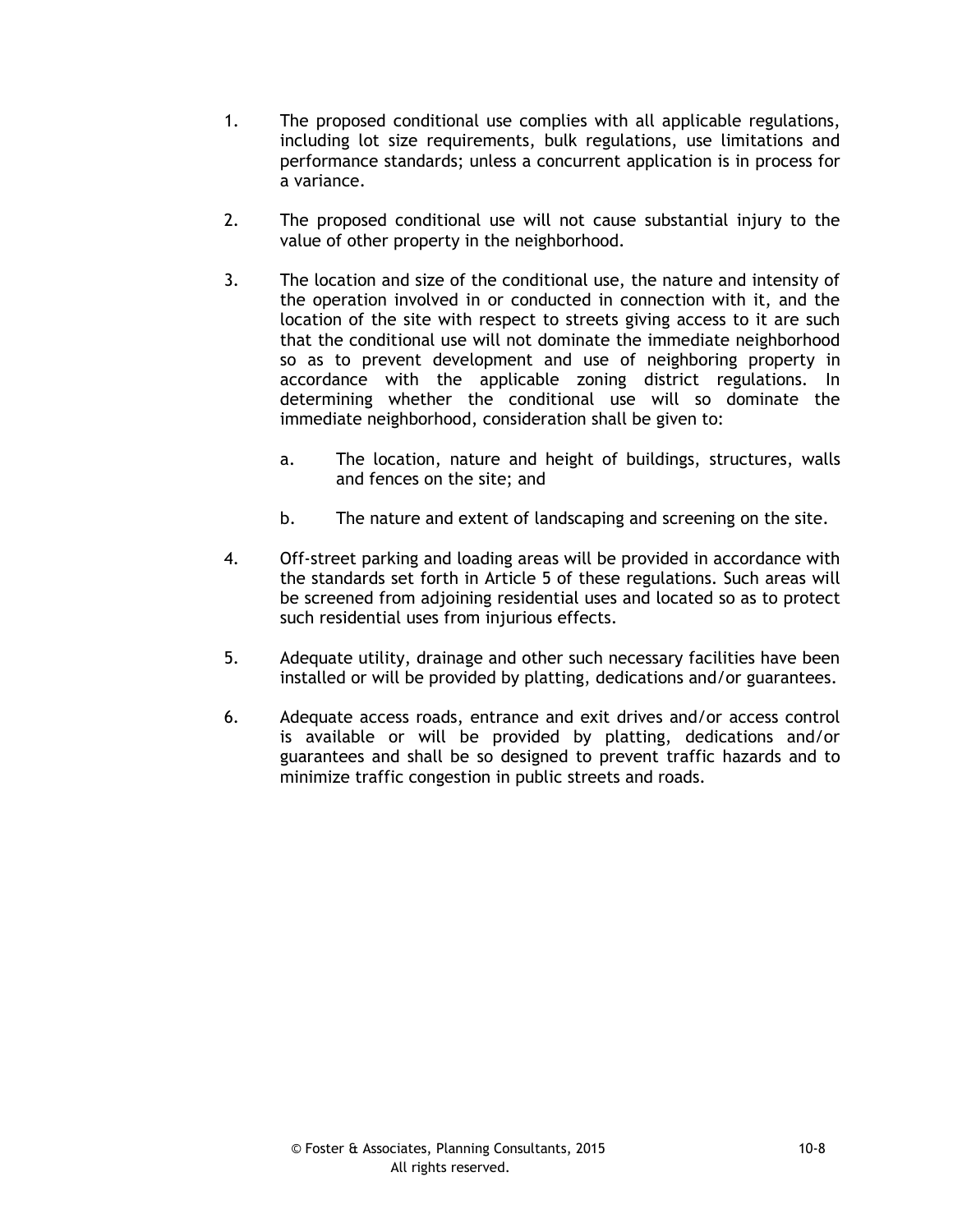1. The proposed conditional use complies with all applicable regulations, including lot size requirements, bulk regulations, use limitations and performance standards; unless a concurrent application is in process for a variance.

2. The proposed conditional use will not cause substantial injury to the value of other property in the neighborhood.

3. The location and size of the conditional use, the nature and intensity of the operation involved in or conducted in connection with it, and the location of the site with respect to streets giving access to it are such that the conditional use will not dominate the immediate neighborhood so as to prevent development and use of neighboring property in accordance with the applicable zoning district regulations. In determining whether the conditional use will so dominate the immediate neighborhood, consideration shall be given to:

   a. The location, nature and height of buildings, structures, walls and fences on the site; and

   b. The nature and extent of landscaping and screening on the site.

4. Off-street parking and loading areas will be provided in accordance with the standards set forth in Article 5 of these regulations. Such areas will be screened from adjoining residential uses and located so as to protect such residential uses from injurious effects.

5. Adequate utility, drainage and other such necessary facilities have been installed or will be provided by platting, dedications and/or guarantees.

6. Adequate access roads, entrance and exit drives and/or access control is available or will be provided by platting, dedications and/or guarantees and shall be so designed to prevent traffic hazards and to minimize traffic congestion in public streets and roads.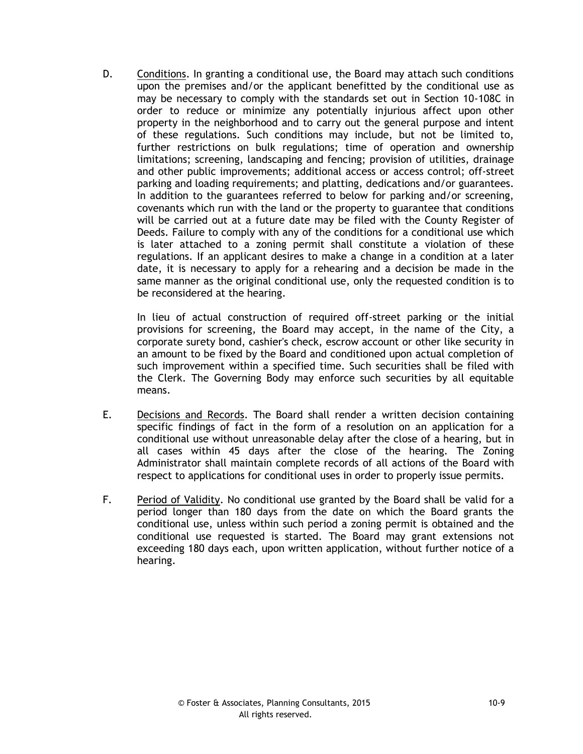D. <u>Conditions</u>. In granting a conditional use, the Board may attach such conditions upon the premises and/or the applicant benefitted by the conditional use as may be necessary to comply with the standards set out in Section 10-108C in order to reduce or minimize any potentially injurious affect upon other property in the neighborhood and to carry out the general purpose and intent of these regulations. Such conditions may include, but not be limited to, further restrictions on bulk regulations; time of operation and ownership limitations; screening, landscaping and fencing; provision of utilities, drainage and other public improvements; additional access or access control; off-street parking and loading requirements; and platting, dedications and/or guarantees. In addition to the guarantees referred to below for parking and/or screening, covenants which run with the land or the property to guarantee that conditions will be carried out at a future date may be filed with the County Register of Deeds. Failure to comply with any of the conditions for a conditional use which is later attached to a zoning permit shall constitute a violation of these regulations. If an applicant desires to make a change in a condition at a later date, it is necessary to apply for a rehearing and a decision be made in the same manner as the original conditional use, only the requested condition is to be reconsidered at the hearing.

In lieu of actual construction of required off-street parking or the initial provisions for screening, the Board may accept, in the name of the City, a corporate surety bond, cashier's check, escrow account or other like security in an amount to be fixed by the Board and conditioned upon actual completion of such improvement within a specified time. Such securities shall be filed with the Clerk. The Governing Body may enforce such securities by all equitable means.

E. <u>Decisions and Records</u>. The Board shall render a written decision containing specific findings of fact in the form of a resolution on an application for a conditional use without unreasonable delay after the close of a hearing, but in all cases within 45 days after the close of the hearing. The Zoning Administrator shall maintain complete records of all actions of the Board with respect to applications for conditional uses in order to properly issue permits.

F. <u>Period of Validity</u>. No conditional use granted by the Board shall be valid for a period longer than 180 days from the date on which the Board grants the conditional use, unless within such period a zoning permit is obtained and the conditional use requested is started. The Board may grant extensions not exceeding 180 days each, upon written application, without further notice of a hearing.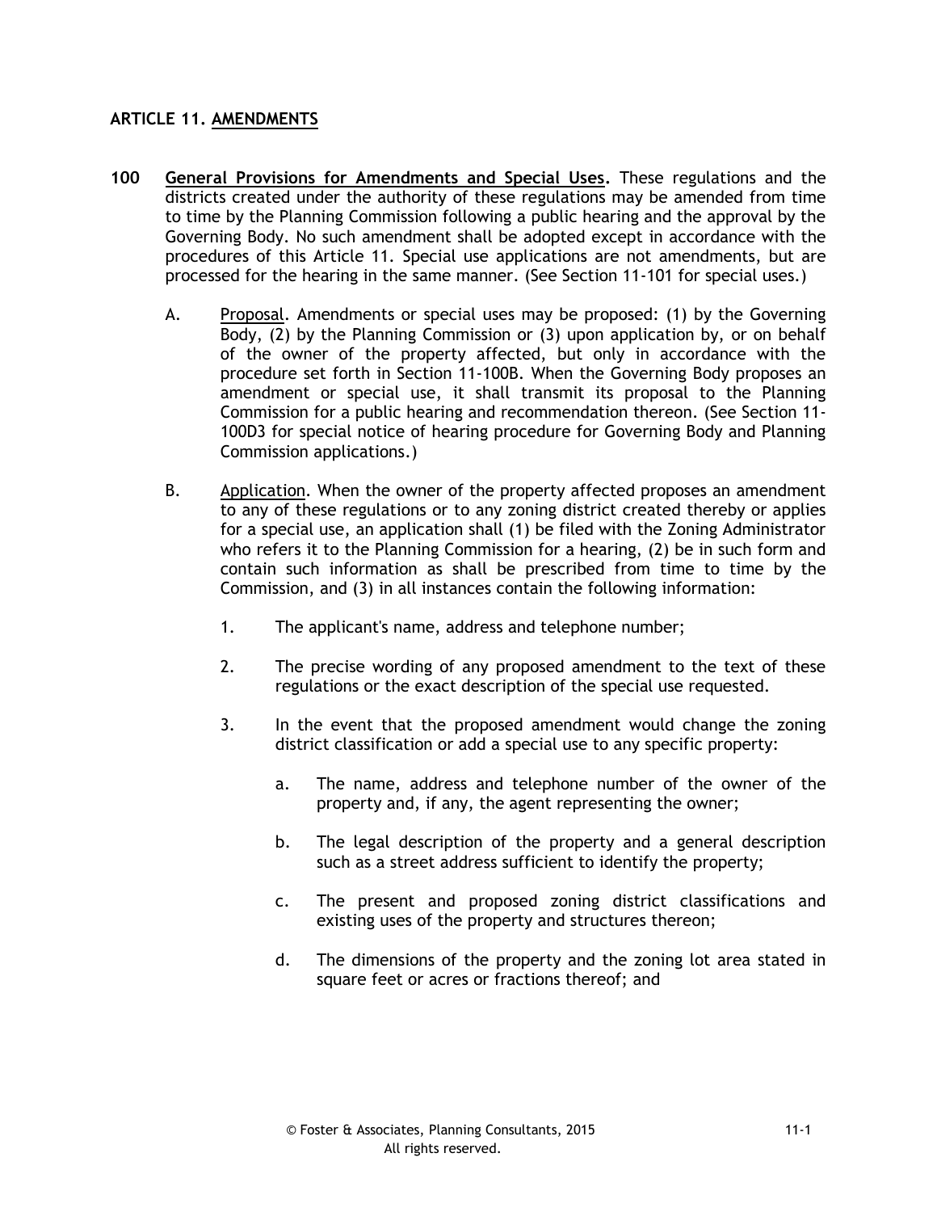## ARTICLE 11. AMENDMENTS

**100 General Provisions for Amendments and Special Uses.** These regulations and the districts created under the authority of these regulations may be amended from time to time by the Planning Commission following a public hearing and the approval by the Governing Body. No such amendment shall be adopted except in accordance with the procedures of this Article 11. Special use applications are not amendments, but are processed for the hearing in the same manner. (See Section 11-101 for special uses.)

A. Proposal. Amendments or special uses may be proposed: (1) by the Governing Body, (2) by the Planning Commission or (3) upon application by, or on behalf of the owner of the property affected, but only in accordance with the procedure set forth in Section 11-100B. When the Governing Body proposes an amendment or special use, it shall transmit its proposal to the Planning Commission for a public hearing and recommendation thereon. (See Section 11-100D3 for special notice of hearing procedure for Governing Body and Planning Commission applications.)

B. Application. When the owner of the property affected proposes an amendment to any of these regulations or to any zoning district created thereby or applies for a special use, an application shall (1) be filed with the Zoning Administrator who refers it to the Planning Commission for a hearing, (2) be in such form and contain such information as shall be prescribed from time to time by the Commission, and (3) in all instances contain the following information:

1. The applicant's name, address and telephone number;

2. The precise wording of any proposed amendment to the text of these regulations or the exact description of the special use requested.

3. In the event that the proposed amendment would change the zoning district classification or add a special use to any specific property:

   a. The name, address and telephone number of the owner of the property and, if any, the agent representing the owner;

   b. The legal description of the property and a general description such as a street address sufficient to identify the property;

   c. The present and proposed zoning district classifications and existing uses of the property and structures thereon;

   d. The dimensions of the property and the zoning lot area stated in square feet or acres or fractions thereof; and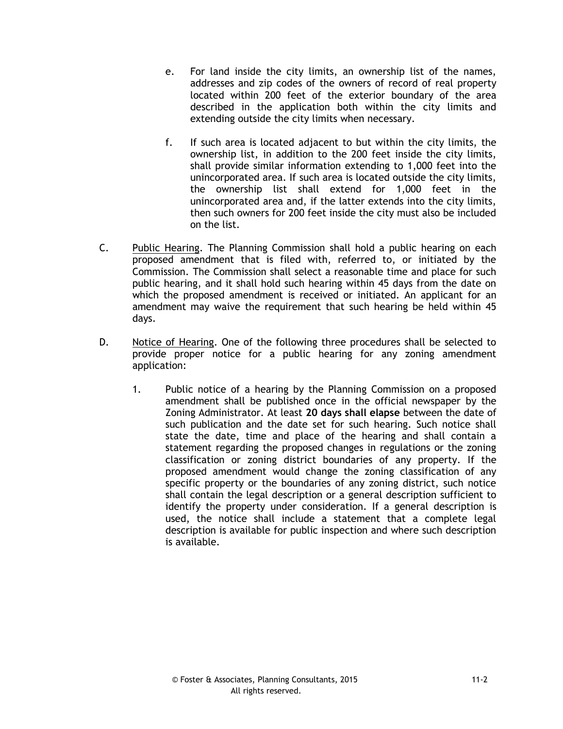e. For land inside the city limits, an ownership list of the names, addresses and zip codes of the owners of record of real property located within 200 feet of the exterior boundary of the area described in the application both within the city limits and extending outside the city limits when necessary.

f. If such area is located adjacent to but within the city limits, the ownership list, in addition to the 200 feet inside the city limits, shall provide similar information extending to 1,000 feet into the unincorporated area. If such area is located outside the city limits, the ownership list shall extend for 1,000 feet in the unincorporated area and, if the latter extends into the city limits, then such owners for 200 feet inside the city must also be included on the list.

C. <u>Public Hearing</u>. The Planning Commission shall hold a public hearing on each proposed amendment that is filed with, referred to, or initiated by the Commission. The Commission shall select a reasonable time and place for such public hearing, and it shall hold such hearing within 45 days from the date on which the proposed amendment is received or initiated. An applicant for an amendment may waive the requirement that such hearing be held within 45 days.

D. <u>Notice of Hearing</u>. One of the following three procedures shall be selected to provide proper notice for a public hearing for any zoning amendment application:

1. Public notice of a hearing by the Planning Commission on a proposed amendment shall be published once in the official newspaper by the Zoning Administrator. At least **20 days shall elapse** between the date of such publication and the date set for such hearing. Such notice shall state the date, time and place of the hearing and shall contain a statement regarding the proposed changes in regulations or the zoning classification or zoning district boundaries of any property. If the proposed amendment would change the zoning classification of any specific property or the boundaries of any zoning district, such notice shall contain the legal description or a general description sufficient to identify the property under consideration. If a general description is used, the notice shall include a statement that a complete legal description is available for public inspection and where such description is available.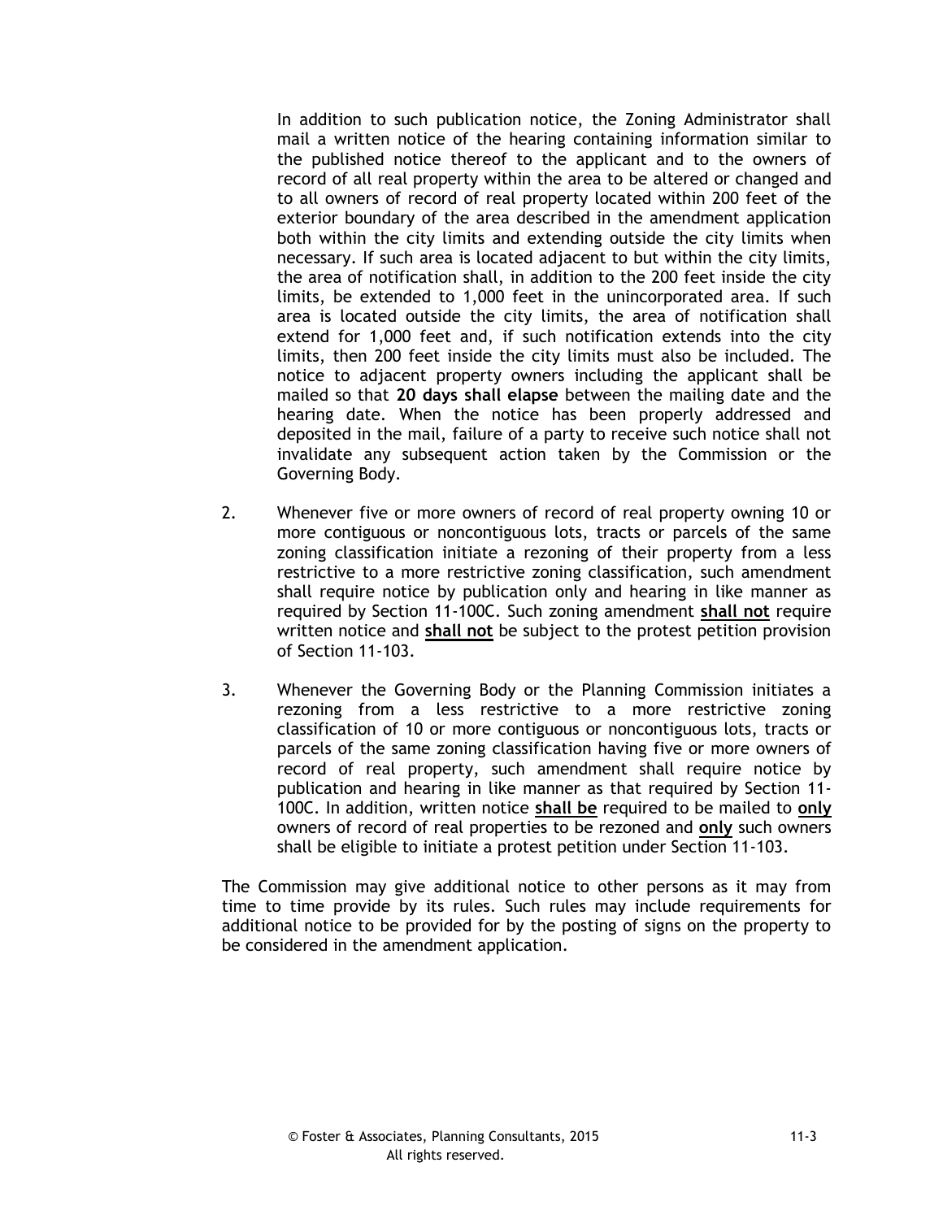In addition to such publication notice, the Zoning Administrator shall mail a written notice of the hearing containing information similar to the published notice thereof to the applicant and to the owners of record of all real property within the area to be altered or changed and to all owners of record of real property located within 200 feet of the exterior boundary of the area described in the amendment application both within the city limits and extending outside the city limits when necessary. If such area is located adjacent to but within the city limits, the area of notification shall, in addition to the 200 feet inside the city limits, be extended to 1,000 feet in the unincorporated area. If such area is located outside the city limits, the area of notification shall extend for 1,000 feet and, if such notification extends into the city limits, then 200 feet inside the city limits must also be included. The notice to adjacent property owners including the applicant shall be mailed so that **20 days shall elapse** between the mailing date and the hearing date. When the notice has been properly addressed and deposited in the mail, failure of a party to receive such notice shall not invalidate any subsequent action taken by the Commission or the Governing Body.

2. Whenever five or more owners of record of real property owning 10 or more contiguous or noncontiguous lots, tracts or parcels of the same zoning classification initiate a rezoning of their property from a less restrictive to a more restrictive zoning classification, such amendment shall require notice by publication only and hearing in like manner as required by Section 11-100C. Such zoning amendment **shall not** require written notice and **shall not** be subject to the protest petition provision of Section 11-103.

3. Whenever the Governing Body or the Planning Commission initiates a rezoning from a less restrictive to a more restrictive zoning classification of 10 or more contiguous or noncontiguous lots, tracts or parcels of the same zoning classification having five or more owners of record of real property, such amendment shall require notice by publication and hearing in like manner as that required by Section 11-100C. In addition, written notice **shall be** required to be mailed to **only** owners of record of real properties to be rezoned and **only** such owners shall be eligible to initiate a protest petition under Section 11-103.

The Commission may give additional notice to other persons as it may from time to time provide by its rules. Such rules may include requirements for additional notice to be provided for by the posting of signs on the property to be considered in the amendment application.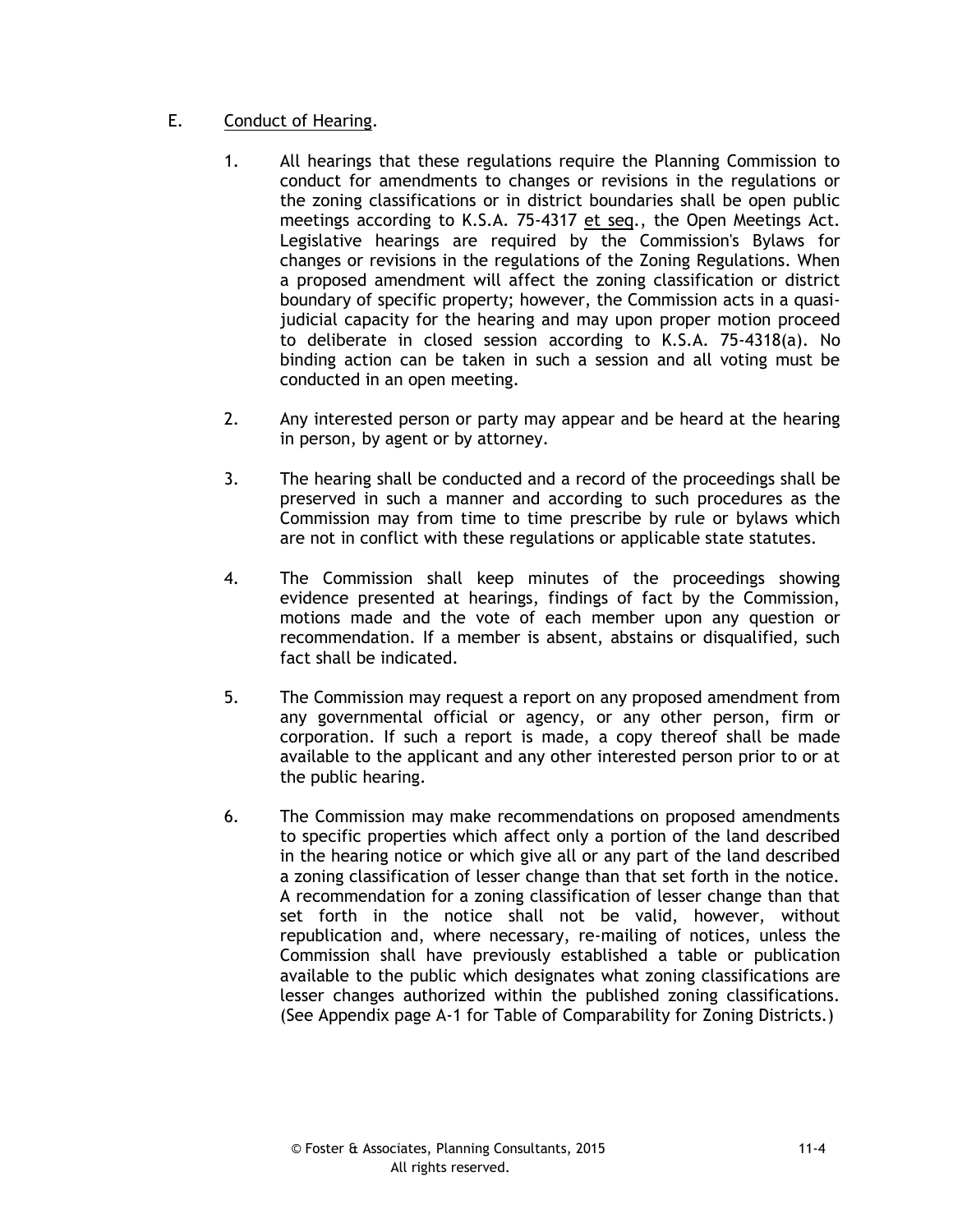E. Conduct of Hearing.

1. All hearings that these regulations require the Planning Commission to conduct for amendments to changes or revisions in the regulations or the zoning classifications or in district boundaries shall be open public meetings according to K.S.A. 75-4317 et seq., the Open Meetings Act. Legislative hearings are required by the Commission's Bylaws for changes or revisions in the regulations of the Zoning Regulations. When a proposed amendment will affect the zoning classification or district boundary of specific property; however, the Commission acts in a quasi-judicial capacity for the hearing and may upon proper motion proceed to deliberate in closed session according to K.S.A. 75-4318(a). No binding action can be taken in such a session and all voting must be conducted in an open meeting.

2. Any interested person or party may appear and be heard at the hearing in person, by agent or by attorney.

3. The hearing shall be conducted and a record of the proceedings shall be preserved in such a manner and according to such procedures as the Commission may from time to time prescribe by rule or bylaws which are not in conflict with these regulations or applicable state statutes.

4. The Commission shall keep minutes of the proceedings showing evidence presented at hearings, findings of fact by the Commission, motions made and the vote of each member upon any question or recommendation. If a member is absent, abstains or disqualified, such fact shall be indicated.

5. The Commission may request a report on any proposed amendment from any governmental official or agency, or any other person, firm or corporation. If such a report is made, a copy thereof shall be made available to the applicant and any other interested person prior to or at the public hearing.

6. The Commission may make recommendations on proposed amendments to specific properties which affect only a portion of the land described in the hearing notice or which give all or any part of the land described a zoning classification of lesser change than that set forth in the notice. A recommendation for a zoning classification of lesser change than that set forth in the notice shall not be valid, however, without republication and, where necessary, re-mailing of notices, unless the Commission shall have previously established a table or publication available to the public which designates what zoning classifications are lesser changes authorized within the published zoning classifications. (See Appendix page A-1 for Table of Comparability for Zoning Districts.)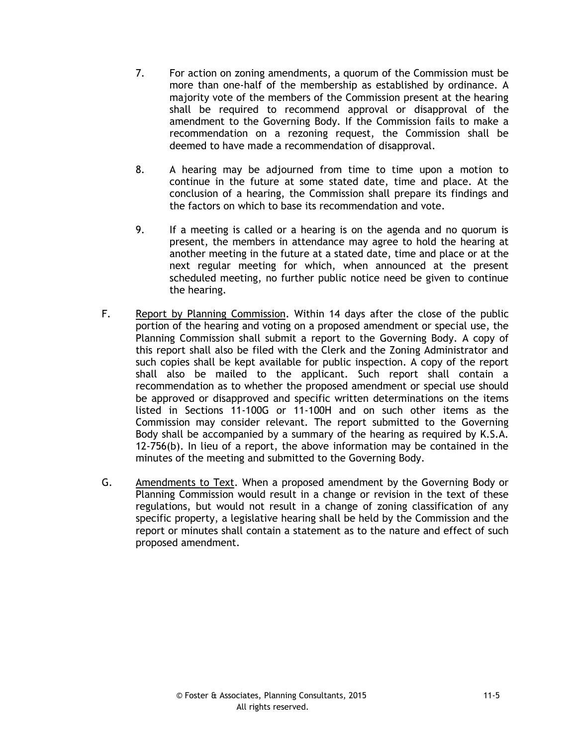7. For action on zoning amendments, a quorum of the Commission must be more than one-half of the membership as established by ordinance. A majority vote of the members of the Commission present at the hearing shall be required to recommend approval or disapproval of the amendment to the Governing Body. If the Commission fails to make a recommendation on a rezoning request, the Commission shall be deemed to have made a recommendation of disapproval.

8. A hearing may be adjourned from time to time upon a motion to continue in the future at some stated date, time and place. At the conclusion of a hearing, the Commission shall prepare its findings and the factors on which to base its recommendation and vote.

9. If a meeting is called or a hearing is on the agenda and no quorum is present, the members in attendance may agree to hold the hearing at another meeting in the future at a stated date, time and place or at the next regular meeting for which, when announced at the present scheduled meeting, no further public notice need be given to continue the hearing.

F. Report by Planning Commission. Within 14 days after the close of the public portion of the hearing and voting on a proposed amendment or special use, the Planning Commission shall submit a report to the Governing Body. A copy of this report shall also be filed with the Clerk and the Zoning Administrator and such copies shall be kept available for public inspection. A copy of the report shall also be mailed to the applicant. Such report shall contain a recommendation as to whether the proposed amendment or special use should be approved or disapproved and specific written determinations on the items listed in Sections 11-100G or 11-100H and on such other items as the Commission may consider relevant. The report submitted to the Governing Body shall be accompanied by a summary of the hearing as required by K.S.A. 12-756(b). In lieu of a report, the above information may be contained in the minutes of the meeting and submitted to the Governing Body.

G. Amendments to Text. When a proposed amendment by the Governing Body or Planning Commission would result in a change or revision in the text of these regulations, but would not result in a change of zoning classification of any specific property, a legislative hearing shall be held by the Commission and the report or minutes shall contain a statement as to the nature and effect of such proposed amendment.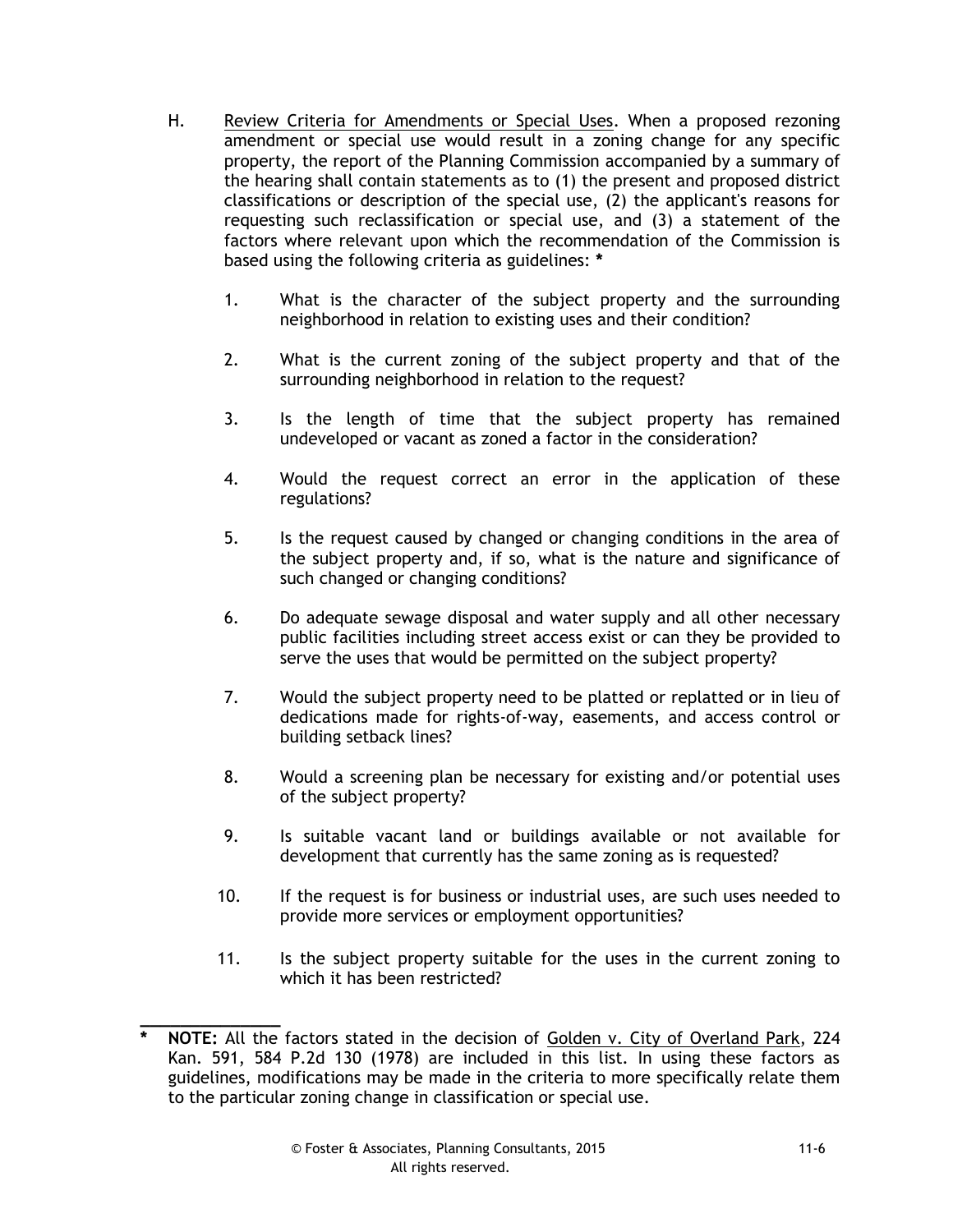H. <u>Review Criteria for Amendments or Special Uses</u>. When a proposed rezoning amendment or special use would result in a zoning change for any specific property, the report of the Planning Commission accompanied by a summary of the hearing shall contain statements as to (1) the present and proposed district classifications or description of the special use, (2) the applicant's reasons for requesting such reclassification or special use, and (3) a statement of the factors where relevant upon which the recommendation of the Commission is based using the following criteria as guidelines: **\***

1. What is the character of the subject property and the surrounding neighborhood in relation to existing uses and their condition?

2. What is the current zoning of the subject property and that of the surrounding neighborhood in relation to the request?

3. Is the length of time that the subject property has remained undeveloped or vacant as zoned a factor in the consideration?

4. Would the request correct an error in the application of these regulations?

5. Is the request caused by changed or changing conditions in the area of the subject property and, if so, what is the nature and significance of such changed or changing conditions?

6. Do adequate sewage disposal and water supply and all other necessary public facilities including street access exist or can they be provided to serve the uses that would be permitted on the subject property?

7. Would the subject property need to be platted or replatted or in lieu of dedications made for rights-of-way, easements, and access control or building setback lines?

8. Would a screening plan be necessary for existing and/or potential uses of the subject property?

9. Is suitable vacant land or buildings available or not available for development that currently has the same zoning as is requested?

10. If the request is for business or industrial uses, are such uses needed to provide more services or employment opportunities?

11. Is the subject property suitable for the uses in the current zoning to which it has been restricted?

---

**\*** **NOTE:** All the factors stated in the decision of <u>Golden v. City of Overland Park</u>, 224 Kan. 591, 584 P.2d 130 (1978) are included in this list. In using these factors as guidelines, modifications may be made in the criteria to more specifically relate them to the particular zoning change in classification or special use.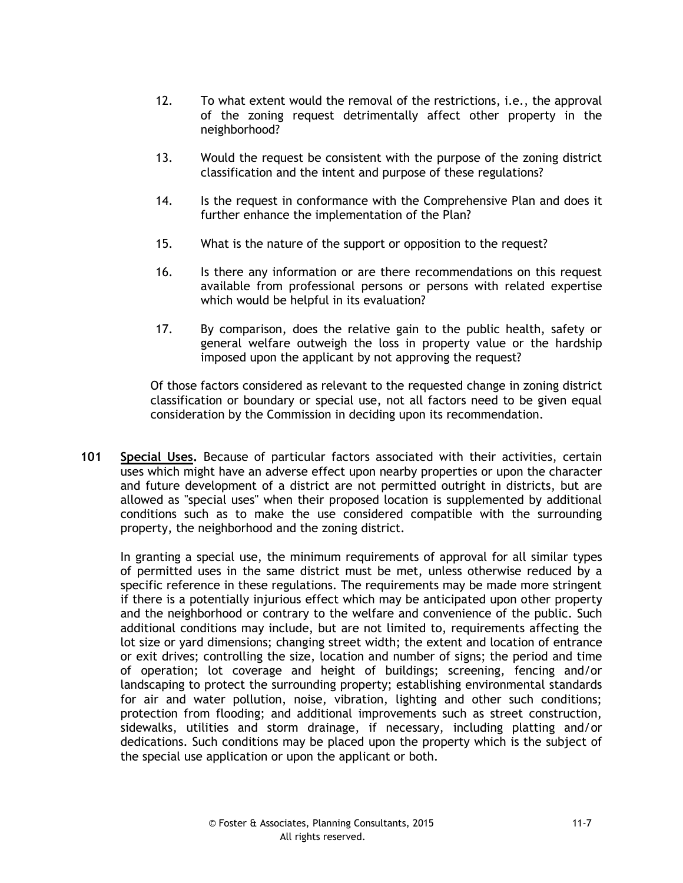12. To what extent would the removal of the restrictions, i.e., the approval of the zoning request detrimentally affect other property in the neighborhood?

13. Would the request be consistent with the purpose of the zoning district classification and the intent and purpose of these regulations?

14. Is the request in conformance with the Comprehensive Plan and does it further enhance the implementation of the Plan?

15. What is the nature of the support or opposition to the request?

16. Is there any information or are there recommendations on this request available from professional persons or persons with related expertise which would be helpful in its evaluation?

17. By comparison, does the relative gain to the public health, safety or general welfare outweigh the loss in property value or the hardship imposed upon the applicant by not approving the request?

Of those factors considered as relevant to the requested change in zoning district classification or boundary or special use, not all factors need to be given equal consideration by the Commission in deciding upon its recommendation.

**101** **Special Uses.** Because of particular factors associated with their activities, certain uses which might have an adverse effect upon nearby properties or upon the character and future development of a district are not permitted outright in districts, but are allowed as "special uses" when their proposed location is supplemented by additional conditions such as to make the use considered compatible with the surrounding property, the neighborhood and the zoning district.

In granting a special use, the minimum requirements of approval for all similar types of permitted uses in the same district must be met, unless otherwise reduced by a specific reference in these regulations. The requirements may be made more stringent if there is a potentially injurious effect which may be anticipated upon other property and the neighborhood or contrary to the welfare and convenience of the public. Such additional conditions may include, but are not limited to, requirements affecting the lot size or yard dimensions; changing street width; the extent and location of entrance or exit drives; controlling the size, location and number of signs; the period and time of operation; lot coverage and height of buildings; screening, fencing and/or landscaping to protect the surrounding property; establishing environmental standards for air and water pollution, noise, vibration, lighting and other such conditions; protection from flooding; and additional improvements such as street construction, sidewalks, utilities and storm drainage, if necessary, including platting and/or dedications. Such conditions may be placed upon the property which is the subject of the special use application or upon the applicant or both.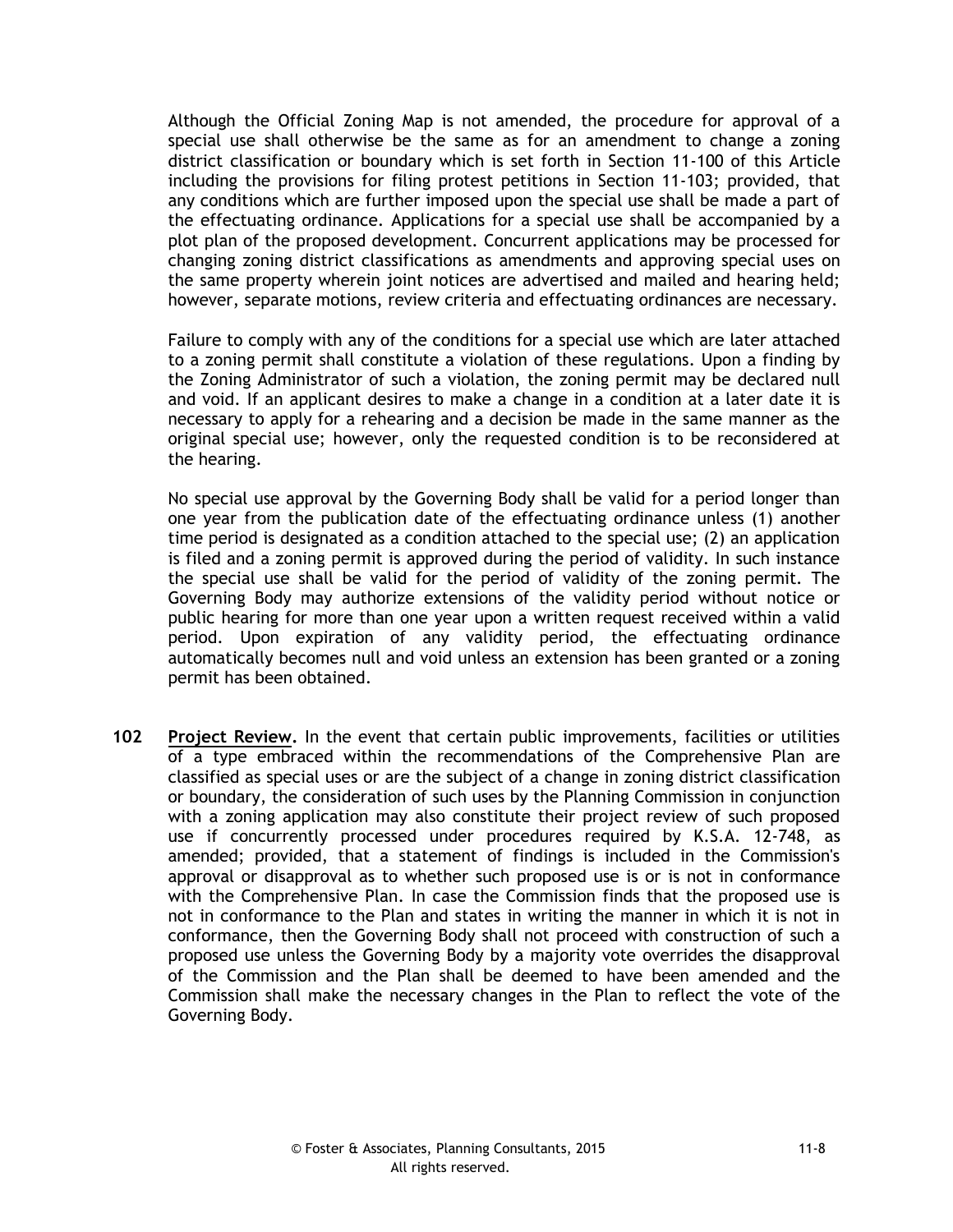Although the Official Zoning Map is not amended, the procedure for approval of a special use shall otherwise be the same as for an amendment to change a zoning district classification or boundary which is set forth in Section 11-100 of this Article including the provisions for filing protest petitions in Section 11-103; provided, that any conditions which are further imposed upon the special use shall be made a part of the effectuating ordinance. Applications for a special use shall be accompanied by a plot plan of the proposed development. Concurrent applications may be processed for changing zoning district classifications as amendments and approving special uses on the same property wherein joint notices are advertised and mailed and hearing held; however, separate motions, review criteria and effectuating ordinances are necessary.

Failure to comply with any of the conditions for a special use which are later attached to a zoning permit shall constitute a violation of these regulations. Upon a finding by the Zoning Administrator of such a violation, the zoning permit may be declared null and void. If an applicant desires to make a change in a condition at a later date it is necessary to apply for a rehearing and a decision be made in the same manner as the original special use; however, only the requested condition is to be reconsidered at the hearing.

No special use approval by the Governing Body shall be valid for a period longer than one year from the publication date of the effectuating ordinance unless (1) another time period is designated as a condition attached to the special use; (2) an application is filed and a zoning permit is approved during the period of validity. In such instance the special use shall be valid for the period of validity of the zoning permit. The Governing Body may authorize extensions of the validity period without notice or public hearing for more than one year upon a written request received within a valid period. Upon expiration of any validity period, the effectuating ordinance automatically becomes null and void unless an extension has been granted or a zoning permit has been obtained.

**102** **Project Review.** In the event that certain public improvements, facilities or utilities of a type embraced within the recommendations of the Comprehensive Plan are classified as special uses or are the subject of a change in zoning district classification or boundary, the consideration of such uses by the Planning Commission in conjunction with a zoning application may also constitute their project review of such proposed use if concurrently processed under procedures required by K.S.A. 12-748, as amended; provided, that a statement of findings is included in the Commission's approval or disapproval as to whether such proposed use is or is not in conformance with the Comprehensive Plan. In case the Commission finds that the proposed use is not in conformance to the Plan and states in writing the manner in which it is not in conformance, then the Governing Body shall not proceed with construction of such a proposed use unless the Governing Body by a majority vote overrides the disapproval of the Commission and the Plan shall be deemed to have been amended and the Commission shall make the necessary changes in the Plan to reflect the vote of the Governing Body.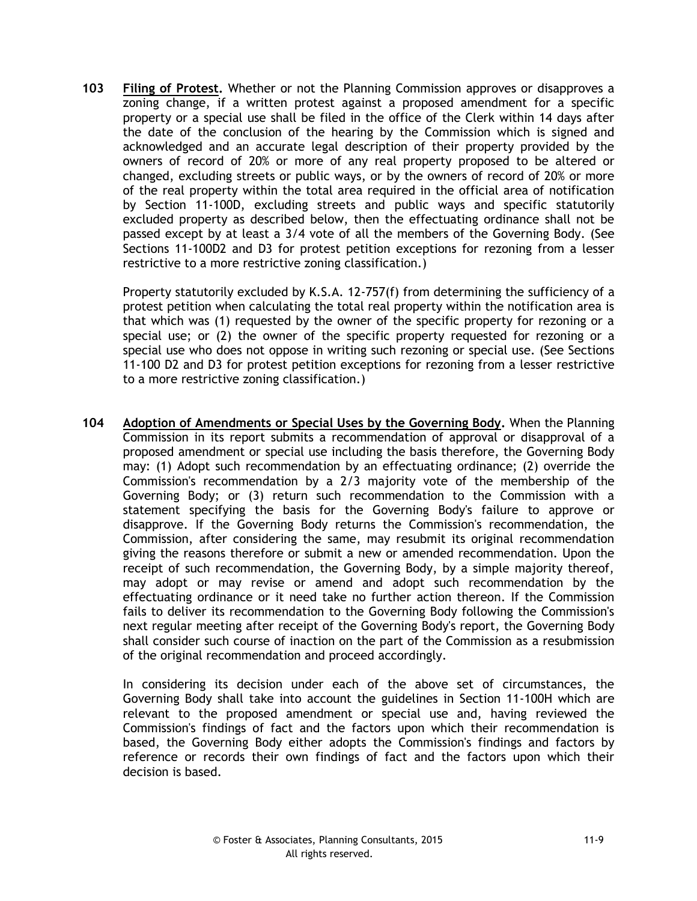**103** **Filing of Protest.** Whether or not the Planning Commission approves or disapproves a zoning change, if a written protest against a proposed amendment for a specific property or a special use shall be filed in the office of the Clerk within 14 days after the date of the conclusion of the hearing by the Commission which is signed and acknowledged and an accurate legal description of their property provided by the owners of record of 20% or more of any real property proposed to be altered or changed, excluding streets or public ways, or by the owners of record of 20% or more of the real property within the total area required in the official area of notification by Section 11-100D, excluding streets and public ways and specific statutorily excluded property as described below, then the effectuating ordinance shall not be passed except by at least a 3/4 vote of all the members of the Governing Body. (See Sections 11-100D2 and D3 for protest petition exceptions for rezoning from a lesser restrictive to a more restrictive zoning classification.)

Property statutorily excluded by K.S.A. 12-757(f) from determining the sufficiency of a protest petition when calculating the total real property within the notification area is that which was (1) requested by the owner of the specific property for rezoning or a special use; or (2) the owner of the specific property requested for rezoning or a special use who does not oppose in writing such rezoning or special use. (See Sections 11-100 D2 and D3 for protest petition exceptions for rezoning from a lesser restrictive to a more restrictive zoning classification.)

**104** **Adoption of Amendments or Special Uses by the Governing Body.** When the Planning Commission in its report submits a recommendation of approval or disapproval of a proposed amendment or special use including the basis therefore, the Governing Body may: (1) Adopt such recommendation by an effectuating ordinance; (2) override the Commission's recommendation by a 2/3 majority vote of the membership of the Governing Body; or (3) return such recommendation to the Commission with a statement specifying the basis for the Governing Body's failure to approve or disapprove. If the Governing Body returns the Commission's recommendation, the Commission, after considering the same, may resubmit its original recommendation giving the reasons therefore or submit a new or amended recommendation. Upon the receipt of such recommendation, the Governing Body, by a simple majority thereof, may adopt or may revise or amend and adopt such recommendation by the effectuating ordinance or it need take no further action thereon. If the Commission fails to deliver its recommendation to the Governing Body following the Commission's next regular meeting after receipt of the Governing Body's report, the Governing Body shall consider such course of inaction on the part of the Commission as a resubmission of the original recommendation and proceed accordingly.

In considering its decision under each of the above set of circumstances, the Governing Body shall take into account the guidelines in Section 11-100H which are relevant to the proposed amendment or special use and, having reviewed the Commission's findings of fact and the factors upon which their recommendation is based, the Governing Body either adopts the Commission's findings and factors by reference or records their own findings of fact and the factors upon which their decision is based.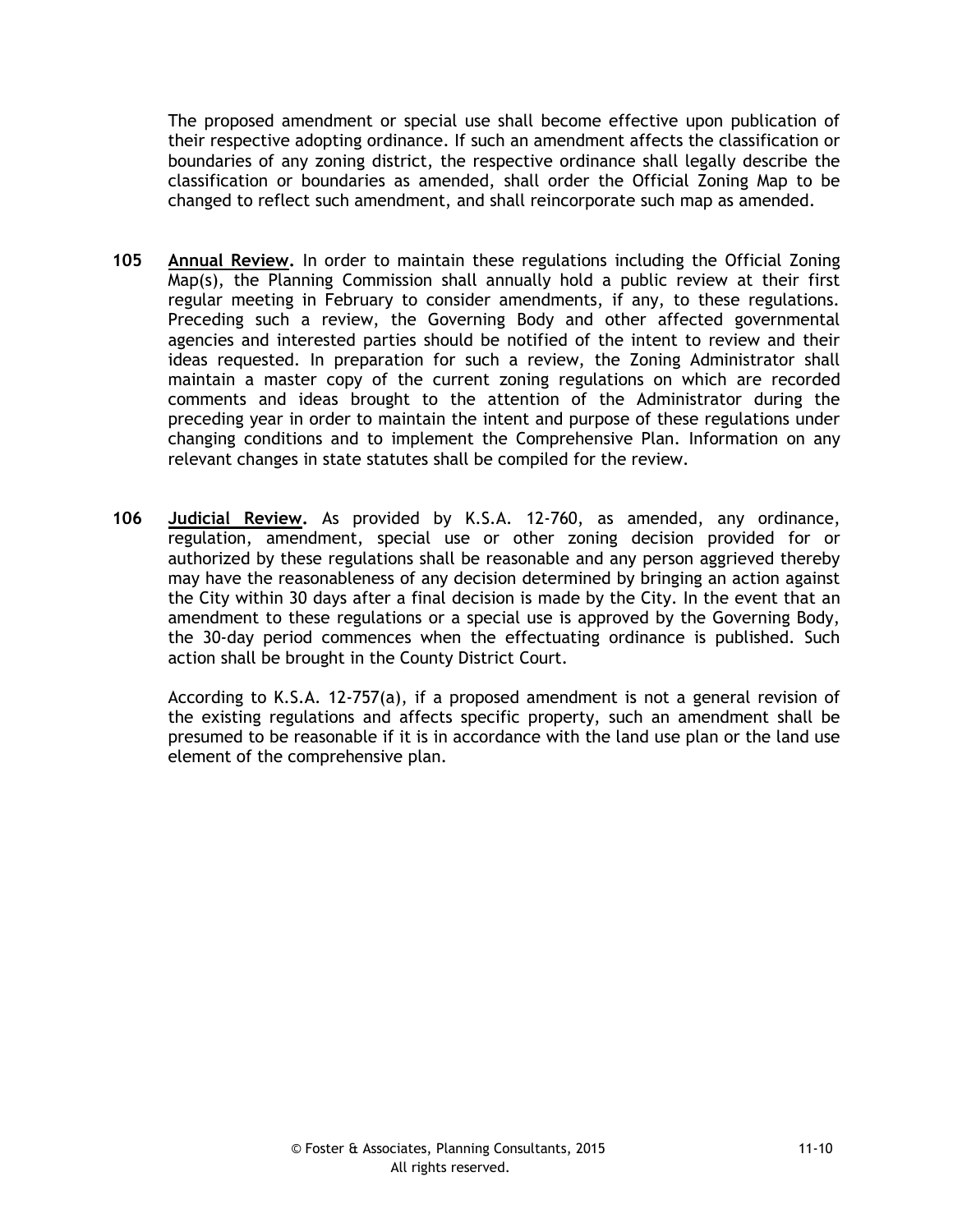The proposed amendment or special use shall become effective upon publication of their respective adopting ordinance. If such an amendment affects the classification or boundaries of any zoning district, the respective ordinance shall legally describe the classification or boundaries as amended, shall order the Official Zoning Map to be changed to reflect such amendment, and shall reincorporate such map as amended.

**105** **Annual Review.** In order to maintain these regulations including the Official Zoning Map(s), the Planning Commission shall annually hold a public review at their first regular meeting in February to consider amendments, if any, to these regulations. Preceding such a review, the Governing Body and other affected governmental agencies and interested parties should be notified of the intent to review and their ideas requested. In preparation for such a review, the Zoning Administrator shall maintain a master copy of the current zoning regulations on which are recorded comments and ideas brought to the attention of the Administrator during the preceding year in order to maintain the intent and purpose of these regulations under changing conditions and to implement the Comprehensive Plan. Information on any relevant changes in state statutes shall be compiled for the review.

**106** **Judicial Review.** As provided by K.S.A. 12-760, as amended, any ordinance, regulation, amendment, special use or other zoning decision provided for or authorized by these regulations shall be reasonable and any person aggrieved thereby may have the reasonableness of any decision determined by bringing an action against the City within 30 days after a final decision is made by the City. In the event that an amendment to these regulations or a special use is approved by the Governing Body, the 30-day period commences when the effectuating ordinance is published. Such action shall be brought in the County District Court.

According to K.S.A. 12-757(a), if a proposed amendment is not a general revision of the existing regulations and affects specific property, such an amendment shall be presumed to be reasonable if it is in accordance with the land use plan or the land use element of the comprehensive plan.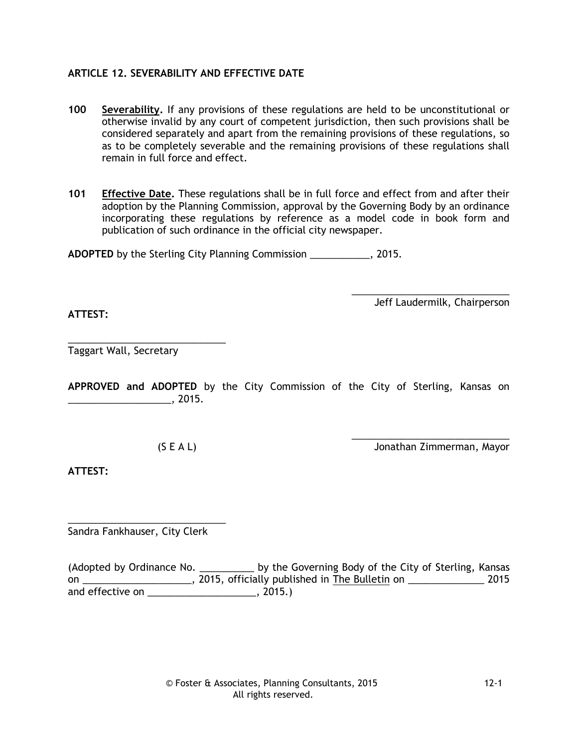## ARTICLE 12. SEVERABILITY AND EFFECTIVE DATE

**100** **Severability.** If any provisions of these regulations are held to be unconstitutional or otherwise invalid by any court of competent jurisdiction, then such provisions shall be considered separately and apart from the remaining provisions of these regulations, so as to be completely severable and the remaining provisions of these regulations shall remain in full force and effect.

**101** **Effective Date.** These regulations shall be in full force and effect from and after their adoption by the Planning Commission, approval by the Governing Body by an ordinance incorporating these regulations by reference as a model code in book form and publication of such ordinance in the official city newspaper.

**ADOPTED** by the Sterling City Planning Commission ___________, 2015.

_____________________________
Jeff Laudermilk, Chairperson

**ATTEST:**

_____________________________
Taggart Wall, Secretary

**APPROVED and ADOPTED** by the City Commission of the City of Sterling, Kansas on ___________________, 2015.

(S E A L)

_____________________________
Jonathan Zimmerman, Mayor

**ATTEST:**

_____________________________
Sandra Fankhauser, City Clerk

(Adopted by Ordinance No. __________ by the Governing Body of the City of Sterling, Kansas on ____________________, 2015, officially published in The Bulletin on ______________ 2015 and effective on ____________________, 2015.)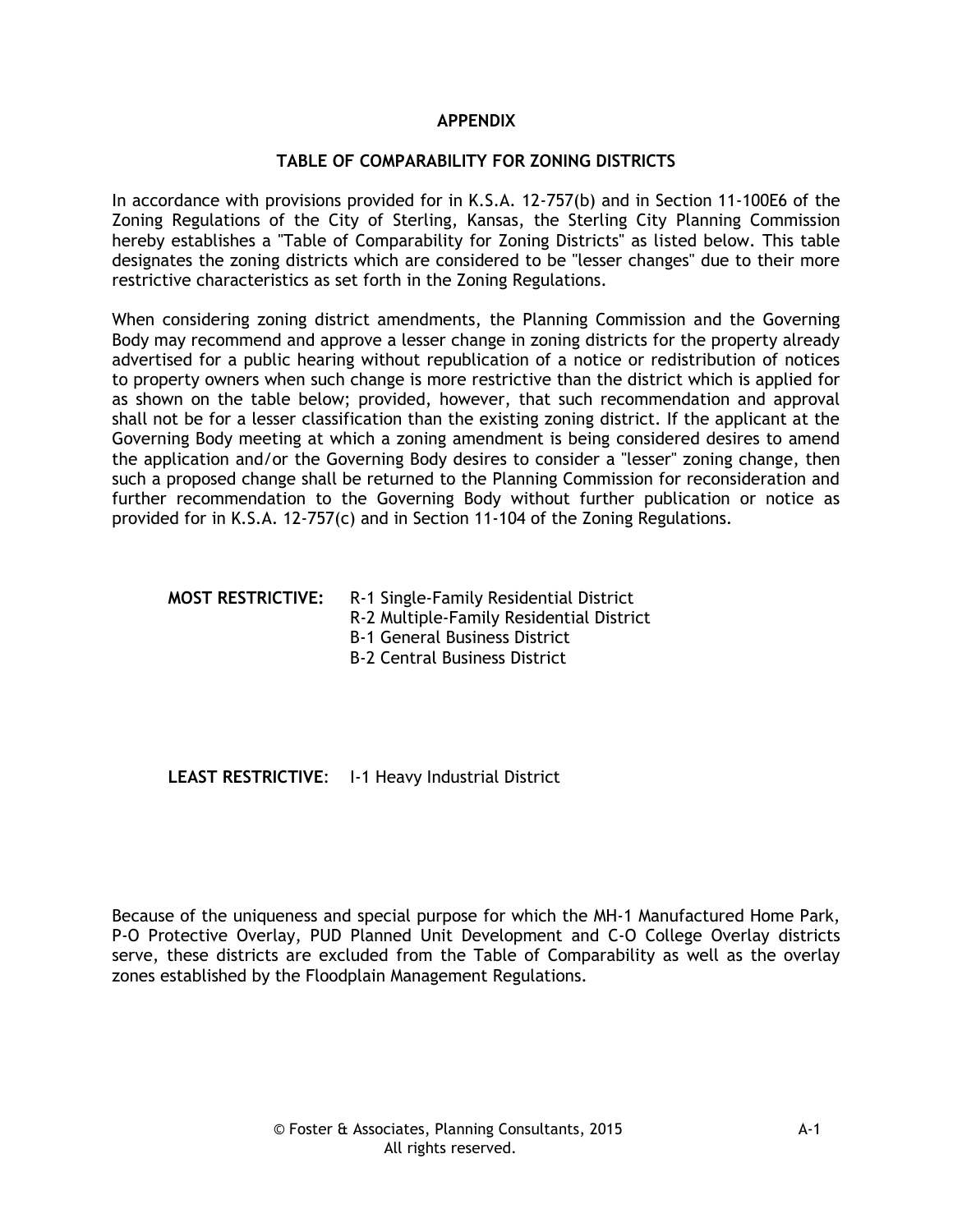# APPENDIX

## TABLE OF COMPARABILITY FOR ZONING DISTRICTS

In accordance with provisions provided for in K.S.A. 12-757(b) and in Section 11-100E6 of the Zoning Regulations of the City of Sterling, Kansas, the Sterling City Planning Commission hereby establishes a "Table of Comparability for Zoning Districts" as listed below. This table designates the zoning districts which are considered to be "lesser changes" due to their more restrictive characteristics as set forth in the Zoning Regulations.

When considering zoning district amendments, the Planning Commission and the Governing Body may recommend and approve a lesser change in zoning districts for the property already advertised for a public hearing without republication of a notice or redistribution of notices to property owners when such change is more restrictive than the district which is applied for as shown on the table below; provided, however, that such recommendation and approval shall not be for a lesser classification than the existing zoning district. If the applicant at the Governing Body meeting at which a zoning amendment is being considered desires to amend the application and/or the Governing Body desires to consider a "lesser" zoning change, then such a proposed change shall be returned to the Planning Commission for reconsideration and further recommendation to the Governing Body without further publication or notice as provided for in K.S.A. 12-757(c) and in Section 11-104 of the Zoning Regulations.

**MOST RESTRICTIVE:** R-1 Single-Family Residential District
R-2 Multiple-Family Residential District
B-1 General Business District
B-2 Central Business District

**LEAST RESTRICTIVE**: I-1 Heavy Industrial District

Because of the uniqueness and special purpose for which the MH-1 Manufactured Home Park, P-O Protective Overlay, PUD Planned Unit Development and C-O College Overlay districts serve, these districts are excluded from the Table of Comparability as well as the overlay zones established by the Floodplain Management Regulations.

© Foster & Associates, Planning Consultants, 2015
All rights reserved.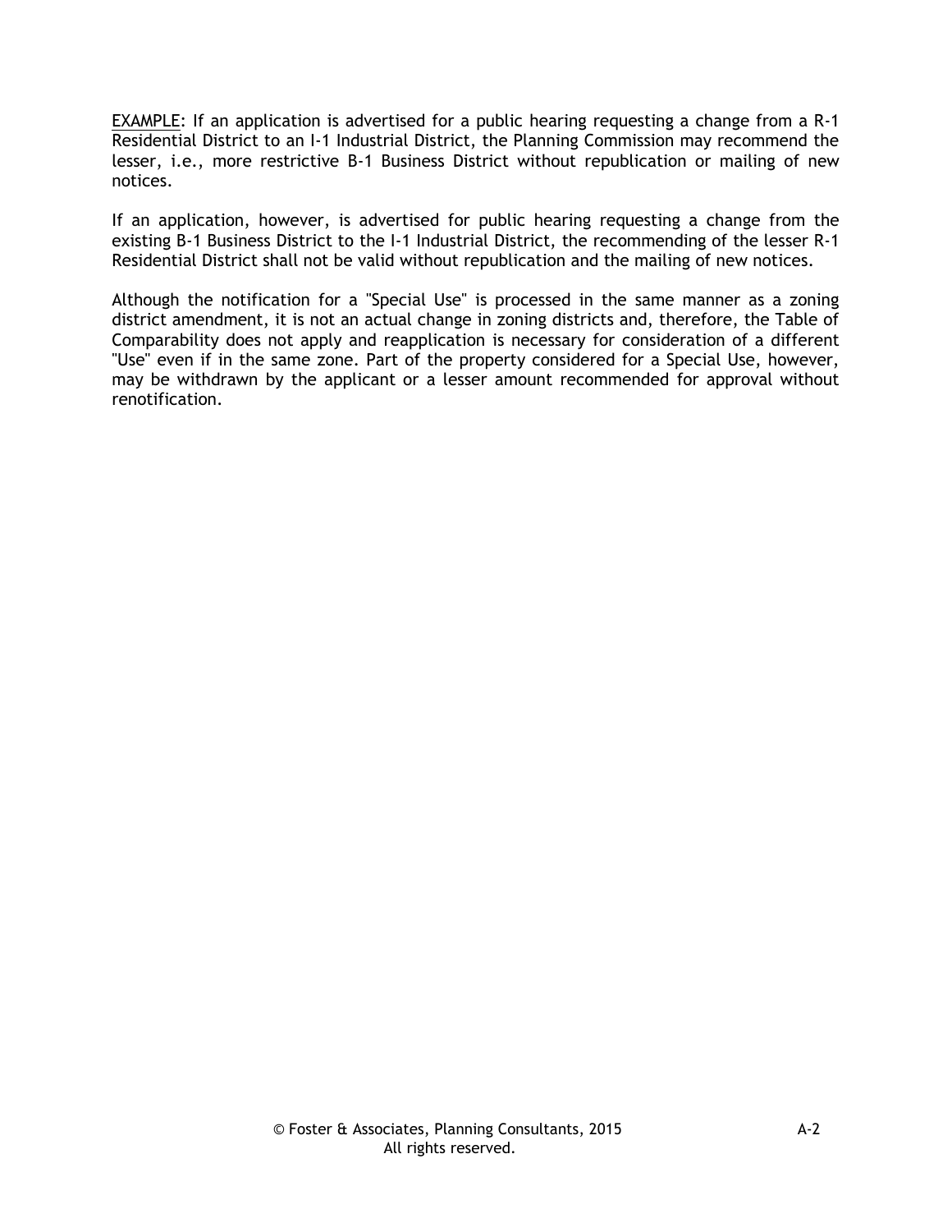<u>EXAMPLE</u>: If an application is advertised for a public hearing requesting a change from a R-1 Residential District to an I-1 Industrial District, the Planning Commission may recommend the lesser, i.e., more restrictive B-1 Business District without republication or mailing of new notices.

If an application, however, is advertised for public hearing requesting a change from the existing B-1 Business District to the I-1 Industrial District, the recommending of the lesser R-1 Residential District shall not be valid without republication and the mailing of new notices.

Although the notification for a "Special Use" is processed in the same manner as a zoning district amendment, it is not an actual change in zoning districts and, therefore, the Table of Comparability does not apply and reapplication is necessary for consideration of a different "Use" even if in the same zone. Part of the property considered for a Special Use, however, may be withdrawn by the applicant or a lesser amount recommended for approval without renotification.